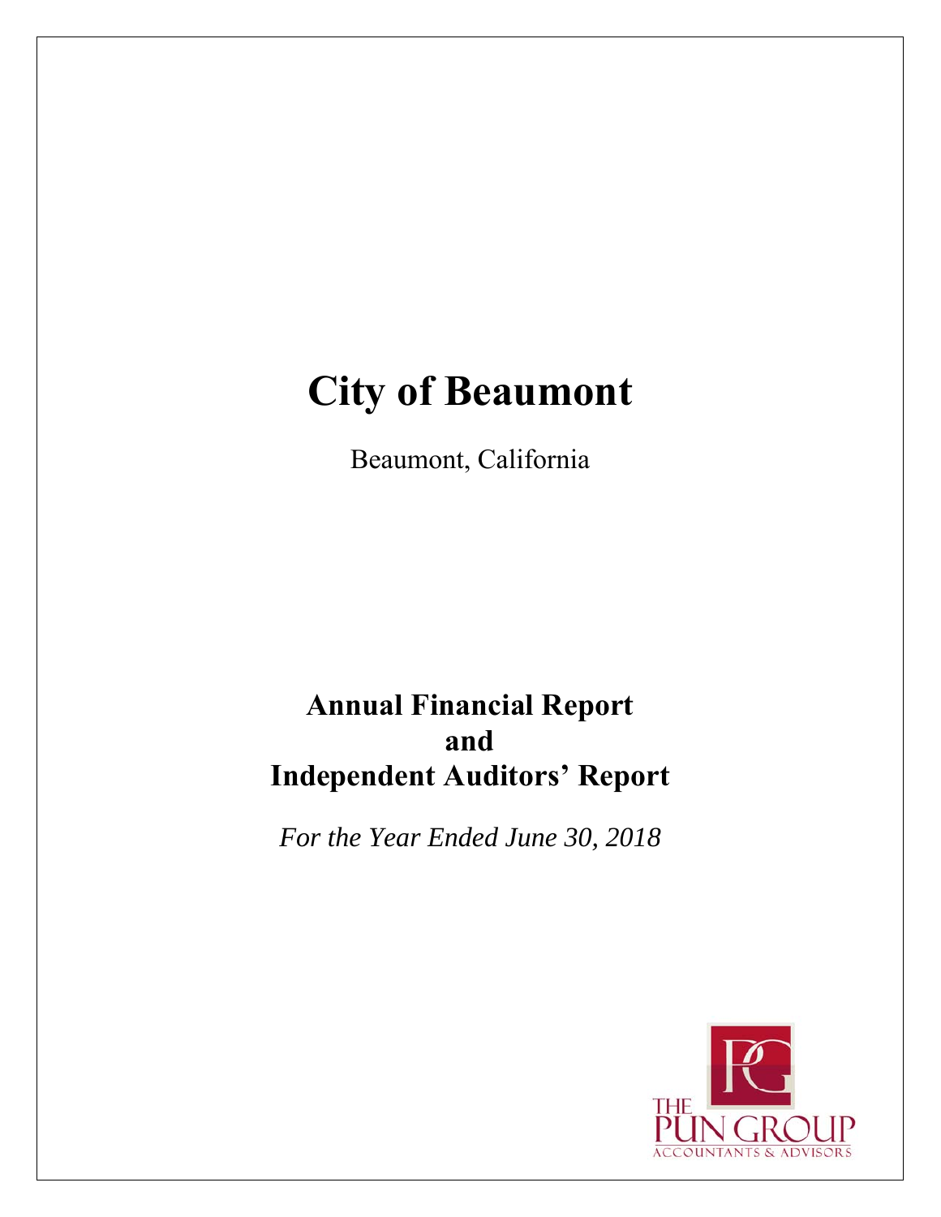# City of Beaumont

Beaumont, California

## Annual Financial Report
## and
## Independent Auditors' Report

*For the Year Ended June 30, 2018*

THE PUN GROUP
ACCOUNTANTS & ADVISORS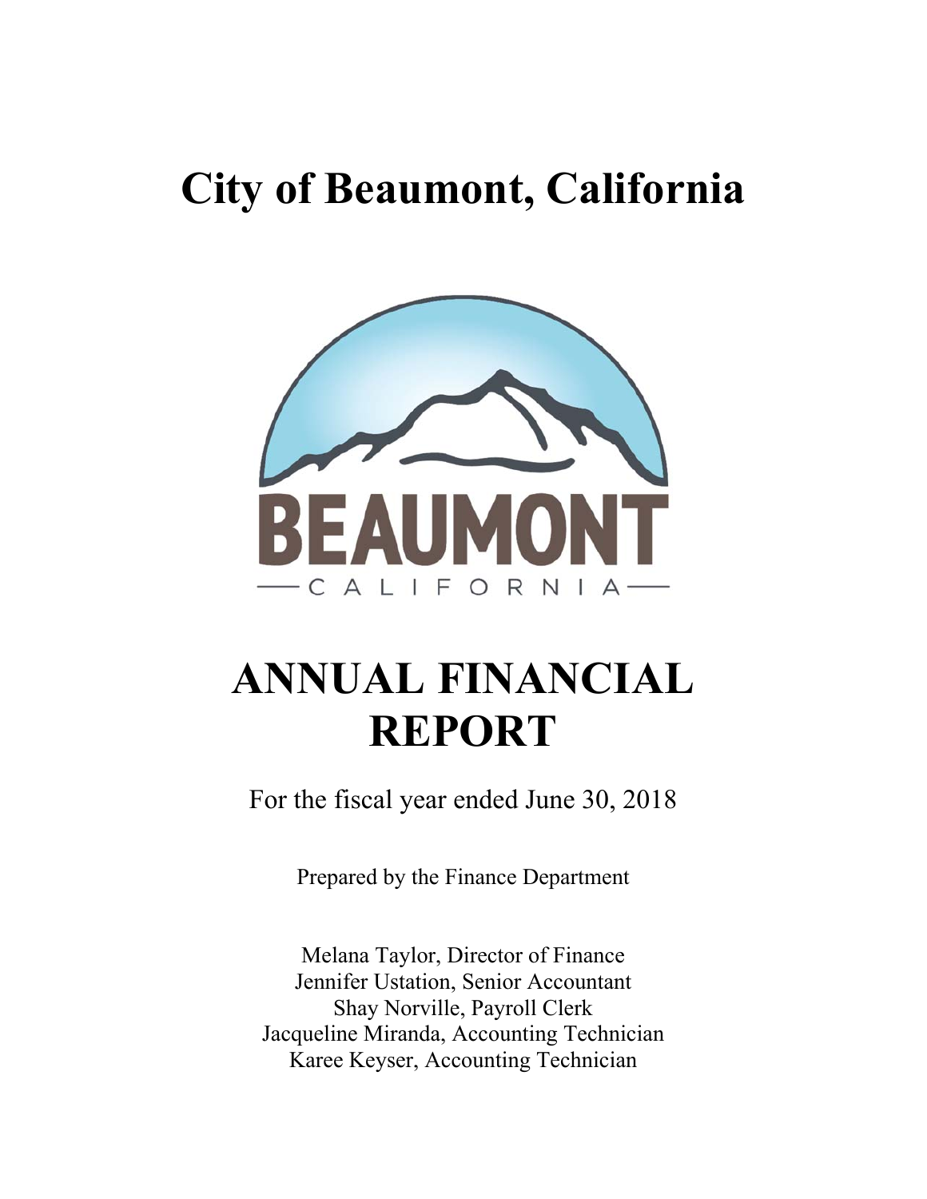# City of Beaumont, California

# ANNUAL FINANCIAL REPORT

For the fiscal year ended June 30, 2018

Prepared by the Finance Department

Melana Taylor, Director of Finance
Jennifer Ustation, Senior Accountant
Shay Norville, Payroll Clerk
Jacqueline Miranda, Accounting Technician
Karee Keyser, Accounting Technician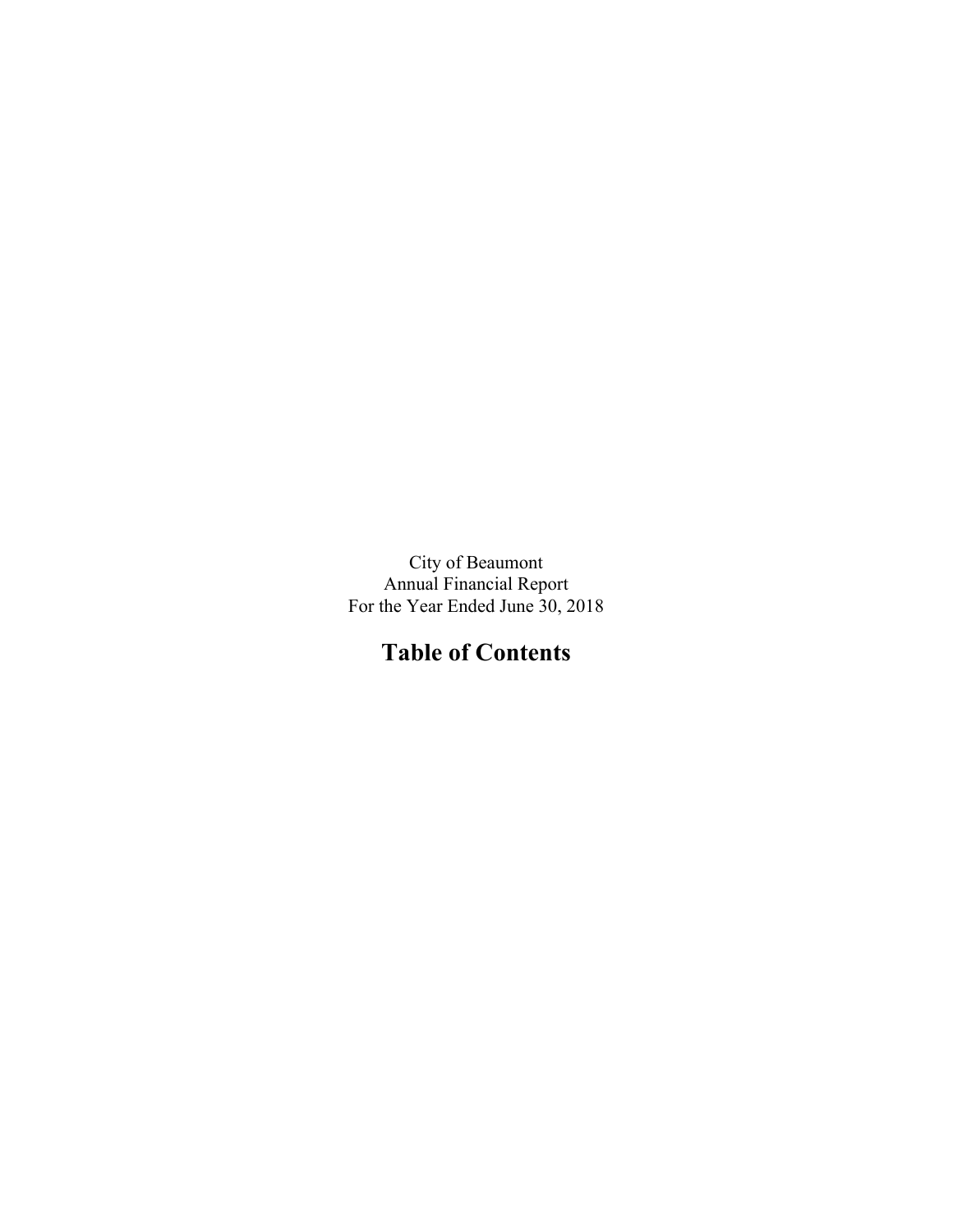City of Beaumont
Annual Financial Report
For the Year Ended June 30, 2018

# Table of Contents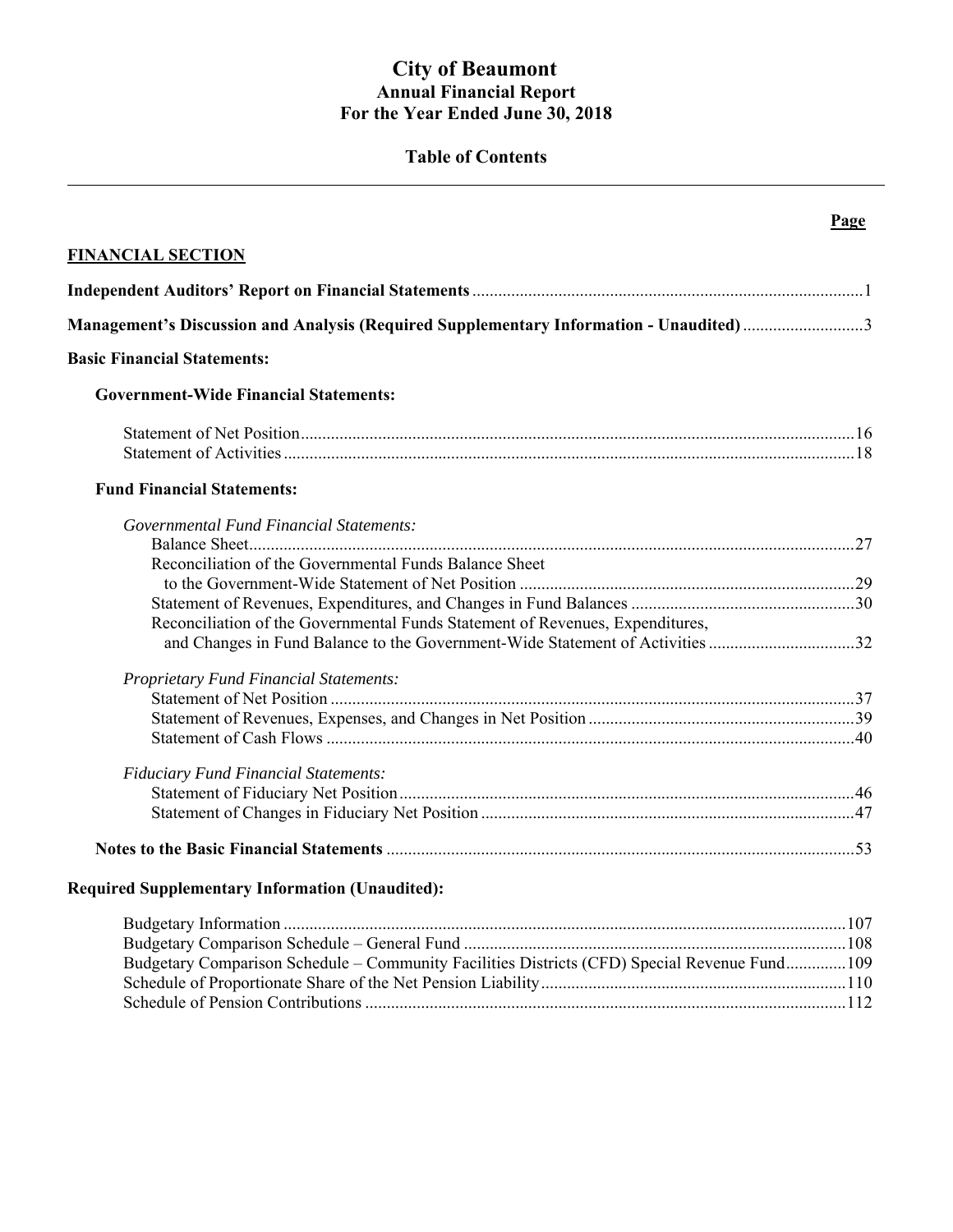# City of Beaumont
## Annual Financial Report
## For the Year Ended June 30, 2018

### Table of Contents

| | Page |
|---|---|
| **FINANCIAL SECTION** | |
| **Independent Auditors' Report on Financial Statements** | 1 |
| **Management's Discussion and Analysis (Required Supplementary Information - Unaudited)** | 3 |
| **Basic Financial Statements:** | |
| **Government-Wide Financial Statements:** | |
| Statement of Net Position | 16 |
| Statement of Activities | 18 |
| **Fund Financial Statements:** | |
| *Governmental Fund Financial Statements:* | |
| Balance Sheet | 27 |
| Reconciliation of the Governmental Funds Balance Sheet to the Government-Wide Statement of Net Position | 29 |
| Statement of Revenues, Expenditures, and Changes in Fund Balances | 30 |
| Reconciliation of the Governmental Funds Statement of Revenues, Expenditures, and Changes in Fund Balance to the Government-Wide Statement of Activities | 32 |
| *Proprietary Fund Financial Statements:* | |
| Statement of Net Position | 37 |
| Statement of Revenues, Expenses, and Changes in Net Position | 39 |
| Statement of Cash Flows | 40 |
| *Fiduciary Fund Financial Statements:* | |
| Statement of Fiduciary Net Position | 46 |
| Statement of Changes in Fiduciary Net Position | 47 |
| **Notes to the Basic Financial Statements** | 53 |
| **Required Supplementary Information (Unaudited):** | |
| Budgetary Information | 107 |
| Budgetary Comparison Schedule – General Fund | 108 |
| Budgetary Comparison Schedule – Community Facilities Districts (CFD) Special Revenue Fund | 109 |
| Schedule of Proportionate Share of the Net Pension Liability | 110 |
| Schedule of Pension Contributions | 112 |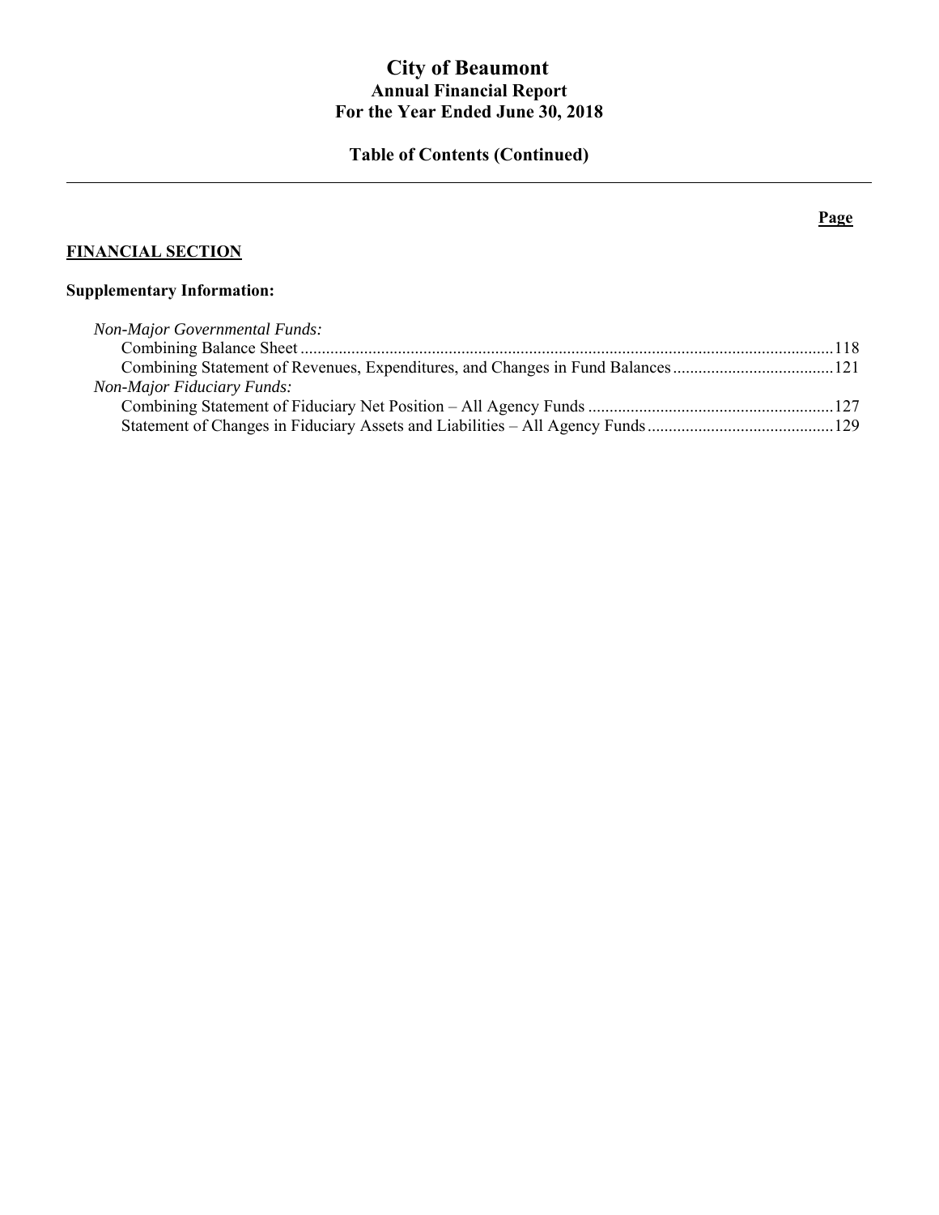# City of Beaumont
## Annual Financial Report
## For the Year Ended June 30, 2018

## Table of Contents (Continued)

| | Page |
|---|---|
| **FINANCIAL SECTION** | |
| **Supplementary Information:** | |
| *Non-Major Governmental Funds:* | |
| Combining Balance Sheet | 118 |
| Combining Statement of Revenues, Expenditures, and Changes in Fund Balances | 121 |
| *Non-Major Fiduciary Funds:* | |
| Combining Statement of Fiduciary Net Position – All Agency Funds | 127 |
| Statement of Changes in Fiduciary Assets and Liabilities – All Agency Funds | 129 |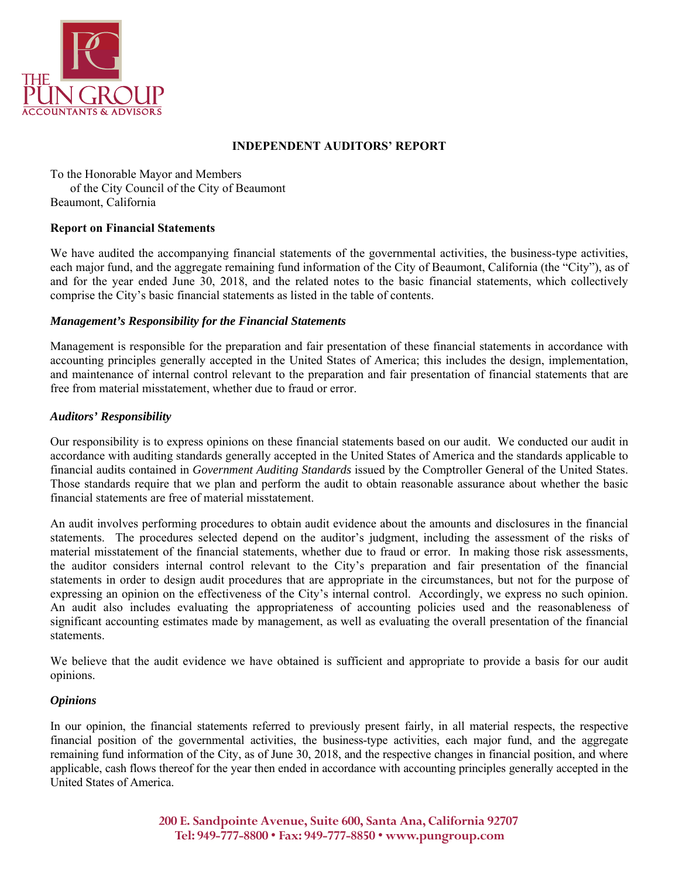THE PUN GROUP
ACCOUNTANTS & ADVISORS

## INDEPENDENT AUDITORS' REPORT

To the Honorable Mayor and Members
of the City Council of the City of Beaumont
Beaumont, California

### Report on Financial Statements

We have audited the accompanying financial statements of the governmental activities, the business-type activities, each major fund, and the aggregate remaining fund information of the City of Beaumont, California (the "City"), as of and for the year ended June 30, 2018, and the related notes to the basic financial statements, which collectively comprise the City's basic financial statements as listed in the table of contents.

***Management's Responsibility for the Financial Statements***

Management is responsible for the preparation and fair presentation of these financial statements in accordance with accounting principles generally accepted in the United States of America; this includes the design, implementation, and maintenance of internal control relevant to the preparation and fair presentation of financial statements that are free from material misstatement, whether due to fraud or error.

***Auditors' Responsibility***

Our responsibility is to express opinions on these financial statements based on our audit. We conducted our audit in accordance with auditing standards generally accepted in the United States of America and the standards applicable to financial audits contained in *Government Auditing Standards* issued by the Comptroller General of the United States. Those standards require that we plan and perform the audit to obtain reasonable assurance about whether the basic financial statements are free of material misstatement.

An audit involves performing procedures to obtain audit evidence about the amounts and disclosures in the financial statements. The procedures selected depend on the auditor's judgment, including the assessment of the risks of material misstatement of the financial statements, whether due to fraud or error. In making those risk assessments, the auditor considers internal control relevant to the City's preparation and fair presentation of the financial statements in order to design audit procedures that are appropriate in the circumstances, but not for the purpose of expressing an opinion on the effectiveness of the City's internal control. Accordingly, we express no such opinion. An audit also includes evaluating the appropriateness of accounting policies used and the reasonableness of significant accounting estimates made by management, as well as evaluating the overall presentation of the financial statements.

We believe that the audit evidence we have obtained is sufficient and appropriate to provide a basis for our audit opinions.

***Opinions***

In our opinion, the financial statements referred to previously present fairly, in all material respects, the respective financial position of the governmental activities, the business-type activities, each major fund, and the aggregate remaining fund information of the City, as of June 30, 2018, and the respective changes in financial position, and where applicable, cash flows thereof for the year then ended in accordance with accounting principles generally accepted in the United States of America.

200 E. Sandpointe Avenue, Suite 600, Santa Ana, California 92707
Tel: 949-777-8800 • Fax: 949-777-8850 • www.pungroup.com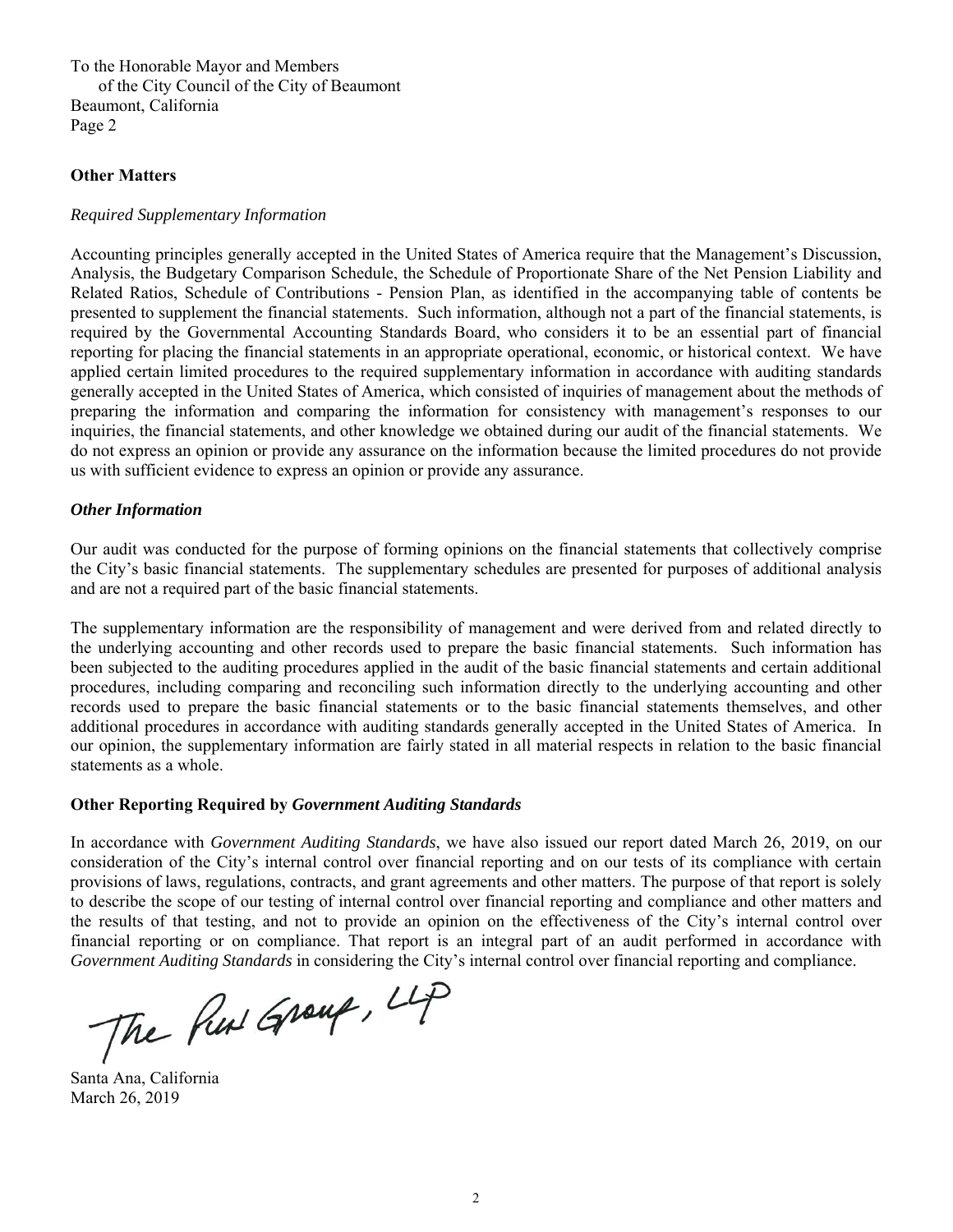To the Honorable Mayor and Members
of the City Council of the City of Beaumont
Beaumont, California
Page 2

**Other Matters**

*Required Supplementary Information*

Accounting principles generally accepted in the United States of America require that the Management's Discussion, Analysis, the Budgetary Comparison Schedule, the Schedule of Proportionate Share of the Net Pension Liability and Related Ratios, Schedule of Contributions - Pension Plan, as identified in the accompanying table of contents be presented to supplement the financial statements. Such information, although not a part of the financial statements, is required by the Governmental Accounting Standards Board, who considers it to be an essential part of financial reporting for placing the financial statements in an appropriate operational, economic, or historical context. We have applied certain limited procedures to the required supplementary information in accordance with auditing standards generally accepted in the United States of America, which consisted of inquiries of management about the methods of preparing the information and comparing the information for consistency with management's responses to our inquiries, the financial statements, and other knowledge we obtained during our audit of the financial statements. We do not express an opinion or provide any assurance on the information because the limited procedures do not provide us with sufficient evidence to express an opinion or provide any assurance.

***Other Information***

Our audit was conducted for the purpose of forming opinions on the financial statements that collectively comprise the City's basic financial statements. The supplementary schedules are presented for purposes of additional analysis and are not a required part of the basic financial statements.

The supplementary information are the responsibility of management and were derived from and related directly to the underlying accounting and other records used to prepare the basic financial statements. Such information has been subjected to the auditing procedures applied in the audit of the basic financial statements and certain additional procedures, including comparing and reconciling such information directly to the underlying accounting and other records used to prepare the basic financial statements or to the basic financial statements themselves, and other additional procedures in accordance with auditing standards generally accepted in the United States of America. In our opinion, the supplementary information are fairly stated in all material respects in relation to the basic financial statements as a whole.

**Other Reporting Required by *Government Auditing Standards***

In accordance with *Government Auditing Standards*, we have also issued our report dated March 26, 2019, on our consideration of the City's internal control over financial reporting and on our tests of its compliance with certain provisions of laws, regulations, contracts, and grant agreements and other matters. The purpose of that report is solely to describe the scope of our testing of internal control over financial reporting and compliance and other matters and the results of that testing, and not to provide an opinion on the effectiveness of the City's internal control over financial reporting or on compliance. That report is an integral part of an audit performed in accordance with *Government Auditing Standards* in considering the City's internal control over financial reporting and compliance.

The Pun Group, LLP

Santa Ana, California
March 26, 2019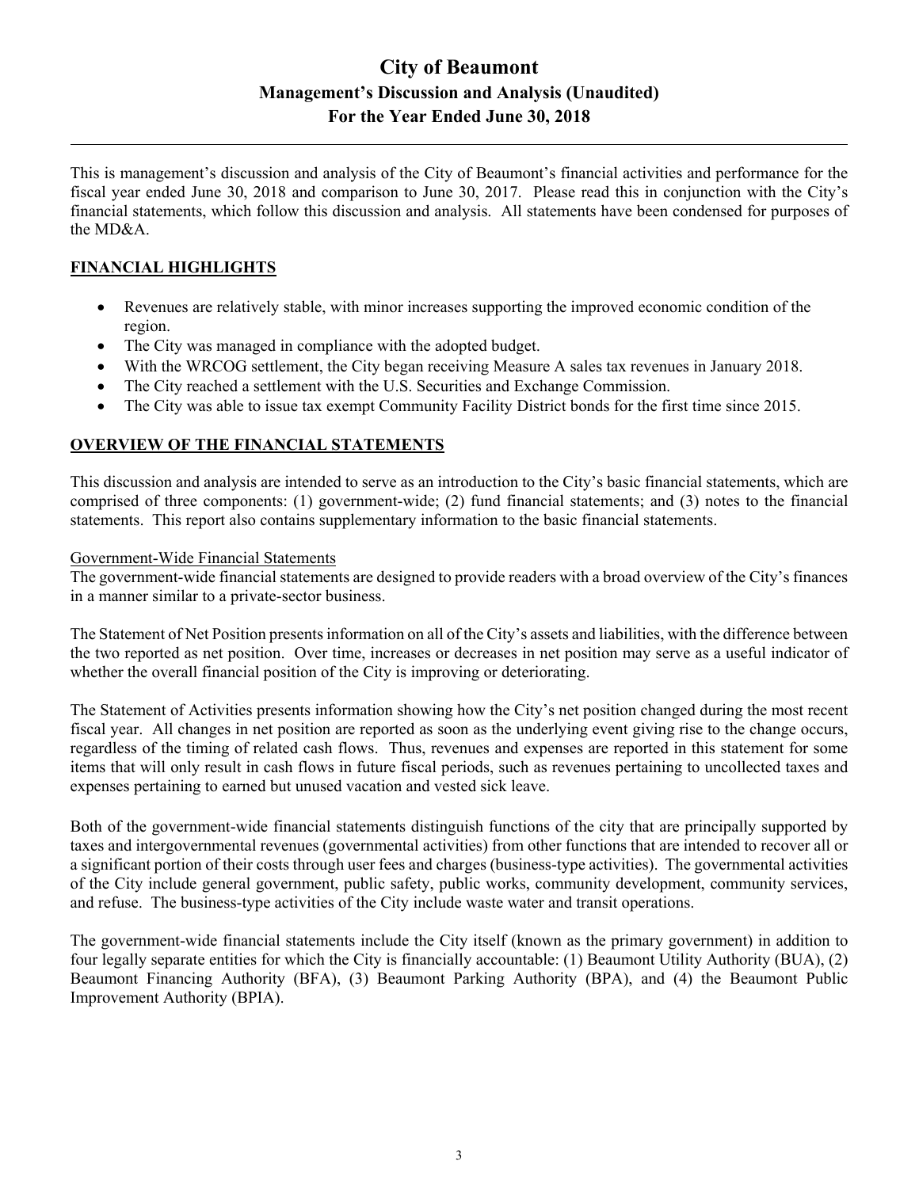# City of Beaumont

## Management's Discussion and Analysis (Unaudited)

## For the Year Ended June 30, 2018

This is management's discussion and analysis of the City of Beaumont's financial activities and performance for the fiscal year ended June 30, 2018 and comparison to June 30, 2017. Please read this in conjunction with the City's financial statements, which follow this discussion and analysis. All statements have been condensed for purposes of the MD&A.

### FINANCIAL HIGHLIGHTS

- Revenues are relatively stable, with minor increases supporting the improved economic condition of the region.
- The City was managed in compliance with the adopted budget.
- With the WRCOG settlement, the City began receiving Measure A sales tax revenues in January 2018.
- The City reached a settlement with the U.S. Securities and Exchange Commission.
- The City was able to issue tax exempt Community Facility District bonds for the first time since 2015.

### OVERVIEW OF THE FINANCIAL STATEMENTS

This discussion and analysis are intended to serve as an introduction to the City's basic financial statements, which are comprised of three components: (1) government-wide; (2) fund financial statements; and (3) notes to the financial statements. This report also contains supplementary information to the basic financial statements.

#### Government-Wide Financial Statements

The government-wide financial statements are designed to provide readers with a broad overview of the City's finances in a manner similar to a private-sector business.

The Statement of Net Position presents information on all of the City's assets and liabilities, with the difference between the two reported as net position. Over time, increases or decreases in net position may serve as a useful indicator of whether the overall financial position of the City is improving or deteriorating.

The Statement of Activities presents information showing how the City's net position changed during the most recent fiscal year. All changes in net position are reported as soon as the underlying event giving rise to the change occurs, regardless of the timing of related cash flows. Thus, revenues and expenses are reported in this statement for some items that will only result in cash flows in future fiscal periods, such as revenues pertaining to uncollected taxes and expenses pertaining to earned but unused vacation and vested sick leave.

Both of the government-wide financial statements distinguish functions of the city that are principally supported by taxes and intergovernmental revenues (governmental activities) from other functions that are intended to recover all or a significant portion of their costs through user fees and charges (business-type activities). The governmental activities of the City include general government, public safety, public works, community development, community services, and refuse. The business-type activities of the City include waste water and transit operations.

The government-wide financial statements include the City itself (known as the primary government) in addition to four legally separate entities for which the City is financially accountable: (1) Beaumont Utility Authority (BUA), (2) Beaumont Financing Authority (BFA), (3) Beaumont Parking Authority (BPA), and (4) the Beaumont Public Improvement Authority (BPIA).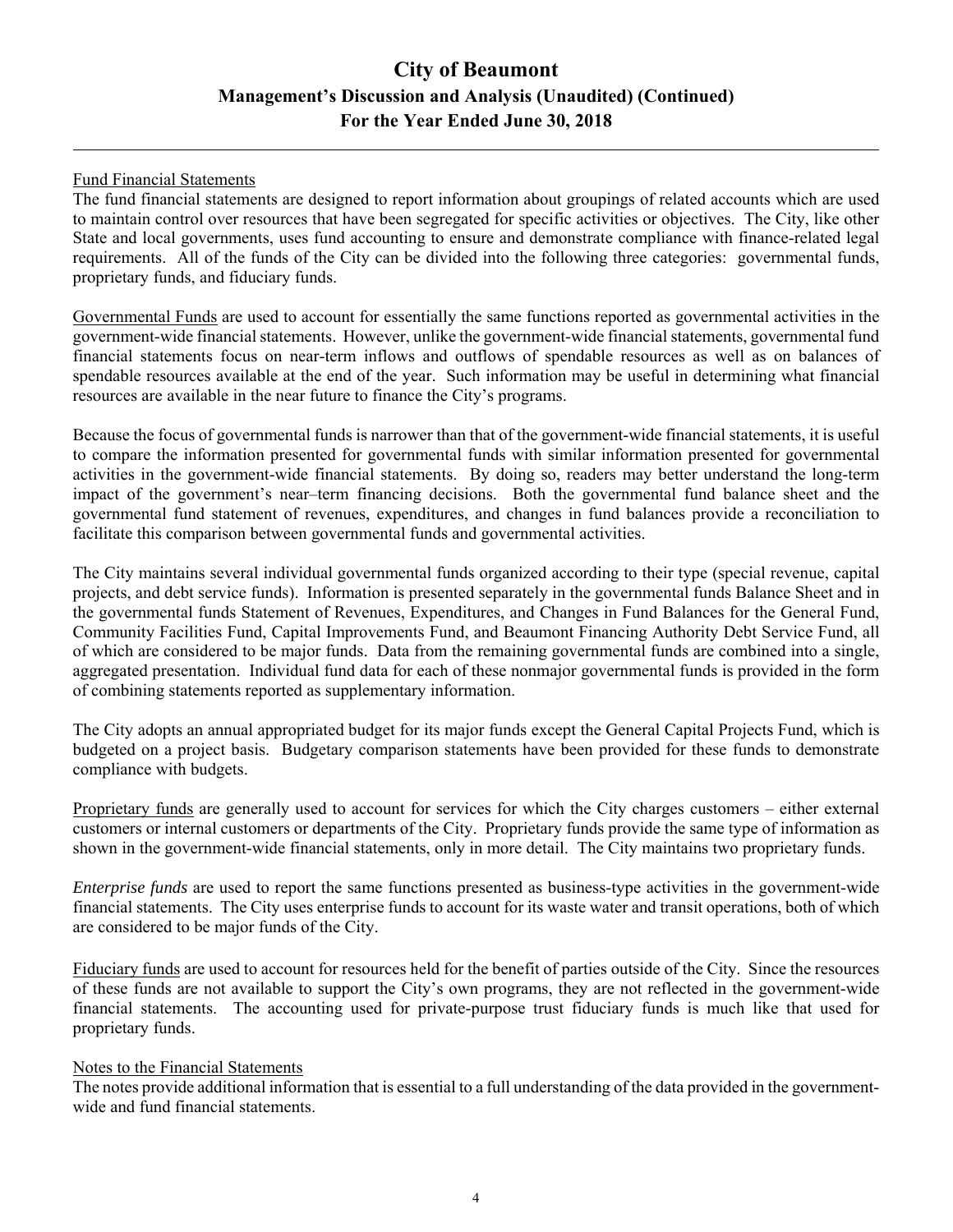Fund Financial Statements

The fund financial statements are designed to report information about groupings of related accounts which are used to maintain control over resources that have been segregated for specific activities or objectives. The City, like other State and local governments, uses fund accounting to ensure and demonstrate compliance with finance-related legal requirements. All of the funds of the City can be divided into the following three categories: governmental funds, proprietary funds, and fiduciary funds.

Governmental Funds are used to account for essentially the same functions reported as governmental activities in the government-wide financial statements. However, unlike the government-wide financial statements, governmental fund financial statements focus on near-term inflows and outflows of spendable resources as well as on balances of spendable resources available at the end of the year. Such information may be useful in determining what financial resources are available in the near future to finance the City's programs.

Because the focus of governmental funds is narrower than that of the government-wide financial statements, it is useful to compare the information presented for governmental funds with similar information presented for governmental activities in the government-wide financial statements. By doing so, readers may better understand the long-term impact of the government's near–term financing decisions. Both the governmental fund balance sheet and the governmental fund statement of revenues, expenditures, and changes in fund balances provide a reconciliation to facilitate this comparison between governmental funds and governmental activities.

The City maintains several individual governmental funds organized according to their type (special revenue, capital projects, and debt service funds). Information is presented separately in the governmental funds Balance Sheet and in the governmental funds Statement of Revenues, Expenditures, and Changes in Fund Balances for the General Fund, Community Facilities Fund, Capital Improvements Fund, and Beaumont Financing Authority Debt Service Fund, all of which are considered to be major funds. Data from the remaining governmental funds are combined into a single, aggregated presentation. Individual fund data for each of these nonmajor governmental funds is provided in the form of combining statements reported as supplementary information.

The City adopts an annual appropriated budget for its major funds except the General Capital Projects Fund, which is budgeted on a project basis. Budgetary comparison statements have been provided for these funds to demonstrate compliance with budgets.

Proprietary funds are generally used to account for services for which the City charges customers – either external customers or internal customers or departments of the City. Proprietary funds provide the same type of information as shown in the government-wide financial statements, only in more detail. The City maintains two proprietary funds.

*Enterprise funds* are used to report the same functions presented as business-type activities in the government-wide financial statements. The City uses enterprise funds to account for its waste water and transit operations, both of which are considered to be major funds of the City.

Fiduciary funds are used to account for resources held for the benefit of parties outside of the City. Since the resources of these funds are not available to support the City's own programs, they are not reflected in the government-wide financial statements. The accounting used for private-purpose trust fiduciary funds is much like that used for proprietary funds.

Notes to the Financial Statements

The notes provide additional information that is essential to a full understanding of the data provided in the government-wide and fund financial statements.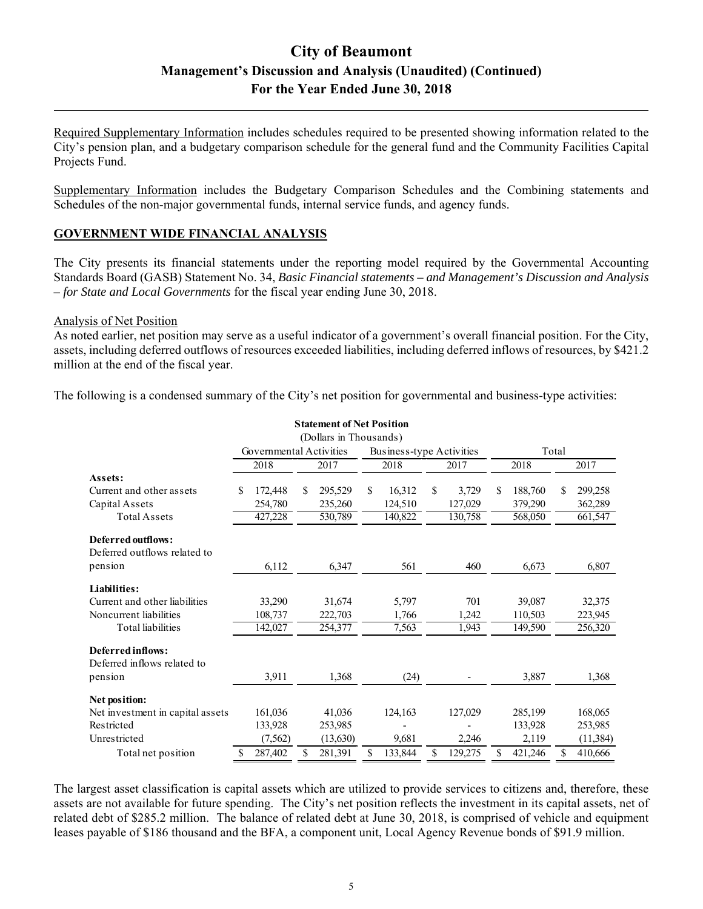Required Supplementary Information includes schedules required to be presented showing information related to the City's pension plan, and a budgetary comparison schedule for the general fund and the Community Facilities Capital Projects Fund.

Supplementary Information includes the Budgetary Comparison Schedules and the Combining statements and Schedules of the non-major governmental funds, internal service funds, and agency funds.

## GOVERNMENT WIDE FINANCIAL ANALYSIS

The City presents its financial statements under the reporting model required by the Governmental Accounting Standards Board (GASB) Statement No. 34, *Basic Financial statements – and Management's Discussion and Analysis – for State and Local Governments* for the fiscal year ending June 30, 2018.

Analysis of Net Position

As noted earlier, net position may serve as a useful indicator of a government's overall financial position. For the City, assets, including deferred outflows of resources exceeded liabilities, including deferred inflows of resources, by $421.2 million at the end of the fiscal year.

The following is a condensed summary of the City's net position for governmental and business-type activities:

**Statement of Net Position**
(Dollars in Thousands)

| | Governmental Activities | | Business-type Activities | | Total | |
|---|---|---|---|---|---|---|
| | 2018 | 2017 | 2018 | 2017 | 2018 | 2017 |
| **Assets:** | | | | | | |
| Current and other assets | $ 172,448 | $ 295,529 | $ 16,312 | $ 3,729 | $ 188,760 | $ 299,258 |
| Capital Assets | 254,780 | 235,260 | 124,510 | 127,029 | 379,290 | 362,289 |
| Total Assets | 427,228 | 530,789 | 140,822 | 130,758 | 568,050 | 661,547 |
| **Deferred outflows:** | | | | | | |
| Deferred outflows related to pension | 6,112 | 6,347 | 561 | 460 | 6,673 | 6,807 |
| **Liabilities:** | | | | | | |
| Current and other liabilities | 33,290 | 31,674 | 5,797 | 701 | 39,087 | 32,375 |
| Noncurrent liabilities | 108,737 | 222,703 | 1,766 | 1,242 | 110,503 | 223,945 |
| Total liabilities | 142,027 | 254,377 | 7,563 | 1,943 | 149,590 | 256,320 |
| **Deferred inflows:** | | | | | | |
| Deferred inflows related to pension | 3,911 | 1,368 | (24) | - | 3,887 | 1,368 |
| **Net position:** | | | | | | |
| Net investment in capital assets | 161,036 | 41,036 | 124,163 | 127,029 | 285,199 | 168,065 |
| Restricted | 133,928 | 253,985 | - | - | 133,928 | 253,985 |
| Unrestricted | (7,562) | (13,630) | 9,681 | 2,246 | 2,119 | (11,384) |
| Total net position | $ 287,402 | $ 281,391 | $ 133,844 | $ 129,275 | $ 421,246 | $ 410,666 |

The largest asset classification is capital assets which are utilized to provide services to citizens and, therefore, these assets are not available for future spending. The City's net position reflects the investment in its capital assets, net of related debt of $285.2 million. The balance of related debt at June 30, 2018, is comprised of vehicle and equipment leases payable of $186 thousand and the BFA, a component unit, Local Agency Revenue bonds of $91.9 million.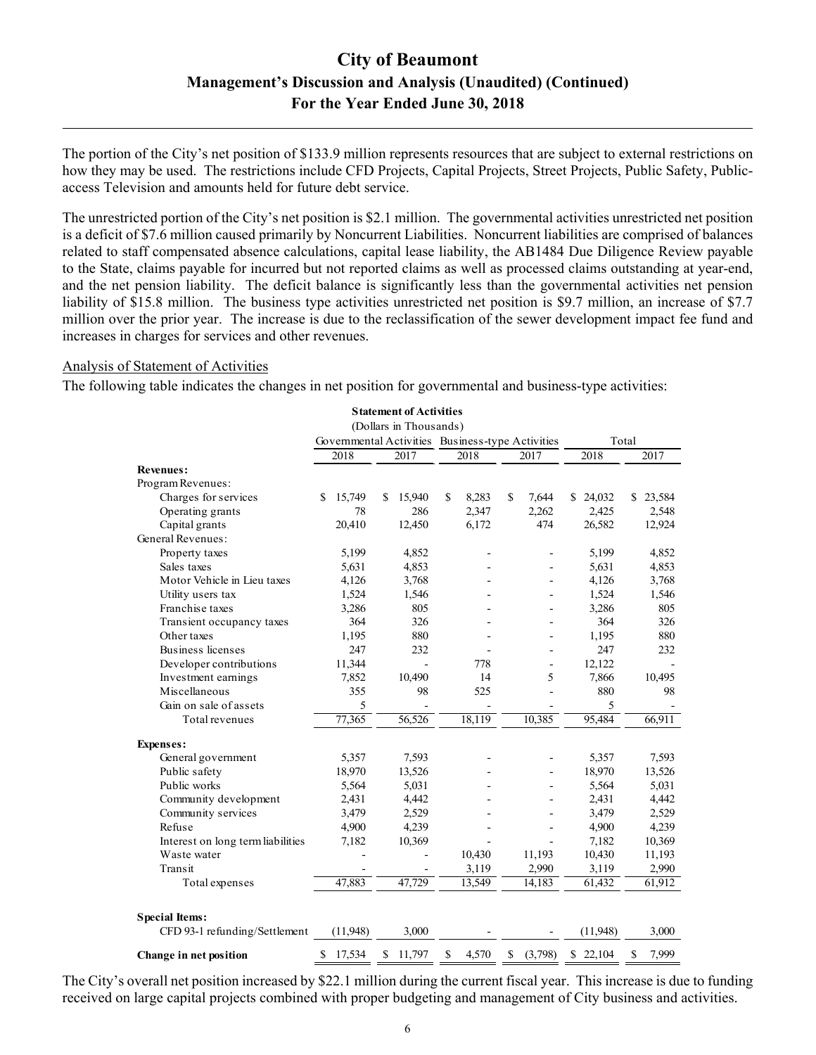The portion of the City's net position of $133.9 million represents resources that are subject to external restrictions on how they may be used. The restrictions include CFD Projects, Capital Projects, Street Projects, Public Safety, Public-access Television and amounts held for future debt service.

The unrestricted portion of the City's net position is $2.1 million. The governmental activities unrestricted net position is a deficit of $7.6 million caused primarily by Noncurrent Liabilities. Noncurrent liabilities are comprised of balances related to staff compensated absence calculations, capital lease liability, the AB1484 Due Diligence Review payable to the State, claims payable for incurred but not reported claims as well as processed claims outstanding at year-end, and the net pension liability. The deficit balance is significantly less than the governmental activities net pension liability of $15.8 million. The business type activities unrestricted net position is $9.7 million, an increase of $7.7 million over the prior year. The increase is due to the reclassification of the sewer development impact fee fund and increases in charges for services and other revenues.

Analysis of Statement of Activities

The following table indicates the changes in net position for governmental and business-type activities:

**Statement of Activities**
(Dollars in Thousands)

| | Governmental Activities | | Business-type Activities | | Total | |
|---|---|---|---|---|---|---|
| | 2018 | 2017 | 2018 | 2017 | 2018 | 2017 |
| **Revenues:** | | | | | | |
| Program Revenues: | | | | | | |
| Charges for services | $ 15,749 | $ 15,940 | $ 8,283 | $ 7,644 | $ 24,032 | $ 23,584 |
| Operating grants | 78 | 286 | 2,347 | 2,262 | 2,425 | 2,548 |
| Capital grants | 20,410 | 12,450 | 6,172 | 474 | 26,582 | 12,924 |
| General Revenues: | | | | | | |
| Property taxes | 5,199 | 4,852 | - | - | 5,199 | 4,852 |
| Sales taxes | 5,631 | 4,853 | - | - | 5,631 | 4,853 |
| Motor Vehicle in Lieu taxes | 4,126 | 3,768 | - | - | 4,126 | 3,768 |
| Utility users tax | 1,524 | 1,546 | - | - | 1,524 | 1,546 |
| Franchise taxes | 3,286 | 805 | - | - | 3,286 | 805 |
| Transient occupancy taxes | 364 | 326 | - | - | 364 | 326 |
| Other taxes | 1,195 | 880 | - | - | 1,195 | 880 |
| Business licenses | 247 | 232 | - | - | 247 | 232 |
| Developer contributions | 11,344 | - | 778 | - | 12,122 | - |
| Investment earnings | 7,852 | 10,490 | 14 | 5 | 7,866 | 10,495 |
| Miscellaneous | 355 | 98 | 525 | - | 880 | 98 |
| Gain on sale of assets | 5 | - | - | - | 5 | - |
| Total revenues | 77,365 | 56,526 | 18,119 | 10,385 | 95,484 | 66,911 |
| **Expenses:** | | | | | | |
| General government | 5,357 | 7,593 | - | - | 5,357 | 7,593 |
| Public safety | 18,970 | 13,526 | - | - | 18,970 | 13,526 |
| Public works | 5,564 | 5,031 | - | - | 5,564 | 5,031 |
| Community development | 2,431 | 4,442 | - | - | 2,431 | 4,442 |
| Community services | 3,479 | 2,529 | - | - | 3,479 | 2,529 |
| Refuse | 4,900 | 4,239 | - | - | 4,900 | 4,239 |
| Interest on long term liabilities | 7,182 | 10,369 | - | - | 7,182 | 10,369 |
| Waste water | - | - | 10,430 | 11,193 | 10,430 | 11,193 |
| Transit | - | - | 3,119 | 2,990 | 3,119 | 2,990 |
| Total expenses | 47,883 | 47,729 | 13,549 | 14,183 | 61,432 | 61,912 |
| **Special Items:** | | | | | | |
| CFD 93-1 refunding/Settlement | (11,948) | 3,000 | - | - | (11,948) | 3,000 |
| **Change in net position** | $ 17,534 | $ 11,797 | $ 4,570 | $ (3,798) | $ 22,104 | $ 7,999 |

The City's overall net position increased by $22.1 million during the current fiscal year. This increase is due to funding received on large capital projects combined with proper budgeting and management of City business and activities.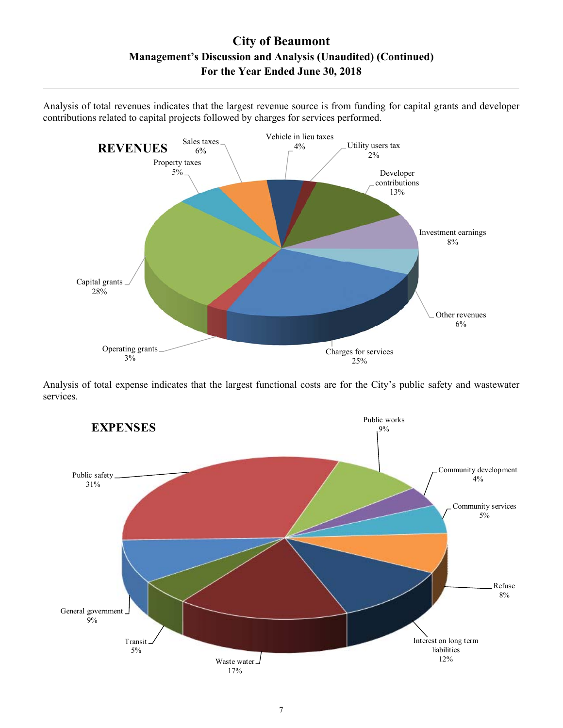# City of Beaumont
## Management's Discussion and Analysis (Unaudited) (Continued)
### For the Year Ended June 30, 2018

Analysis of total revenues indicates that the largest revenue source is from funding for capital grants and developer contributions related to capital projects followed by charges for services performed.

**REVENUES**

| Revenue Source | Percentage |
|---|---|
| Property taxes | 5% |
| Sales taxes | 6% |
| Vehicle in lieu taxes | 4% |
| Utility users tax | 2% |
| Developer contributions | 13% |
| Investment earnings | 8% |
| Other revenues | 6% |
| Charges for services | 25% |
| Operating grants | 3% |
| Capital grants | 28% |

Analysis of total expense indicates that the largest functional costs are for the City's public safety and wastewater services.

**EXPENSES**

| Expense Function | Percentage |
|---|---|
| Public safety | 31% |
| Public works | 9% |
| Community development | 4% |
| Community services | 5% |
| Refuse | 8% |
| Interest on long term liabilities | 12% |
| Waste water | 17% |
| Transit | 5% |
| General government | 9% |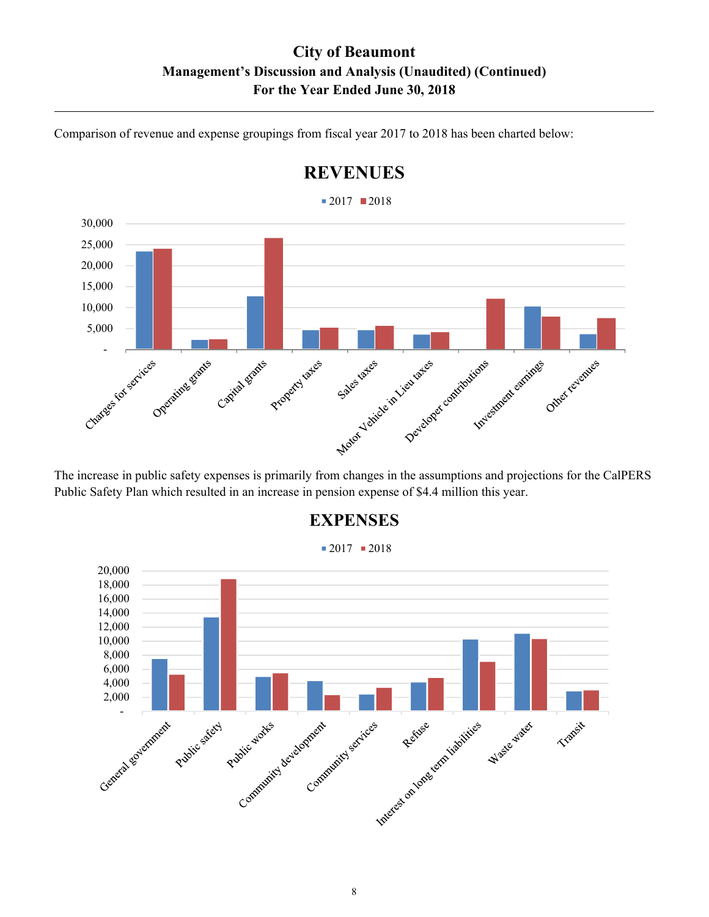Comparison of revenue and expense groupings from fiscal year 2017 to 2018 has been charted below:

## REVENUES

2017 / 2018

30,000
25,000
20,000
15,000
10,000
5,000
-

Charges for services, Operating grants, Capital grants, Property taxes, Sales taxes, Motor Vehicle in Lieu taxes, Developer contributions, Investment earnings, Other revenues

The increase in public safety expenses is primarily from changes in the assumptions and projections for the CalPERS Public Safety Plan which resulted in an increase in pension expense of $4.4 million this year.

## EXPENSES

2017 / 2018

20,000
18,000
16,000
14,000
12,000
10,000
8,000
6,000
4,000
2,000
-

General government, Public safety, Public works, Community development, Community services, Refuse, Interest on long term liabilities, Waste water, Transit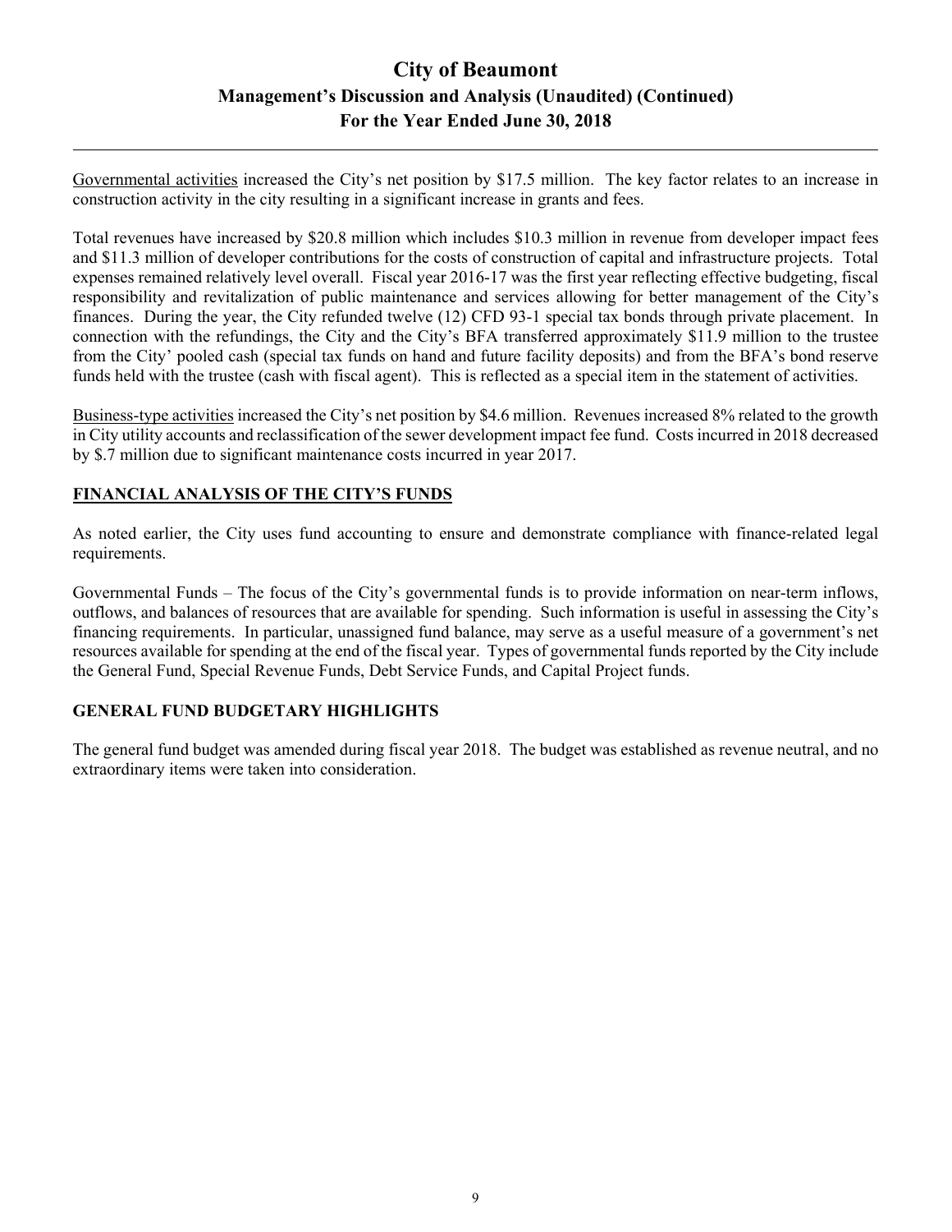Governmental activities increased the City's net position by $17.5 million. The key factor relates to an increase in construction activity in the city resulting in a significant increase in grants and fees.

Total revenues have increased by $20.8 million which includes $10.3 million in revenue from developer impact fees and $11.3 million of developer contributions for the costs of construction of capital and infrastructure projects. Total expenses remained relatively level overall. Fiscal year 2016-17 was the first year reflecting effective budgeting, fiscal responsibility and revitalization of public maintenance and services allowing for better management of the City's finances. During the year, the City refunded twelve (12) CFD 93-1 special tax bonds through private placement. In connection with the refundings, the City and the City's BFA transferred approximately $11.9 million to the trustee from the City' pooled cash (special tax funds on hand and future facility deposits) and from the BFA's bond reserve funds held with the trustee (cash with fiscal agent). This is reflected as a special item in the statement of activities.

Business-type activities increased the City's net position by $4.6 million. Revenues increased 8% related to the growth in City utility accounts and reclassification of the sewer development impact fee fund. Costs incurred in 2018 decreased by $.7 million due to significant maintenance costs incurred in year 2017.

## FINANCIAL ANALYSIS OF THE CITY'S FUNDS

As noted earlier, the City uses fund accounting to ensure and demonstrate compliance with finance-related legal requirements.

Governmental Funds – The focus of the City's governmental funds is to provide information on near-term inflows, outflows, and balances of resources that are available for spending. Such information is useful in assessing the City's financing requirements. In particular, unassigned fund balance, may serve as a useful measure of a government's net resources available for spending at the end of the fiscal year. Types of governmental funds reported by the City include the General Fund, Special Revenue Funds, Debt Service Funds, and Capital Project funds.

## GENERAL FUND BUDGETARY HIGHLIGHTS

The general fund budget was amended during fiscal year 2018. The budget was established as revenue neutral, and no extraordinary items were taken into consideration.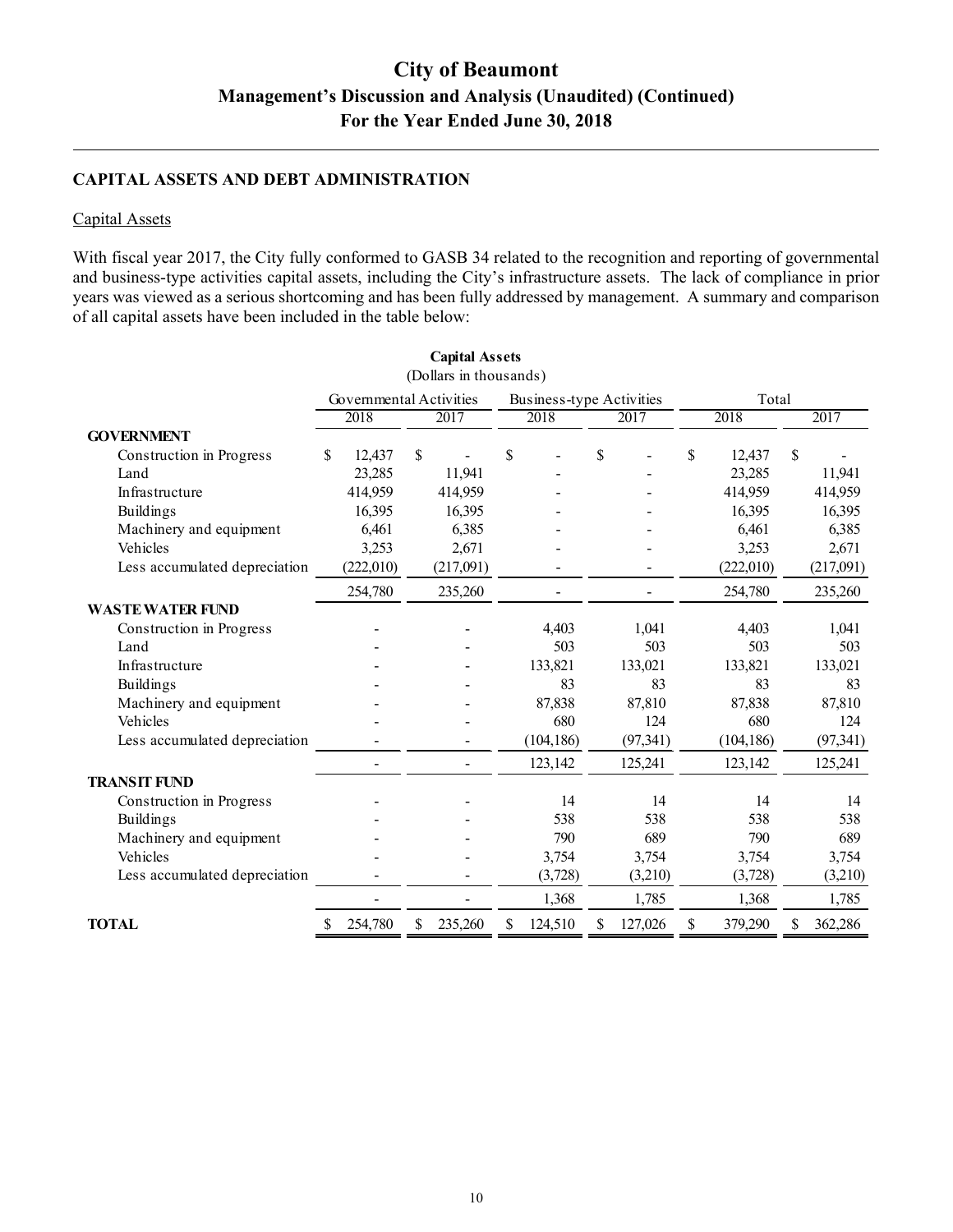## CAPITAL ASSETS AND DEBT ADMINISTRATION

### Capital Assets

With fiscal year 2017, the City fully conformed to GASB 34 related to the recognition and reporting of governmental and business-type activities capital assets, including the City's infrastructure assets. The lack of compliance in prior years was viewed as a serious shortcoming and has been fully addressed by management. A summary and comparison of all capital assets have been included in the table below:

**Capital Assets**
(Dollars in thousands)

| | Governmental Activities | | Business-type Activities | | Total | |
|---|---|---|---|---|---|---|
| | 2018 | 2017 | 2018 | 2017 | 2018 | 2017 |
| **GOVERNMENT** | | | | | | |
| Construction in Progress | $ 12,437 | $ - | $ - | $ - | $ 12,437 | $ - |
| Land | 23,285 | 11,941 | - | - | 23,285 | 11,941 |
| Infrastructure | 414,959 | 414,959 | - | - | 414,959 | 414,959 |
| Buildings | 16,395 | 16,395 | - | - | 16,395 | 16,395 |
| Machinery and equipment | 6,461 | 6,385 | - | - | 6,461 | 6,385 |
| Vehicles | 3,253 | 2,671 | - | - | 3,253 | 2,671 |
| Less accumulated depreciation | (222,010) | (217,091) | - | - | (222,010) | (217,091) |
| | 254,780 | 235,260 | - | - | 254,780 | 235,260 |
| **WASTEWATER FUND** | | | | | | |
| Construction in Progress | - | - | 4,403 | 1,041 | 4,403 | 1,041 |
| Land | - | - | 503 | 503 | 503 | 503 |
| Infrastructure | - | - | 133,821 | 133,021 | 133,821 | 133,021 |
| Buildings | - | - | 83 | 83 | 83 | 83 |
| Machinery and equipment | - | - | 87,838 | 87,810 | 87,838 | 87,810 |
| Vehicles | - | - | 680 | 124 | 680 | 124 |
| Less accumulated depreciation | - | - | (104,186) | (97,341) | (104,186) | (97,341) |
| | - | - | 123,142 | 125,241 | 123,142 | 125,241 |
| **TRANSIT FUND** | | | | | | |
| Construction in Progress | - | - | 14 | 14 | 14 | 14 |
| Buildings | - | - | 538 | 538 | 538 | 538 |
| Machinery and equipment | - | - | 790 | 689 | 790 | 689 |
| Vehicles | - | - | 3,754 | 3,754 | 3,754 | 3,754 |
| Less accumulated depreciation | - | - | (3,728) | (3,210) | (3,728) | (3,210) |
| | - | - | 1,368 | 1,785 | 1,368 | 1,785 |
| **TOTAL** | $ 254,780 | $ 235,260 | $ 124,510 | $ 127,026 | $ 379,290 | $ 362,286 |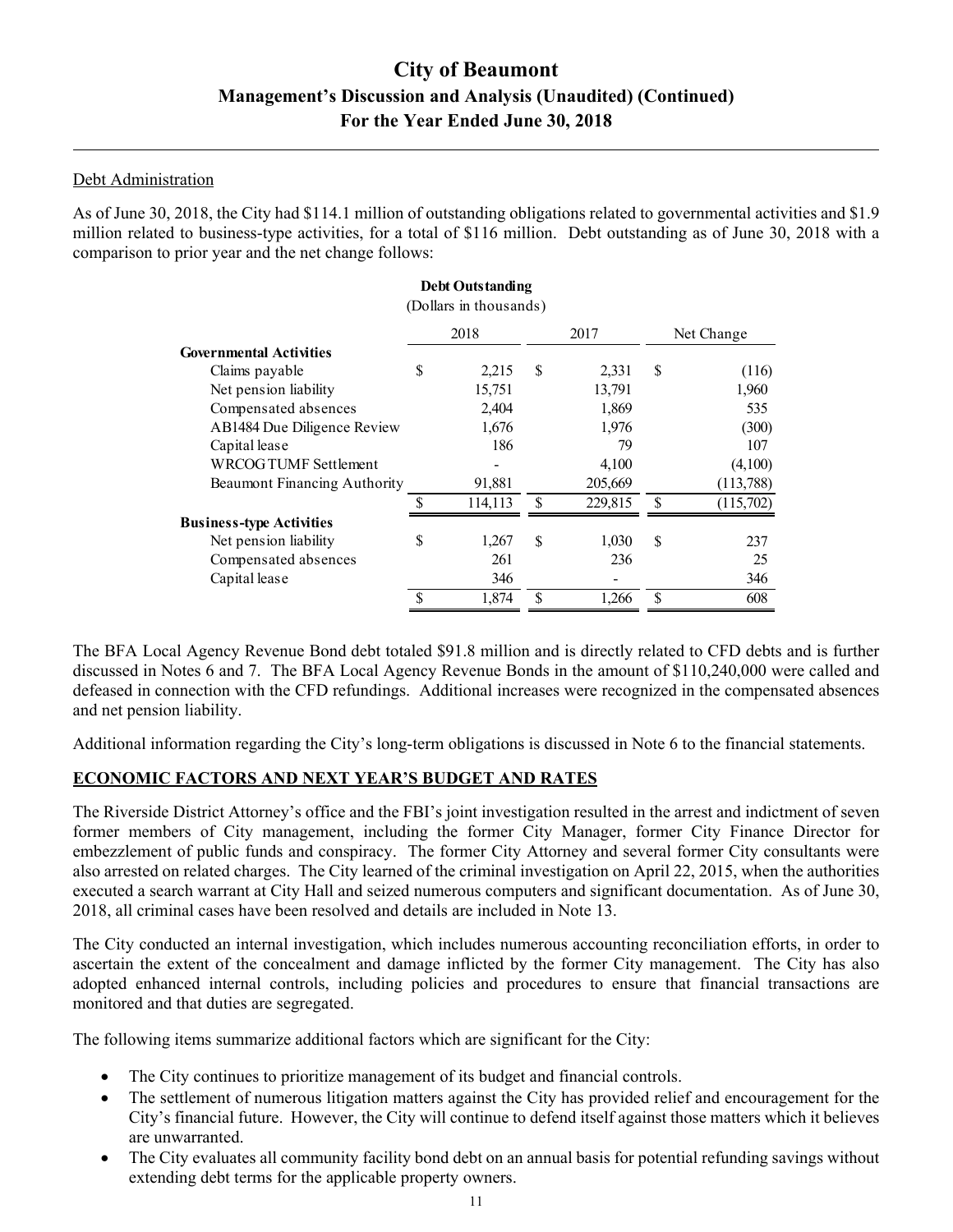Debt Administration

As of June 30, 2018, the City had $114.1 million of outstanding obligations related to governmental activities and $1.9 million related to business-type activities, for a total of $116 million. Debt outstanding as of June 30, 2018 with a comparison to prior year and the net change follows:

**Debt Outstanding**
(Dollars in thousands)

| | 2018 | 2017 | Net Change |
|---|---|---|---|
| **Governmental Activities** | | | |
| Claims payable | $ 2,215 | $ 2,331 | $ (116) |
| Net pension liability | 15,751 | 13,791 | 1,960 |
| Compensated absences | 2,404 | 1,869 | 535 |
| AB1484 Due Diligence Review | 1,676 | 1,976 | (300) |
| Capital lease | 186 | 79 | 107 |
| WRCOG TUMF Settlement | - | 4,100 | (4,100) |
| Beaumont Financing Authority | 91,881 | 205,669 | (113,788) |
| | $ 114,113 | $ 229,815 | $ (115,702) |
| **Business-type Activities** | | | |
| Net pension liability | $ 1,267 | $ 1,030 | $ 237 |
| Compensated absences | 261 | 236 | 25 |
| Capital lease | 346 | - | 346 |
| | $ 1,874 | $ 1,266 | $ 608 |

The BFA Local Agency Revenue Bond debt totaled $91.8 million and is directly related to CFD debts and is further discussed in Notes 6 and 7. The BFA Local Agency Revenue Bonds in the amount of $110,240,000 were called and defeased in connection with the CFD refundings. Additional increases were recognized in the compensated absences and net pension liability.

Additional information regarding the City's long-term obligations is discussed in Note 6 to the financial statements.

## ECONOMIC FACTORS AND NEXT YEAR'S BUDGET AND RATES

The Riverside District Attorney's office and the FBI's joint investigation resulted in the arrest and indictment of seven former members of City management, including the former City Manager, former City Finance Director for embezzlement of public funds and conspiracy. The former City Attorney and several former City consultants were also arrested on related charges. The City learned of the criminal investigation on April 22, 2015, when the authorities executed a search warrant at City Hall and seized numerous computers and significant documentation. As of June 30, 2018, all criminal cases have been resolved and details are included in Note 13.

The City conducted an internal investigation, which includes numerous accounting reconciliation efforts, in order to ascertain the extent of the concealment and damage inflicted by the former City management. The City has also adopted enhanced internal controls, including policies and procedures to ensure that financial transactions are monitored and that duties are segregated.

The following items summarize additional factors which are significant for the City:

- The City continues to prioritize management of its budget and financial controls.
- The settlement of numerous litigation matters against the City has provided relief and encouragement for the City's financial future. However, the City will continue to defend itself against those matters which it believes are unwarranted.
- The City evaluates all community facility bond debt on an annual basis for potential refunding savings without extending debt terms for the applicable property owners.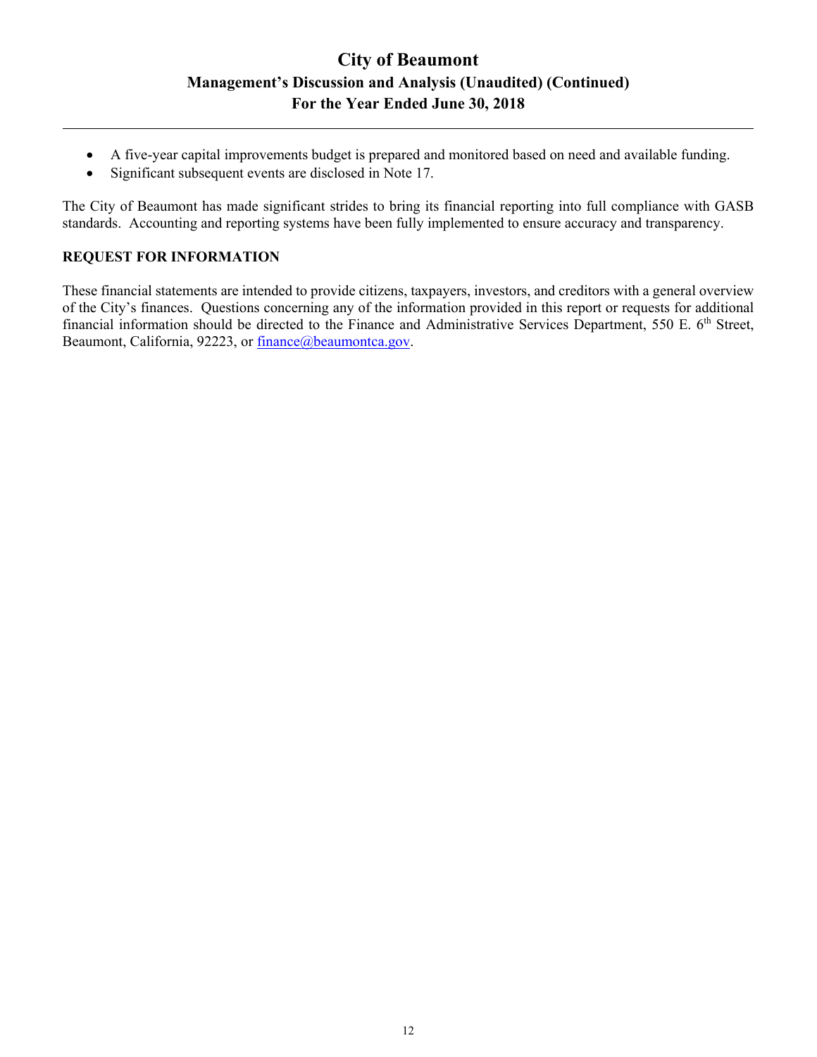- A five-year capital improvements budget is prepared and monitored based on need and available funding.
- Significant subsequent events are disclosed in Note 17.

The City of Beaumont has made significant strides to bring its financial reporting into full compliance with GASB standards. Accounting and reporting systems have been fully implemented to ensure accuracy and transparency.

## REQUEST FOR INFORMATION

These financial statements are intended to provide citizens, taxpayers, investors, and creditors with a general overview of the City's finances. Questions concerning any of the information provided in this report or requests for additional financial information should be directed to the Finance and Administrative Services Department, 550 E. 6th Street, Beaumont, California, 92223, or finance@beaumontca.gov.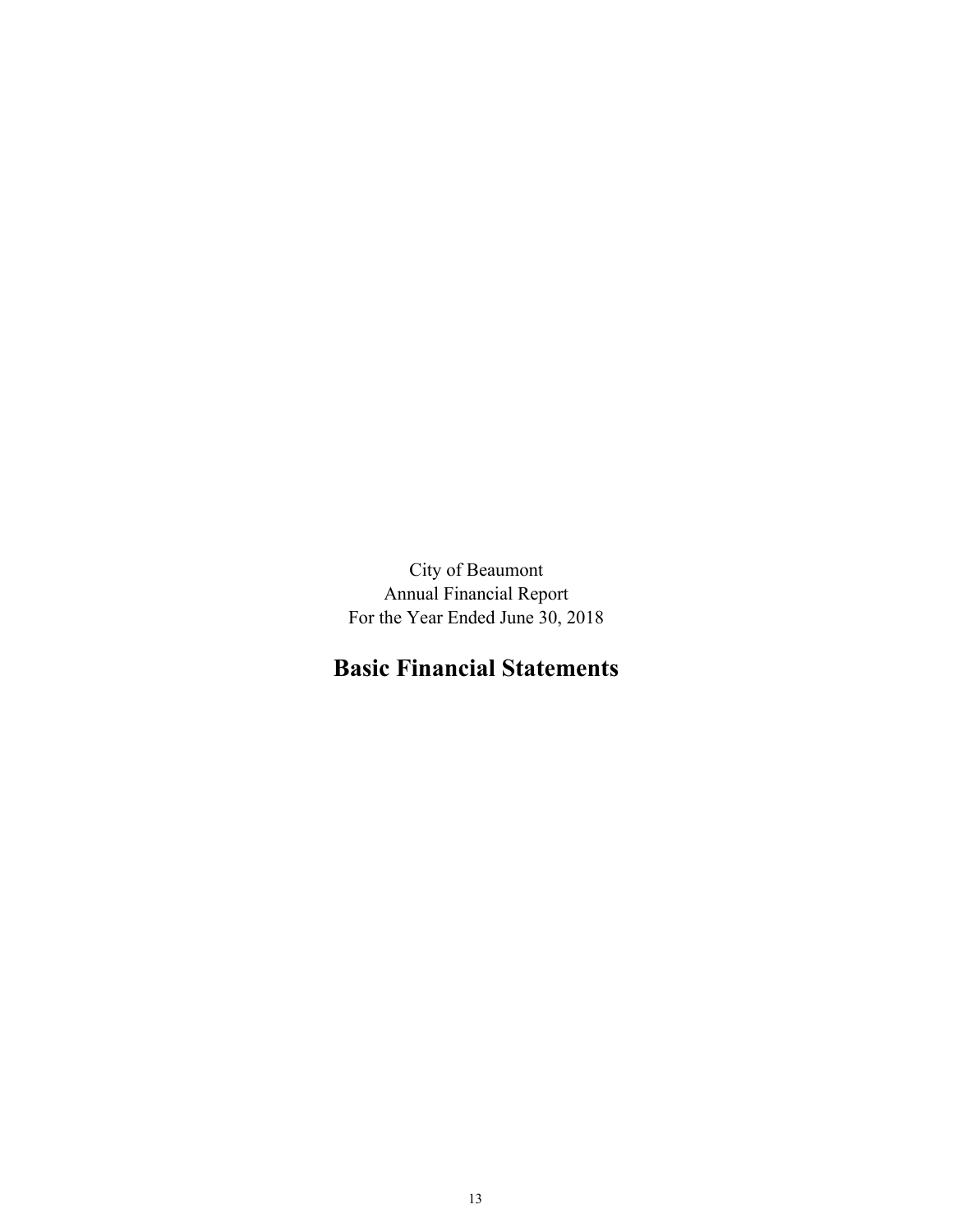City of Beaumont
Annual Financial Report
For the Year Ended June 30, 2018

# Basic Financial Statements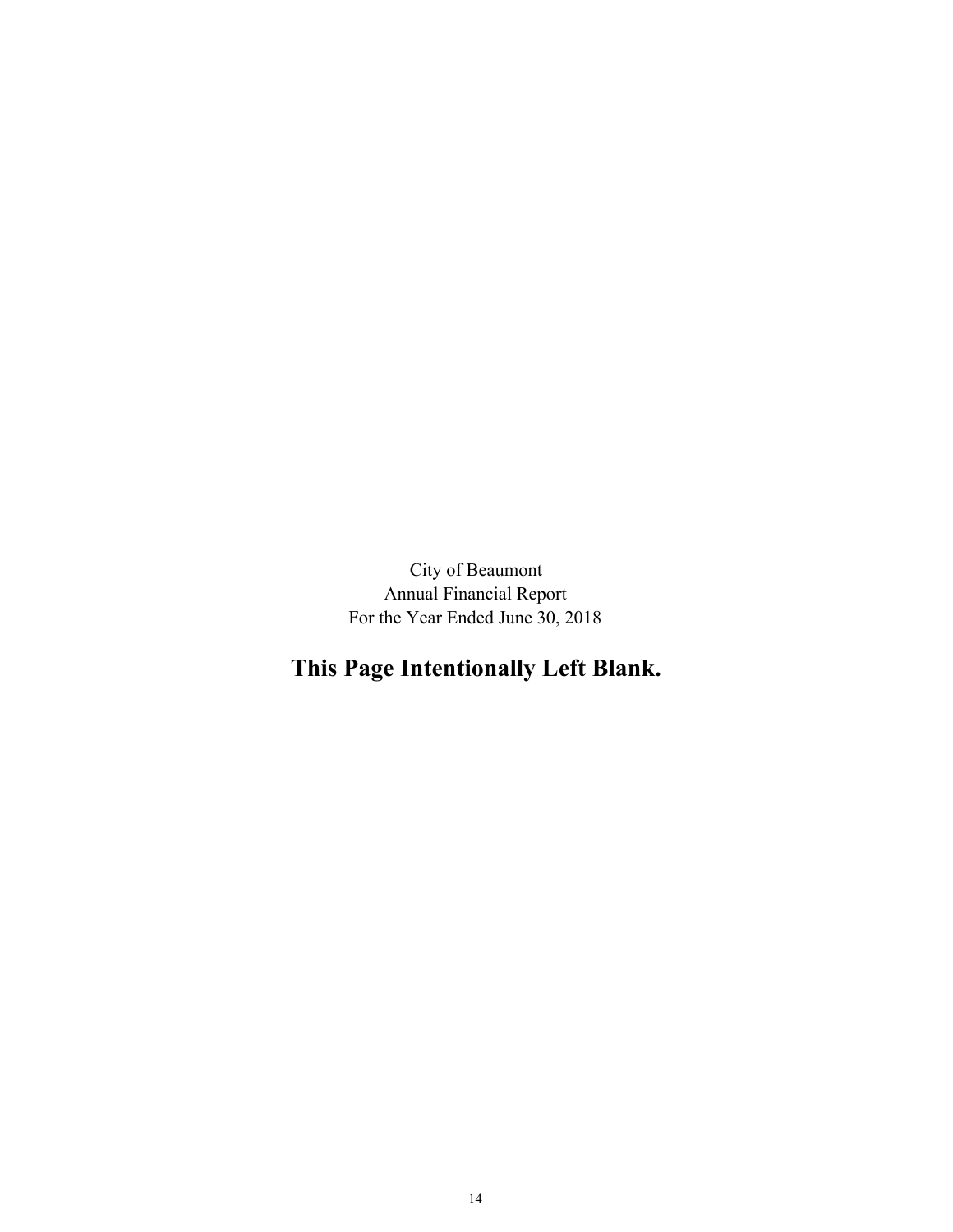City of Beaumont
Annual Financial Report
For the Year Ended June 30, 2018

**This Page Intentionally Left Blank.**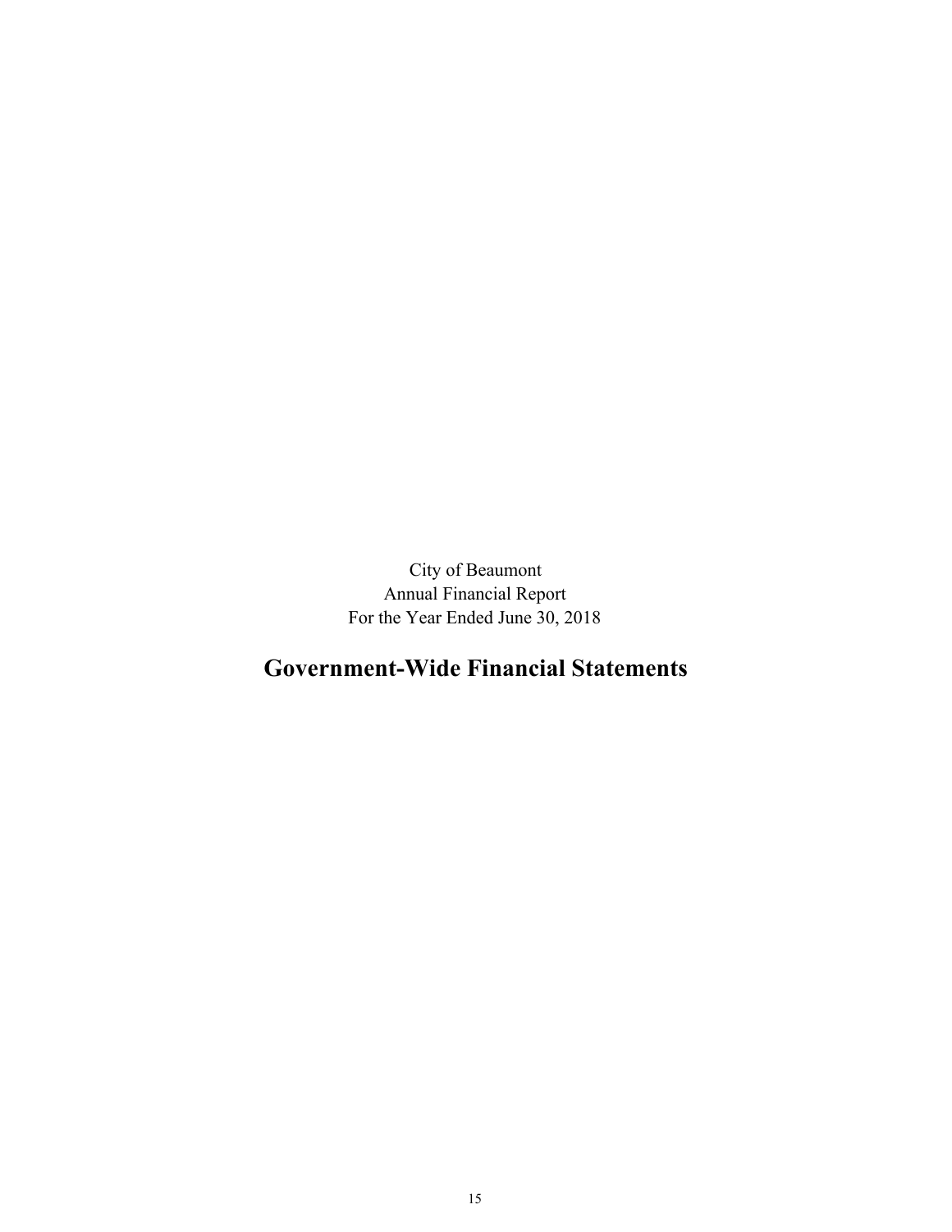City of Beaumont
Annual Financial Report
For the Year Ended June 30, 2018

# Government-Wide Financial Statements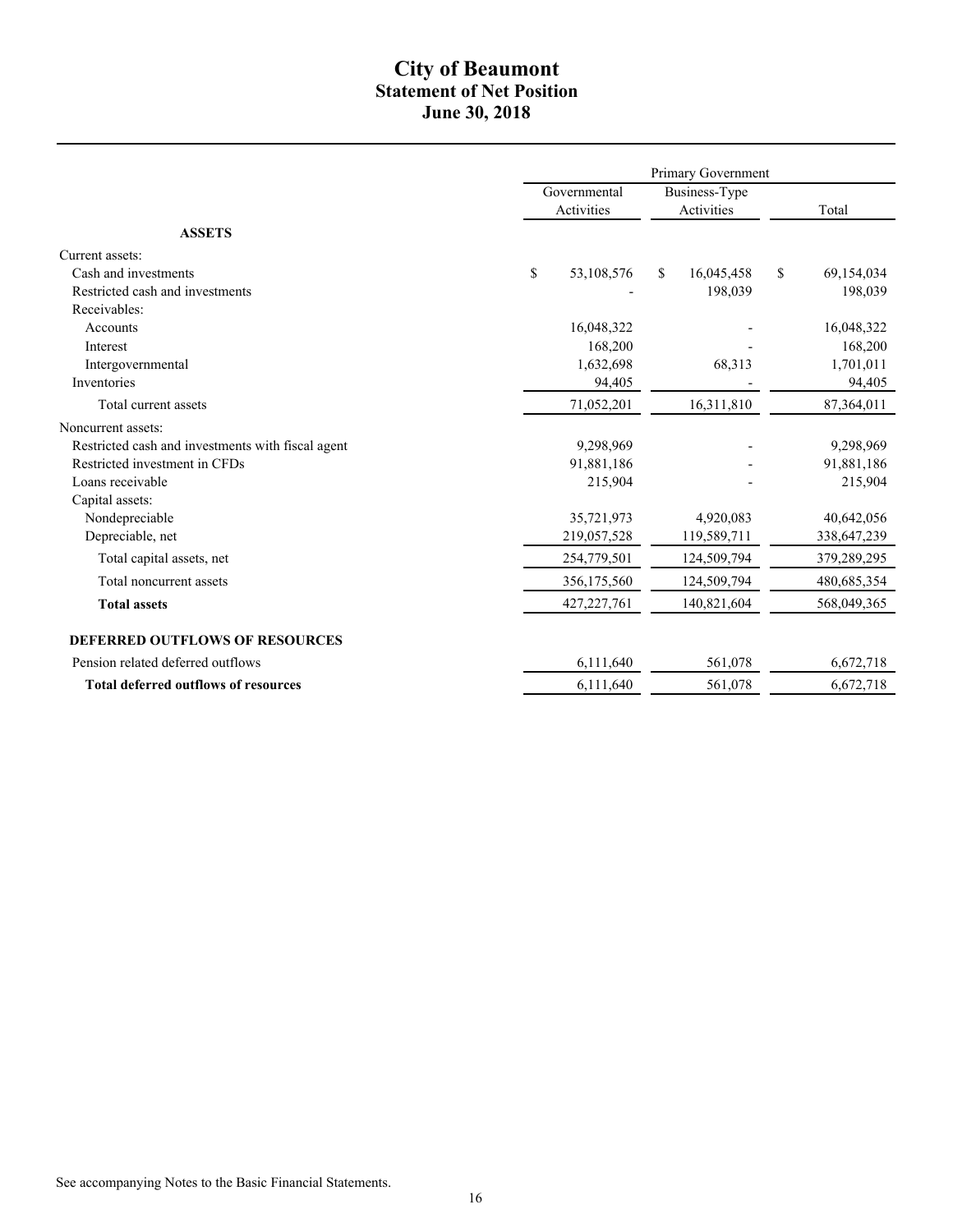# City of Beaumont
## Statement of Net Position
### June 30, 2018

| | Primary Government | | |
|---|---|---|---|
| | Governmental Activities | Business-Type Activities | Total |
| **ASSETS** | | | |
| Current assets: | | | |
| Cash and investments | $ 53,108,576 | $ 16,045,458 | $ 69,154,034 |
| Restricted cash and investments | - | 198,039 | 198,039 |
| Receivables: | | | |
| Accounts | 16,048,322 | - | 16,048,322 |
| Interest | 168,200 | - | 168,200 |
| Intergovernmental | 1,632,698 | 68,313 | 1,701,011 |
| Inventories | 94,405 | - | 94,405 |
| Total current assets | 71,052,201 | 16,311,810 | 87,364,011 |
| Noncurrent assets: | | | |
| Restricted cash and investments with fiscal agent | 9,298,969 | - | 9,298,969 |
| Restricted investment in CFDs | 91,881,186 | - | 91,881,186 |
| Loans receivable | 215,904 | - | 215,904 |
| Capital assets: | | | |
| Nondepreciable | 35,721,973 | 4,920,083 | 40,642,056 |
| Depreciable, net | 219,057,528 | 119,589,711 | 338,647,239 |
| Total capital assets, net | 254,779,501 | 124,509,794 | 379,289,295 |
| Total noncurrent assets | 356,175,560 | 124,509,794 | 480,685,354 |
| **Total assets** | 427,227,761 | 140,821,604 | 568,049,365 |
| **DEFERRED OUTFLOWS OF RESOURCES** | | | |
| Pension related deferred outflows | 6,111,640 | 561,078 | 6,672,718 |
| **Total deferred outflows of resources** | 6,111,640 | 561,078 | 6,672,718 |

See accompanying Notes to the Basic Financial Statements.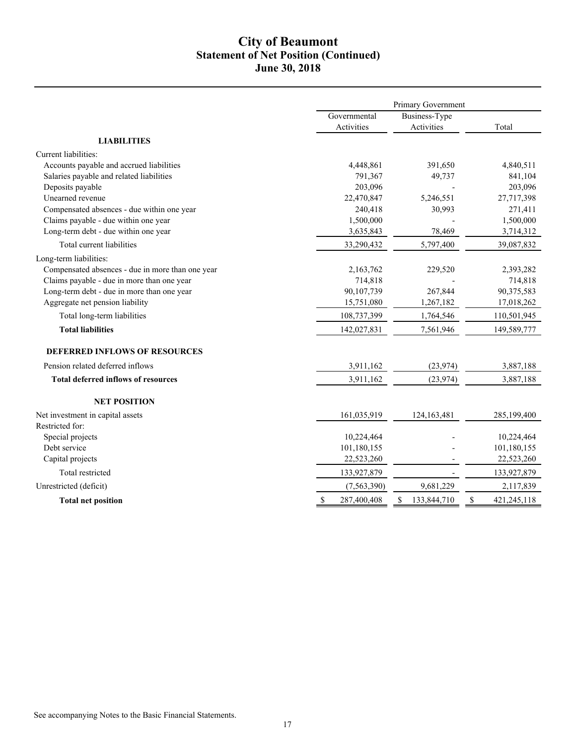# City of Beaumont
## Statement of Net Position (Continued)
## June 30, 2018

| | Primary Government | | |
|---|---|---|---|
| | Governmental Activities | Business-Type Activities | Total |
| **LIABILITIES** | | | |
| Current liabilities: | | | |
| Accounts payable and accrued liabilities | 4,448,861 | 391,650 | 4,840,511 |
| Salaries payable and related liabilities | 791,367 | 49,737 | 841,104 |
| Deposits payable | 203,096 | - | 203,096 |
| Unearned revenue | 22,470,847 | 5,246,551 | 27,717,398 |
| Compensated absences - due within one year | 240,418 | 30,993 | 271,411 |
| Claims payable - due within one year | 1,500,000 | - | 1,500,000 |
| Long-term debt - due within one year | 3,635,843 | 78,469 | 3,714,312 |
| Total current liabilities | 33,290,432 | 5,797,400 | 39,087,832 |
| Long-term liabilities: | | | |
| Compensated absences - due in more than one year | 2,163,762 | 229,520 | 2,393,282 |
| Claims payable - due in more than one year | 714,818 | - | 714,818 |
| Long-term debt - due in more than one year | 90,107,739 | 267,844 | 90,375,583 |
| Aggregate net pension liability | 15,751,080 | 1,267,182 | 17,018,262 |
| Total long-term liabilities | 108,737,399 | 1,764,546 | 110,501,945 |
| **Total liabilities** | 142,027,831 | 7,561,946 | 149,589,777 |
| **DEFERRED INFLOWS OF RESOURCES** | | | |
| Pension related deferred inflows | 3,911,162 | (23,974) | 3,887,188 |
| **Total deferred inflows of resources** | 3,911,162 | (23,974) | 3,887,188 |
| **NET POSITION** | | | |
| Net investment in capital assets | 161,035,919 | 124,163,481 | 285,199,400 |
| Restricted for: | | | |
| Special projects | 10,224,464 | - | 10,224,464 |
| Debt service | 101,180,155 | - | 101,180,155 |
| Capital projects | 22,523,260 | - | 22,523,260 |
| Total restricted | 133,927,879 | - | 133,927,879 |
| Unrestricted (deficit) | (7,563,390) | 9,681,229 | 2,117,839 |
| **Total net position** | $ 287,400,408 | $ 133,844,710 | $ 421,245,118 |

See accompanying Notes to the Basic Financial Statements.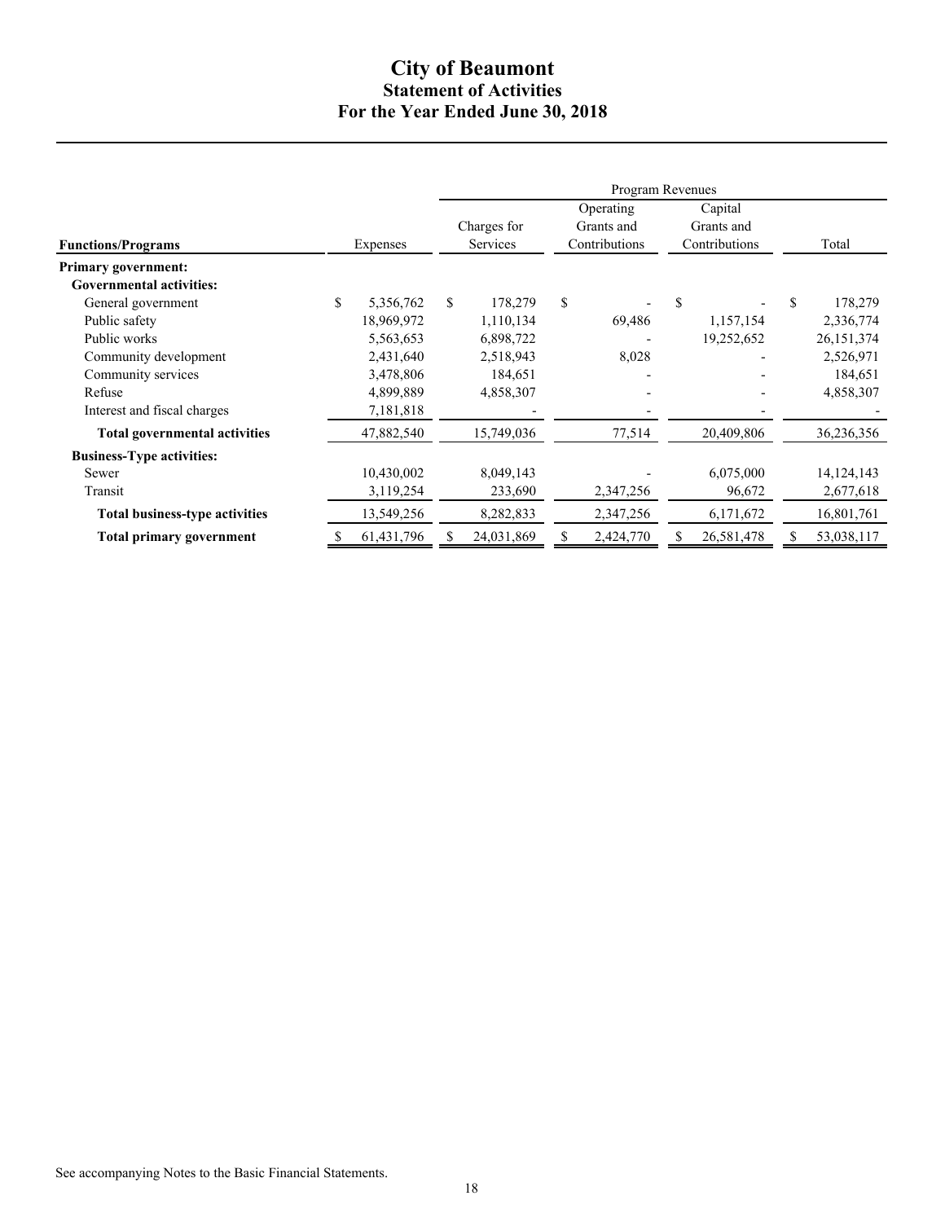# City of Beaumont
## Statement of Activities
## For the Year Ended June 30, 2018

| | | Program Revenues | | | |
|---|---|---|---|---|---|
| **Functions/Programs** | Expenses | Charges for Services | Operating Grants and Contributions | Capital Grants and Contributions | Total |
| **Primary government:** | | | | | |
| **Governmental activities:** | | | | | |
| General government | $ 5,356,762 | $ 178,279 | $ - | $ - | $ 178,279 |
| Public safety | 18,969,972 | 1,110,134 | 69,486 | 1,157,154 | 2,336,774 |
| Public works | 5,563,653 | 6,898,722 | - | 19,252,652 | 26,151,374 |
| Community development | 2,431,640 | 2,518,943 | 8,028 | - | 2,526,971 |
| Community services | 3,478,806 | 184,651 | - | - | 184,651 |
| Refuse | 4,899,889 | 4,858,307 | - | - | 4,858,307 |
| Interest and fiscal charges | 7,181,818 | - | - | - | - |
| **Total governmental activities** | 47,882,540 | 15,749,036 | 77,514 | 20,409,806 | 36,236,356 |
| **Business-Type activities:** | | | | | |
| Sewer | 10,430,002 | 8,049,143 | - | 6,075,000 | 14,124,143 |
| Transit | 3,119,254 | 233,690 | 2,347,256 | 96,672 | 2,677,618 |
| **Total business-type activities** | 13,549,256 | 8,282,833 | 2,347,256 | 6,171,672 | 16,801,761 |
| **Total primary government** | $ 61,431,796 | $ 24,031,869 | $ 2,424,770 | $ 26,581,478 | $ 53,038,117 |

See accompanying Notes to the Basic Financial Statements.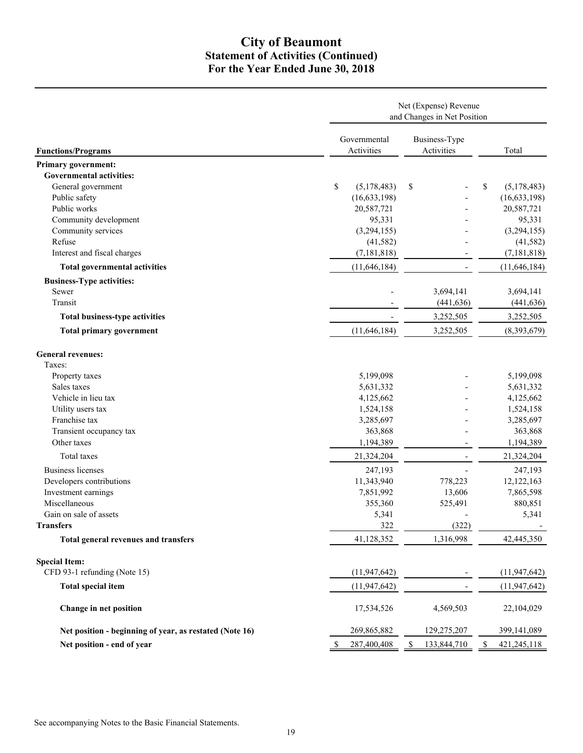# City of Beaumont
## Statement of Activities (Continued)
### For the Year Ended June 30, 2018

| | Net (Expense) Revenue and Changes in Net Position | | |
|---|---|---|---|
| **Functions/Programs** | Governmental Activities | Business-Type Activities | Total |
| **Primary government:** | | | |
| **Governmental activities:** | | | |
| General government | $ (5,178,483) | $ - | $ (5,178,483) |
| Public safety | (16,633,198) | - | (16,633,198) |
| Public works | 20,587,721 | - | 20,587,721 |
| Community development | 95,331 | - | 95,331 |
| Community services | (3,294,155) | - | (3,294,155) |
| Refuse | (41,582) | - | (41,582) |
| Interest and fiscal charges | (7,181,818) | - | (7,181,818) |
| **Total governmental activities** | (11,646,184) | - | (11,646,184) |
| **Business-Type activities:** | | | |
| Sewer | - | 3,694,141 | 3,694,141 |
| Transit | - | (441,636) | (441,636) |
| **Total business-type activities** | - | 3,252,505 | 3,252,505 |
| **Total primary government** | (11,646,184) | 3,252,505 | (8,393,679) |
| **General revenues:** | | | |
| Taxes: | | | |
| Property taxes | 5,199,098 | - | 5,199,098 |
| Sales taxes | 5,631,332 | - | 5,631,332 |
| Vehicle in lieu tax | 4,125,662 | - | 4,125,662 |
| Utility users tax | 1,524,158 | - | 1,524,158 |
| Franchise tax | 3,285,697 | - | 3,285,697 |
| Transient occupancy tax | 363,868 | - | 363,868 |
| Other taxes | 1,194,389 | - | 1,194,389 |
| Total taxes | 21,324,204 | - | 21,324,204 |
| Business licenses | 247,193 | - | 247,193 |
| Developers contributions | 11,343,940 | 778,223 | 12,122,163 |
| Investment earnings | 7,851,992 | 13,606 | 7,865,598 |
| Miscellaneous | 355,360 | 525,491 | 880,851 |
| Gain on sale of assets | 5,341 | - | 5,341 |
| **Transfers** | 322 | (322) | - |
| **Total general revenues and transfers** | 41,128,352 | 1,316,998 | 42,445,350 |
| **Special Item:** | | | |
| CFD 93-1 refunding (Note 15) | (11,947,642) | - | (11,947,642) |
| **Total special item** | (11,947,642) | - | (11,947,642) |
| **Change in net position** | 17,534,526 | 4,569,503 | 22,104,029 |
| **Net position - beginning of year, as restated (Note 16)** | 269,865,882 | 129,275,207 | 399,141,089 |
| **Net position - end of year** | $ 287,400,408 | $ 133,844,710 | $ 421,245,118 |

See accompanying Notes to the Basic Financial Statements.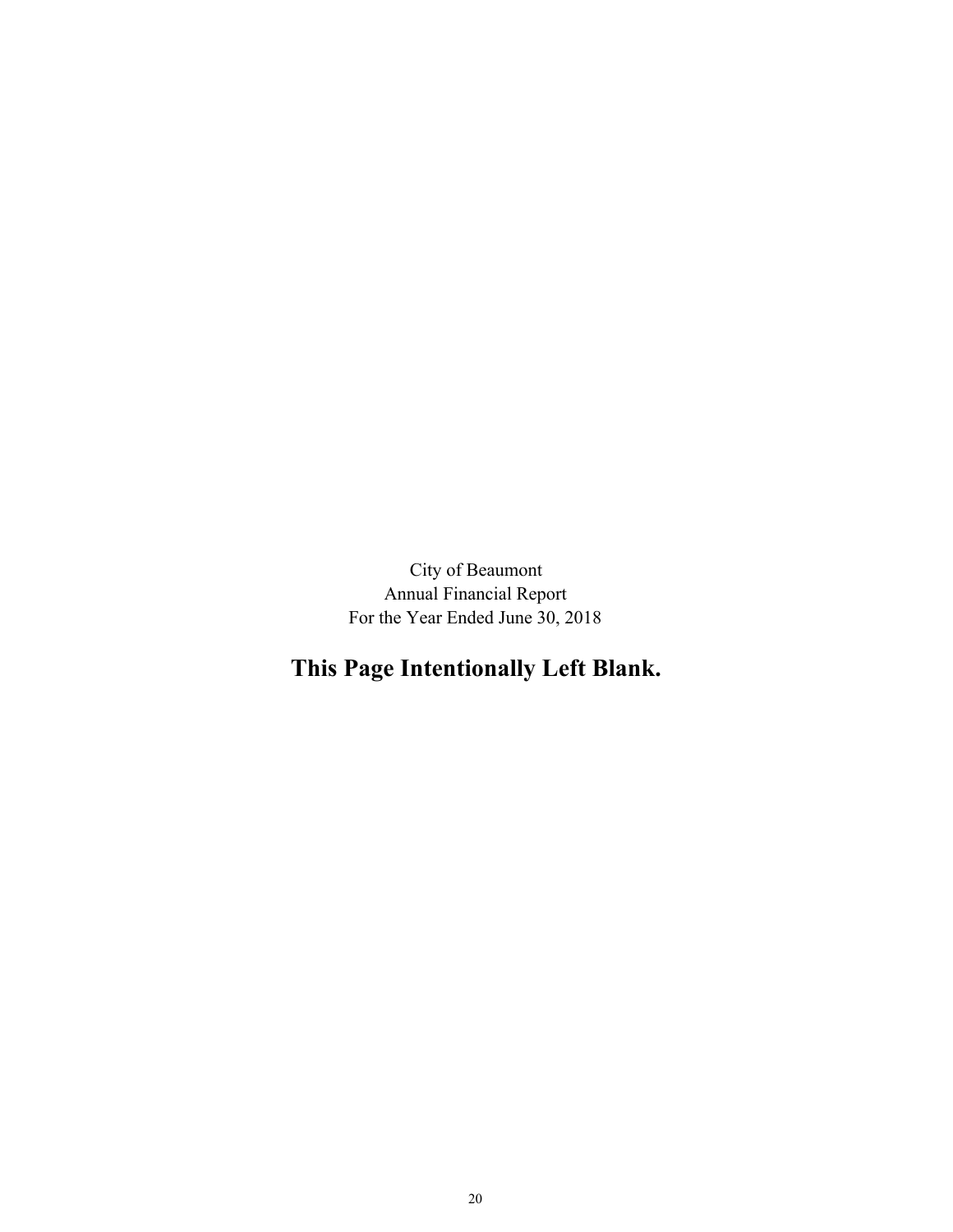City of Beaumont
Annual Financial Report
For the Year Ended June 30, 2018

**This Page Intentionally Left Blank.**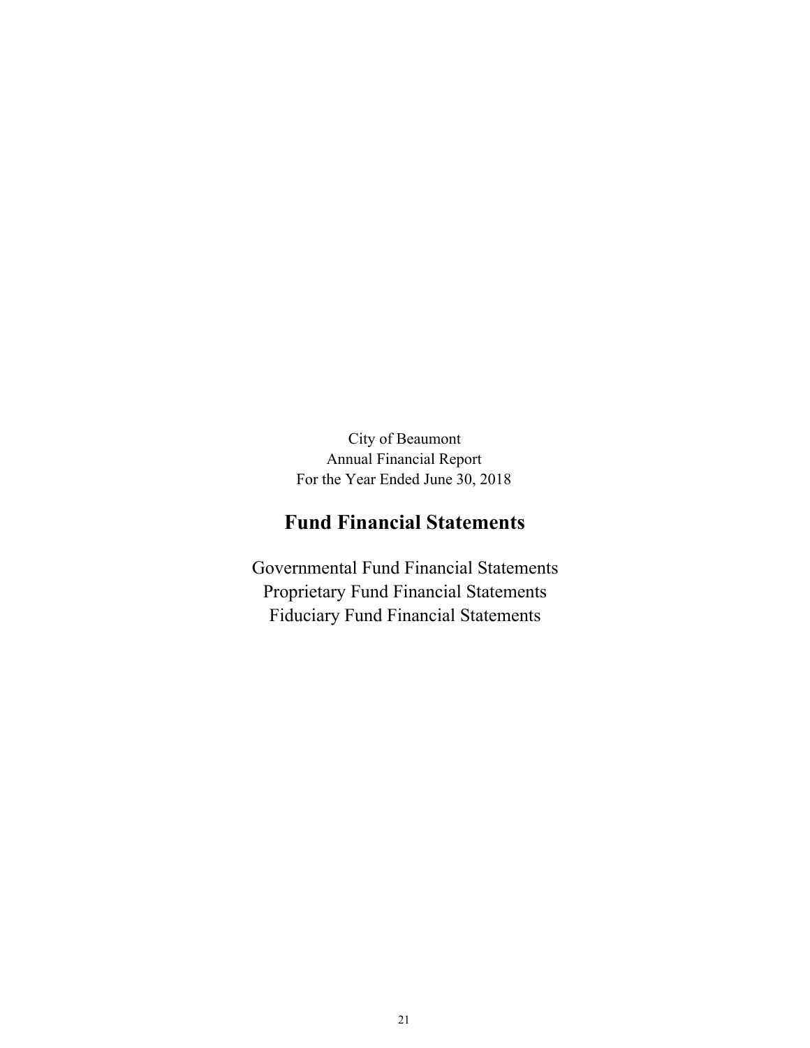City of Beaumont
Annual Financial Report
For the Year Ended June 30, 2018

# Fund Financial Statements

Governmental Fund Financial Statements
Proprietary Fund Financial Statements
Fiduciary Fund Financial Statements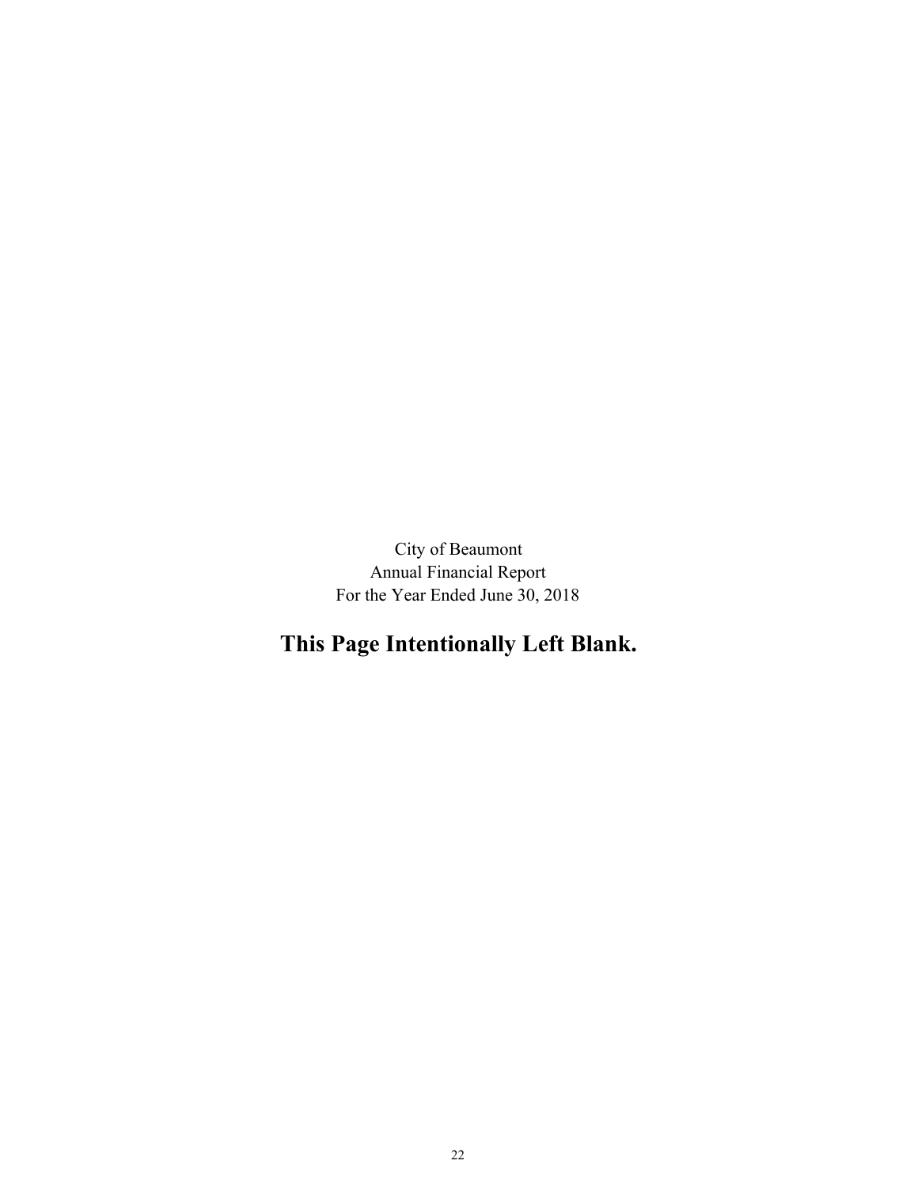City of Beaumont
Annual Financial Report
For the Year Ended June 30, 2018

**This Page Intentionally Left Blank.**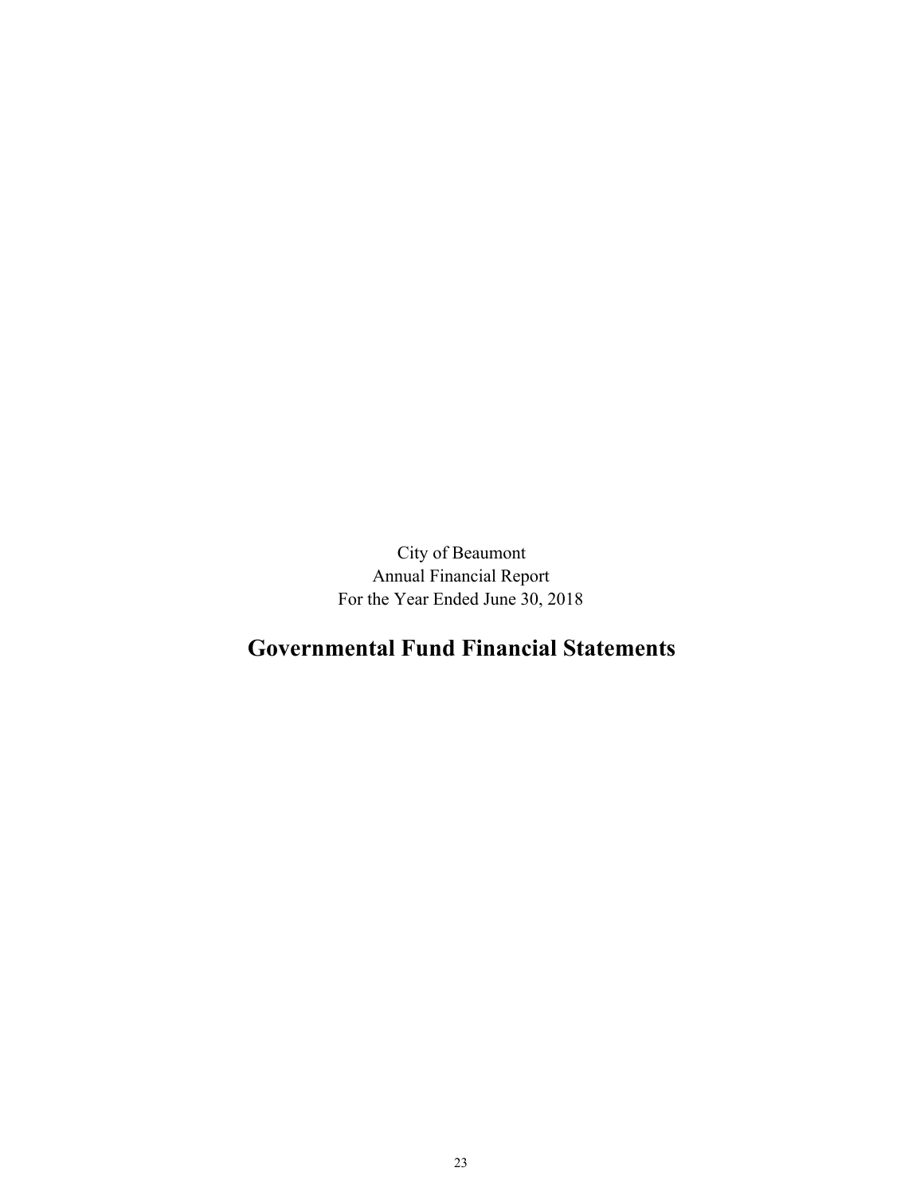City of Beaumont
Annual Financial Report
For the Year Ended June 30, 2018

# Governmental Fund Financial Statements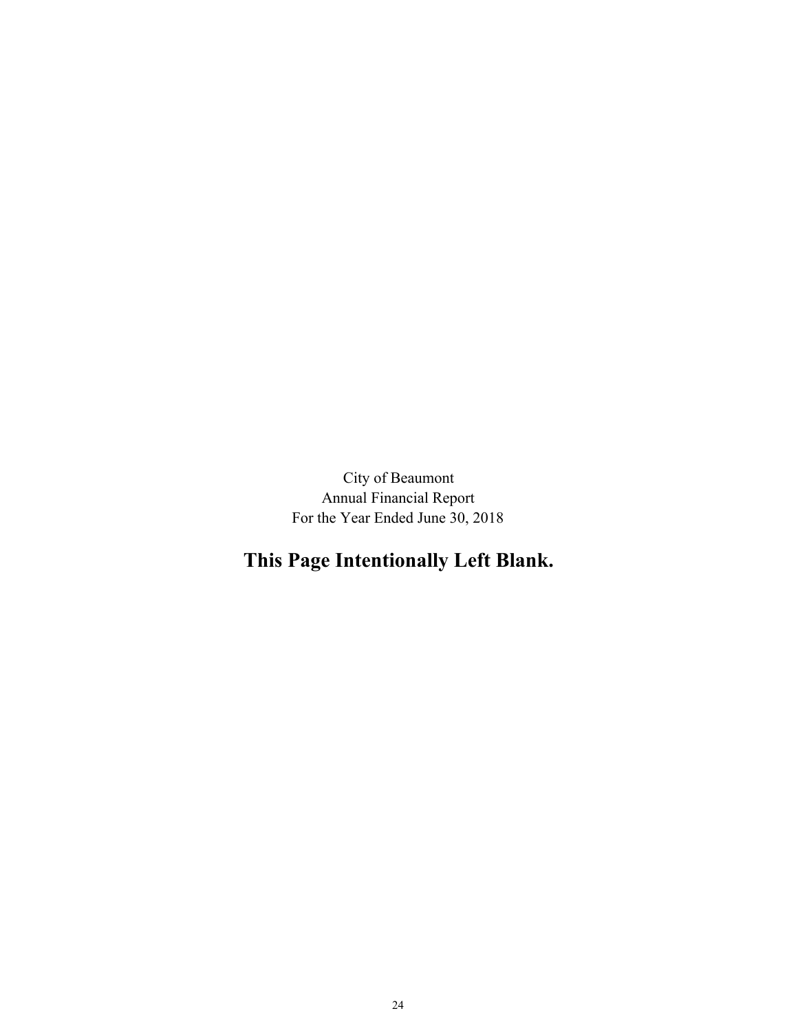City of Beaumont
Annual Financial Report
For the Year Ended June 30, 2018

**This Page Intentionally Left Blank.**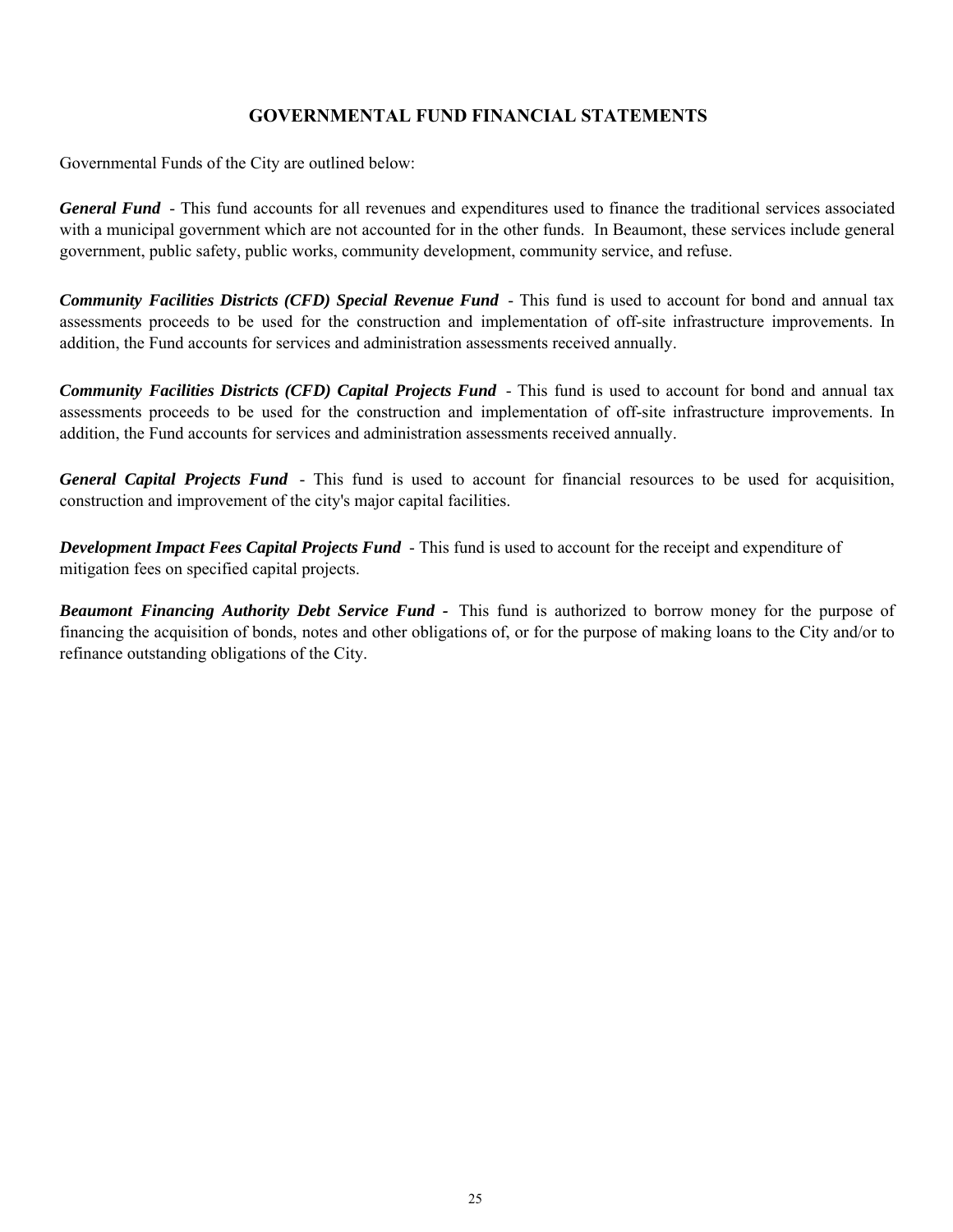# GOVERNMENTAL FUND FINANCIAL STATEMENTS

Governmental Funds of the City are outlined below:

***General Fund*** - This fund accounts for all revenues and expenditures used to finance the traditional services associated with a municipal government which are not accounted for in the other funds. In Beaumont, these services include general government, public safety, public works, community development, community service, and refuse.

***Community Facilities Districts (CFD) Special Revenue Fund*** - This fund is used to account for bond and annual tax assessments proceeds to be used for the construction and implementation of off-site infrastructure improvements. In addition, the Fund accounts for services and administration assessments received annually.

***Community Facilities Districts (CFD) Capital Projects Fund*** - This fund is used to account for bond and annual tax assessments proceeds to be used for the construction and implementation of off-site infrastructure improvements. In addition, the Fund accounts for services and administration assessments received annually.

***General Capital Projects Fund*** - This fund is used to account for financial resources to be used for acquisition, construction and improvement of the city's major capital facilities.

***Development Impact Fees Capital Projects Fund*** - This fund is used to account for the receipt and expenditure of mitigation fees on specified capital projects.

***Beaumont Financing Authority Debt Service Fund*** - This fund is authorized to borrow money for the purpose of financing the acquisition of bonds, notes and other obligations of, or for the purpose of making loans to the City and/or to refinance outstanding obligations of the City.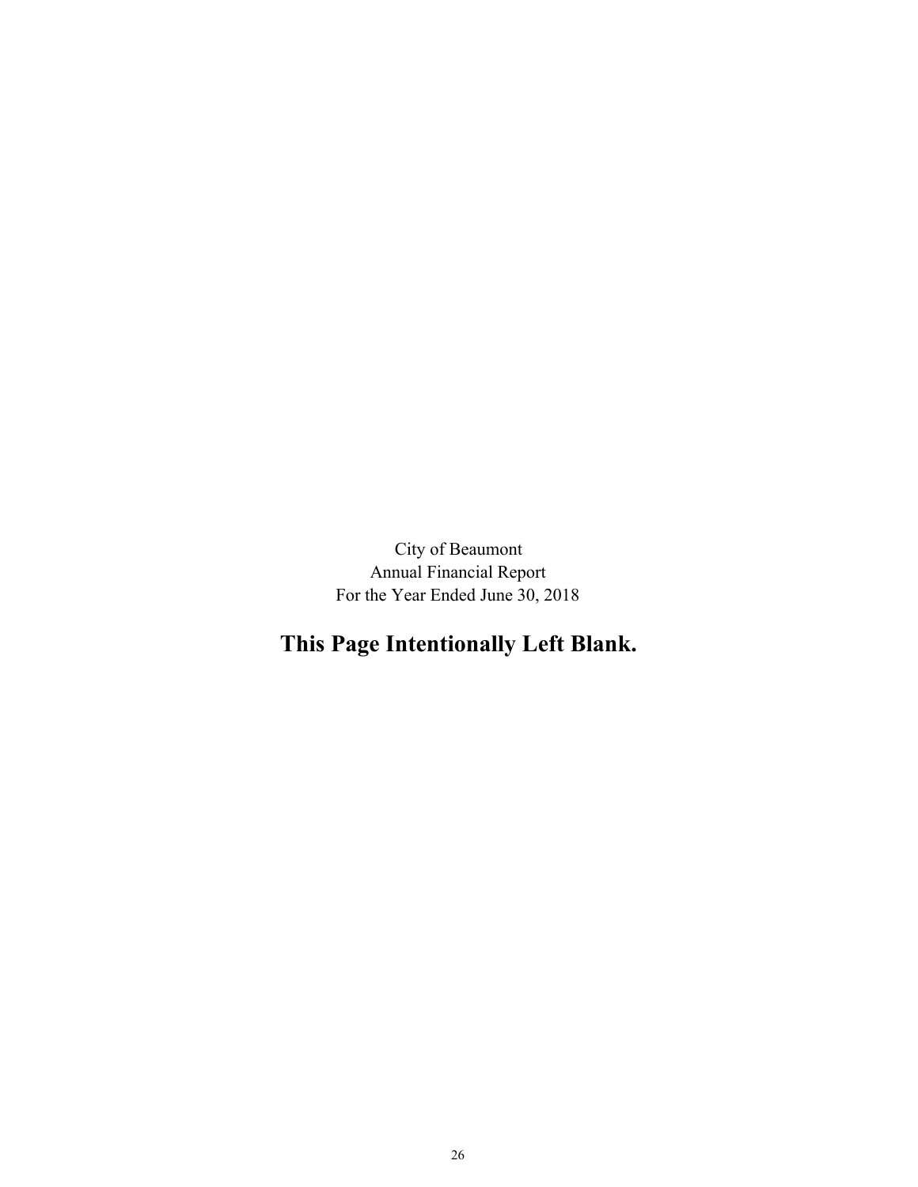City of Beaumont
Annual Financial Report
For the Year Ended June 30, 2018

**This Page Intentionally Left Blank.**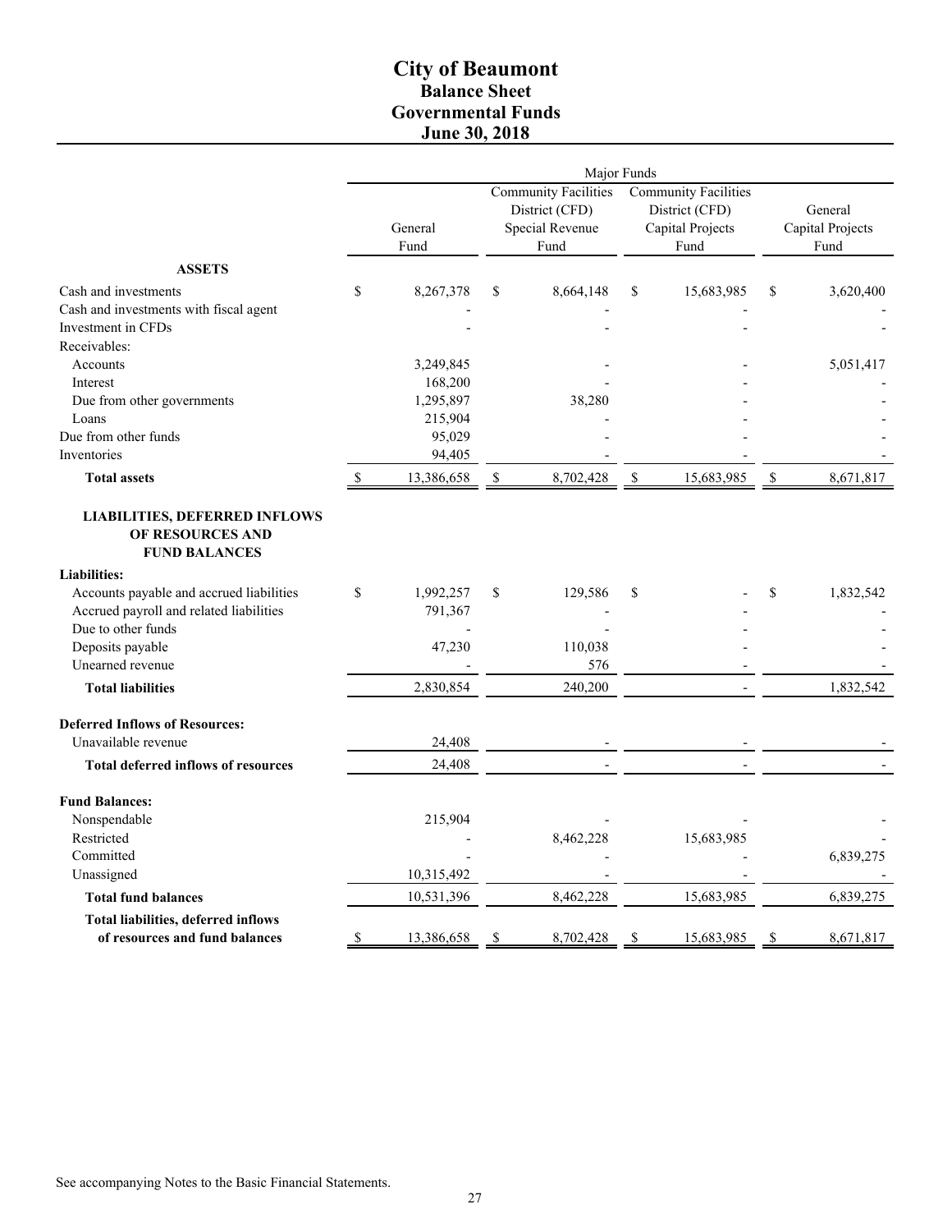# City of Beaumont
## Balance Sheet
## Governmental Funds
## June 30, 2018

| | Major Funds | | | |
|---|---|---|---|---|
| | General Fund | Community Facilities District (CFD) Special Revenue Fund | Community Facilities District (CFD) Capital Projects Fund | General Capital Projects Fund |
| **ASSETS** | | | | |
| Cash and investments | $ 8,267,378 | $ 8,664,148 | $ 15,683,985 | $ 3,620,400 |
| Cash and investments with fiscal agent | - | - | - | - |
| Investment in CFDs | - | - | - | - |
| Receivables: | | | | |
| Accounts | 3,249,845 | - | - | 5,051,417 |
| Interest | 168,200 | - | - | - |
| Due from other governments | 1,295,897 | 38,280 | - | - |
| Loans | 215,904 | - | - | - |
| Due from other funds | 95,029 | - | - | - |
| Inventories | 94,405 | - | - | - |
| **Total assets** | $ 13,386,658 | $ 8,702,428 | $ 15,683,985 | $ 8,671,817 |
| **LIABILITIES, DEFERRED INFLOWS OF RESOURCES AND FUND BALANCES** | | | | |
| **Liabilities:** | | | | |
| Accounts payable and accrued liabilities | $ 1,992,257 | $ 129,586 | $ - | $ 1,832,542 |
| Accrued payroll and related liabilities | 791,367 | - | - | - |
| Due to other funds | - | - | - | - |
| Deposits payable | 47,230 | 110,038 | - | - |
| Unearned revenue | - | 576 | - | - |
| **Total liabilities** | 2,830,854 | 240,200 | - | 1,832,542 |
| **Deferred Inflows of Resources:** | | | | |
| Unavailable revenue | 24,408 | - | - | - |
| **Total deferred inflows of resources** | 24,408 | - | - | - |
| **Fund Balances:** | | | | |
| Nonspendable | 215,904 | - | - | - |
| Restricted | - | 8,462,228 | 15,683,985 | - |
| Committed | - | - | - | 6,839,275 |
| Unassigned | 10,315,492 | - | - | - |
| **Total fund balances** | 10,531,396 | 8,462,228 | 15,683,985 | 6,839,275 |
| **Total liabilities, deferred inflows of resources and fund balances** | $ 13,386,658 | $ 8,702,428 | $ 15,683,985 | $ 8,671,817 |

See accompanying Notes to the Basic Financial Statements.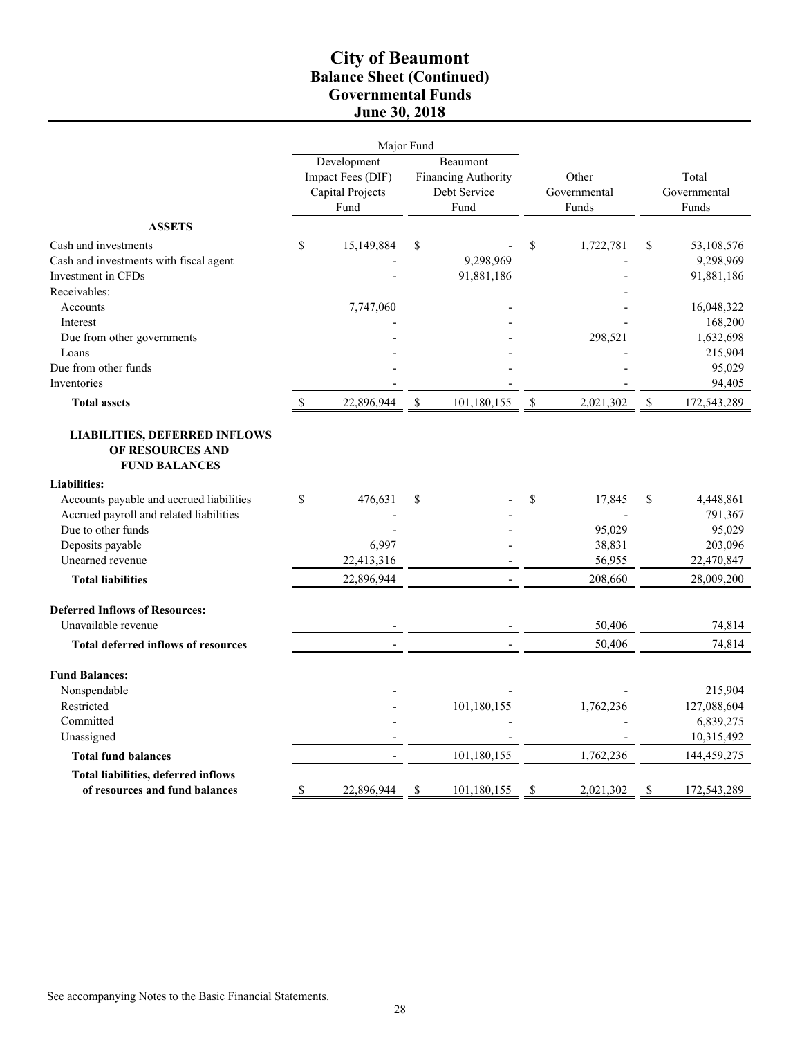# City of Beaumont
## Balance Sheet (Continued)
## Governmental Funds
## June 30, 2018

| | Major Fund | | | |
|---|---|---|---|---|
| | Development Impact Fees (DIF) Capital Projects Fund | Beaumont Financing Authority Debt Service Fund | Other Governmental Funds | Total Governmental Funds |
| **ASSETS** | | | | |
| Cash and investments | $ 15,149,884 | $ - | $ 1,722,781 | $ 53,108,576 |
| Cash and investments with fiscal agent | - | 9,298,969 | - | 9,298,969 |
| Investment in CFDs | - | 91,881,186 | - | 91,881,186 |
| Receivables: | | | - | |
| Accounts | 7,747,060 | - | - | 16,048,322 |
| Interest | - | - | - | 168,200 |
| Due from other governments | - | - | 298,521 | 1,632,698 |
| Loans | - | - | - | 215,904 |
| Due from other funds | - | - | - | 95,029 |
| Inventories | - | - | - | 94,405 |
| **Total assets** | $ 22,896,944 | $ 101,180,155 | $ 2,021,302 | $ 172,543,289 |
| **LIABILITIES, DEFERRED INFLOWS OF RESOURCES AND FUND BALANCES** | | | | |
| **Liabilities:** | | | | |
| Accounts payable and accrued liabilities | $ 476,631 | $ - | $ 17,845 | $ 4,448,861 |
| Accrued payroll and related liabilities | - | - | - | 791,367 |
| Due to other funds | - | - | 95,029 | 95,029 |
| Deposits payable | 6,997 | - | 38,831 | 203,096 |
| Unearned revenue | 22,413,316 | - | 56,955 | 22,470,847 |
| **Total liabilities** | 22,896,944 | - | 208,660 | 28,009,200 |
| **Deferred Inflows of Resources:** | | | | |
| Unavailable revenue | - | - | 50,406 | 74,814 |
| **Total deferred inflows of resources** | - | - | 50,406 | 74,814 |
| **Fund Balances:** | | | | |
| Nonspendable | - | - | - | 215,904 |
| Restricted | - | 101,180,155 | 1,762,236 | 127,088,604 |
| Committed | - | - | - | 6,839,275 |
| Unassigned | - | - | - | 10,315,492 |
| **Total fund balances** | - | 101,180,155 | 1,762,236 | 144,459,275 |
| **Total liabilities, deferred inflows of resources and fund balances** | $ 22,896,944 | $ 101,180,155 | $ 2,021,302 | $ 172,543,289 |

See accompanying Notes to the Basic Financial Statements.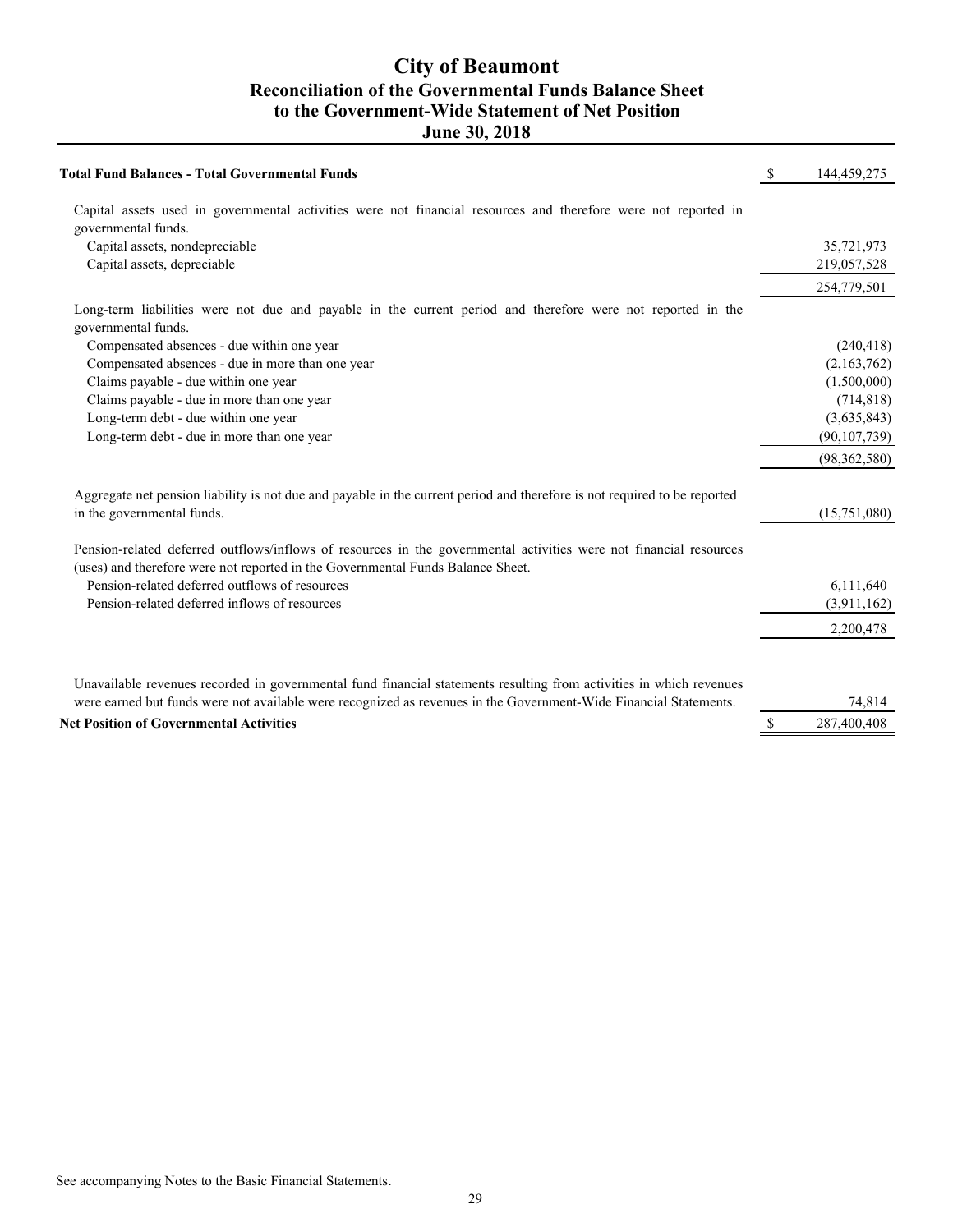# City of Beaumont
## Reconciliation of the Governmental Funds Balance Sheet to the Government-Wide Statement of Net Position
## June 30, 2018

| | |
|---|---|
| **Total Fund Balances - Total Governmental Funds** | $ 144,459,275 |
| Capital assets used in governmental activities were not financial resources and therefore were not reported in governmental funds. | |
| Capital assets, nondepreciable | 35,721,973 |
| Capital assets, depreciable | 219,057,528 |
| | 254,779,501 |
| Long-term liabilities were not due and payable in the current period and therefore were not reported in the governmental funds. | |
| Compensated absences - due within one year | (240,418) |
| Compensated absences - due in more than one year | (2,163,762) |
| Claims payable - due within one year | (1,500,000) |
| Claims payable - due in more than one year | (714,818) |
| Long-term debt - due within one year | (3,635,843) |
| Long-term debt - due in more than one year | (90,107,739) |
| | (98,362,580) |
| Aggregate net pension liability is not due and payable in the current period and therefore is not required to be reported in the governmental funds. | (15,751,080) |
| Pension-related deferred outflows/inflows of resources in the governmental activities were not financial resources (uses) and therefore were not reported in the Governmental Funds Balance Sheet. | |
| Pension-related deferred outflows of resources | 6,111,640 |
| Pension-related deferred inflows of resources | (3,911,162) |
| | 2,200,478 |
| Unavailable revenues recorded in governmental fund financial statements resulting from activities in which revenues were earned but funds were not available were recognized as revenues in the Government-Wide Financial Statements. | 74,814 |
| **Net Position of Governmental Activities** | $ 287,400,408 |

See accompanying Notes to the Basic Financial Statements.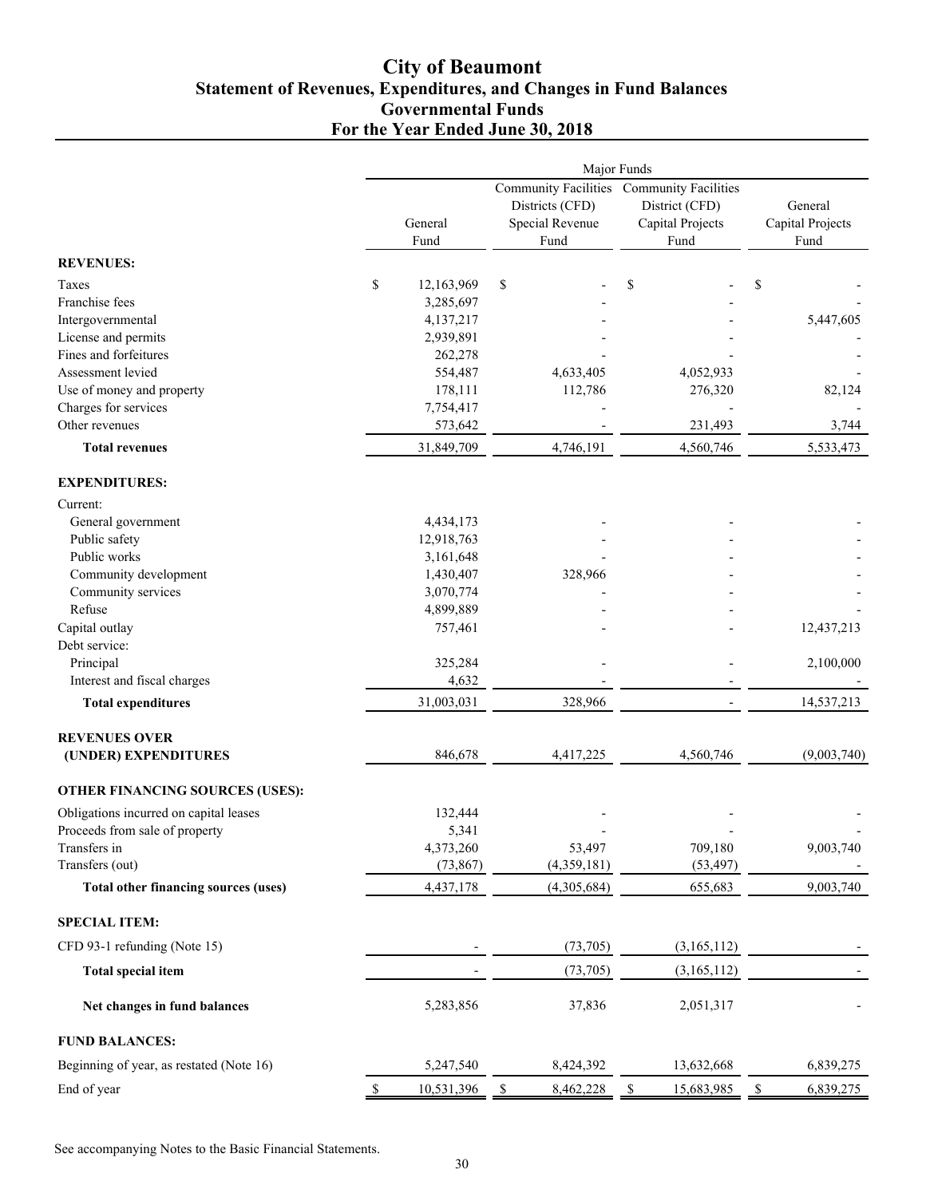# City of Beaumont
## Statement of Revenues, Expenditures, and Changes in Fund Balances
## Governmental Funds
## For the Year Ended June 30, 2018

| | Major Funds | | | |
|---|---|---|---|---|
| | General Fund | Community Facilities Districts (CFD) Special Revenue Fund | Community Facilities District (CFD) Capital Projects Fund | General Capital Projects Fund |
| **REVENUES:** | | | | |
| Taxes | $ 12,163,969 | $ - | $ - | $ - |
| Franchise fees | 3,285,697 | - | - | - |
| Intergovernmental | 4,137,217 | - | - | 5,447,605 |
| License and permits | 2,939,891 | - | - | - |
| Fines and forfeitures | 262,278 | - | - | - |
| Assessment levied | 554,487 | 4,633,405 | 4,052,933 | - |
| Use of money and property | 178,111 | 112,786 | 276,320 | 82,124 |
| Charges for services | 7,754,417 | - | - | - |
| Other revenues | 573,642 | - | 231,493 | 3,744 |
| **Total revenues** | 31,849,709 | 4,746,191 | 4,560,746 | 5,533,473 |
| **EXPENDITURES:** | | | | |
| Current: | | | | |
| General government | 4,434,173 | - | - | - |
| Public safety | 12,918,763 | - | - | - |
| Public works | 3,161,648 | - | - | - |
| Community development | 1,430,407 | 328,966 | - | - |
| Community services | 3,070,774 | - | - | - |
| Refuse | 4,899,889 | - | - | - |
| Capital outlay | 757,461 | - | - | 12,437,213 |
| Debt service: | | | | |
| Principal | 325,284 | - | - | 2,100,000 |
| Interest and fiscal charges | 4,632 | - | - | - |
| **Total expenditures** | 31,003,031 | 328,966 | - | 14,537,213 |
| **REVENUES OVER (UNDER) EXPENDITURES** | 846,678 | 4,417,225 | 4,560,746 | (9,003,740) |
| **OTHER FINANCING SOURCES (USES):** | | | | |
| Obligations incurred on capital leases | 132,444 | - | - | - |
| Proceeds from sale of property | 5,341 | - | - | - |
| Transfers in | 4,373,260 | 53,497 | 709,180 | 9,003,740 |
| Transfers (out) | (73,867) | (4,359,181) | (53,497) | - |
| **Total other financing sources (uses)** | 4,437,178 | (4,305,684) | 655,683 | 9,003,740 |
| **SPECIAL ITEM:** | | | | |
| CFD 93-1 refunding (Note 15) | - | (73,705) | (3,165,112) | - |
| **Total special item** | - | (73,705) | (3,165,112) | - |
| **Net changes in fund balances** | 5,283,856 | 37,836 | 2,051,317 | - |
| **FUND BALANCES:** | | | | |
| Beginning of year, as restated (Note 16) | 5,247,540 | 8,424,392 | 13,632,668 | 6,839,275 |
| End of year | $ 10,531,396 | $ 8,462,228 | $ 15,683,985 | $ 6,839,275 |

See accompanying Notes to the Basic Financial Statements.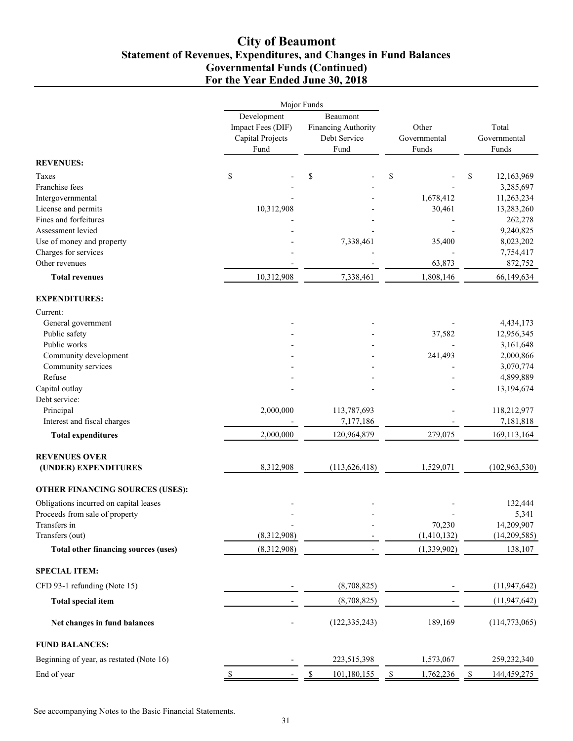# City of Beaumont
## Statement of Revenues, Expenditures, and Changes in Fund Balances
## Governmental Funds (Continued)
## For the Year Ended June 30, 2018

| | Major Funds | | | |
|---|---|---|---|---|
| | Development Impact Fees (DIF) Capital Projects Fund | Beaumont Financing Authority Debt Service Fund | Other Governmental Funds | Total Governmental Funds |
| **REVENUES:** | | | | |
| Taxes | $ - | $ - | $ - | $ 12,163,969 |
| Franchise fees | - | - | - | 3,285,697 |
| Intergovernmental | - | - | 1,678,412 | 11,263,234 |
| License and permits | 10,312,908 | - | 30,461 | 13,283,260 |
| Fines and forfeitures | - | - | - | 262,278 |
| Assessment levied | - | - | - | 9,240,825 |
| Use of money and property | - | 7,338,461 | 35,400 | 8,023,202 |
| Charges for services | - | - | - | 7,754,417 |
| Other revenues | - | - | 63,873 | 872,752 |
| **Total revenues** | 10,312,908 | 7,338,461 | 1,808,146 | 66,149,634 |
| **EXPENDITURES:** | | | | |
| Current: | | | | |
| General government | - | - | - | 4,434,173 |
| Public safety | - | - | 37,582 | 12,956,345 |
| Public works | - | - | - | 3,161,648 |
| Community development | - | - | 241,493 | 2,000,866 |
| Community services | - | - | - | 3,070,774 |
| Refuse | - | - | - | 4,899,889 |
| Capital outlay | - | - | - | 13,194,674 |
| Debt service: | | | | |
| Principal | 2,000,000 | 113,787,693 | - | 118,212,977 |
| Interest and fiscal charges | - | 7,177,186 | - | 7,181,818 |
| **Total expenditures** | 2,000,000 | 120,964,879 | 279,075 | 169,113,164 |
| **REVENUES OVER (UNDER) EXPENDITURES** | 8,312,908 | (113,626,418) | 1,529,071 | (102,963,530) |
| **OTHER FINANCING SOURCES (USES):** | | | | |
| Obligations incurred on capital leases | - | - | - | 132,444 |
| Proceeds from sale of property | - | - | - | 5,341 |
| Transfers in | - | - | 70,230 | 14,209,907 |
| Transfers (out) | (8,312,908) | - | (1,410,132) | (14,209,585) |
| **Total other financing sources (uses)** | (8,312,908) | - | (1,339,902) | 138,107 |
| **SPECIAL ITEM:** | | | | |
| CFD 93-1 refunding (Note 15) | - | (8,708,825) | - | (11,947,642) |
| **Total special item** | - | (8,708,825) | - | (11,947,642) |
| **Net changes in fund balances** | - | (122,335,243) | 189,169 | (114,773,065) |
| **FUND BALANCES:** | | | | |
| Beginning of year, as restated (Note 16) | - | 223,515,398 | 1,573,067 | 259,232,340 |
| End of year | $ - | $ 101,180,155 | $ 1,762,236 | $ 144,459,275 |

See accompanying Notes to the Basic Financial Statements.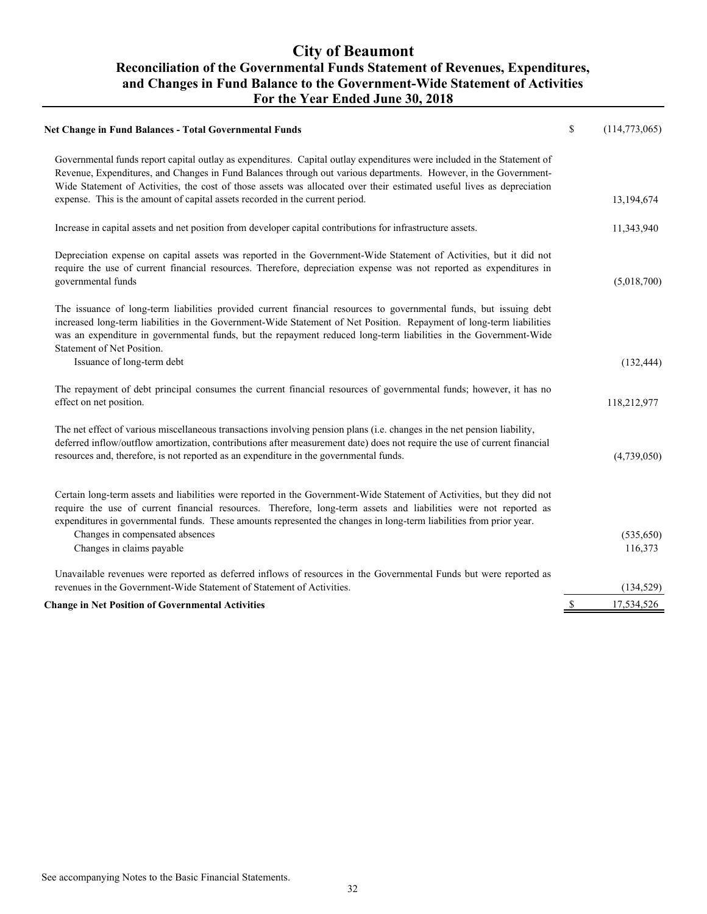# City of Beaumont

## Reconciliation of the Governmental Funds Statement of Revenues, Expenditures, and Changes in Fund Balance to the Government-Wide Statement of Activities

## For the Year Ended June 30, 2018

| | | |
|---|---|---|
| **Net Change in Fund Balances - Total Governmental Funds** | $ | (114,773,065) |
| Governmental funds report capital outlay as expenditures. Capital outlay expenditures were included in the Statement of Revenue, Expenditures, and Changes in Fund Balances through out various departments. However, in the Government-Wide Statement of Activities, the cost of those assets was allocated over their estimated useful lives as depreciation expense. This is the amount of capital assets recorded in the current period. | | 13,194,674 |
| Increase in capital assets and net position from developer capital contributions for infrastructure assets. | | 11,343,940 |
| Depreciation expense on capital assets was reported in the Government-Wide Statement of Activities, but it did not require the use of current financial resources. Therefore, depreciation expense was not reported as expenditures in governmental funds | | (5,018,700) |
| The issuance of long-term liabilities provided current financial resources to governmental funds, but issuing debt increased long-term liabilities in the Government-Wide Statement of Net Position. Repayment of long-term liabilities was an expenditure in governmental funds, but the repayment reduced long-term liabilities in the Government-Wide Statement of Net Position. | | |
| Issuance of long-term debt | | (132,444) |
| The repayment of debt principal consumes the current financial resources of governmental funds; however, it has no effect on net position. | | 118,212,977 |
| The net effect of various miscellaneous transactions involving pension plans (i.e. changes in the net pension liability, deferred inflow/outflow amortization, contributions after measurement date) does not require the use of current financial resources and, therefore, is not reported as an expenditure in the governmental funds. | | (4,739,050) |
| Certain long-term assets and liabilities were reported in the Government-Wide Statement of Activities, but they did not require the use of current financial resources. Therefore, long-term assets and liabilities were not reported as expenditures in governmental funds. These amounts represented the changes in long-term liabilities from prior year. | | |
| Changes in compensated absences | | (535,650) |
| Changes in claims payable | | 116,373 |
| Unavailable revenues were reported as deferred inflows of resources in the Governmental Funds but were reported as revenues in the Government-Wide Statement of Statement of Activities. | | (134,529) |
| **Change in Net Position of Governmental Activities** | $ | 17,534,526 |

See accompanying Notes to the Basic Financial Statements.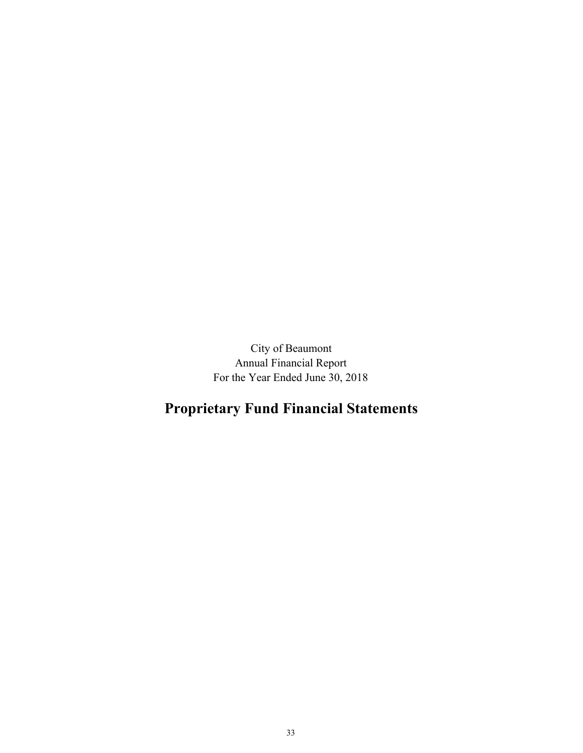City of Beaumont
Annual Financial Report
For the Year Ended June 30, 2018

# Proprietary Fund Financial Statements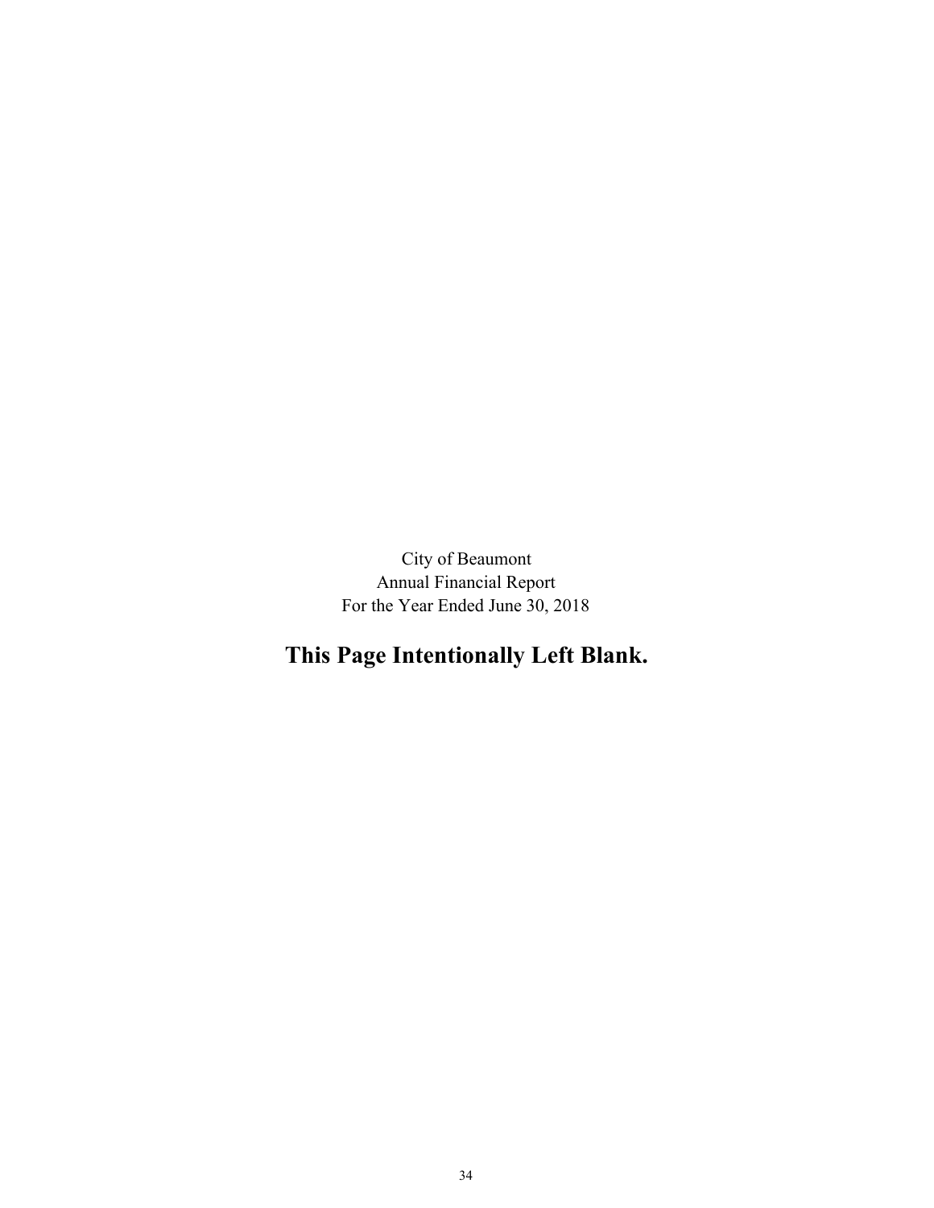City of Beaumont
Annual Financial Report
For the Year Ended June 30, 2018

**This Page Intentionally Left Blank.**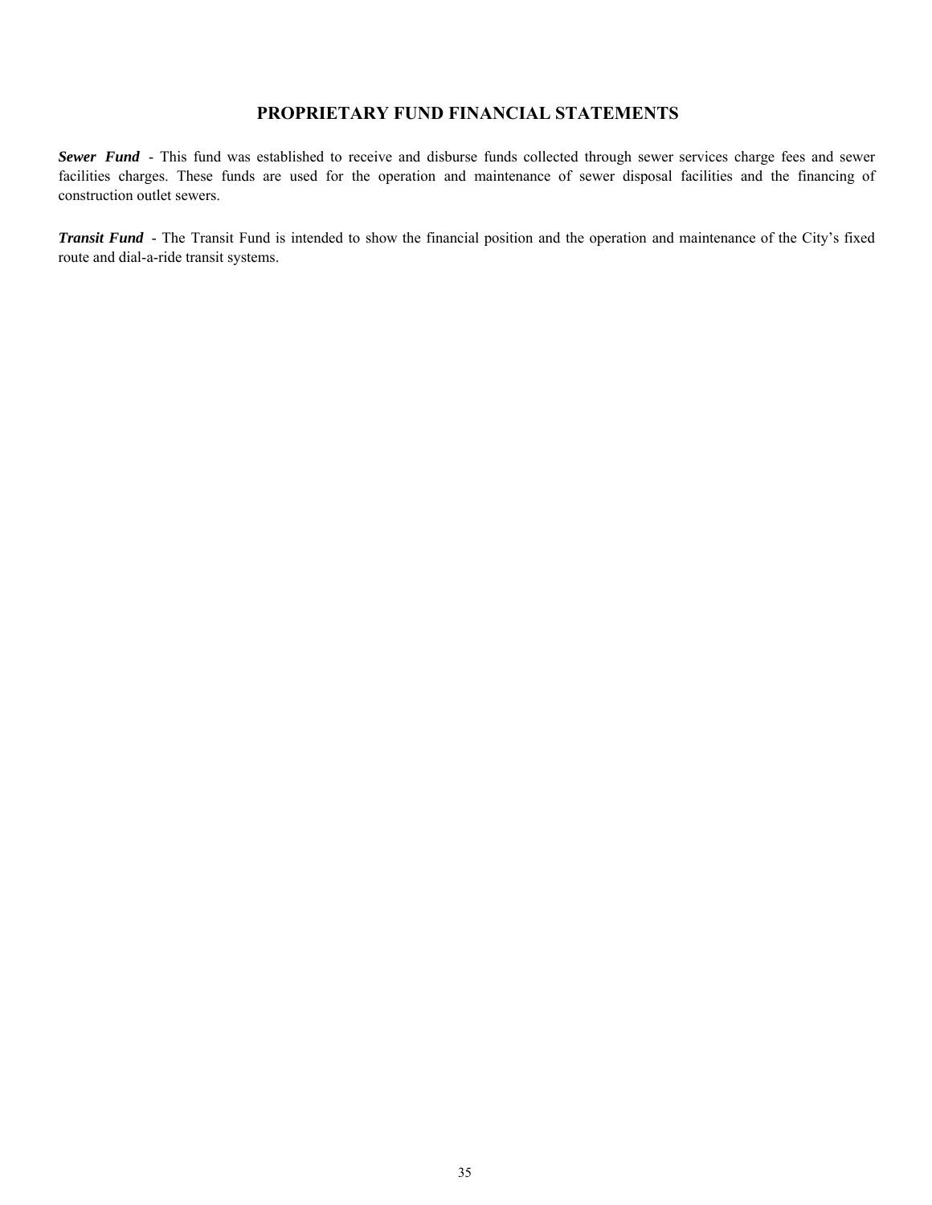# PROPRIETARY FUND FINANCIAL STATEMENTS

***Sewer Fund*** - This fund was established to receive and disburse funds collected through sewer services charge fees and sewer facilities charges. These funds are used for the operation and maintenance of sewer disposal facilities and the financing of construction outlet sewers.

***Transit Fund*** - The Transit Fund is intended to show the financial position and the operation and maintenance of the City's fixed route and dial-a-ride transit systems.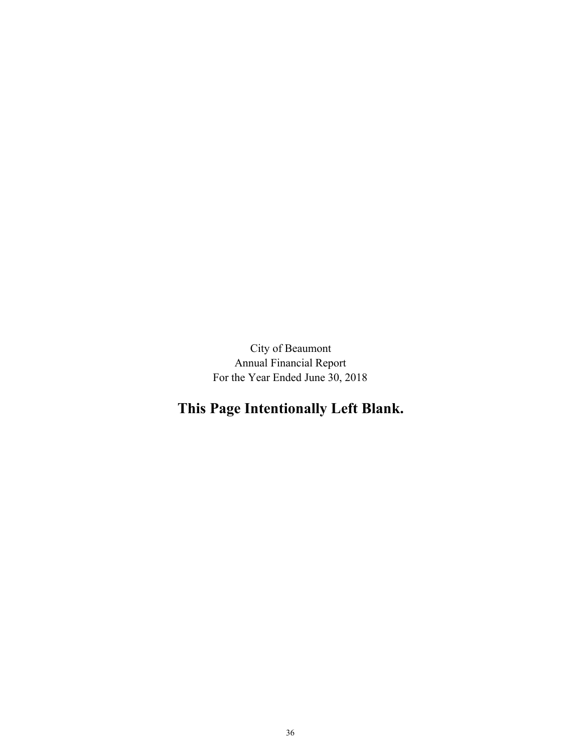City of Beaumont
Annual Financial Report
For the Year Ended June 30, 2018

**This Page Intentionally Left Blank.**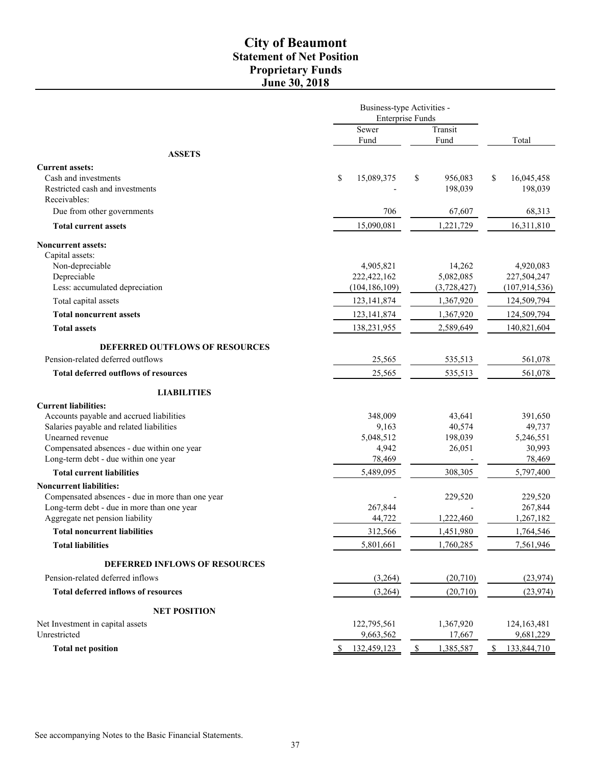# City of Beaumont
## Statement of Net Position
## Proprietary Funds
## June 30, 2018

| | Business-type Activities - Enterprise Funds | | |
|---|---|---|---|
| | Sewer Fund | Transit Fund | Total |
| **ASSETS** | | | |
| **Current assets:** | | | |
| Cash and investments | $ 15,089,375 | $ 956,083 | $ 16,045,458 |
| Restricted cash and investments | - | 198,039 | 198,039 |
| Receivables: | | | |
| Due from other governments | 706 | 67,607 | 68,313 |
| **Total current assets** | 15,090,081 | 1,221,729 | 16,311,810 |
| **Noncurrent assets:** | | | |
| Capital assets: | | | |
| Non-depreciable | 4,905,821 | 14,262 | 4,920,083 |
| Depreciable | 222,422,162 | 5,082,085 | 227,504,247 |
| Less: accumulated depreciation | (104,186,109) | (3,728,427) | (107,914,536) |
| Total capital assets | 123,141,874 | 1,367,920 | 124,509,794 |
| **Total noncurrent assets** | 123,141,874 | 1,367,920 | 124,509,794 |
| **Total assets** | 138,231,955 | 2,589,649 | 140,821,604 |
| **DEFERRED OUTFLOWS OF RESOURCES** | | | |
| Pension-related deferred outflows | 25,565 | 535,513 | 561,078 |
| **Total deferred outflows of resources** | 25,565 | 535,513 | 561,078 |
| **LIABILITIES** | | | |
| **Current liabilities:** | | | |
| Accounts payable and accrued liabilities | 348,009 | 43,641 | 391,650 |
| Salaries payable and related liabilities | 9,163 | 40,574 | 49,737 |
| Unearned revenue | 5,048,512 | 198,039 | 5,246,551 |
| Compensated absences - due within one year | 4,942 | 26,051 | 30,993 |
| Long-term debt - due within one year | 78,469 | - | 78,469 |
| **Total current liabilities** | 5,489,095 | 308,305 | 5,797,400 |
| **Noncurrent liabilities:** | | | |
| Compensated absences - due in more than one year | - | 229,520 | 229,520 |
| Long-term debt - due in more than one year | 267,844 | - | 267,844 |
| Aggregate net pension liability | 44,722 | 1,222,460 | 1,267,182 |
| **Total noncurrent liabilities** | 312,566 | 1,451,980 | 1,764,546 |
| **Total liabilities** | 5,801,661 | 1,760,285 | 7,561,946 |
| **DEFERRED INFLOWS OF RESOURCES** | | | |
| Pension-related deferred inflows | (3,264) | (20,710) | (23,974) |
| **Total deferred inflows of resources** | (3,264) | (20,710) | (23,974) |
| **NET POSITION** | | | |
| Net Investment in capital assets | 122,795,561 | 1,367,920 | 124,163,481 |
| Unrestricted | 9,663,562 | 17,667 | 9,681,229 |
| **Total net position** | $ 132,459,123 | $ 1,385,587 | $ 133,844,710 |

See accompanying Notes to the Basic Financial Statements.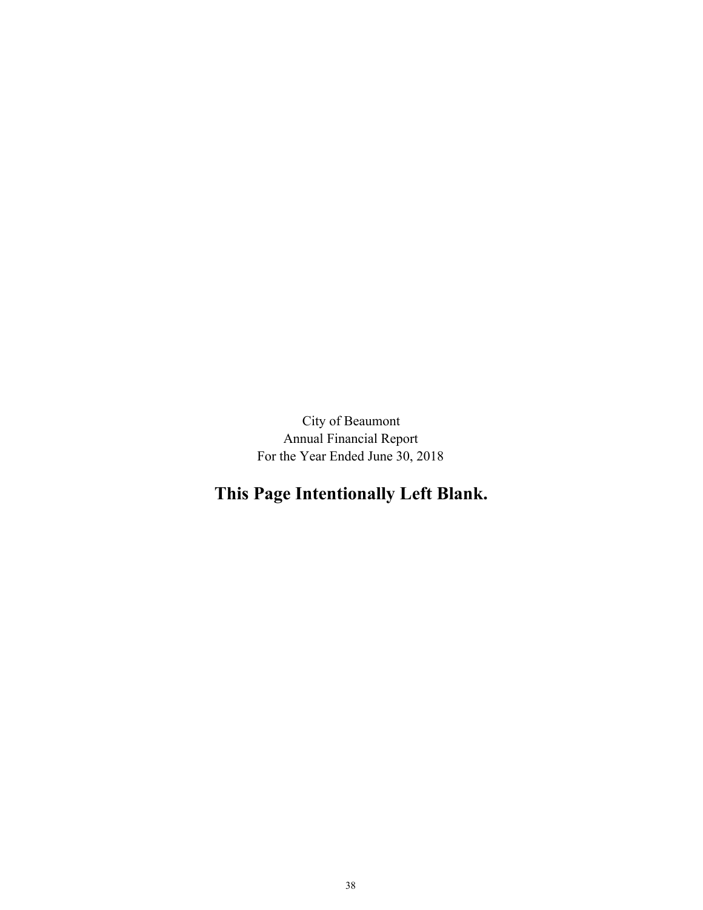City of Beaumont
Annual Financial Report
For the Year Ended June 30, 2018

**This Page Intentionally Left Blank.**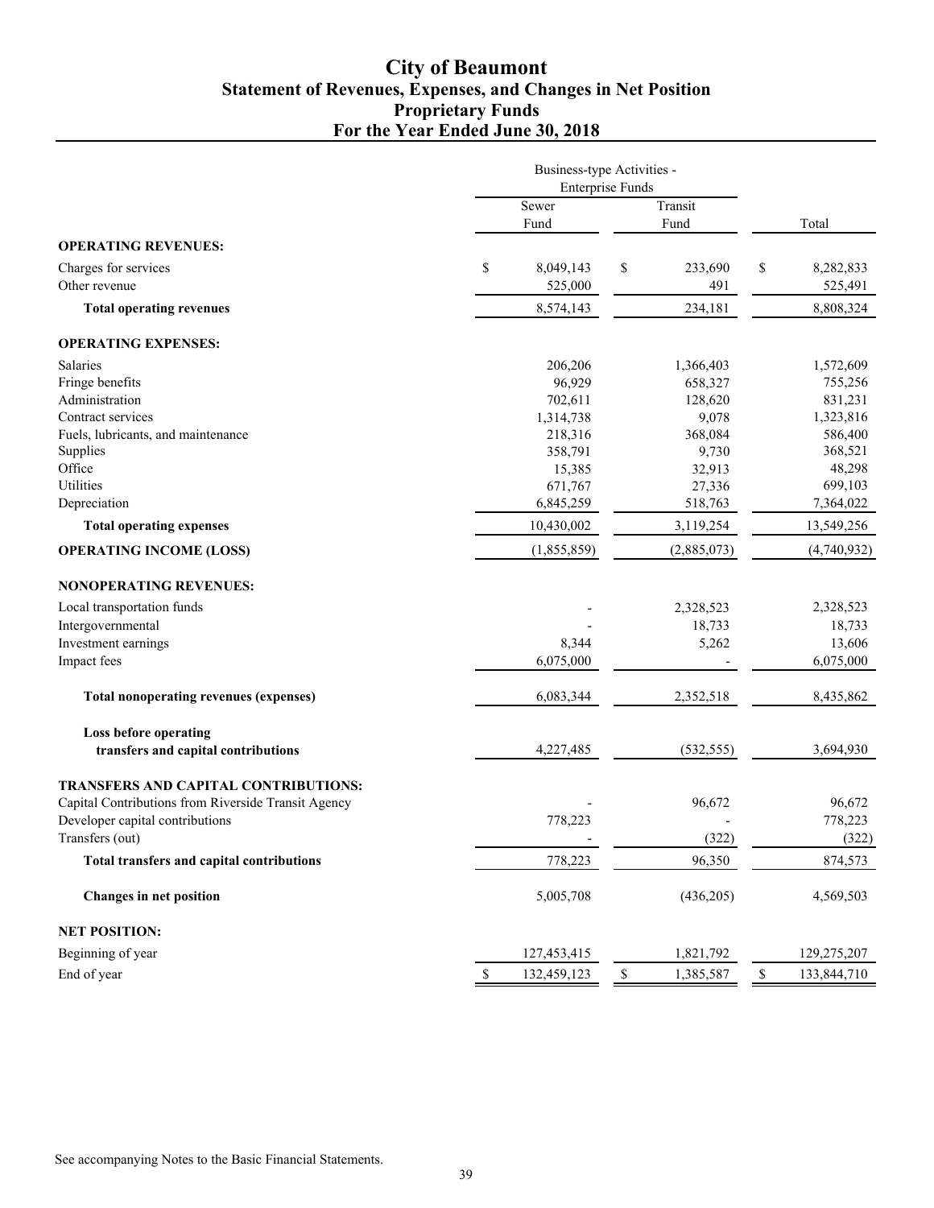# City of Beaumont
## Statement of Revenues, Expenses, and Changes in Net Position
## Proprietary Funds
## For the Year Ended June 30, 2018

| | Business-type Activities - Enterprise Funds | | |
|---|---|---|---|
| | Sewer Fund | Transit Fund | Total |
| **OPERATING REVENUES:** | | | |
| Charges for services | $ 8,049,143 | $ 233,690 | $ 8,282,833 |
| Other revenue | 525,000 | 491 | 525,491 |
| **Total operating revenues** | 8,574,143 | 234,181 | 8,808,324 |
| **OPERATING EXPENSES:** | | | |
| Salaries | 206,206 | 1,366,403 | 1,572,609 |
| Fringe benefits | 96,929 | 658,327 | 755,256 |
| Administration | 702,611 | 128,620 | 831,231 |
| Contract services | 1,314,738 | 9,078 | 1,323,816 |
| Fuels, lubricants, and maintenance | 218,316 | 368,084 | 586,400 |
| Supplies | 358,791 | 9,730 | 368,521 |
| Office | 15,385 | 32,913 | 48,298 |
| Utilities | 671,767 | 27,336 | 699,103 |
| Depreciation | 6,845,259 | 518,763 | 7,364,022 |
| **Total operating expenses** | 10,430,002 | 3,119,254 | 13,549,256 |
| **OPERATING INCOME (LOSS)** | (1,855,859) | (2,885,073) | (4,740,932) |
| **NONOPERATING REVENUES:** | | | |
| Local transportation funds | - | 2,328,523 | 2,328,523 |
| Intergovernmental | - | 18,733 | 18,733 |
| Investment earnings | 8,344 | 5,262 | 13,606 |
| Impact fees | 6,075,000 | - | 6,075,000 |
| **Total nonoperating revenues (expenses)** | 6,083,344 | 2,352,518 | 8,435,862 |
| **Loss before operating transfers and capital contributions** | 4,227,485 | (532,555) | 3,694,930 |
| **TRANSFERS AND CAPITAL CONTRIBUTIONS:** | | | |
| Capital Contributions from Riverside Transit Agency | - | 96,672 | 96,672 |
| Developer capital contributions | 778,223 | - | 778,223 |
| Transfers (out) | - | (322) | (322) |
| **Total transfers and capital contributions** | 778,223 | 96,350 | 874,573 |
| **Changes in net position** | 5,005,708 | (436,205) | 4,569,503 |
| **NET POSITION:** | | | |
| Beginning of year | 127,453,415 | 1,821,792 | 129,275,207 |
| End of year | $ 132,459,123 | $ 1,385,587 | $ 133,844,710 |

See accompanying Notes to the Basic Financial Statements.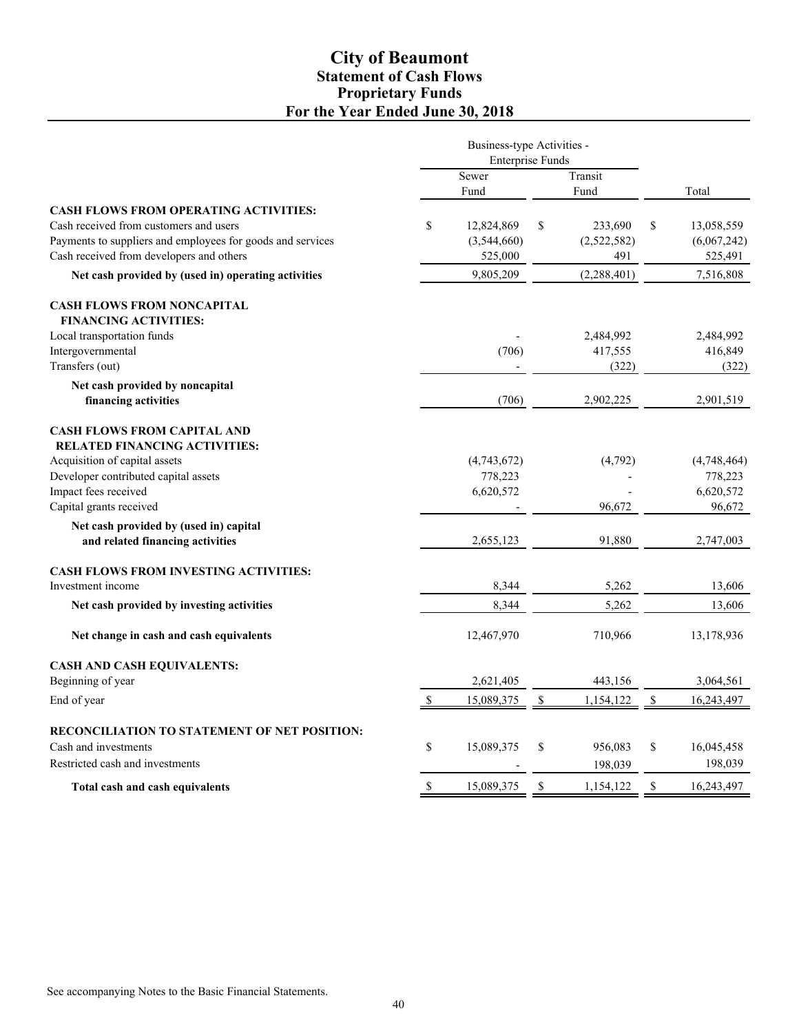# City of Beaumont
## Statement of Cash Flows
## Proprietary Funds
## For the Year Ended June 30, 2018

| | Business-type Activities - Enterprise Funds | | |
|---|---|---|---|
| | Sewer Fund | Transit Fund | Total |
| **CASH FLOWS FROM OPERATING ACTIVITIES:** | | | |
| Cash received from customers and users | $ 12,824,869 | $ 233,690 | $ 13,058,559 |
| Payments to suppliers and employees for goods and services | (3,544,660) | (2,522,582) | (6,067,242) |
| Cash received from developers and others | 525,000 | 491 | 525,491 |
| **Net cash provided by (used in) operating activities** | 9,805,209 | (2,288,401) | 7,516,808 |
| **CASH FLOWS FROM NONCAPITAL FINANCING ACTIVITIES:** | | | |
| Local transportation funds | - | 2,484,992 | 2,484,992 |
| Intergovernmental | (706) | 417,555 | 416,849 |
| Transfers (out) | - | (322) | (322) |
| **Net cash provided by noncapital financing activities** | (706) | 2,902,225 | 2,901,519 |
| **CASH FLOWS FROM CAPITAL AND RELATED FINANCING ACTIVITIES:** | | | |
| Acquisition of capital assets | (4,743,672) | (4,792) | (4,748,464) |
| Developer contributed capital assets | 778,223 | - | 778,223 |
| Impact fees received | 6,620,572 | - | 6,620,572 |
| Capital grants received | - | 96,672 | 96,672 |
| **Net cash provided by (used in) capital and related financing activities** | 2,655,123 | 91,880 | 2,747,003 |
| **CASH FLOWS FROM INVESTING ACTIVITIES:** | | | |
| Investment income | 8,344 | 5,262 | 13,606 |
| **Net cash provided by investing activities** | 8,344 | 5,262 | 13,606 |
| **Net change in cash and cash equivalents** | 12,467,970 | 710,966 | 13,178,936 |
| **CASH AND CASH EQUIVALENTS:** | | | |
| Beginning of year | 2,621,405 | 443,156 | 3,064,561 |
| End of year | $ 15,089,375 | $ 1,154,122 | $ 16,243,497 |
| **RECONCILIATION TO STATEMENT OF NET POSITION:** | | | |
| Cash and investments | $ 15,089,375 | $ 956,083 | $ 16,045,458 |
| Restricted cash and investments | - | 198,039 | 198,039 |
| **Total cash and cash equivalents** | $ 15,089,375 | $ 1,154,122 | $ 16,243,497 |

See accompanying Notes to the Basic Financial Statements.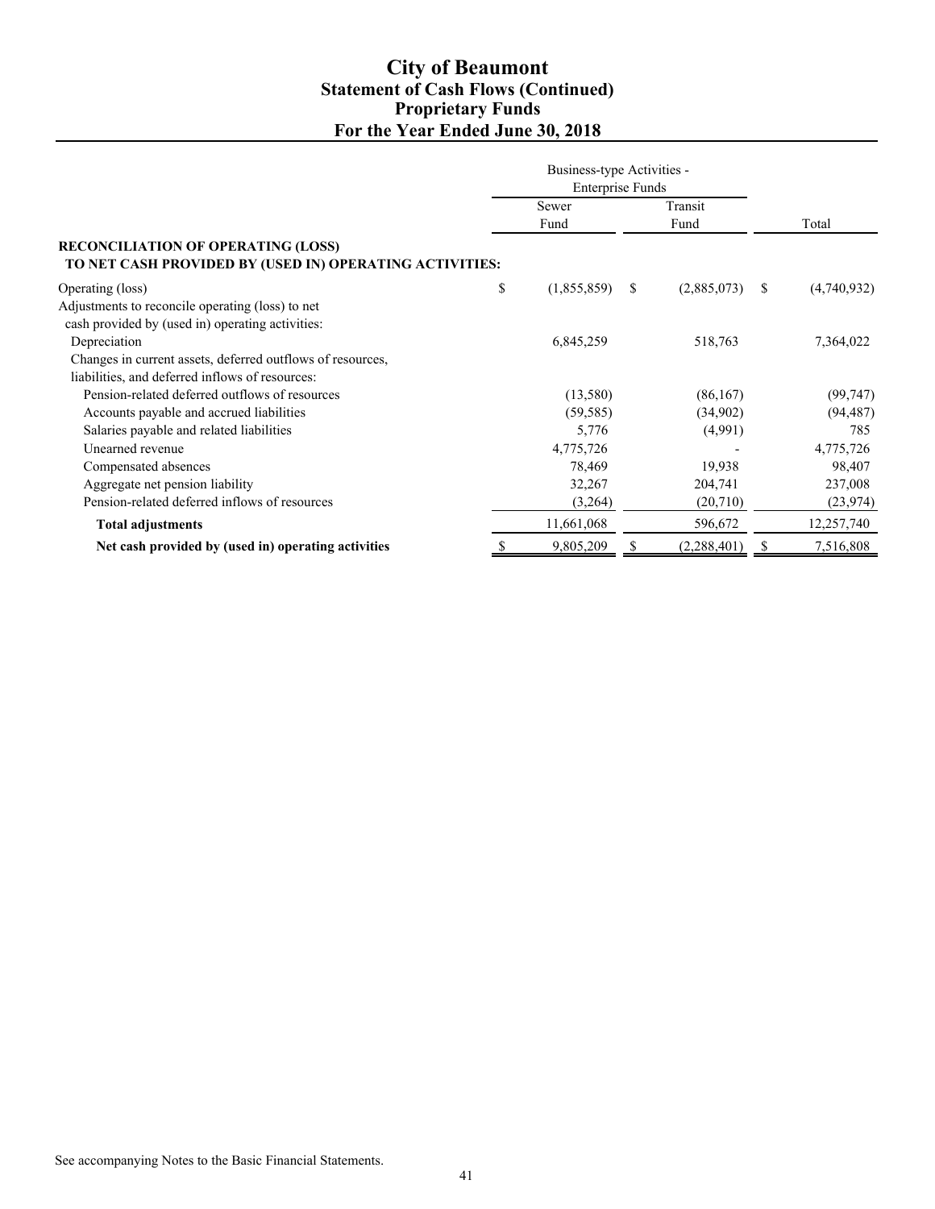# City of Beaumont
## Statement of Cash Flows (Continued)
## Proprietary Funds
## For the Year Ended June 30, 2018

| | Business-type Activities - Enterprise Funds | | |
|---|---|---|---|
| | Sewer Fund | Transit Fund | Total |
| **RECONCILIATION OF OPERATING (LOSS) TO NET CASH PROVIDED BY (USED IN) OPERATING ACTIVITIES:** | | | |
| Operating (loss) | $ (1,855,859) | $ (2,885,073) | $ (4,740,932) |
| Adjustments to reconcile operating (loss) to net cash provided by (used in) operating activities: | | | |
| Depreciation | 6,845,259 | 518,763 | 7,364,022 |
| Changes in current assets, deferred outflows of resources, liabilities, and deferred inflows of resources: | | | |
| Pension-related deferred outflows of resources | (13,580) | (86,167) | (99,747) |
| Accounts payable and accrued liabilities | (59,585) | (34,902) | (94,487) |
| Salaries payable and related liabilities | 5,776 | (4,991) | 785 |
| Unearned revenue | 4,775,726 | - | 4,775,726 |
| Compensated absences | 78,469 | 19,938 | 98,407 |
| Aggregate net pension liability | 32,267 | 204,741 | 237,008 |
| Pension-related deferred inflows of resources | (3,264) | (20,710) | (23,974) |
| **Total adjustments** | 11,661,068 | 596,672 | 12,257,740 |
| **Net cash provided by (used in) operating activities** | $ 9,805,209 | $ (2,288,401) | $ 7,516,808 |

See accompanying Notes to the Basic Financial Statements.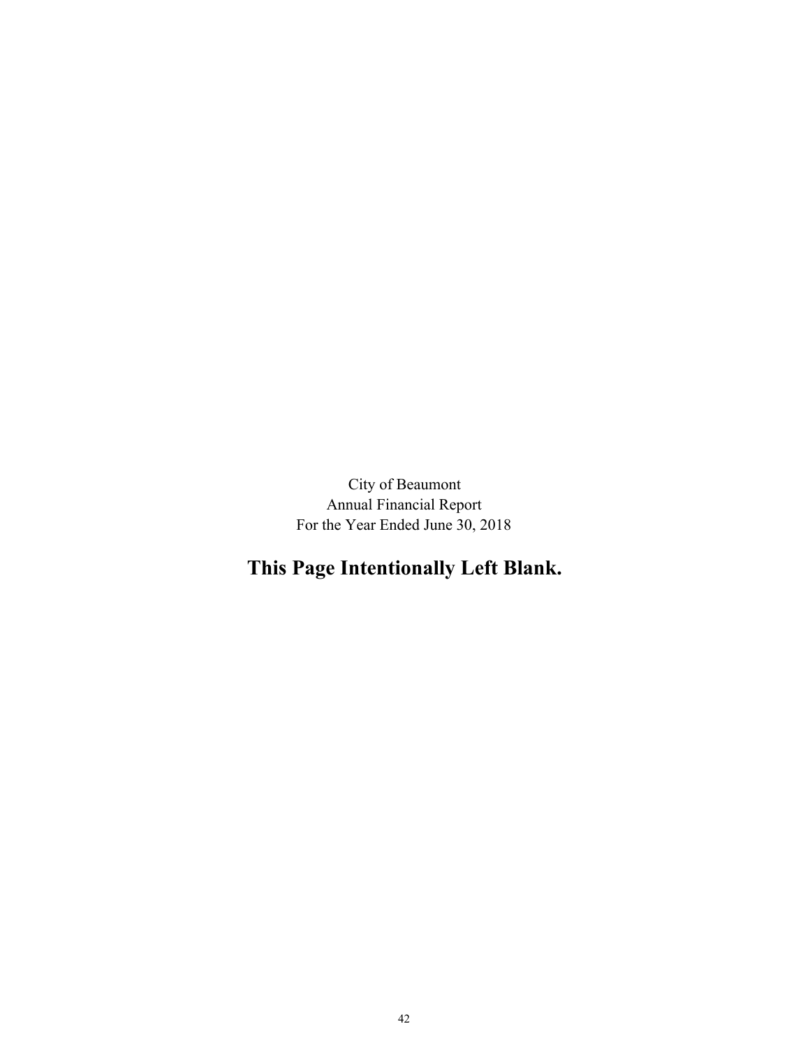City of Beaumont
Annual Financial Report
For the Year Ended June 30, 2018

**This Page Intentionally Left Blank.**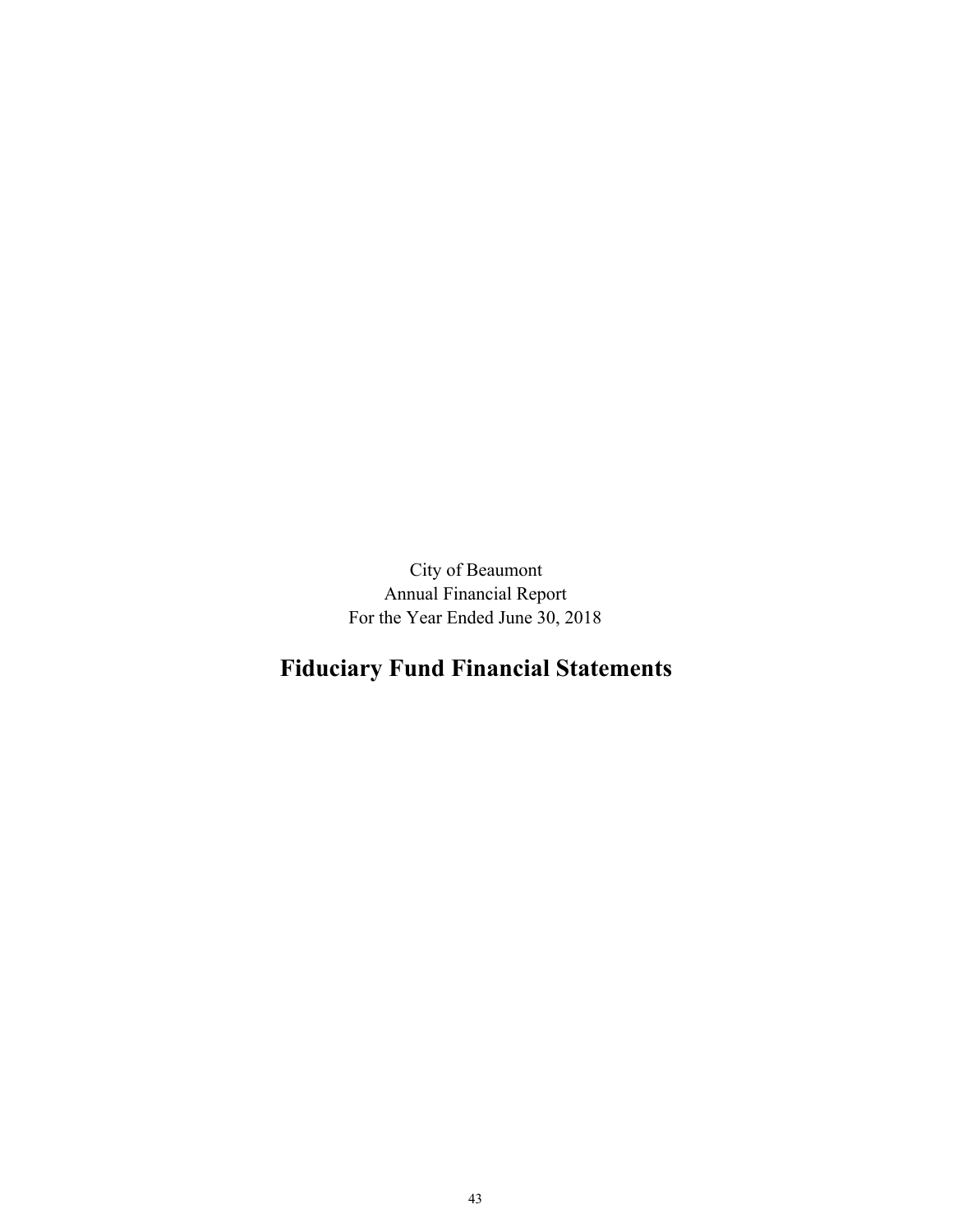City of Beaumont
Annual Financial Report
For the Year Ended June 30, 2018

# Fiduciary Fund Financial Statements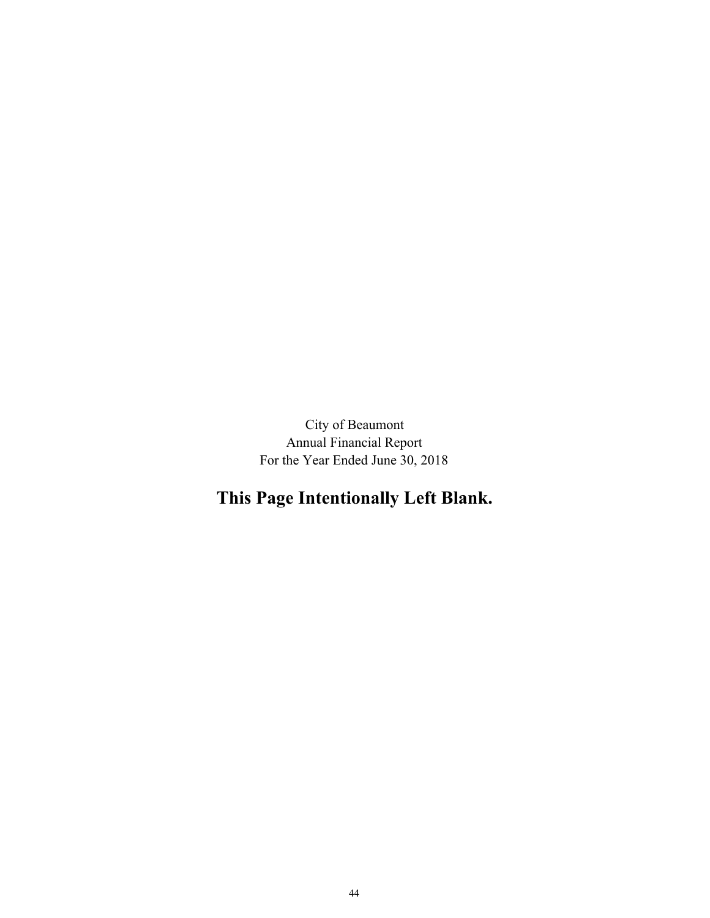City of Beaumont
Annual Financial Report
For the Year Ended June 30, 2018

**This Page Intentionally Left Blank.**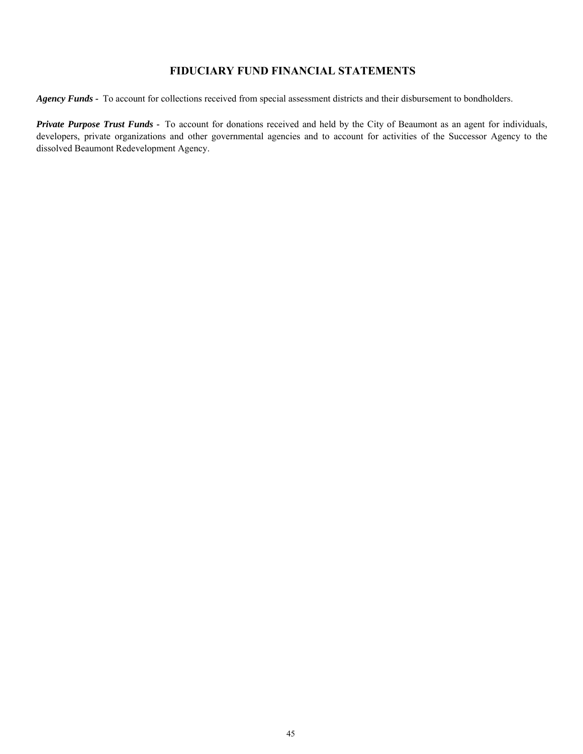# FIDUCIARY FUND FINANCIAL STATEMENTS

***Agency Funds*** - To account for collections received from special assessment districts and their disbursement to bondholders.

***Private Purpose Trust Funds*** - To account for donations received and held by the City of Beaumont as an agent for individuals, developers, private organizations and other governmental agencies and to account for activities of the Successor Agency to the dissolved Beaumont Redevelopment Agency.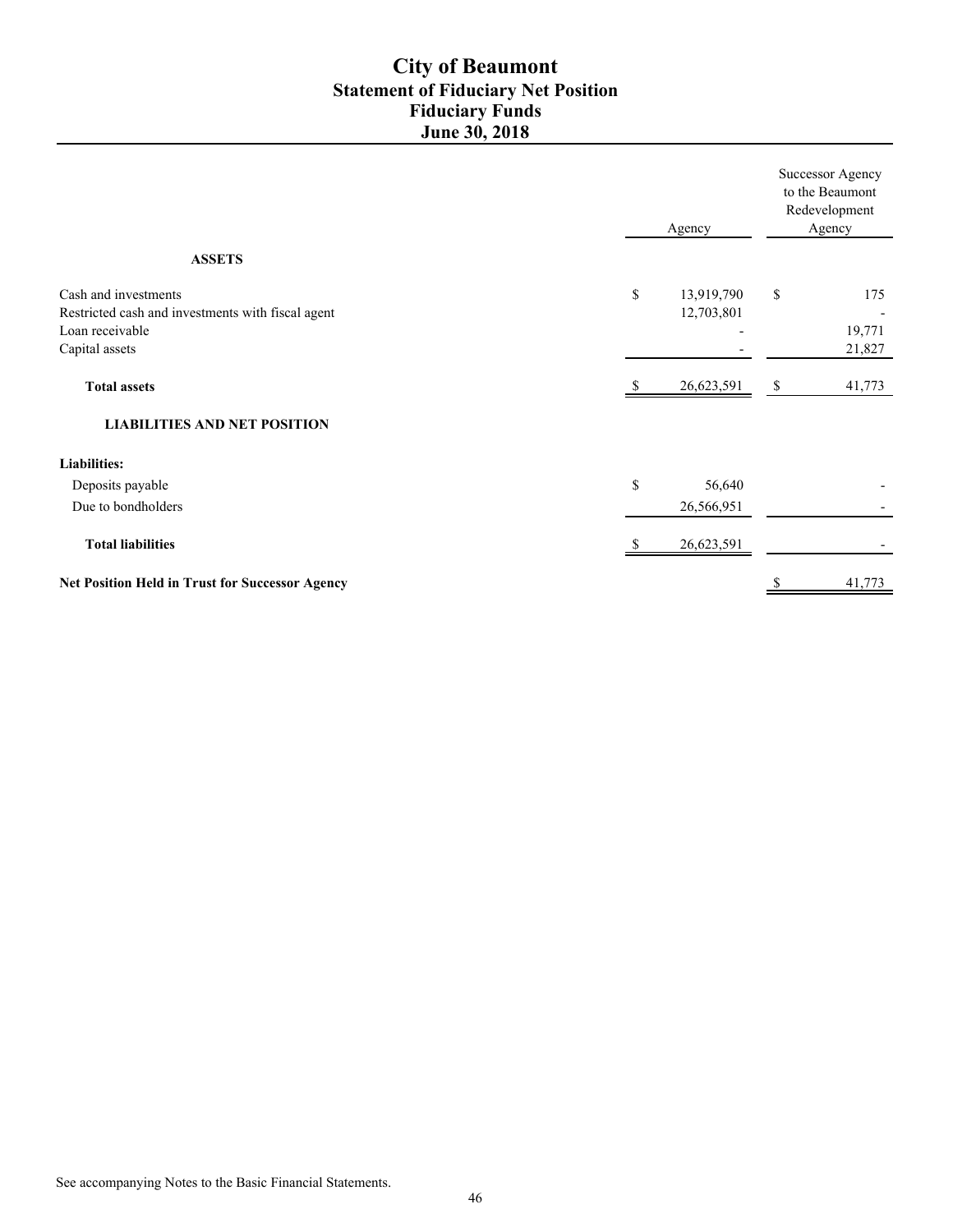# City of Beaumont
## Statement of Fiduciary Net Position
## Fiduciary Funds
## June 30, 2018

| | Agency | Successor Agency to the Beaumont Redevelopment Agency |
|---|---|---|
| **ASSETS** | | |
| Cash and investments | $ 13,919,790 | $ 175 |
| Restricted cash and investments with fiscal agent | 12,703,801 | - |
| Loan receivable | - | 19,771 |
| Capital assets | - | 21,827 |
| **Total assets** | $ 26,623,591 | $ 41,773 |
| **LIABILITIES AND NET POSITION** | | |
| **Liabilities:** | | |
| Deposits payable | $ 56,640 | - |
| Due to bondholders | 26,566,951 | - |
| **Total liabilities** | $ 26,623,591 | - |
| **Net Position Held in Trust for Successor Agency** | | $ 41,773 |

See accompanying Notes to the Basic Financial Statements.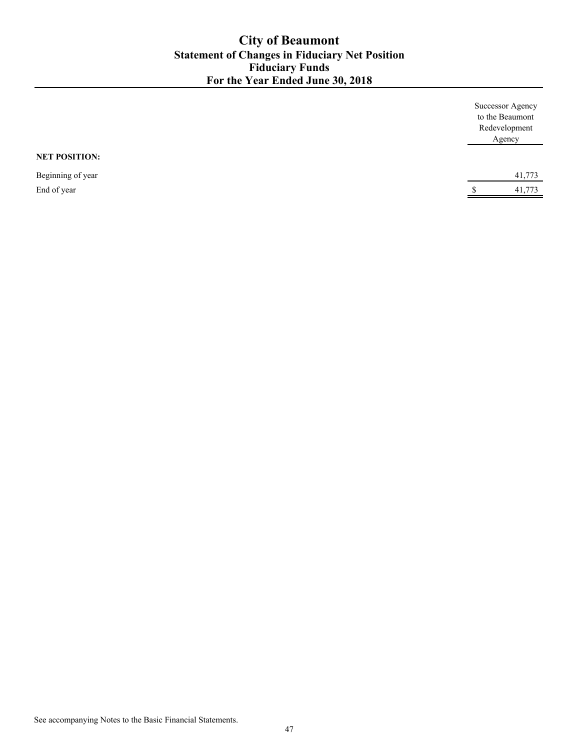# City of Beaumont
## Statement of Changes in Fiduciary Net Position
## Fiduciary Funds
## For the Year Ended June 30, 2018

| | Successor Agency to the Beaumont Redevelopment Agency |
|---|---|
| **NET POSITION:** | |
| Beginning of year | 41,773 |
| End of year | $ 41,773 |

See accompanying Notes to the Basic Financial Statements.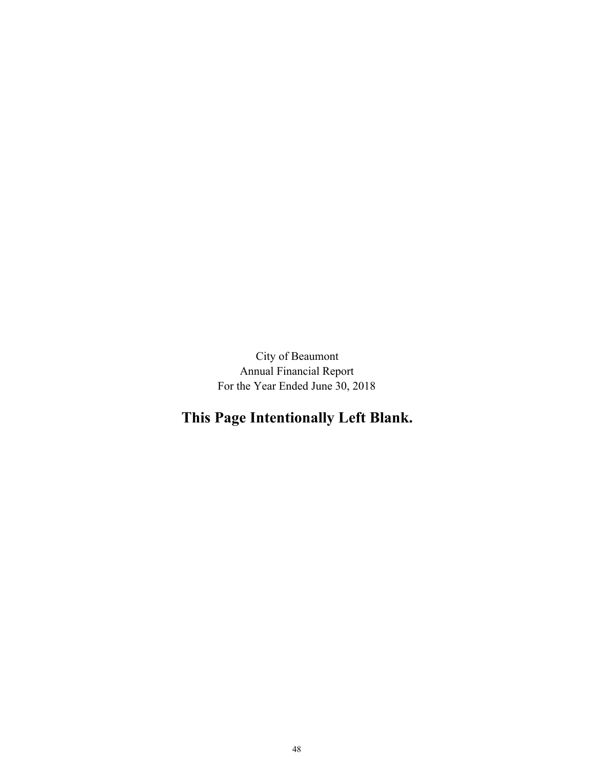City of Beaumont
Annual Financial Report
For the Year Ended June 30, 2018

**This Page Intentionally Left Blank.**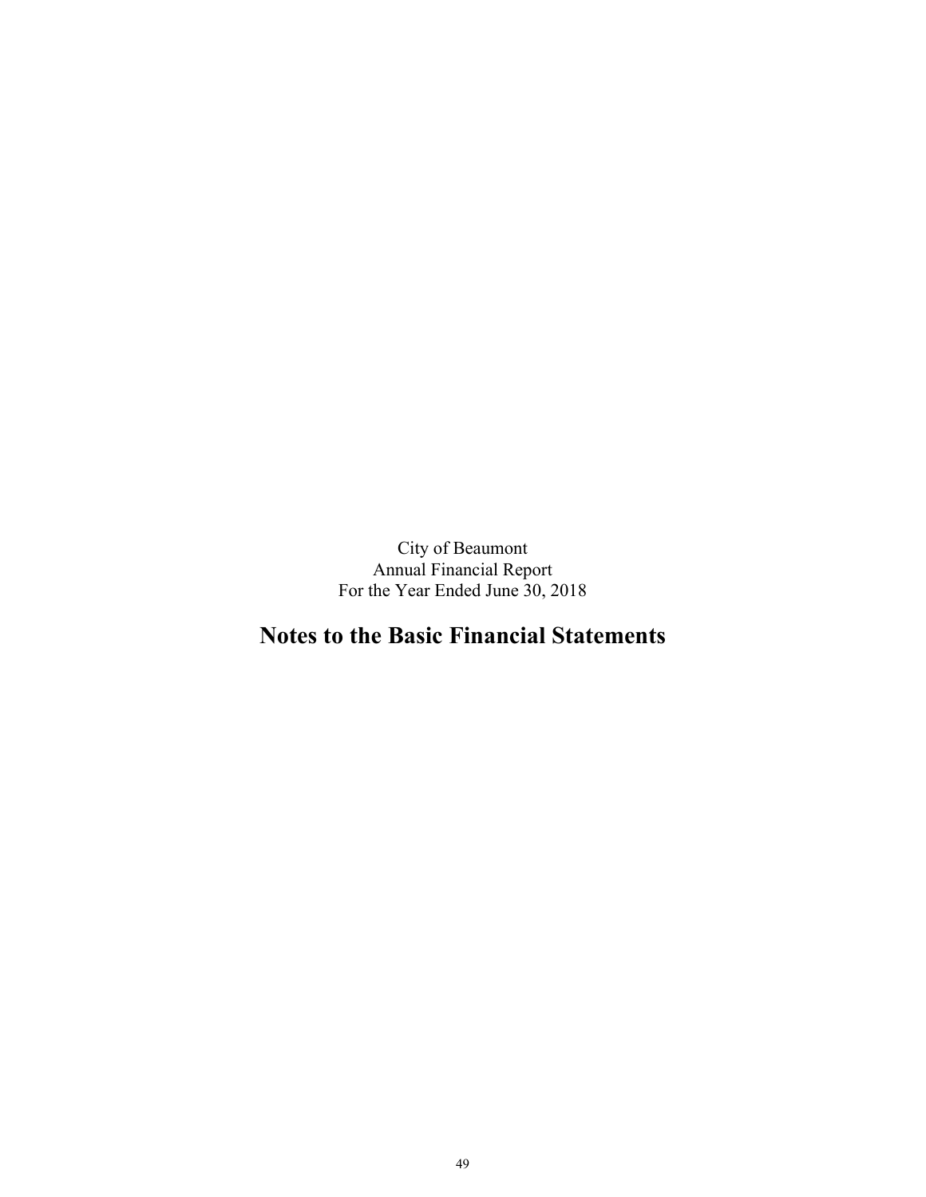City of Beaumont
Annual Financial Report
For the Year Ended June 30, 2018

# Notes to the Basic Financial Statements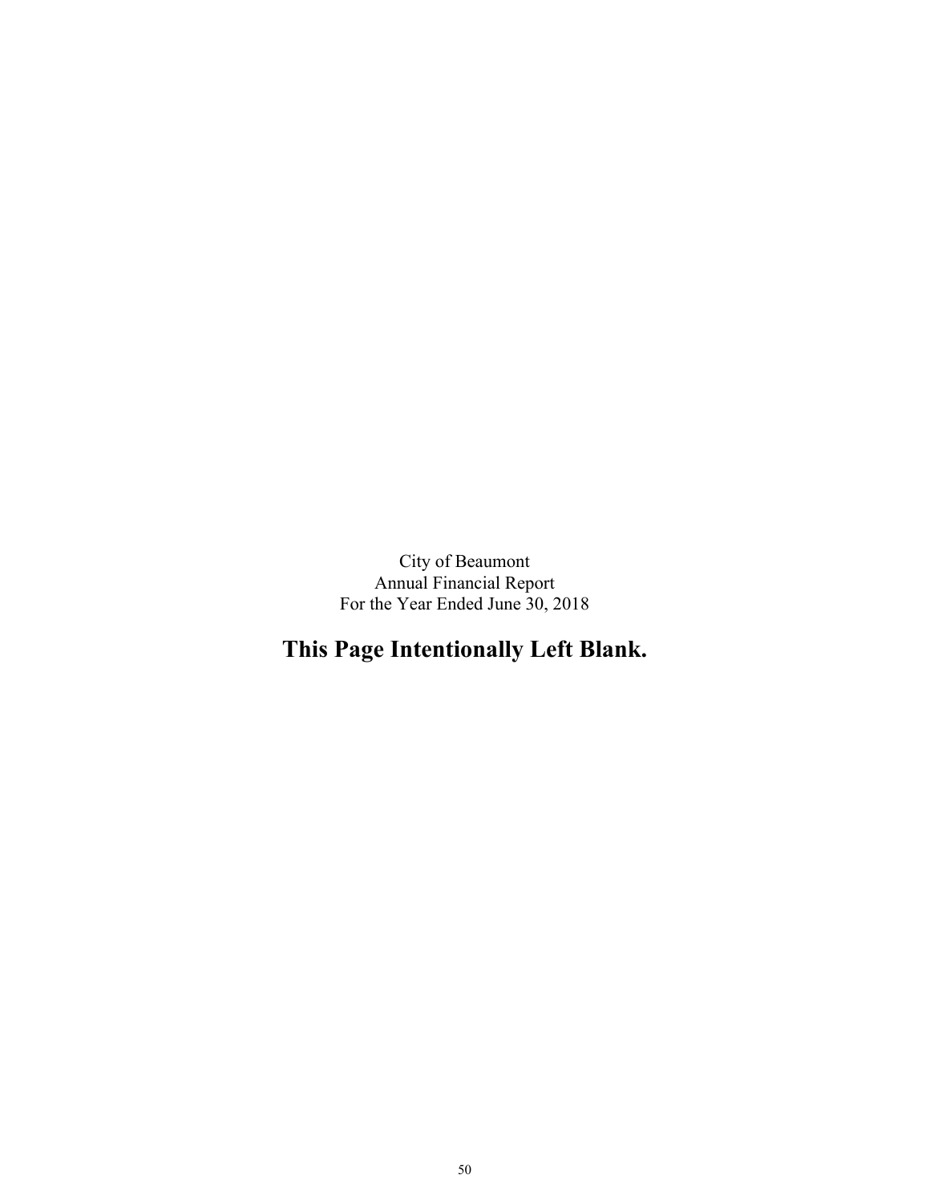City of Beaumont
Annual Financial Report
For the Year Ended June 30, 2018

**This Page Intentionally Left Blank.**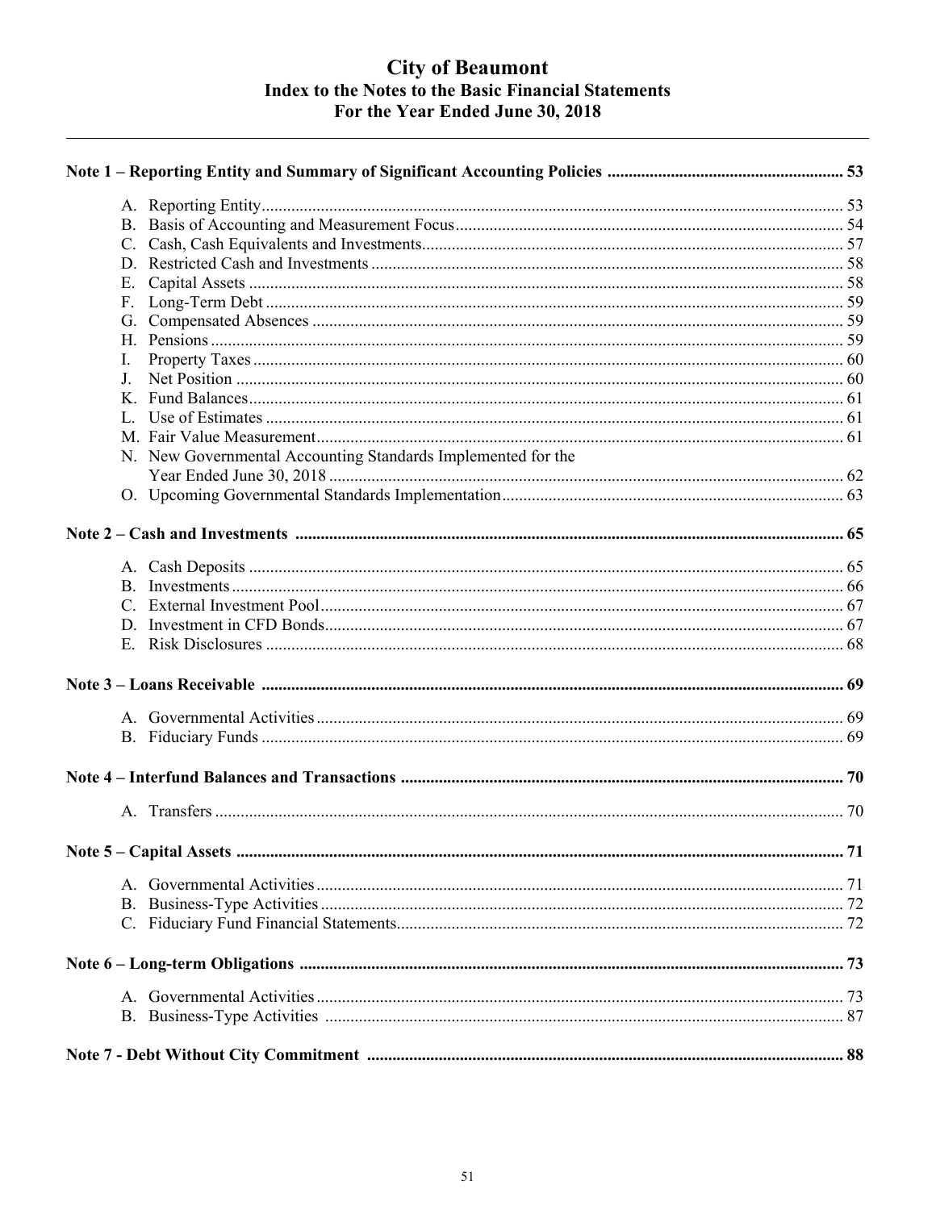# City of Beaumont
## Index to the Notes to the Basic Financial Statements
## For the Year Ended June 30, 2018

**Note 1 – Reporting Entity and Summary of Significant Accounting Policies ........ 53**

A. Reporting Entity ........ 53
B. Basis of Accounting and Measurement Focus ........ 54
C. Cash, Cash Equivalents and Investments ........ 57
D. Restricted Cash and Investments ........ 58
E. Capital Assets ........ 58
F. Long-Term Debt ........ 59
G. Compensated Absences ........ 59
H. Pensions ........ 59
I. Property Taxes ........ 60
J. Net Position ........ 60
K. Fund Balances ........ 61
L. Use of Estimates ........ 61
M. Fair Value Measurement ........ 61
N. New Governmental Accounting Standards Implemented for the Year Ended June 30, 2018 ........ 62
O. Upcoming Governmental Standards Implementation ........ 63

**Note 2 – Cash and Investments ........ 65**

A. Cash Deposits ........ 65
B. Investments ........ 66
C. External Investment Pool ........ 67
D. Investment in CFD Bonds ........ 67
E. Risk Disclosures ........ 68

**Note 3 – Loans Receivable ........ 69**

A. Governmental Activities ........ 69
B. Fiduciary Funds ........ 69

**Note 4 – Interfund Balances and Transactions ........ 70**

A. Transfers ........ 70

**Note 5 – Capital Assets ........ 71**

A. Governmental Activities ........ 71
B. Business-Type Activities ........ 72
C. Fiduciary Fund Financial Statements ........ 72

**Note 6 – Long-term Obligations ........ 73**

A. Governmental Activities ........ 73
B. Business-Type Activities ........ 87

**Note 7 - Debt Without City Commitment ........ 88**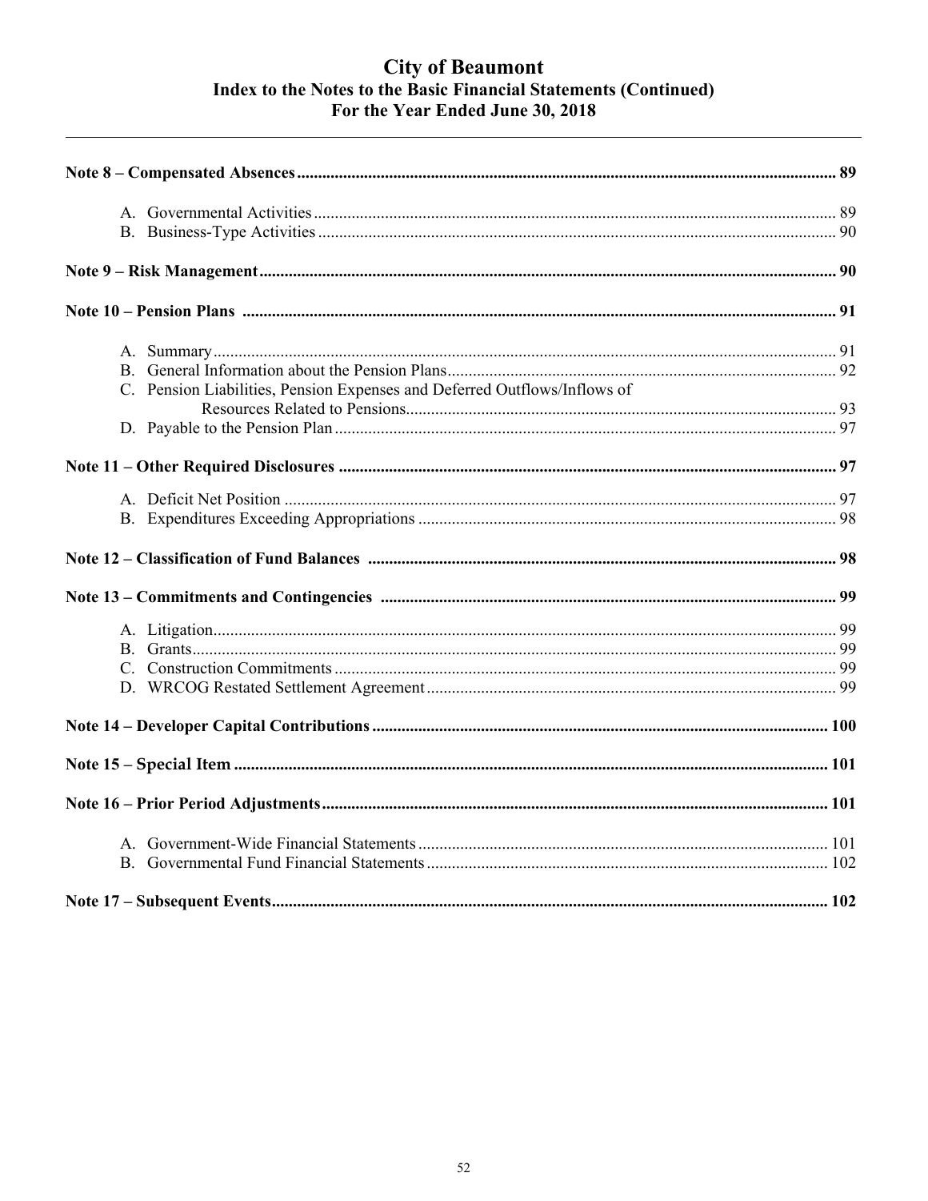# City of Beaumont
## Index to the Notes to the Basic Financial Statements (Continued)
## For the Year Ended June 30, 2018

**Note 8 – Compensated Absences** .......... **89**

- A. Governmental Activities .......... 89
- B. Business-Type Activities .......... 90

**Note 9 – Risk Management** .......... **90**

**Note 10 – Pension Plans** .......... **91**

- A. Summary .......... 91
- B. General Information about the Pension Plans .......... 92
- C. Pension Liabilities, Pension Expenses and Deferred Outflows/Inflows of Resources Related to Pensions .......... 93
- D. Payable to the Pension Plan .......... 97

**Note 11 – Other Required Disclosures** .......... **97**

- A. Deficit Net Position .......... 97
- B. Expenditures Exceeding Appropriations .......... 98

**Note 12 – Classification of Fund Balances** .......... **98**

**Note 13 – Commitments and Contingencies** .......... **99**

- A. Litigation .......... 99
- B. Grants .......... 99
- C. Construction Commitments .......... 99
- D. WRCOG Restated Settlement Agreement .......... 99

**Note 14 – Developer Capital Contributions** .......... **100**

**Note 15 – Special Item** .......... **101**

**Note 16 – Prior Period Adjustments** .......... **101**

- A. Government-Wide Financial Statements .......... 101
- B. Governmental Fund Financial Statements .......... 102

**Note 17 – Subsequent Events** .......... **102**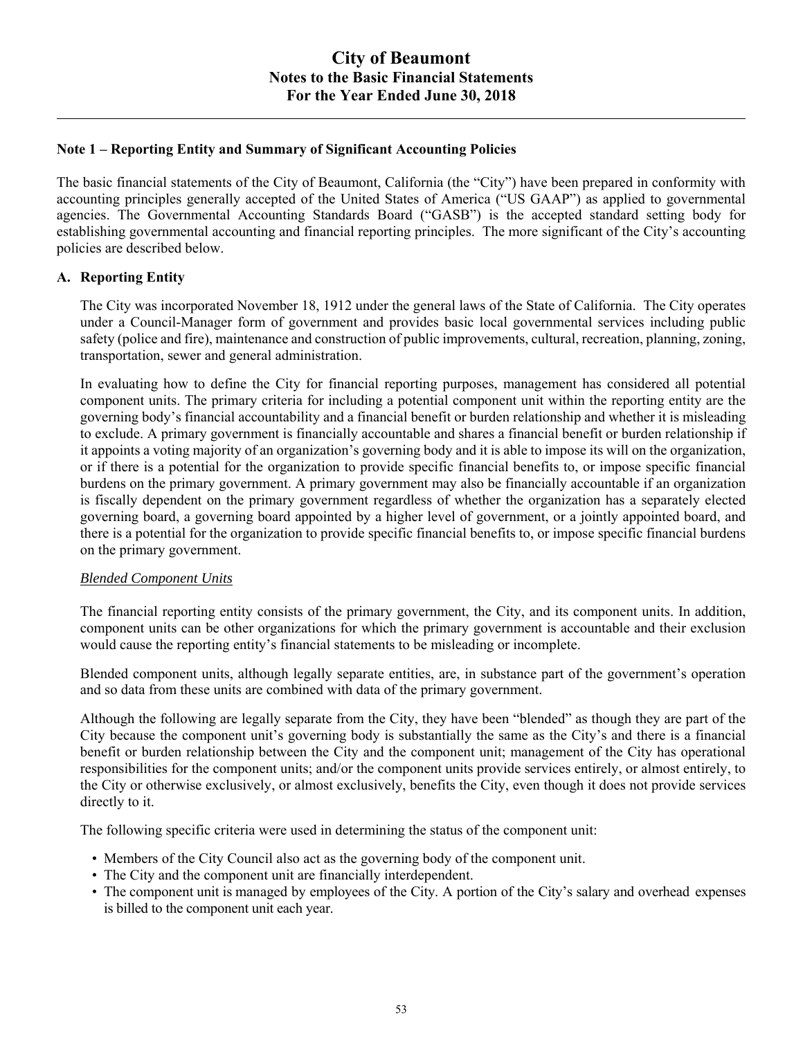## Note 1 – Reporting Entity and Summary of Significant Accounting Policies

The basic financial statements of the City of Beaumont, California (the "City") have been prepared in conformity with accounting principles generally accepted of the United States of America ("US GAAP") as applied to governmental agencies. The Governmental Accounting Standards Board ("GASB") is the accepted standard setting body for establishing governmental accounting and financial reporting principles. The more significant of the City's accounting policies are described below.

### A. Reporting Entity

The City was incorporated November 18, 1912 under the general laws of the State of California. The City operates under a Council-Manager form of government and provides basic local governmental services including public safety (police and fire), maintenance and construction of public improvements, cultural, recreation, planning, zoning, transportation, sewer and general administration.

In evaluating how to define the City for financial reporting purposes, management has considered all potential component units. The primary criteria for including a potential component unit within the reporting entity are the governing body's financial accountability and a financial benefit or burden relationship and whether it is misleading to exclude. A primary government is financially accountable and shares a financial benefit or burden relationship if it appoints a voting majority of an organization's governing body and it is able to impose its will on the organization, or if there is a potential for the organization to provide specific financial benefits to, or impose specific financial burdens on the primary government. A primary government may also be financially accountable if an organization is fiscally dependent on the primary government regardless of whether the organization has a separately elected governing board, a governing board appointed by a higher level of government, or a jointly appointed board, and there is a potential for the organization to provide specific financial benefits to, or impose specific financial burdens on the primary government.

*Blended Component Units*

The financial reporting entity consists of the primary government, the City, and its component units. In addition, component units can be other organizations for which the primary government is accountable and their exclusion would cause the reporting entity's financial statements to be misleading or incomplete.

Blended component units, although legally separate entities, are, in substance part of the government's operation and so data from these units are combined with data of the primary government.

Although the following are legally separate from the City, they have been "blended" as though they are part of the City because the component unit's governing body is substantially the same as the City's and there is a financial benefit or burden relationship between the City and the component unit; management of the City has operational responsibilities for the component units; and/or the component units provide services entirely, or almost entirely, to the City or otherwise exclusively, or almost exclusively, benefits the City, even though it does not provide services directly to it.

The following specific criteria were used in determining the status of the component unit:

- Members of the City Council also act as the governing body of the component unit.
- The City and the component unit are financially interdependent.
- The component unit is managed by employees of the City. A portion of the City's salary and overhead expenses is billed to the component unit each year.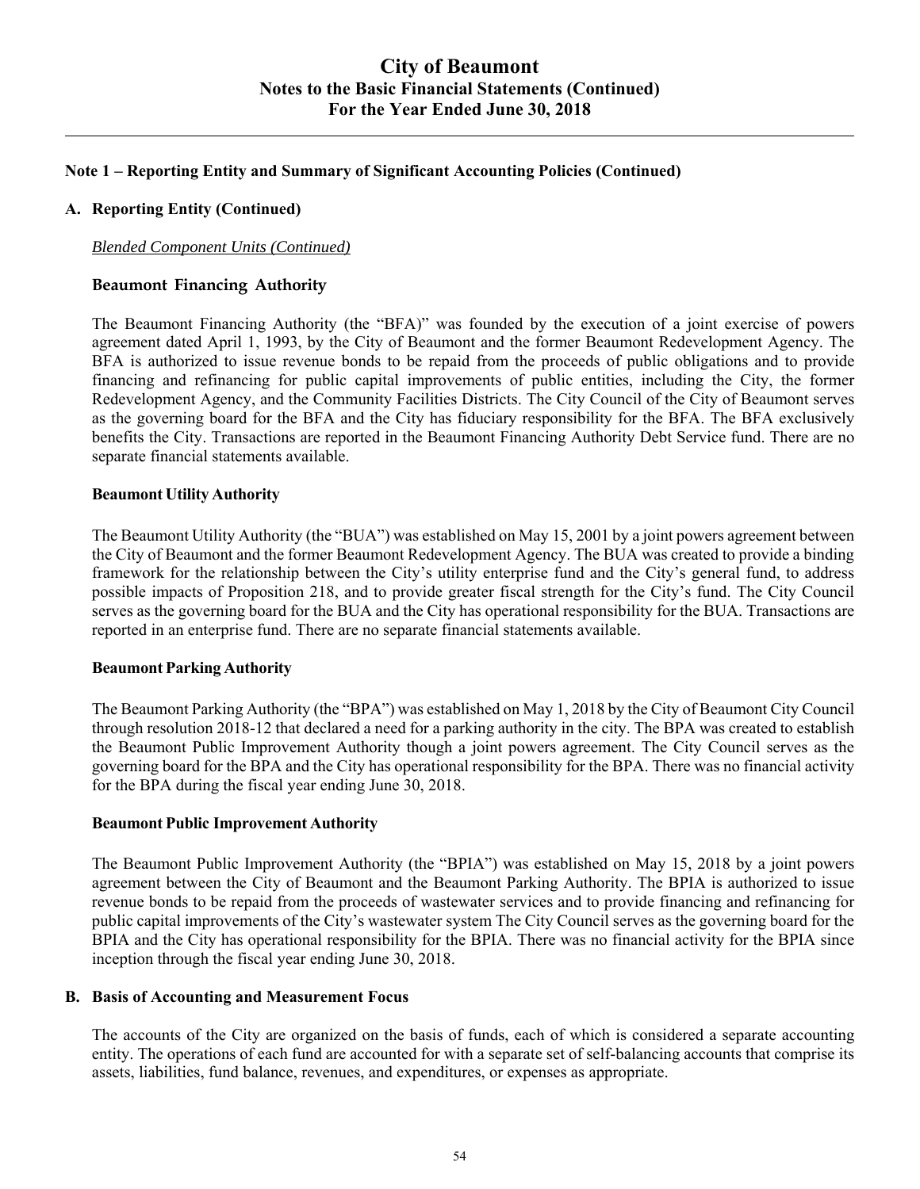## Note 1 – Reporting Entity and Summary of Significant Accounting Policies (Continued)

### A. Reporting Entity (Continued)

*Blended Component Units (Continued)*

#### Beaumont Financing Authority

The Beaumont Financing Authority (the "BFA)" was founded by the execution of a joint exercise of powers agreement dated April 1, 1993, by the City of Beaumont and the former Beaumont Redevelopment Agency. The BFA is authorized to issue revenue bonds to be repaid from the proceeds of public obligations and to provide financing and refinancing for public capital improvements of public entities, including the City, the former Redevelopment Agency, and the Community Facilities Districts. The City Council of the City of Beaumont serves as the governing board for the BFA and the City has fiduciary responsibility for the BFA. The BFA exclusively benefits the City. Transactions are reported in the Beaumont Financing Authority Debt Service fund. There are no separate financial statements available.

#### Beaumont Utility Authority

The Beaumont Utility Authority (the "BUA") was established on May 15, 2001 by a joint powers agreement between the City of Beaumont and the former Beaumont Redevelopment Agency. The BUA was created to provide a binding framework for the relationship between the City's utility enterprise fund and the City's general fund, to address possible impacts of Proposition 218, and to provide greater fiscal strength for the City's fund. The City Council serves as the governing board for the BUA and the City has operational responsibility for the BUA. Transactions are reported in an enterprise fund. There are no separate financial statements available.

#### Beaumont Parking Authority

The Beaumont Parking Authority (the "BPA") was established on May 1, 2018 by the City of Beaumont City Council through resolution 2018-12 that declared a need for a parking authority in the city. The BPA was created to establish the Beaumont Public Improvement Authority though a joint powers agreement. The City Council serves as the governing board for the BPA and the City has operational responsibility for the BPA. There was no financial activity for the BPA during the fiscal year ending June 30, 2018.

#### Beaumont Public Improvement Authority

The Beaumont Public Improvement Authority (the "BPIA") was established on May 15, 2018 by a joint powers agreement between the City of Beaumont and the Beaumont Parking Authority. The BPIA is authorized to issue revenue bonds to be repaid from the proceeds of wastewater services and to provide financing and refinancing for public capital improvements of the City's wastewater system The City Council serves as the governing board for the BPIA and the City has operational responsibility for the BPIA. There was no financial activity for the BPIA since inception through the fiscal year ending June 30, 2018.

### B. Basis of Accounting and Measurement Focus

The accounts of the City are organized on the basis of funds, each of which is considered a separate accounting entity. The operations of each fund are accounted for with a separate set of self-balancing accounts that comprise its assets, liabilities, fund balance, revenues, and expenditures, or expenses as appropriate.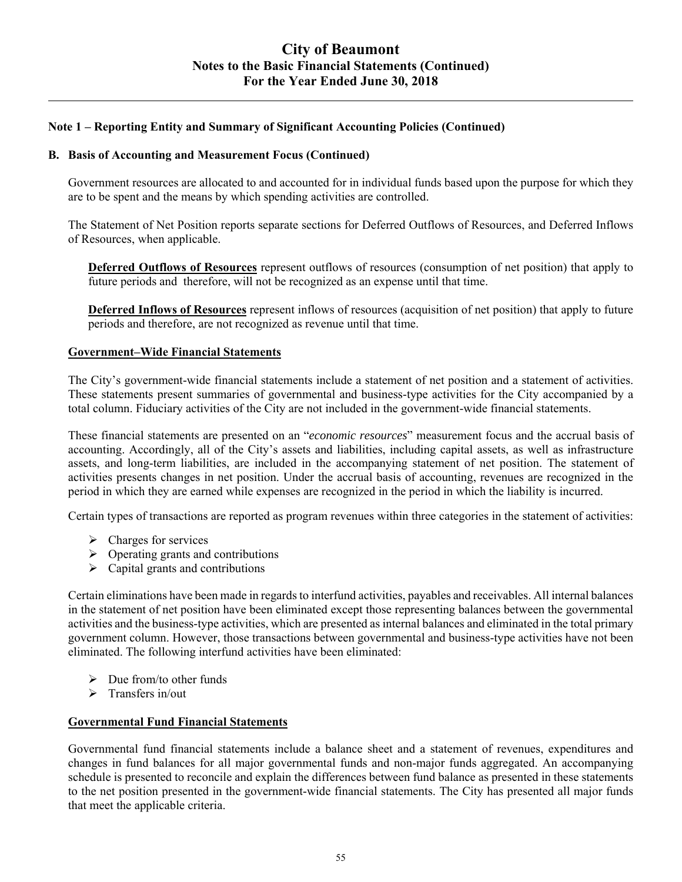## Note 1 – Reporting Entity and Summary of Significant Accounting Policies (Continued)

### B. Basis of Accounting and Measurement Focus (Continued)

Government resources are allocated to and accounted for in individual funds based upon the purpose for which they are to be spent and the means by which spending activities are controlled.

The Statement of Net Position reports separate sections for Deferred Outflows of Resources, and Deferred Inflows of Resources, when applicable.

**Deferred Outflows of Resources** represent outflows of resources (consumption of net position) that apply to future periods and therefore, will not be recognized as an expense until that time.

**Deferred Inflows of Resources** represent inflows of resources (acquisition of net position) that apply to future periods and therefore, are not recognized as revenue until that time.

**Government–Wide Financial Statements**

The City's government-wide financial statements include a statement of net position and a statement of activities. These statements present summaries of governmental and business-type activities for the City accompanied by a total column. Fiduciary activities of the City are not included in the government-wide financial statements.

These financial statements are presented on an "*economic resources*" measurement focus and the accrual basis of accounting. Accordingly, all of the City's assets and liabilities, including capital assets, as well as infrastructure assets, and long-term liabilities, are included in the accompanying statement of net position. The statement of activities presents changes in net position. Under the accrual basis of accounting, revenues are recognized in the period in which they are earned while expenses are recognized in the period in which the liability is incurred.

Certain types of transactions are reported as program revenues within three categories in the statement of activities:

- Charges for services
- Operating grants and contributions
- Capital grants and contributions

Certain eliminations have been made in regards to interfund activities, payables and receivables. All internal balances in the statement of net position have been eliminated except those representing balances between the governmental activities and the business-type activities, which are presented as internal balances and eliminated in the total primary government column. However, those transactions between governmental and business-type activities have not been eliminated. The following interfund activities have been eliminated:

- Due from/to other funds
- Transfers in/out

**Governmental Fund Financial Statements**

Governmental fund financial statements include a balance sheet and a statement of revenues, expenditures and changes in fund balances for all major governmental funds and non-major funds aggregated. An accompanying schedule is presented to reconcile and explain the differences between fund balance as presented in these statements to the net position presented in the government-wide financial statements. The City has presented all major funds that meet the applicable criteria.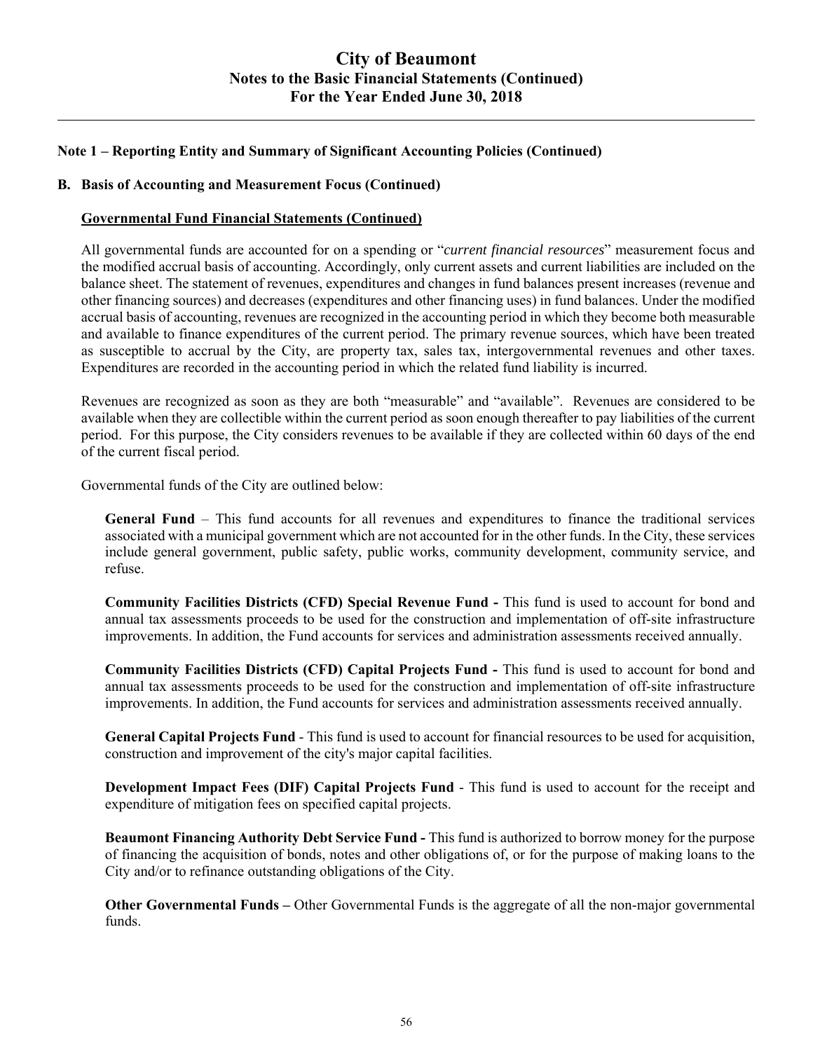## Note 1 – Reporting Entity and Summary of Significant Accounting Policies (Continued)

### B. Basis of Accounting and Measurement Focus (Continued)

**Governmental Fund Financial Statements (Continued)**

All governmental funds are accounted for on a spending or "*current financial resources*" measurement focus and the modified accrual basis of accounting. Accordingly, only current assets and current liabilities are included on the balance sheet. The statement of revenues, expenditures and changes in fund balances present increases (revenue and other financing sources) and decreases (expenditures and other financing uses) in fund balances. Under the modified accrual basis of accounting, revenues are recognized in the accounting period in which they become both measurable and available to finance expenditures of the current period. The primary revenue sources, which have been treated as susceptible to accrual by the City, are property tax, sales tax, intergovernmental revenues and other taxes. Expenditures are recorded in the accounting period in which the related fund liability is incurred.

Revenues are recognized as soon as they are both "measurable" and "available". Revenues are considered to be available when they are collectible within the current period as soon enough thereafter to pay liabilities of the current period. For this purpose, the City considers revenues to be available if they are collected within 60 days of the end of the current fiscal period.

Governmental funds of the City are outlined below:

**General Fund** – This fund accounts for all revenues and expenditures to finance the traditional services associated with a municipal government which are not accounted for in the other funds. In the City, these services include general government, public safety, public works, community development, community service, and refuse.

**Community Facilities Districts (CFD) Special Revenue Fund -** This fund is used to account for bond and annual tax assessments proceeds to be used for the construction and implementation of off-site infrastructure improvements. In addition, the Fund accounts for services and administration assessments received annually.

**Community Facilities Districts (CFD) Capital Projects Fund -** This fund is used to account for bond and annual tax assessments proceeds to be used for the construction and implementation of off-site infrastructure improvements. In addition, the Fund accounts for services and administration assessments received annually.

**General Capital Projects Fund** - This fund is used to account for financial resources to be used for acquisition, construction and improvement of the city's major capital facilities.

**Development Impact Fees (DIF) Capital Projects Fund** - This fund is used to account for the receipt and expenditure of mitigation fees on specified capital projects.

**Beaumont Financing Authority Debt Service Fund -** This fund is authorized to borrow money for the purpose of financing the acquisition of bonds, notes and other obligations of, or for the purpose of making loans to the City and/or to refinance outstanding obligations of the City.

**Other Governmental Funds –** Other Governmental Funds is the aggregate of all the non-major governmental funds.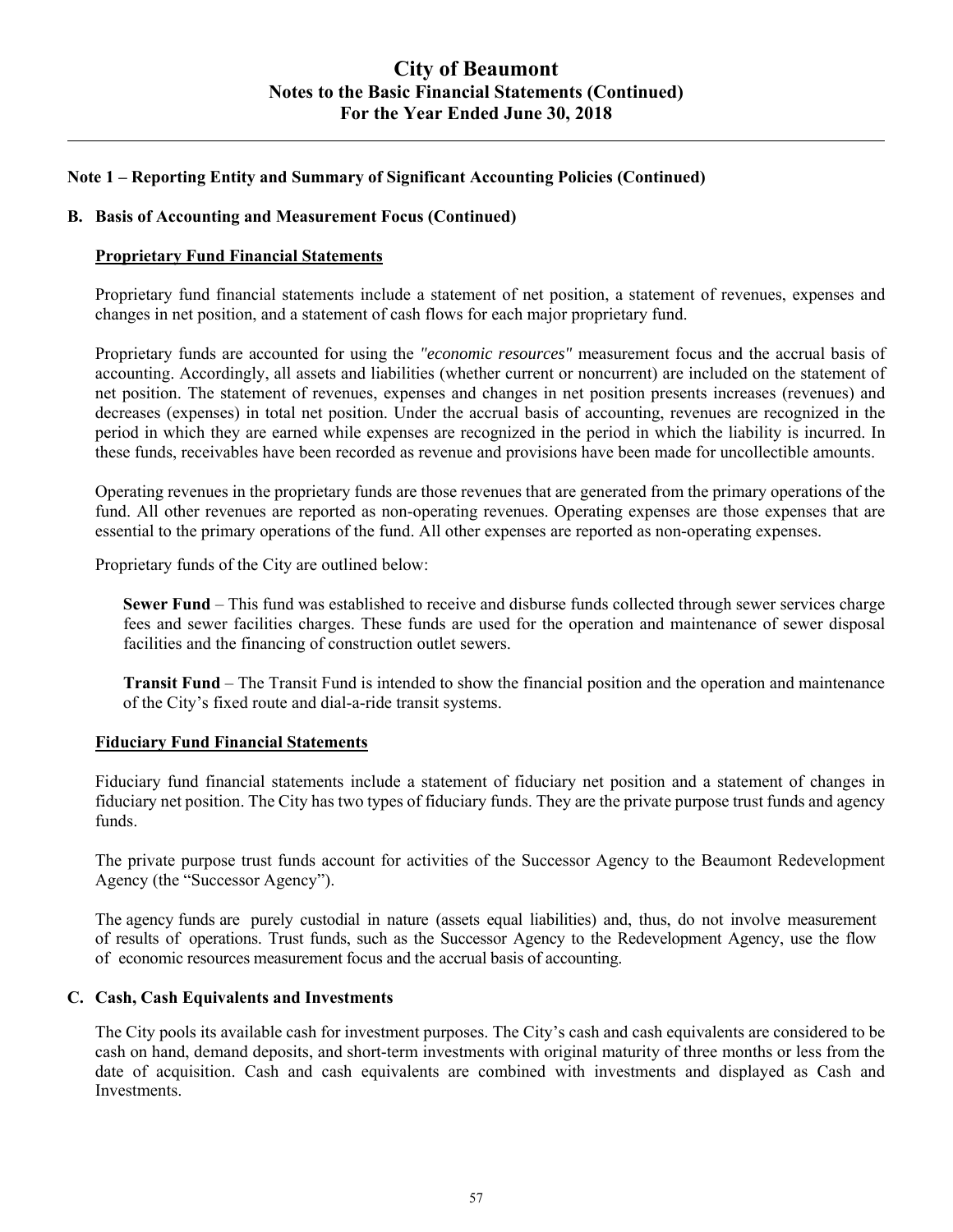## Note 1 – Reporting Entity and Summary of Significant Accounting Policies (Continued)

### B. Basis of Accounting and Measurement Focus (Continued)

**Proprietary Fund Financial Statements**

Proprietary fund financial statements include a statement of net position, a statement of revenues, expenses and changes in net position, and a statement of cash flows for each major proprietary fund.

Proprietary funds are accounted for using the *"economic resources"* measurement focus and the accrual basis of accounting. Accordingly, all assets and liabilities (whether current or noncurrent) are included on the statement of net position. The statement of revenues, expenses and changes in net position presents increases (revenues) and decreases (expenses) in total net position. Under the accrual basis of accounting, revenues are recognized in the period in which they are earned while expenses are recognized in the period in which the liability is incurred. In these funds, receivables have been recorded as revenue and provisions have been made for uncollectible amounts.

Operating revenues in the proprietary funds are those revenues that are generated from the primary operations of the fund. All other revenues are reported as non-operating revenues. Operating expenses are those expenses that are essential to the primary operations of the fund. All other expenses are reported as non-operating expenses.

Proprietary funds of the City are outlined below:

**Sewer Fund** – This fund was established to receive and disburse funds collected through sewer services charge fees and sewer facilities charges. These funds are used for the operation and maintenance of sewer disposal facilities and the financing of construction outlet sewers.

**Transit Fund** – The Transit Fund is intended to show the financial position and the operation and maintenance of the City's fixed route and dial-a-ride transit systems.

**Fiduciary Fund Financial Statements**

Fiduciary fund financial statements include a statement of fiduciary net position and a statement of changes in fiduciary net position. The City has two types of fiduciary funds. They are the private purpose trust funds and agency funds.

The private purpose trust funds account for activities of the Successor Agency to the Beaumont Redevelopment Agency (the "Successor Agency").

The agency funds are purely custodial in nature (assets equal liabilities) and, thus, do not involve measurement of results of operations. Trust funds, such as the Successor Agency to the Redevelopment Agency, use the flow of economic resources measurement focus and the accrual basis of accounting.

### C. Cash, Cash Equivalents and Investments

The City pools its available cash for investment purposes. The City's cash and cash equivalents are considered to be cash on hand, demand deposits, and short-term investments with original maturity of three months or less from the date of acquisition. Cash and cash equivalents are combined with investments and displayed as Cash and Investments.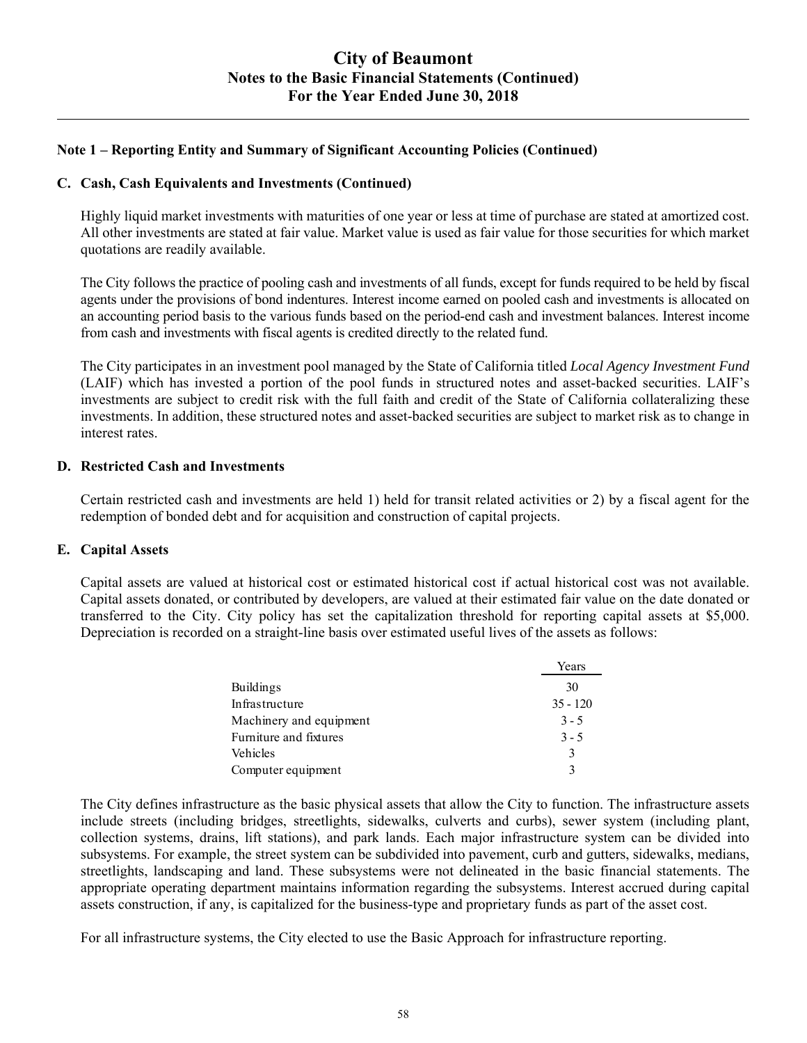# City of Beaumont
## Notes to the Basic Financial Statements (Continued)
## For the Year Ended June 30, 2018

### Note 1 – Reporting Entity and Summary of Significant Accounting Policies (Continued)

#### C. Cash, Cash Equivalents and Investments (Continued)

Highly liquid market investments with maturities of one year or less at time of purchase are stated at amortized cost. All other investments are stated at fair value. Market value is used as fair value for those securities for which market quotations are readily available.

The City follows the practice of pooling cash and investments of all funds, except for funds required to be held by fiscal agents under the provisions of bond indentures. Interest income earned on pooled cash and investments is allocated on an accounting period basis to the various funds based on the period-end cash and investment balances. Interest income from cash and investments with fiscal agents is credited directly to the related fund.

The City participates in an investment pool managed by the State of California titled *Local Agency Investment Fund* (LAIF) which has invested a portion of the pool funds in structured notes and asset-backed securities. LAIF's investments are subject to credit risk with the full faith and credit of the State of California collateralizing these investments. In addition, these structured notes and asset-backed securities are subject to market risk as to change in interest rates.

#### D. Restricted Cash and Investments

Certain restricted cash and investments are held 1) held for transit related activities or 2) by a fiscal agent for the redemption of bonded debt and for acquisition and construction of capital projects.

#### E. Capital Assets

Capital assets are valued at historical cost or estimated historical cost if actual historical cost was not available. Capital assets donated, or contributed by developers, are valued at their estimated fair value on the date donated or transferred to the City. City policy has set the capitalization threshold for reporting capital assets at $5,000. Depreciation is recorded on a straight-line basis over estimated useful lives of the assets as follows:

| | Years |
|---|---|
| Buildings | 30 |
| Infrastructure | 35 - 120 |
| Machinery and equipment | 3 - 5 |
| Furniture and fixtures | 3 - 5 |
| Vehicles | 3 |
| Computer equipment | 3 |

The City defines infrastructure as the basic physical assets that allow the City to function. The infrastructure assets include streets (including bridges, streetlights, sidewalks, culverts and curbs), sewer system (including plant, collection systems, drains, lift stations), and park lands. Each major infrastructure system can be divided into subsystems. For example, the street system can be subdivided into pavement, curb and gutters, sidewalks, medians, streetlights, landscaping and land. These subsystems were not delineated in the basic financial statements. The appropriate operating department maintains information regarding the subsystems. Interest accrued during capital assets construction, if any, is capitalized for the business-type and proprietary funds as part of the asset cost.

For all infrastructure systems, the City elected to use the Basic Approach for infrastructure reporting.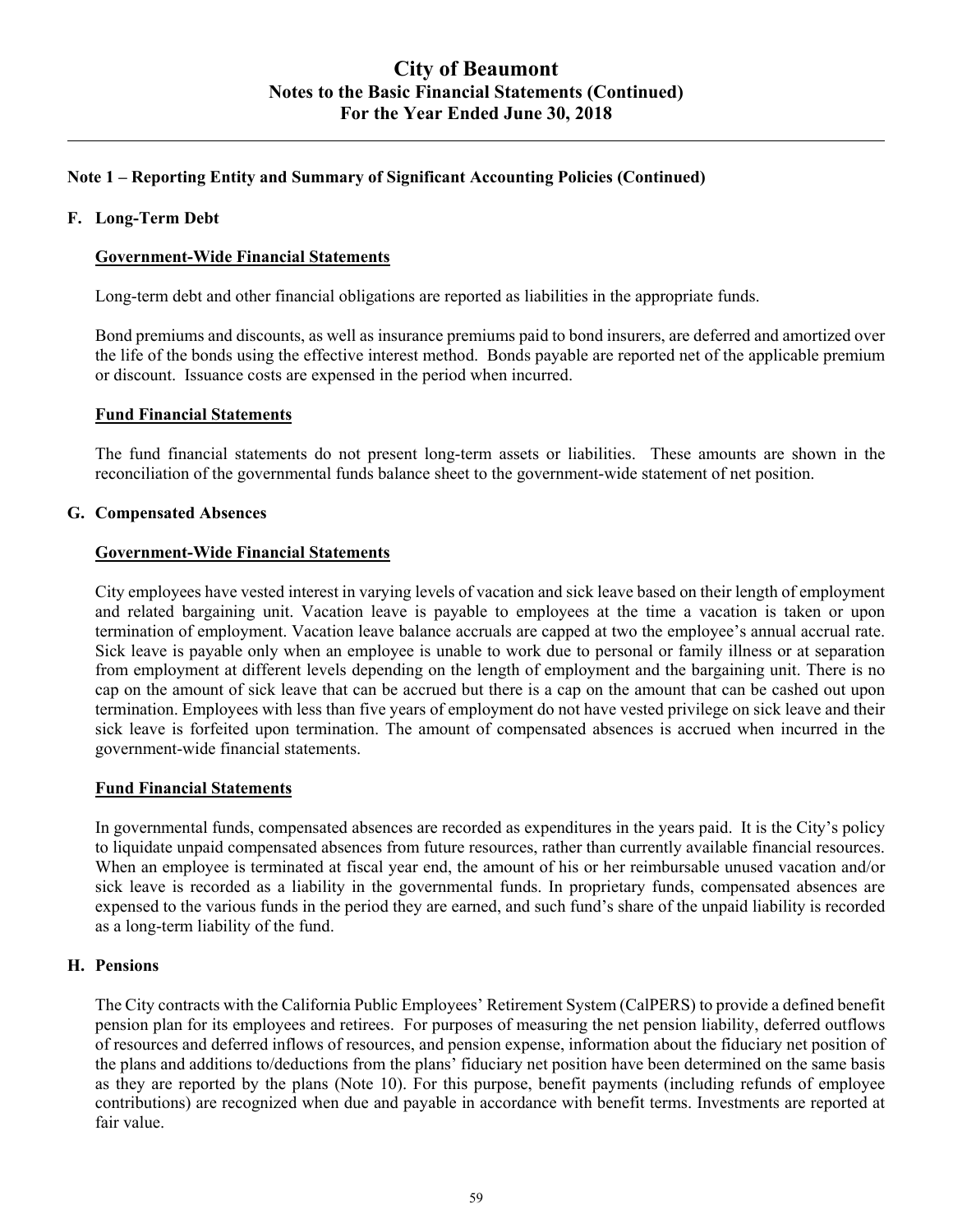## Note 1 – Reporting Entity and Summary of Significant Accounting Policies (Continued)

### F. Long-Term Debt

**Government-Wide Financial Statements**

Long-term debt and other financial obligations are reported as liabilities in the appropriate funds.

Bond premiums and discounts, as well as insurance premiums paid to bond insurers, are deferred and amortized over the life of the bonds using the effective interest method. Bonds payable are reported net of the applicable premium or discount. Issuance costs are expensed in the period when incurred.

**Fund Financial Statements**

The fund financial statements do not present long-term assets or liabilities. These amounts are shown in the reconciliation of the governmental funds balance sheet to the government-wide statement of net position.

### G. Compensated Absences

**Government-Wide Financial Statements**

City employees have vested interest in varying levels of vacation and sick leave based on their length of employment and related bargaining unit. Vacation leave is payable to employees at the time a vacation is taken or upon termination of employment. Vacation leave balance accruals are capped at two the employee's annual accrual rate. Sick leave is payable only when an employee is unable to work due to personal or family illness or at separation from employment at different levels depending on the length of employment and the bargaining unit. There is no cap on the amount of sick leave that can be accrued but there is a cap on the amount that can be cashed out upon termination. Employees with less than five years of employment do not have vested privilege on sick leave and their sick leave is forfeited upon termination. The amount of compensated absences is accrued when incurred in the government-wide financial statements.

**Fund Financial Statements**

In governmental funds, compensated absences are recorded as expenditures in the years paid. It is the City's policy to liquidate unpaid compensated absences from future resources, rather than currently available financial resources. When an employee is terminated at fiscal year end, the amount of his or her reimbursable unused vacation and/or sick leave is recorded as a liability in the governmental funds. In proprietary funds, compensated absences are expensed to the various funds in the period they are earned, and such fund's share of the unpaid liability is recorded as a long-term liability of the fund.

### H. Pensions

The City contracts with the California Public Employees' Retirement System (CalPERS) to provide a defined benefit pension plan for its employees and retirees. For purposes of measuring the net pension liability, deferred outflows of resources and deferred inflows of resources, and pension expense, information about the fiduciary net position of the plans and additions to/deductions from the plans' fiduciary net position have been determined on the same basis as they are reported by the plans (Note 10). For this purpose, benefit payments (including refunds of employee contributions) are recognized when due and payable in accordance with benefit terms. Investments are reported at fair value.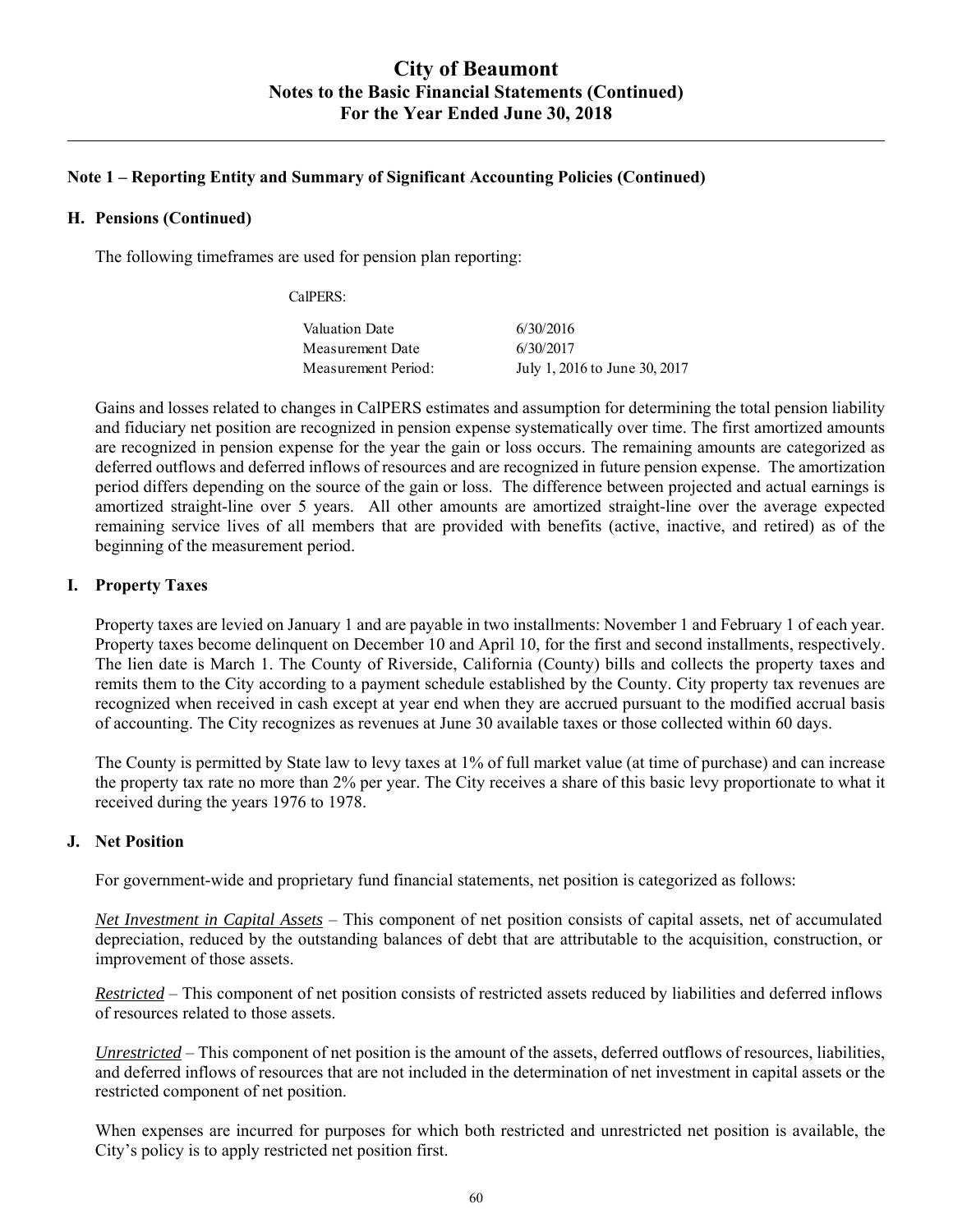## Note 1 – Reporting Entity and Summary of Significant Accounting Policies (Continued)

### H. Pensions (Continued)

The following timeframes are used for pension plan reporting:

CalPERS:

| | |
|---|---|
| Valuation Date | 6/30/2016 |
| Measurement Date | 6/30/2017 |
| Measurement Period: | July 1, 2016 to June 30, 2017 |

Gains and losses related to changes in CalPERS estimates and assumption for determining the total pension liability and fiduciary net position are recognized in pension expense systematically over time. The first amortized amounts are recognized in pension expense for the year the gain or loss occurs. The remaining amounts are categorized as deferred outflows and deferred inflows of resources and are recognized in future pension expense. The amortization period differs depending on the source of the gain or loss. The difference between projected and actual earnings is amortized straight-line over 5 years. All other amounts are amortized straight-line over the average expected remaining service lives of all members that are provided with benefits (active, inactive, and retired) as of the beginning of the measurement period.

### I. Property Taxes

Property taxes are levied on January 1 and are payable in two installments: November 1 and February 1 of each year. Property taxes become delinquent on December 10 and April 10, for the first and second installments, respectively. The lien date is March 1. The County of Riverside, California (County) bills and collects the property taxes and remits them to the City according to a payment schedule established by the County. City property tax revenues are recognized when received in cash except at year end when they are accrued pursuant to the modified accrual basis of accounting. The City recognizes as revenues at June 30 available taxes or those collected within 60 days.

The County is permitted by State law to levy taxes at 1% of full market value (at time of purchase) and can increase the property tax rate no more than 2% per year. The City receives a share of this basic levy proportionate to what it received during the years 1976 to 1978.

### J. Net Position

For government-wide and proprietary fund financial statements, net position is categorized as follows:

*Net Investment in Capital Assets* – This component of net position consists of capital assets, net of accumulated depreciation, reduced by the outstanding balances of debt that are attributable to the acquisition, construction, or improvement of those assets.

*Restricted* – This component of net position consists of restricted assets reduced by liabilities and deferred inflows of resources related to those assets.

*Unrestricted* – This component of net position is the amount of the assets, deferred outflows of resources, liabilities, and deferred inflows of resources that are not included in the determination of net investment in capital assets or the restricted component of net position.

When expenses are incurred for purposes for which both restricted and unrestricted net position is available, the City's policy is to apply restricted net position first.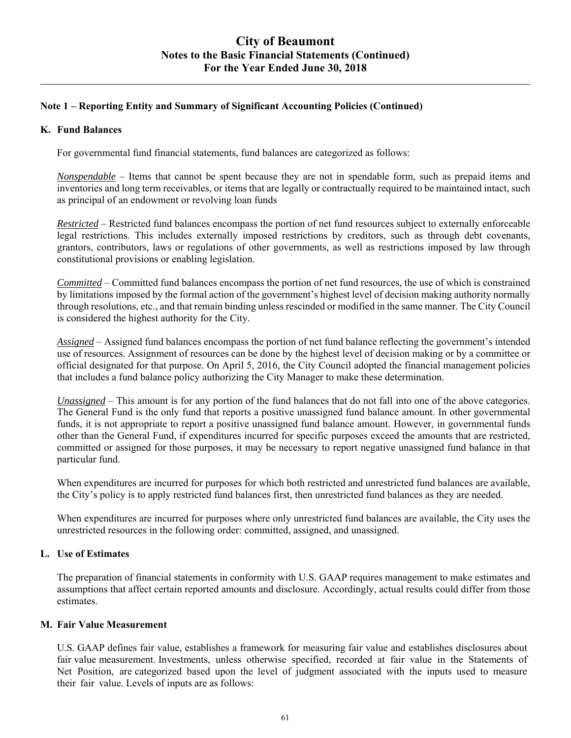## Note 1 – Reporting Entity and Summary of Significant Accounting Policies (Continued)

### K. Fund Balances

For governmental fund financial statements, fund balances are categorized as follows:

*Nonspendable* – Items that cannot be spent because they are not in spendable form, such as prepaid items and inventories and long term receivables, or items that are legally or contractually required to be maintained intact, such as principal of an endowment or revolving loan funds

*Restricted* – Restricted fund balances encompass the portion of net fund resources subject to externally enforceable legal restrictions. This includes externally imposed restrictions by creditors, such as through debt covenants, grantors, contributors, laws or regulations of other governments, as well as restrictions imposed by law through constitutional provisions or enabling legislation.

*Committed* – Committed fund balances encompass the portion of net fund resources, the use of which is constrained by limitations imposed by the formal action of the government's highest level of decision making authority normally through resolutions, etc., and that remain binding unless rescinded or modified in the same manner. The City Council is considered the highest authority for the City.

*Assigned* – Assigned fund balances encompass the portion of net fund balance reflecting the government's intended use of resources. Assignment of resources can be done by the highest level of decision making or by a committee or official designated for that purpose. On April 5, 2016, the City Council adopted the financial management policies that includes a fund balance policy authorizing the City Manager to make these determination.

*Unassigned* – This amount is for any portion of the fund balances that do not fall into one of the above categories. The General Fund is the only fund that reports a positive unassigned fund balance amount. In other governmental funds, it is not appropriate to report a positive unassigned fund balance amount. However, in governmental funds other than the General Fund, if expenditures incurred for specific purposes exceed the amounts that are restricted, committed or assigned for those purposes, it may be necessary to report negative unassigned fund balance in that particular fund.

When expenditures are incurred for purposes for which both restricted and unrestricted fund balances are available, the City's policy is to apply restricted fund balances first, then unrestricted fund balances as they are needed.

When expenditures are incurred for purposes where only unrestricted fund balances are available, the City uses the unrestricted resources in the following order: committed, assigned, and unassigned.

### L. Use of Estimates

The preparation of financial statements in conformity with U.S. GAAP requires management to make estimates and assumptions that affect certain reported amounts and disclosure. Accordingly, actual results could differ from those estimates.

### M. Fair Value Measurement

U.S. GAAP defines fair value, establishes a framework for measuring fair value and establishes disclosures about fair value measurement. Investments, unless otherwise specified, recorded at fair value in the Statements of Net Position, are categorized based upon the level of judgment associated with the inputs used to measure their fair value. Levels of inputs are as follows: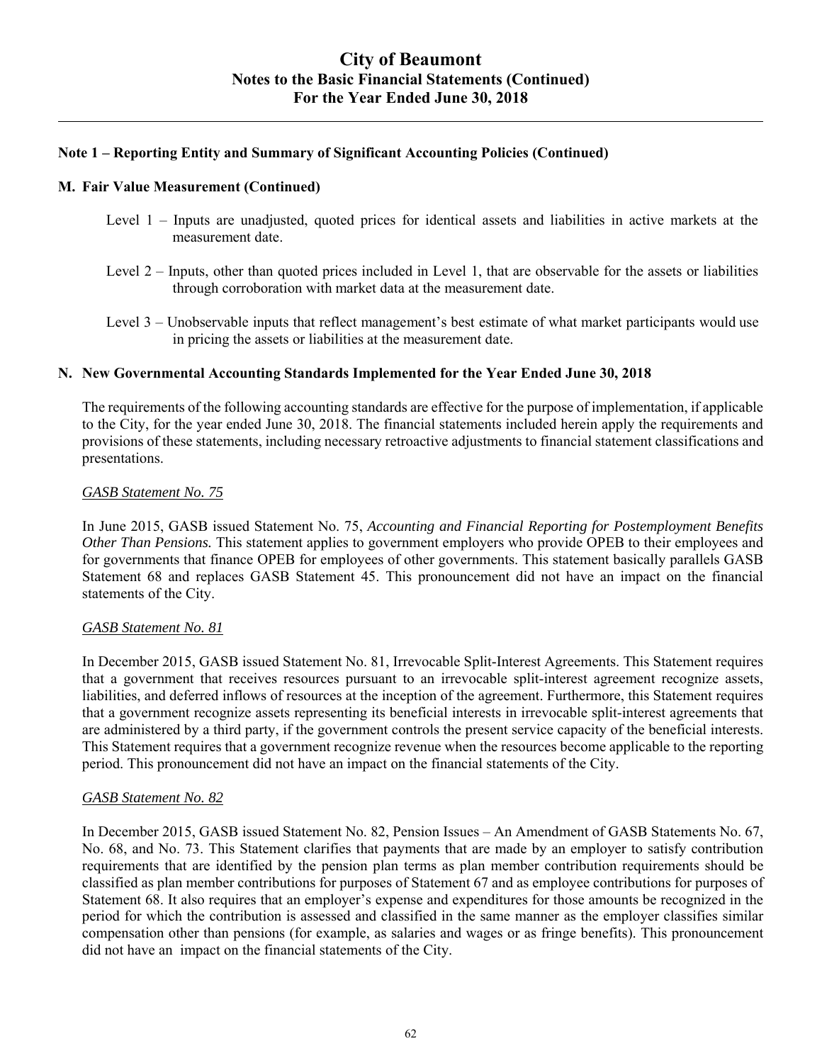## Note 1 – Reporting Entity and Summary of Significant Accounting Policies (Continued)

### M. Fair Value Measurement (Continued)

Level 1 – Inputs are unadjusted, quoted prices for identical assets and liabilities in active markets at the measurement date.

Level 2 – Inputs, other than quoted prices included in Level 1, that are observable for the assets or liabilities through corroboration with market data at the measurement date.

Level 3 – Unobservable inputs that reflect management's best estimate of what market participants would use in pricing the assets or liabilities at the measurement date.

### N. New Governmental Accounting Standards Implemented for the Year Ended June 30, 2018

The requirements of the following accounting standards are effective for the purpose of implementation, if applicable to the City, for the year ended June 30, 2018. The financial statements included herein apply the requirements and provisions of these statements, including necessary retroactive adjustments to financial statement classifications and presentations.

*GASB Statement No. 75*

In June 2015, GASB issued Statement No. 75, *Accounting and Financial Reporting for Postemployment Benefits Other Than Pensions.* This statement applies to government employers who provide OPEB to their employees and for governments that finance OPEB for employees of other governments. This statement basically parallels GASB Statement 68 and replaces GASB Statement 45. This pronouncement did not have an impact on the financial statements of the City.

*GASB Statement No. 81*

In December 2015, GASB issued Statement No. 81, Irrevocable Split-Interest Agreements. This Statement requires that a government that receives resources pursuant to an irrevocable split-interest agreement recognize assets, liabilities, and deferred inflows of resources at the inception of the agreement. Furthermore, this Statement requires that a government recognize assets representing its beneficial interests in irrevocable split-interest agreements that are administered by a third party, if the government controls the present service capacity of the beneficial interests. This Statement requires that a government recognize revenue when the resources become applicable to the reporting period. This pronouncement did not have an impact on the financial statements of the City.

*GASB Statement No. 82*

In December 2015, GASB issued Statement No. 82, Pension Issues – An Amendment of GASB Statements No. 67, No. 68, and No. 73. This Statement clarifies that payments that are made by an employer to satisfy contribution requirements that are identified by the pension plan terms as plan member contribution requirements should be classified as plan member contributions for purposes of Statement 67 and as employee contributions for purposes of Statement 68. It also requires that an employer's expense and expenditures for those amounts be recognized in the period for which the contribution is assessed and classified in the same manner as the employer classifies similar compensation other than pensions (for example, as salaries and wages or as fringe benefits). This pronouncement did not have an impact on the financial statements of the City.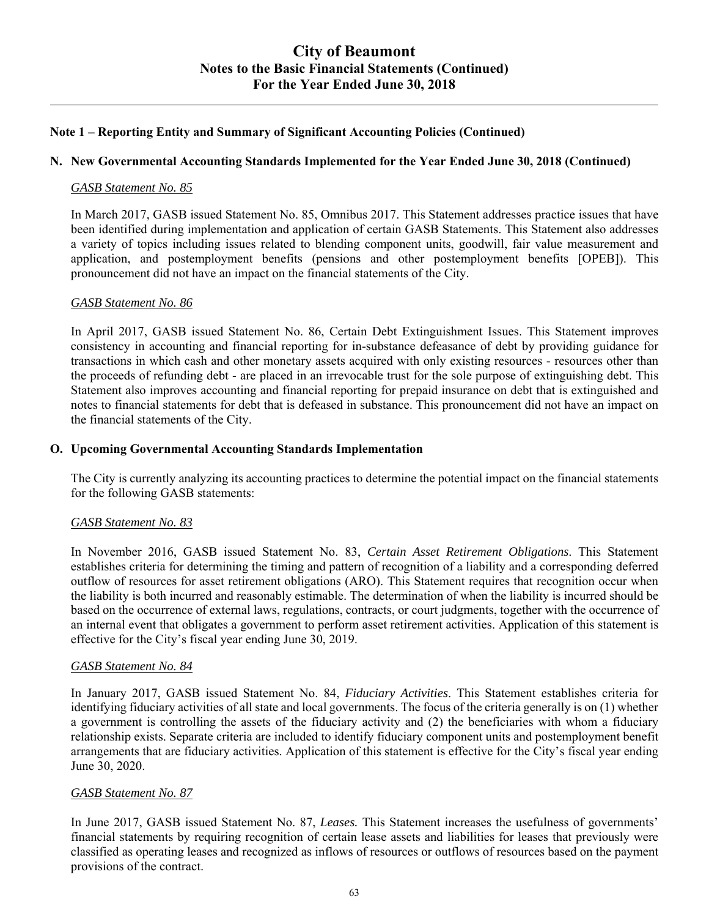## Note 1 – Reporting Entity and Summary of Significant Accounting Policies (Continued)

### N. New Governmental Accounting Standards Implemented for the Year Ended June 30, 2018 (Continued)

*GASB Statement No. 85*

In March 2017, GASB issued Statement No. 85, Omnibus 2017. This Statement addresses practice issues that have been identified during implementation and application of certain GASB Statements. This Statement also addresses a variety of topics including issues related to blending component units, goodwill, fair value measurement and application, and postemployment benefits (pensions and other postemployment benefits [OPEB]). This pronouncement did not have an impact on the financial statements of the City.

*GASB Statement No. 86*

In April 2017, GASB issued Statement No. 86, Certain Debt Extinguishment Issues. This Statement improves consistency in accounting and financial reporting for in-substance defeasance of debt by providing guidance for transactions in which cash and other monetary assets acquired with only existing resources - resources other than the proceeds of refunding debt - are placed in an irrevocable trust for the sole purpose of extinguishing debt. This Statement also improves accounting and financial reporting for prepaid insurance on debt that is extinguished and notes to financial statements for debt that is defeased in substance. This pronouncement did not have an impact on the financial statements of the City.

### O. Upcoming Governmental Accounting Standards Implementation

The City is currently analyzing its accounting practices to determine the potential impact on the financial statements for the following GASB statements:

*GASB Statement No. 83*

In November 2016, GASB issued Statement No. 83, *Certain Asset Retirement Obligations*. This Statement establishes criteria for determining the timing and pattern of recognition of a liability and a corresponding deferred outflow of resources for asset retirement obligations (ARO). This Statement requires that recognition occur when the liability is both incurred and reasonably estimable. The determination of when the liability is incurred should be based on the occurrence of external laws, regulations, contracts, or court judgments, together with the occurrence of an internal event that obligates a government to perform asset retirement activities. Application of this statement is effective for the City's fiscal year ending June 30, 2019.

*GASB Statement No. 84*

In January 2017, GASB issued Statement No. 84, *Fiduciary Activities*. This Statement establishes criteria for identifying fiduciary activities of all state and local governments. The focus of the criteria generally is on (1) whether a government is controlling the assets of the fiduciary activity and (2) the beneficiaries with whom a fiduciary relationship exists. Separate criteria are included to identify fiduciary component units and postemployment benefit arrangements that are fiduciary activities. Application of this statement is effective for the City's fiscal year ending June 30, 2020.

*GASB Statement No. 87*

In June 2017, GASB issued Statement No. 87, *Leases.* This Statement increases the usefulness of governments' financial statements by requiring recognition of certain lease assets and liabilities for leases that previously were classified as operating leases and recognized as inflows of resources or outflows of resources based on the payment provisions of the contract.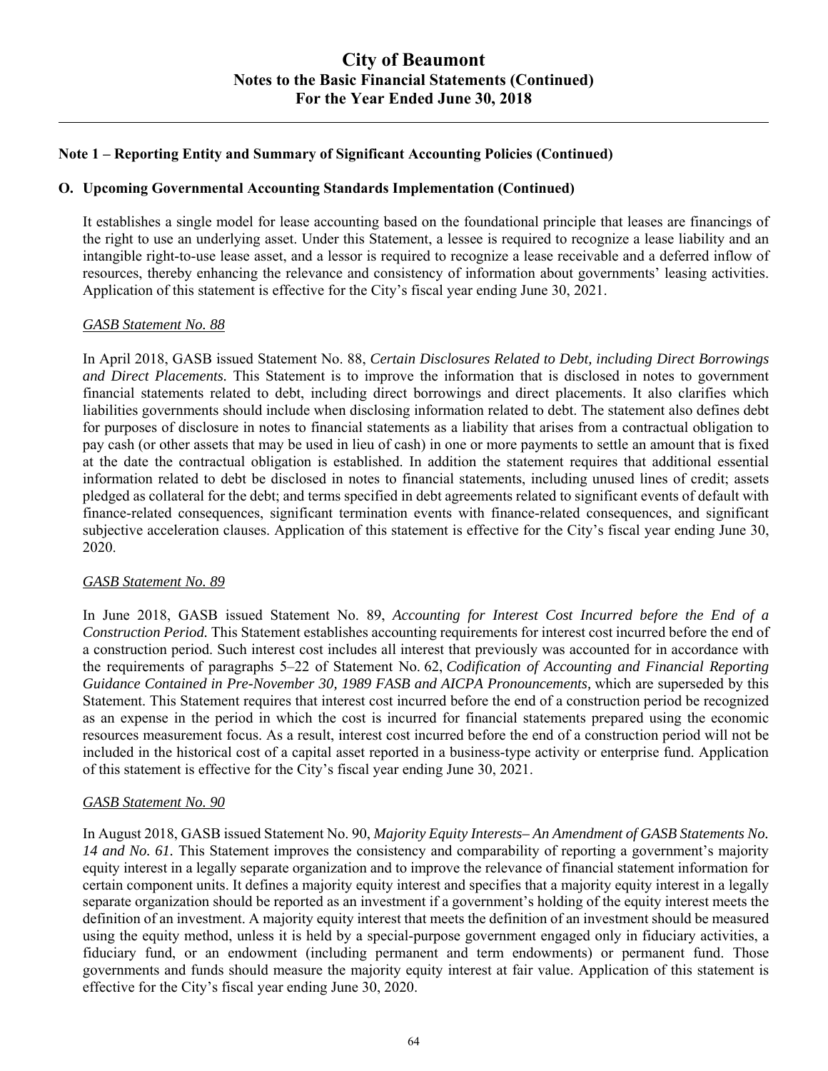## Note 1 – Reporting Entity and Summary of Significant Accounting Policies (Continued)

### O. Upcoming Governmental Accounting Standards Implementation (Continued)

It establishes a single model for lease accounting based on the foundational principle that leases are financings of the right to use an underlying asset. Under this Statement, a lessee is required to recognize a lease liability and an intangible right-to-use lease asset, and a lessor is required to recognize a lease receivable and a deferred inflow of resources, thereby enhancing the relevance and consistency of information about governments' leasing activities. Application of this statement is effective for the City's fiscal year ending June 30, 2021.

#### GASB Statement No. 88

In April 2018, GASB issued Statement No. 88, *Certain Disclosures Related to Debt, including Direct Borrowings and Direct Placements.* This Statement is to improve the information that is disclosed in notes to government financial statements related to debt, including direct borrowings and direct placements. It also clarifies which liabilities governments should include when disclosing information related to debt. The statement also defines debt for purposes of disclosure in notes to financial statements as a liability that arises from a contractual obligation to pay cash (or other assets that may be used in lieu of cash) in one or more payments to settle an amount that is fixed at the date the contractual obligation is established. In addition the statement requires that additional essential information related to debt be disclosed in notes to financial statements, including unused lines of credit; assets pledged as collateral for the debt; and terms specified in debt agreements related to significant events of default with finance-related consequences, significant termination events with finance-related consequences, and significant subjective acceleration clauses. Application of this statement is effective for the City's fiscal year ending June 30, 2020.

#### GASB Statement No. 89

In June 2018, GASB issued Statement No. 89, *Accounting for Interest Cost Incurred before the End of a Construction Period.* This Statement establishes accounting requirements for interest cost incurred before the end of a construction period. Such interest cost includes all interest that previously was accounted for in accordance with the requirements of paragraphs 5–22 of Statement No. 62, *Codification of Accounting and Financial Reporting Guidance Contained in Pre-November 30, 1989 FASB and AICPA Pronouncements,* which are superseded by this Statement. This Statement requires that interest cost incurred before the end of a construction period be recognized as an expense in the period in which the cost is incurred for financial statements prepared using the economic resources measurement focus. As a result, interest cost incurred before the end of a construction period will not be included in the historical cost of a capital asset reported in a business-type activity or enterprise fund. Application of this statement is effective for the City's fiscal year ending June 30, 2021.

#### GASB Statement No. 90

In August 2018, GASB issued Statement No. 90, *Majority Equity Interests– An Amendment of GASB Statements No. 14 and No. 61.* This Statement improves the consistency and comparability of reporting a government's majority equity interest in a legally separate organization and to improve the relevance of financial statement information for certain component units. It defines a majority equity interest and specifies that a majority equity interest in a legally separate organization should be reported as an investment if a government's holding of the equity interest meets the definition of an investment. A majority equity interest that meets the definition of an investment should be measured using the equity method, unless it is held by a special-purpose government engaged only in fiduciary activities, a fiduciary fund, or an endowment (including permanent and term endowments) or permanent fund. Those governments and funds should measure the majority equity interest at fair value. Application of this statement is effective for the City's fiscal year ending June 30, 2020.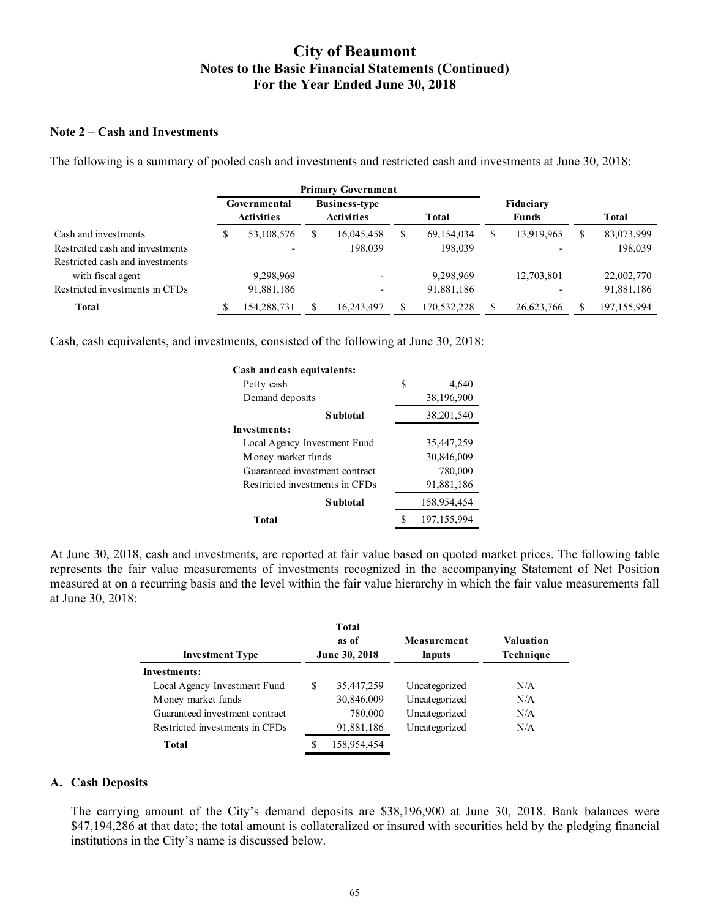## Note 2 – Cash and Investments

The following is a summary of pooled cash and investments and restricted cash and investments at June 30, 2018:

| | Primary Government | | | | |
|---|---|---|---|---|---|
| | Governmental Activities | Business-type Activities | Total | Fiduciary Funds | Total |
| Cash and investments | $ 53,108,576 | $ 16,045,458 | $ 69,154,034 | $ 13,919,965 | $ 83,073,999 |
| Restrcited cash and investments | - | 198,039 | 198,039 | - | 198,039 |
| Restricted cash and investments with fiscal agent | 9,298,969 | - | 9,298,969 | 12,703,801 | 22,002,770 |
| Restricted investments in CFDs | 91,881,186 | - | 91,881,186 | - | 91,881,186 |
| **Total** | $ 154,288,731 | $ 16,243,497 | $ 170,532,228 | $ 26,623,766 | $ 197,155,994 |

Cash, cash equivalents, and investments, consisted of the following at June 30, 2018:

| | |
|---|---|
| **Cash and cash equivalents:** | |
| Petty cash | $ 4,640 |
| Demand deposits | 38,196,900 |
| **Subtotal** | 38,201,540 |
| **Investments:** | |
| Local Agency Investment Fund | 35,447,259 |
| Money market funds | 30,846,009 |
| Guaranteed investment contract | 780,000 |
| Restricted investments in CFDs | 91,881,186 |
| **Subtotal** | 158,954,454 |
| **Total** | $ 197,155,994 |

At June 30, 2018, cash and investments, are reported at fair value based on quoted market prices. The following table represents the fair value measurements of investments recognized in the accompanying Statement of Net Position measured at on a recurring basis and the level within the fair value hierarchy in which the fair value measurements fall at June 30, 2018:

| Investment Type | Total as of June 30, 2018 | Measurement Inputs | Valuation Technique |
|---|---|---|---|
| **Investments:** | | | |
| Local Agency Investment Fund | $ 35,447,259 | Uncategorized | N/A |
| Money market funds | 30,846,009 | Uncategorized | N/A |
| Guaranteed investment contract | 780,000 | Uncategorized | N/A |
| Restricted investments in CFDs | 91,881,186 | Uncategorized | N/A |
| **Total** | $ 158,954,454 | | |

### A. Cash Deposits

The carrying amount of the City's demand deposits are $38,196,900 at June 30, 2018. Bank balances were $47,194,286 at that date; the total amount is collateralized or insured with securities held by the pledging financial institutions in the City's name is discussed below.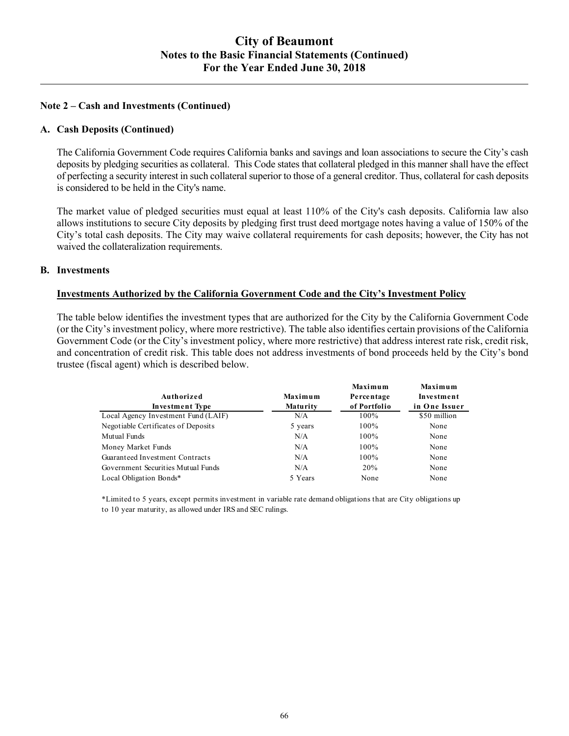### Note 2 – Cash and Investments (Continued)

#### A. Cash Deposits (Continued)

The California Government Code requires California banks and savings and loan associations to secure the City's cash deposits by pledging securities as collateral. This Code states that collateral pledged in this manner shall have the effect of perfecting a security interest in such collateral superior to those of a general creditor. Thus, collateral for cash deposits is considered to be held in the City's name.

The market value of pledged securities must equal at least 110% of the City's cash deposits. California law also allows institutions to secure City deposits by pledging first trust deed mortgage notes having a value of 150% of the City's total cash deposits. The City may waive collateral requirements for cash deposits; however, the City has not waived the collateralization requirements.

#### B. Investments

**Investments Authorized by the California Government Code and the City's Investment Policy**

The table below identifies the investment types that are authorized for the City by the California Government Code (or the City's investment policy, where more restrictive). The table also identifies certain provisions of the California Government Code (or the City's investment policy, where more restrictive) that address interest rate risk, credit risk, and concentration of credit risk. This table does not address investments of bond proceeds held by the City's bond trustee (fiscal agent) which is described below.

| Authorized Investment Type | Maximum Maturity | Maximum Percentage of Portfolio | Maximum Investment in One Issuer |
|---|---|---|---|
| Local Agency Investment Fund (LAIF) | N/A | 100% | $50 million |
| Negotiable Certificates of Deposits | 5 years | 100% | None |
| Mutual Funds | N/A | 100% | None |
| Money Market Funds | N/A | 100% | None |
| Guaranteed Investment Contracts | N/A | 100% | None |
| Government Securities Mutual Funds | N/A | 20% | None |
| Local Obligation Bonds* | 5 Years | None | None |

*Limited to 5 years, except permits investment in variable rate demand obligations that are City obligations up to 10 year maturity, as allowed under IRS and SEC rulings.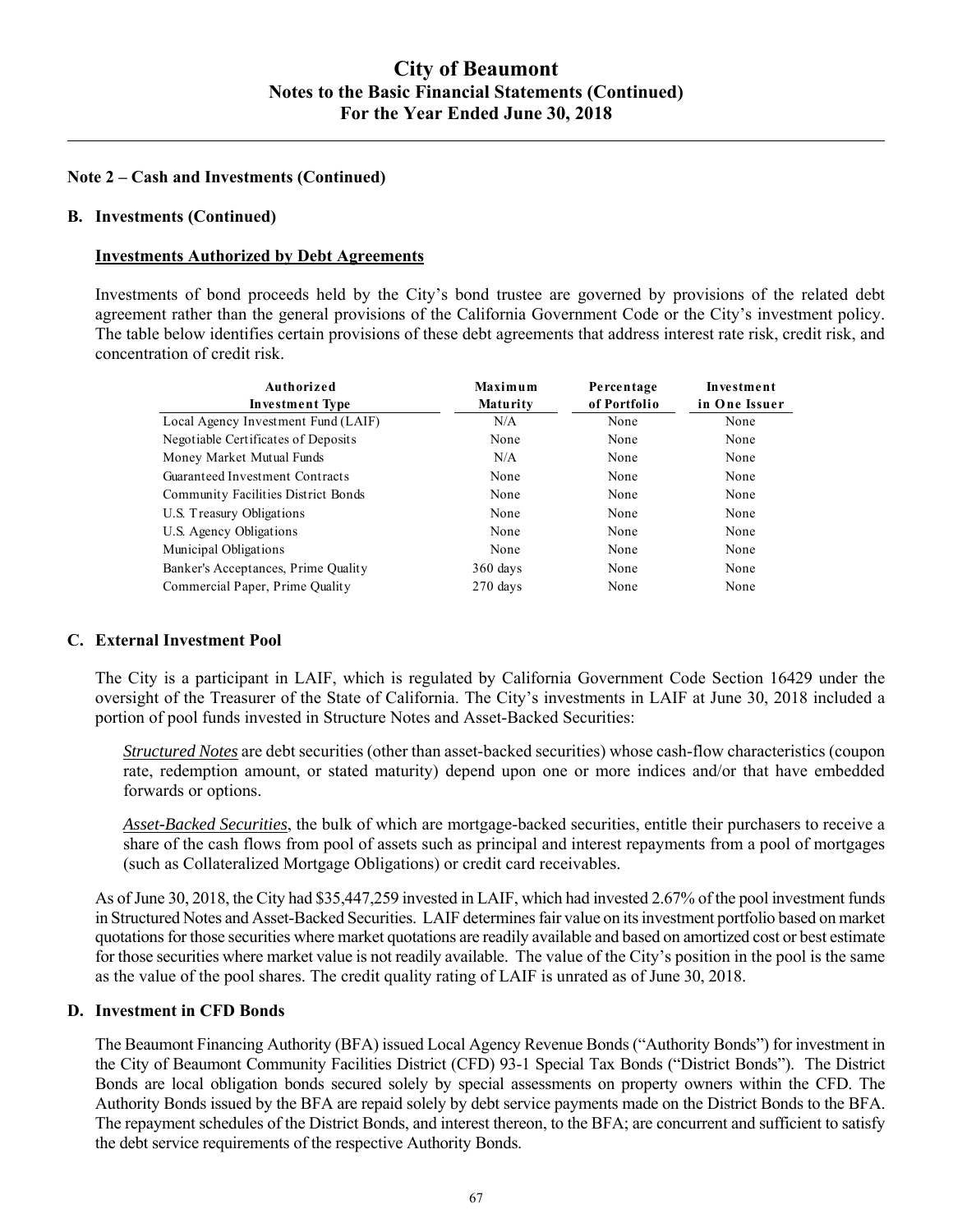## Note 2 – Cash and Investments (Continued)

### B. Investments (Continued)

**Investments Authorized by Debt Agreements**

Investments of bond proceeds held by the City's bond trustee are governed by provisions of the related debt agreement rather than the general provisions of the California Government Code or the City's investment policy. The table below identifies certain provisions of these debt agreements that address interest rate risk, credit risk, and concentration of credit risk.

| Authorized Investment Type | Maximum Maturity | Percentage of Portfolio | Investment in One Issuer |
|---|---|---|---|
| Local Agency Investment Fund (LAIF) | N/A | None | None |
| Negotiable Certificates of Deposits | None | None | None |
| Money Market Mutual Funds | N/A | None | None |
| Guaranteed Investment Contracts | None | None | None |
| Community Facilities District Bonds | None | None | None |
| U.S. Treasury Obligations | None | None | None |
| U.S. Agency Obligations | None | None | None |
| Municipal Obligations | None | None | None |
| Banker's Acceptances, Prime Quality | 360 days | None | None |
| Commercial Paper, Prime Quality | 270 days | None | None |

### C. External Investment Pool

The City is a participant in LAIF, which is regulated by California Government Code Section 16429 under the oversight of the Treasurer of the State of California. The City's investments in LAIF at June 30, 2018 included a portion of pool funds invested in Structure Notes and Asset-Backed Securities:

*Structured Notes* are debt securities (other than asset-backed securities) whose cash-flow characteristics (coupon rate, redemption amount, or stated maturity) depend upon one or more indices and/or that have embedded forwards or options.

*Asset-Backed Securities*, the bulk of which are mortgage-backed securities, entitle their purchasers to receive a share of the cash flows from pool of assets such as principal and interest repayments from a pool of mortgages (such as Collateralized Mortgage Obligations) or credit card receivables.

As of June 30, 2018, the City had $35,447,259 invested in LAIF, which had invested 2.67% of the pool investment funds in Structured Notes and Asset-Backed Securities. LAIF determines fair value on its investment portfolio based on market quotations for those securities where market quotations are readily available and based on amortized cost or best estimate for those securities where market value is not readily available. The value of the City's position in the pool is the same as the value of the pool shares. The credit quality rating of LAIF is unrated as of June 30, 2018.

### D. Investment in CFD Bonds

The Beaumont Financing Authority (BFA) issued Local Agency Revenue Bonds ("Authority Bonds") for investment in the City of Beaumont Community Facilities District (CFD) 93-1 Special Tax Bonds ("District Bonds"). The District Bonds are local obligation bonds secured solely by special assessments on property owners within the CFD. The Authority Bonds issued by the BFA are repaid solely by debt service payments made on the District Bonds to the BFA. The repayment schedules of the District Bonds, and interest thereon, to the BFA; are concurrent and sufficient to satisfy the debt service requirements of the respective Authority Bonds.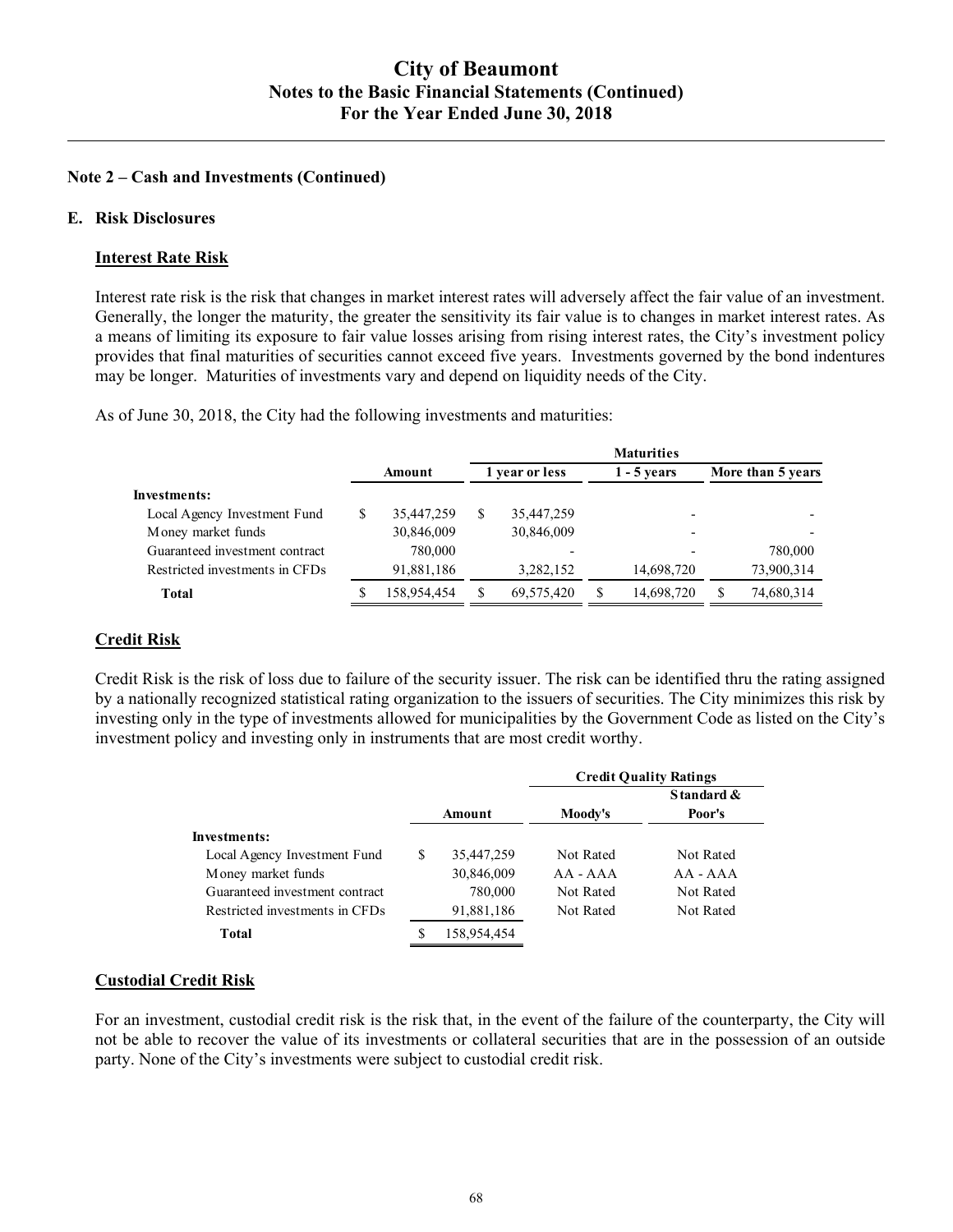## Note 2 – Cash and Investments (Continued)

### E. Risk Disclosures

**Interest Rate Risk**

Interest rate risk is the risk that changes in market interest rates will adversely affect the fair value of an investment. Generally, the longer the maturity, the greater the sensitivity its fair value is to changes in market interest rates. As a means of limiting its exposure to fair value losses arising from rising interest rates, the City's investment policy provides that final maturities of securities cannot exceed five years. Investments governed by the bond indentures may be longer. Maturities of investments vary and depend on liquidity needs of the City.

As of June 30, 2018, the City had the following investments and maturities:

| | | Maturities | | |
|---|---|---|---|---|
| | Amount | 1 year or less | 1 - 5 years | More than 5 years |
| **Investments:** | | | | |
| Local Agency Investment Fund | $ 35,447,259 | $ 35,447,259 | - | - |
| Money market funds | 30,846,009 | 30,846,009 | - | - |
| Guaranteed investment contract | 780,000 | - | - | 780,000 |
| Restricted investments in CFDs | 91,881,186 | 3,282,152 | 14,698,720 | 73,900,314 |
| **Total** | $ 158,954,454 | $ 69,575,420 | $ 14,698,720 | $ 74,680,314 |

**Credit Risk**

Credit Risk is the risk of loss due to failure of the security issuer. The risk can be identified thru the rating assigned by a nationally recognized statistical rating organization to the issuers of securities. The City minimizes this risk by investing only in the type of investments allowed for municipalities by the Government Code as listed on the City's investment policy and investing only in instruments that are most credit worthy.

| | | Credit Quality Ratings | |
|---|---|---|---|
| | Amount | Moody's | Standard & Poor's |
| **Investments:** | | | |
| Local Agency Investment Fund | $ 35,447,259 | Not Rated | Not Rated |
| Money market funds | 30,846,009 | AA - AAA | AA - AAA |
| Guaranteed investment contract | 780,000 | Not Rated | Not Rated |
| Restricted investments in CFDs | 91,881,186 | Not Rated | Not Rated |
| **Total** | $ 158,954,454 | | |

**Custodial Credit Risk**

For an investment, custodial credit risk is the risk that, in the event of the failure of the counterparty, the City will not be able to recover the value of its investments or collateral securities that are in the possession of an outside party. None of the City's investments were subject to custodial credit risk.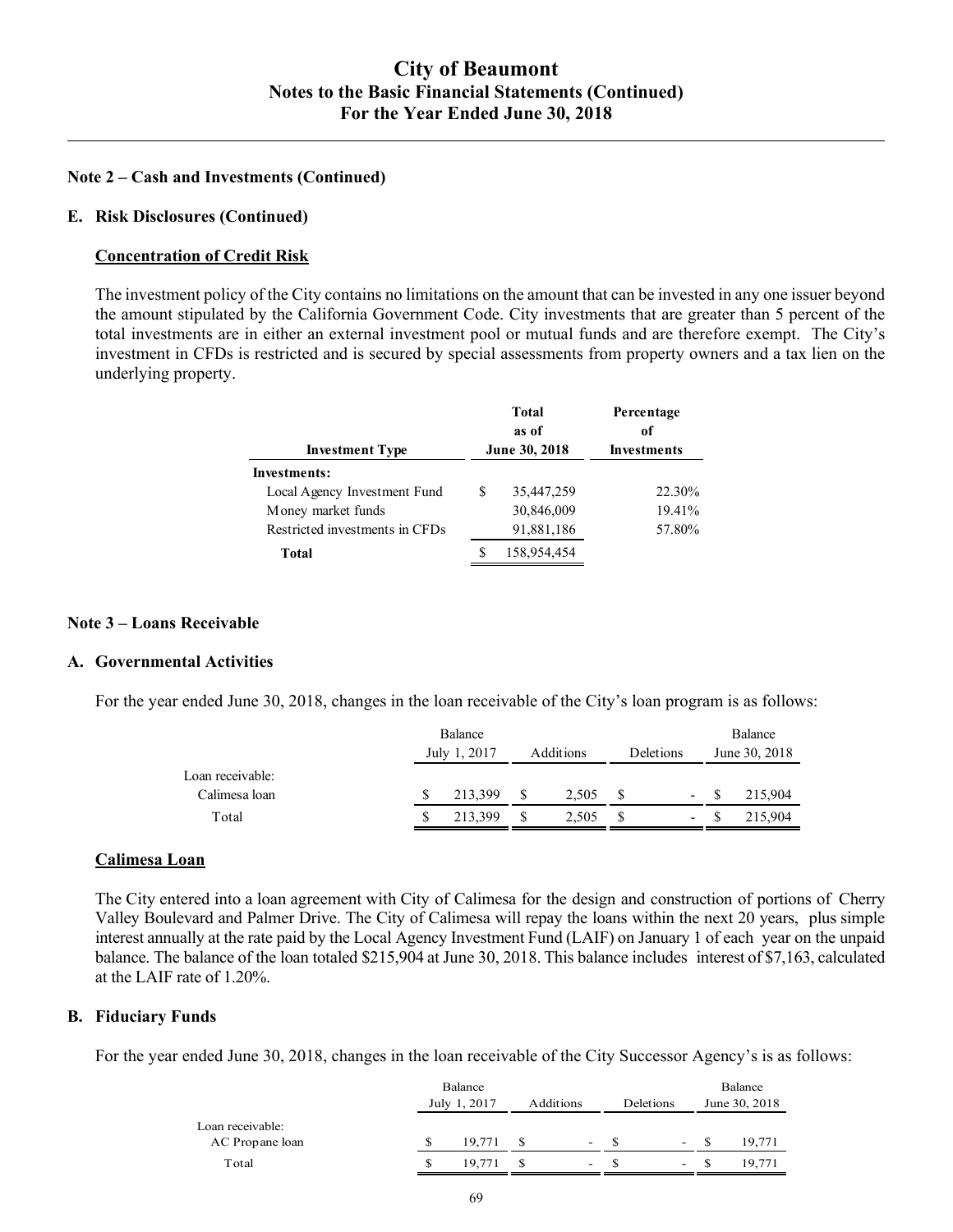# City of Beaumont
## Notes to the Basic Financial Statements (Continued)
## For the Year Ended June 30, 2018

### Note 2 – Cash and Investments (Continued)

#### E. Risk Disclosures (Continued)

**Concentration of Credit Risk**

The investment policy of the City contains no limitations on the amount that can be invested in any one issuer beyond the amount stipulated by the California Government Code. City investments that are greater than 5 percent of the total investments are in either an external investment pool or mutual funds and are therefore exempt. The City's investment in CFDs is restricted and is secured by special assessments from property owners and a tax lien on the underlying property.

| Investment Type | Total as of June 30, 2018 | Percentage of Investments |
|---|---|---|
| **Investments:** | | |
| Local Agency Investment Fund | $ 35,447,259 | 22.30% |
| Money market funds | 30,846,009 | 19.41% |
| Restricted investments in CFDs | 91,881,186 | 57.80% |
| **Total** | $ 158,954,454 | |

### Note 3 – Loans Receivable

#### A. Governmental Activities

For the year ended June 30, 2018, changes in the loan receivable of the City's loan program is as follows:

| | Balance July 1, 2017 | Additions | Deletions | Balance June 30, 2018 |
|---|---|---|---|---|
| Loan receivable: | | | | |
| Calimesa loan | $ 213,399 | $ 2,505 | $ - | $ 215,904 |
| Total | $ 213,399 | $ 2,505 | $ - | $ 215,904 |

**Calimesa Loan**

The City entered into a loan agreement with City of Calimesa for the design and construction of portions of Cherry Valley Boulevard and Palmer Drive. The City of Calimesa will repay the loans within the next 20 years, plus simple interest annually at the rate paid by the Local Agency Investment Fund (LAIF) on January 1 of each year on the unpaid balance. The balance of the loan totaled $215,904 at June 30, 2018. This balance includes interest of $7,163, calculated at the LAIF rate of 1.20%.

#### B. Fiduciary Funds

For the year ended June 30, 2018, changes in the loan receivable of the City Successor Agency's is as follows:

| | Balance July 1, 2017 | Additions | Deletions | Balance June 30, 2018 |
|---|---|---|---|---|
| Loan receivable: | | | | |
| AC Propane loan | $ 19,771 | $ - | $ - | $ 19,771 |
| Total | $ 19,771 | $ - | $ - | $ 19,771 |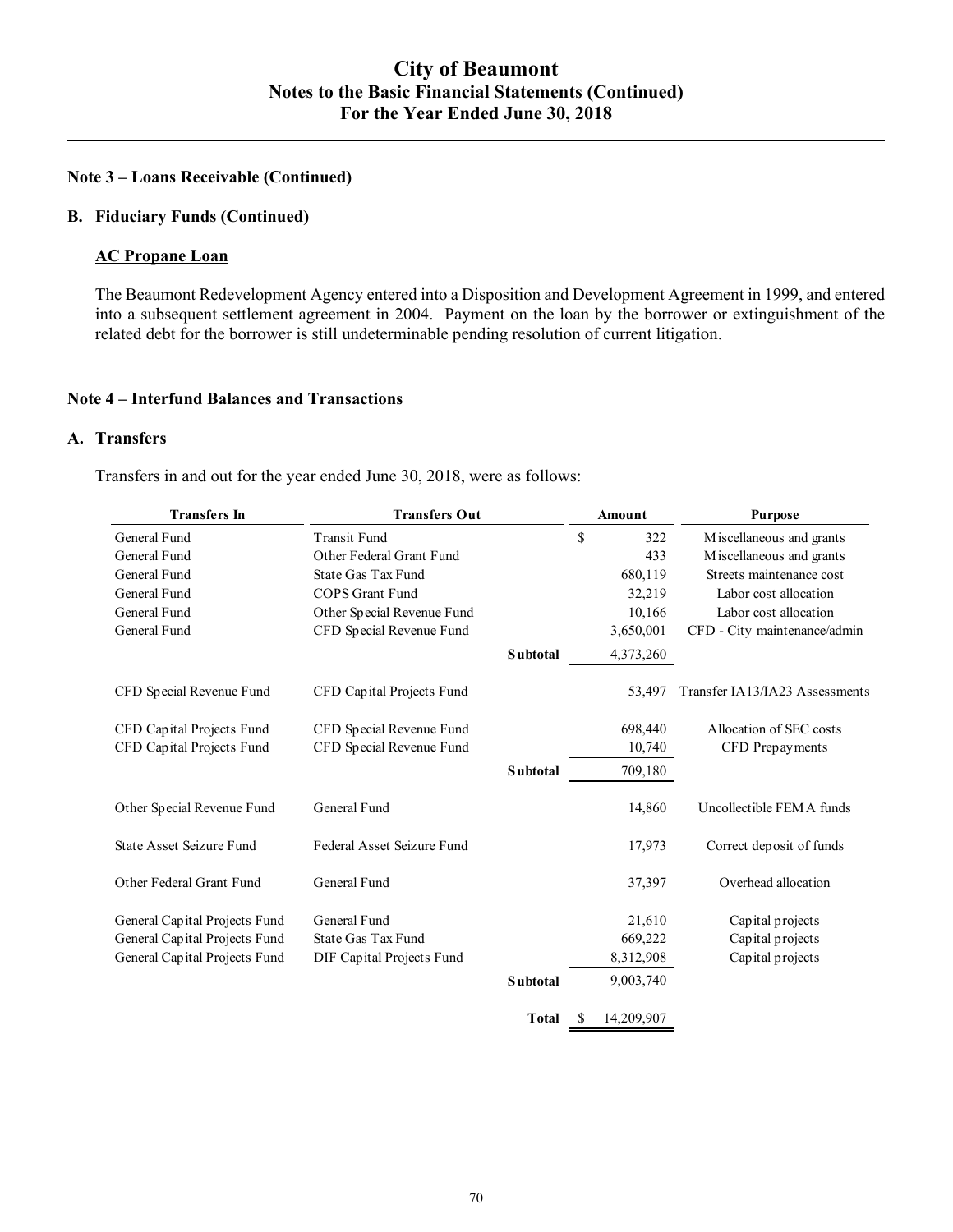## Note 3 – Loans Receivable (Continued)

### B. Fiduciary Funds (Continued)

**AC Propane Loan**

The Beaumont Redevelopment Agency entered into a Disposition and Development Agreement in 1999, and entered into a subsequent settlement agreement in 2004. Payment on the loan by the borrower or extinguishment of the related debt for the borrower is still undeterminable pending resolution of current litigation.

## Note 4 – Interfund Balances and Transactions

### A. Transfers

Transfers in and out for the year ended June 30, 2018, were as follows:

| Transfers In | Transfers Out | | Amount | Purpose |
|---|---|---|---|---|
| General Fund | Transit Fund | | $ 322 | Miscellaneous and grants |
| General Fund | Other Federal Grant Fund | | 433 | Miscellaneous and grants |
| General Fund | State Gas Tax Fund | | 680,119 | Streets maintenance cost |
| General Fund | COPS Grant Fund | | 32,219 | Labor cost allocation |
| General Fund | Other Special Revenue Fund | | 10,166 | Labor cost allocation |
| General Fund | CFD Special Revenue Fund | | 3,650,001 | CFD - City maintenance/admin |
| | | **Subtotal** | 4,373,260 | |
| CFD Special Revenue Fund | CFD Capital Projects Fund | | 53,497 | Transfer IA13/IA23 Assessments |
| CFD Capital Projects Fund | CFD Special Revenue Fund | | 698,440 | Allocation of SEC costs |
| CFD Capital Projects Fund | CFD Special Revenue Fund | | 10,740 | CFD Prepayments |
| | | **Subtotal** | 709,180 | |
| Other Special Revenue Fund | General Fund | | 14,860 | Uncollectible FEMA funds |
| State Asset Seizure Fund | Federal Asset Seizure Fund | | 17,973 | Correct deposit of funds |
| Other Federal Grant Fund | General Fund | | 37,397 | Overhead allocation |
| General Capital Projects Fund | General Fund | | 21,610 | Capital projects |
| General Capital Projects Fund | State Gas Tax Fund | | 669,222 | Capital projects |
| General Capital Projects Fund | DIF Capital Projects Fund | | 8,312,908 | Capital projects |
| | | **Subtotal** | 9,003,740 | |
| | | **Total** | $ 14,209,907 | |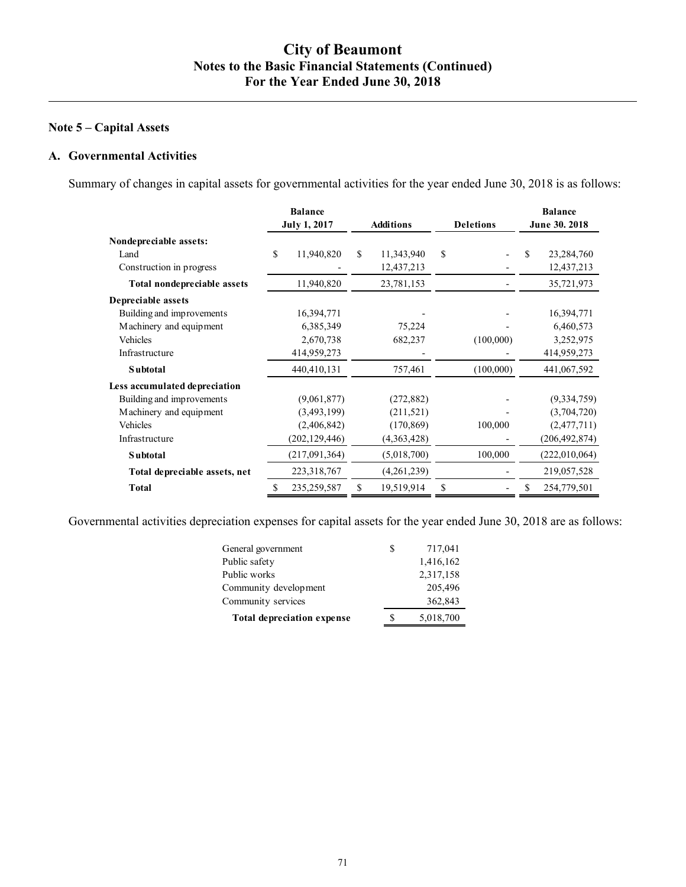# City of Beaumont
## Notes to the Basic Financial Statements (Continued)
## For the Year Ended June 30, 2018

### Note 5 – Capital Assets

#### A. Governmental Activities

Summary of changes in capital assets for governmental activities for the year ended June 30, 2018 is as follows:

| | Balance July 1, 2017 | Additions | Deletions | Balance June 30. 2018 |
|---|---|---|---|---|
| **Nondepreciable assets:** | | | | |
| Land | $ 11,940,820 | $ 11,343,940 | $ - | $ 23,284,760 |
| Construction in progress | - | 12,437,213 | - | 12,437,213 |
| **Total nondepreciable assets** | 11,940,820 | 23,781,153 | - | 35,721,973 |
| **Depreciable assets** | | | | |
| Building and improvements | 16,394,771 | - | - | 16,394,771 |
| Machinery and equipment | 6,385,349 | 75,224 | - | 6,460,573 |
| Vehicles | 2,670,738 | 682,237 | (100,000) | 3,252,975 |
| Infrastructure | 414,959,273 | - | - | 414,959,273 |
| **Subtotal** | 440,410,131 | 757,461 | (100,000) | 441,067,592 |
| **Less accumulated depreciation** | | | | |
| Building and improvements | (9,061,877) | (272,882) | - | (9,334,759) |
| Machinery and equipment | (3,493,199) | (211,521) | - | (3,704,720) |
| Vehicles | (2,406,842) | (170,869) | 100,000 | (2,477,711) |
| Infrastructure | (202,129,446) | (4,363,428) | - | (206,492,874) |
| **Subtotal** | (217,091,364) | (5,018,700) | 100,000 | (222,010,064) |
| **Total depreciable assets, net** | 223,318,767 | (4,261,239) | - | 219,057,528 |
| **Total** | $ 235,259,587 | $ 19,519,914 | $ - | $ 254,779,501 |

Governmental activities depreciation expenses for capital assets for the year ended June 30, 2018 are as follows:

| | |
|---|---|
| General government | $ 717,041 |
| Public safety | 1,416,162 |
| Public works | 2,317,158 |
| Community development | 205,496 |
| Community services | 362,843 |
| **Total depreciation expense** | $ 5,018,700 |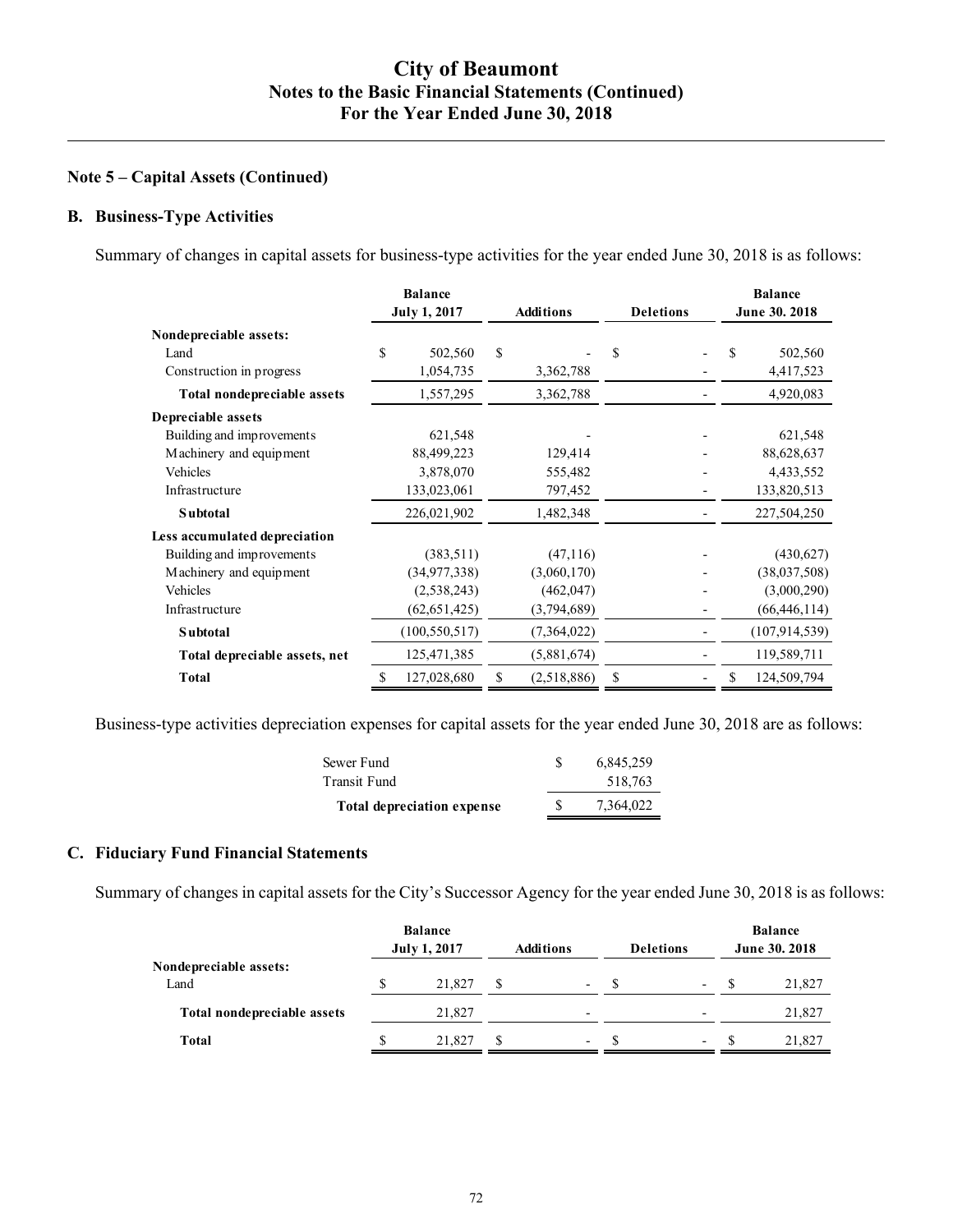## Note 5 – Capital Assets (Continued)

### B. Business-Type Activities

Summary of changes in capital assets for business-type activities for the year ended June 30, 2018 is as follows:

| | Balance July 1, 2017 | Additions | Deletions | Balance June 30. 2018 |
|---|---|---|---|---|
| **Nondepreciable assets:** | | | | |
| Land | $ 502,560 | $ - | $ - | $ 502,560 |
| Construction in progress | 1,054,735 | 3,362,788 | - | 4,417,523 |
| **Total nondepreciable assets** | 1,557,295 | 3,362,788 | - | 4,920,083 |
| **Depreciable assets** | | | | |
| Building and improvements | 621,548 | - | - | 621,548 |
| Machinery and equipment | 88,499,223 | 129,414 | - | 88,628,637 |
| Vehicles | 3,878,070 | 555,482 | - | 4,433,552 |
| Infrastructure | 133,023,061 | 797,452 | - | 133,820,513 |
| **Subtotal** | 226,021,902 | 1,482,348 | - | 227,504,250 |
| **Less accumulated depreciation** | | | | |
| Building and improvements | (383,511) | (47,116) | - | (430,627) |
| Machinery and equipment | (34,977,338) | (3,060,170) | - | (38,037,508) |
| Vehicles | (2,538,243) | (462,047) | - | (3,000,290) |
| Infrastructure | (62,651,425) | (3,794,689) | - | (66,446,114) |
| **Subtotal** | (100,550,517) | (7,364,022) | - | (107,914,539) |
| **Total depreciable assets, net** | 125,471,385 | (5,881,674) | - | 119,589,711 |
| **Total** | $ 127,028,680 | $ (2,518,886) | $ - | $ 124,509,794 |

Business-type activities depreciation expenses for capital assets for the year ended June 30, 2018 are as follows:

| | |
|---|---|
| Sewer Fund | $ 6,845,259 |
| Transit Fund | 518,763 |
| **Total depreciation expense** | $ 7,364,022 |

### C. Fiduciary Fund Financial Statements

Summary of changes in capital assets for the City's Successor Agency for the year ended June 30, 2018 is as follows:

| | Balance July 1, 2017 | Additions | Deletions | Balance June 30. 2018 |
|---|---|---|---|---|
| **Nondepreciable assets:** | | | | |
| Land | $ 21,827 | $ - | $ - | $ 21,827 |
| **Total nondepreciable assets** | 21,827 | - | - | 21,827 |
| **Total** | $ 21,827 | $ - | $ - | $ 21,827 |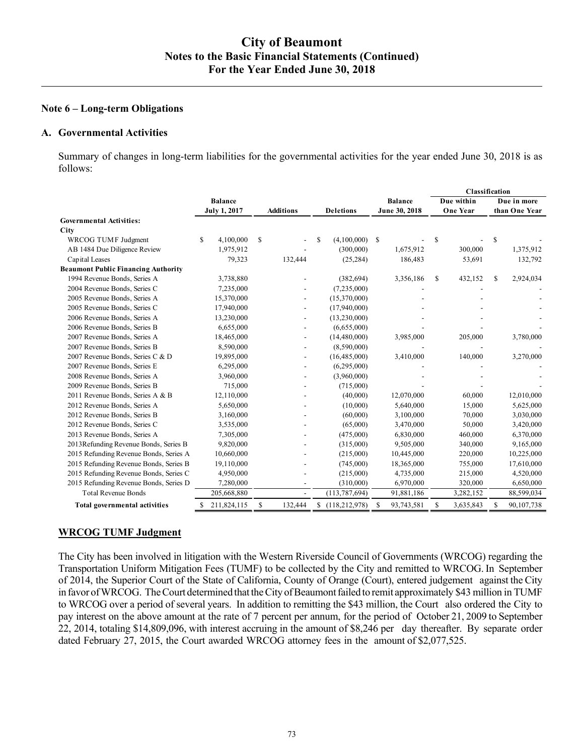## Note 6 – Long-term Obligations

### A. Governmental Activities

Summary of changes in long-term liabilities for the governmental activities for the year ended June 30, 2018 is as follows:

| | Balance July 1, 2017 | Additions | Deletions | Balance June 30, 2018 | Classification | |
|---|---|---|---|---|---|---|
| | | | | | Due within One Year | Due in more than One Year |
| **Governmental Activities:** | | | | | | |
| **City** | | | | | | |
| WRCOG TUMF Judgment | $ 4,100,000 | $ - | $ (4,100,000) | $ - | $ - | $ - |
| AB 1484 Due Diligence Review | 1,975,912 | - | (300,000) | 1,675,912 | 300,000 | 1,375,912 |
| Capital Leases | 79,323 | 132,444 | (25,284) | 186,483 | 53,691 | 132,792 |
| **Beaumont Public Financing Authority** | | | | | | |
| 1994 Revenue Bonds, Series A | 3,738,880 | - | (382,694) | 3,356,186 | $ 432,152 | $ 2,924,034 |
| 2004 Revenue Bonds, Series C | 7,235,000 | - | (7,235,000) | - | - | - |
| 2005 Revenue Bonds, Series A | 15,370,000 | - | (15,370,000) | - | - | - |
| 2005 Revenue Bonds, Series C | 17,940,000 | - | (17,940,000) | - | - | - |
| 2006 Revenue Bonds, Series A | 13,230,000 | - | (13,230,000) | - | - | - |
| 2006 Revenue Bonds, Series B | 6,655,000 | - | (6,655,000) | - | - | - |
| 2007 Revenue Bonds, Series A | 18,465,000 | - | (14,480,000) | 3,985,000 | 205,000 | 3,780,000 |
| 2007 Revenue Bonds, Series B | 8,590,000 | - | (8,590,000) | - | - | - |
| 2007 Revenue Bonds, Series C & D | 19,895,000 | - | (16,485,000) | 3,410,000 | 140,000 | 3,270,000 |
| 2007 Revenue Bonds, Series E | 6,295,000 | - | (6,295,000) | - | - | - |
| 2008 Revenue Bonds, Series A | 3,960,000 | - | (3,960,000) | - | - | - |
| 2009 Revenue Bonds, Series B | 715,000 | - | (715,000) | - | - | - |
| 2011 Revenue Bonds, Series A & B | 12,110,000 | - | (40,000) | 12,070,000 | 60,000 | 12,010,000 |
| 2012 Revenue Bonds, Series A | 5,650,000 | - | (10,000) | 5,640,000 | 15,000 | 5,625,000 |
| 2012 Revenue Bonds, Series B | 3,160,000 | - | (60,000) | 3,100,000 | 70,000 | 3,030,000 |
| 2012 Revenue Bonds, Series C | 3,535,000 | - | (65,000) | 3,470,000 | 50,000 | 3,420,000 |
| 2013 Revenue Bonds, Series A | 7,305,000 | - | (475,000) | 6,830,000 | 460,000 | 6,370,000 |
| 2013Refunding Revenue Bonds, Series B | 9,820,000 | - | (315,000) | 9,505,000 | 340,000 | 9,165,000 |
| 2015 Refunding Revenue Bonds, Series A | 10,660,000 | - | (215,000) | 10,445,000 | 220,000 | 10,225,000 |
| 2015 Refunding Revenue Bonds, Series B | 19,110,000 | - | (745,000) | 18,365,000 | 755,000 | 17,610,000 |
| 2015 Refunding Revenue Bonds, Series C | 4,950,000 | - | (215,000) | 4,735,000 | 215,000 | 4,520,000 |
| 2015 Refunding Revenue Bonds, Series D | 7,280,000 | - | (310,000) | 6,970,000 | 320,000 | 6,650,000 |
| Total Revenue Bonds | 205,668,880 | - | (113,787,694) | 91,881,186 | 3,282,152 | 88,599,034 |
| **Total governmental activities** | $ 211,824,115 | $ 132,444 | $ (118,212,978) | $ 93,743,581 | $ 3,635,843 | $ 90,107,738 |

### WRCOG TUMF Judgment

The City has been involved in litigation with the Western Riverside Council of Governments (WRCOG) regarding the Transportation Uniform Mitigation Fees (TUMF) to be collected by the City and remitted to WRCOG. In September of 2014, the Superior Court of the State of California, County of Orange (Court), entered judgement against the City in favor of WRCOG. The Court determined that the City of Beaumont failed to remit approximately $43 million in TUMF to WRCOG over a period of several years. In addition to remitting the $43 million, the Court also ordered the City to pay interest on the above amount at the rate of 7 percent per annum, for the period of October 21, 2009 to September 22, 2014, totaling $14,809,096, with interest accruing in the amount of $8,246 per day thereafter. By separate order dated February 27, 2015, the Court awarded WRCOG attorney fees in the amount of $2,077,525.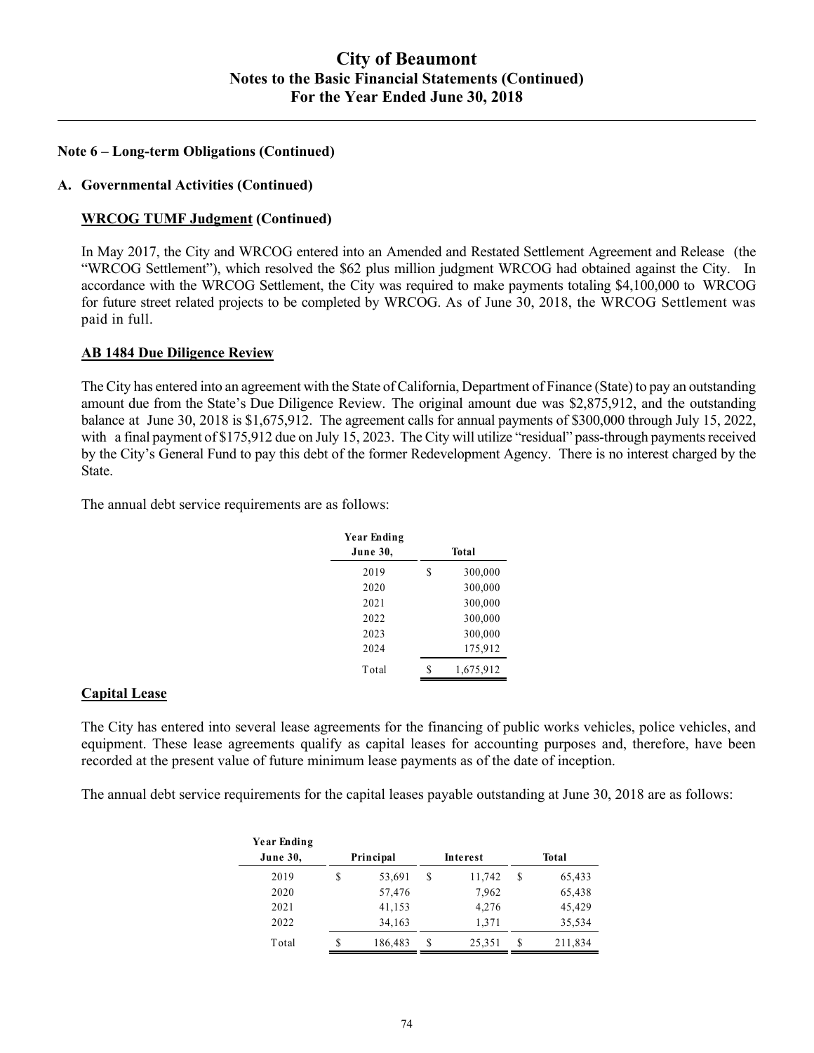### Note 6 – Long-term Obligations (Continued)

#### A. Governmental Activities (Continued)

**WRCOG TUMF Judgment (Continued)**

In May 2017, the City and WRCOG entered into an Amended and Restated Settlement Agreement and Release (the "WRCOG Settlement"), which resolved the $62 plus million judgment WRCOG had obtained against the City. In accordance with the WRCOG Settlement, the City was required to make payments totaling $4,100,000 to WRCOG for future street related projects to be completed by WRCOG. As of June 30, 2018, the WRCOG Settlement was paid in full.

**AB 1484 Due Diligence Review**

The City has entered into an agreement with the State of California, Department of Finance (State) to pay an outstanding amount due from the State's Due Diligence Review. The original amount due was $2,875,912, and the outstanding balance at June 30, 2018 is $1,675,912. The agreement calls for annual payments of $300,000 through July 15, 2022, with a final payment of $175,912 due on July 15, 2023. The City will utilize "residual" pass-through payments received by the City's General Fund to pay this debt of the former Redevelopment Agency. There is no interest charged by the State.

The annual debt service requirements are as follows:

| Year Ending June 30, | Total |
|---|---|
| 2019 | $ 300,000 |
| 2020 | 300,000 |
| 2021 | 300,000 |
| 2022 | 300,000 |
| 2023 | 300,000 |
| 2024 | 175,912 |
| Total | $ 1,675,912 |

**Capital Lease**

The City has entered into several lease agreements for the financing of public works vehicles, police vehicles, and equipment. These lease agreements qualify as capital leases for accounting purposes and, therefore, have been recorded at the present value of future minimum lease payments as of the date of inception.

The annual debt service requirements for the capital leases payable outstanding at June 30, 2018 are as follows:

| Year Ending June 30, | Principal | Interest | Total |
|---|---|---|---|
| 2019 | $ 53,691 | $ 11,742 | $ 65,433 |
| 2020 | 57,476 | 7,962 | 65,438 |
| 2021 | 41,153 | 4,276 | 45,429 |
| 2022 | 34,163 | 1,371 | 35,534 |
| Total | $ 186,483 | $ 25,351 | $ 211,834 |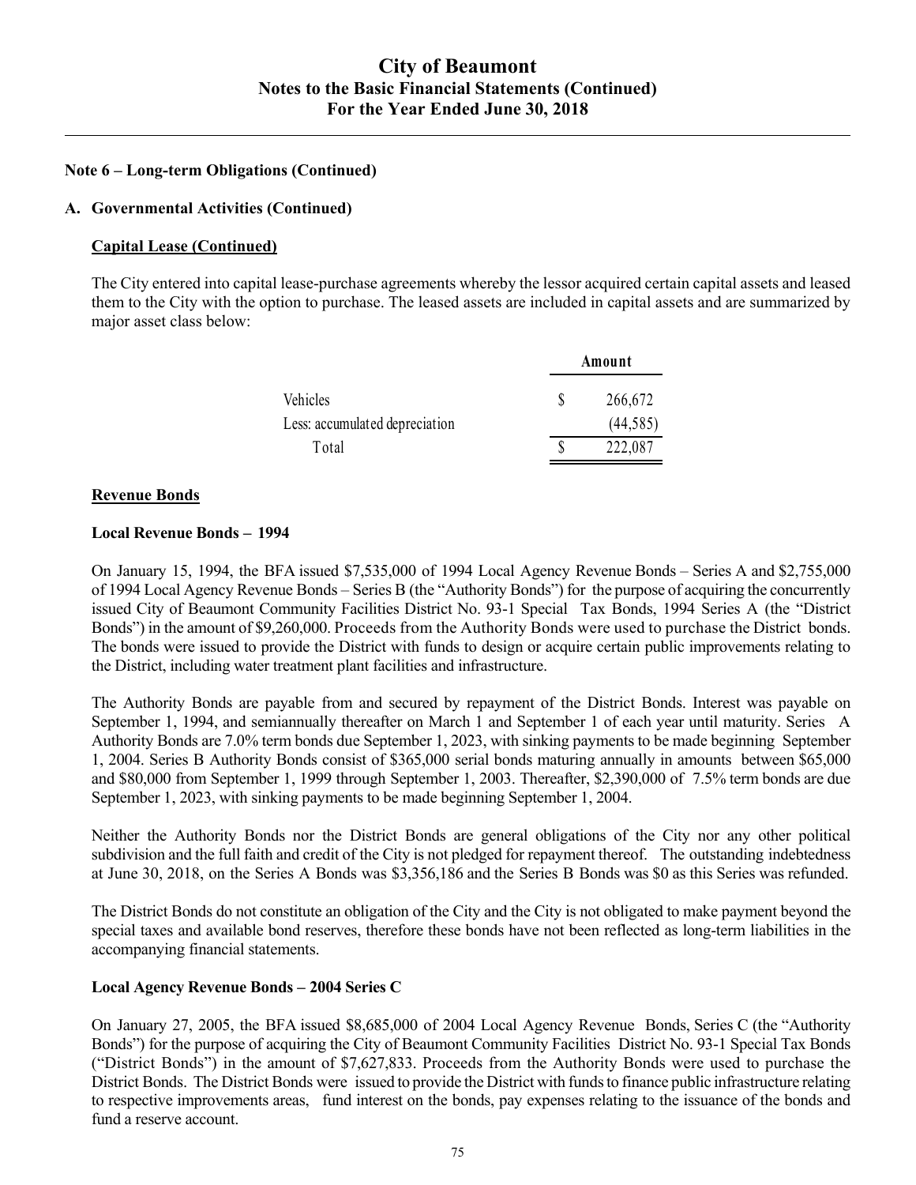**Note 6 – Long-term Obligations (Continued)**

**A. Governmental Activities (Continued)**

**Capital Lease (Continued)**

The City entered into capital lease-purchase agreements whereby the lessor acquired certain capital assets and leased them to the City with the option to purchase. The leased assets are included in capital assets and are summarized by major asset class below:

| | Amount |
|---|---|
| Vehicles | $ 266,672 |
| Less: accumulated depreciation | (44,585) |
| Total | $ 222,087 |

**Revenue Bonds**

**Local Revenue Bonds – 1994**

On January 15, 1994, the BFA issued $7,535,000 of 1994 Local Agency Revenue Bonds – Series A and $2,755,000 of 1994 Local Agency Revenue Bonds – Series B (the "Authority Bonds") for the purpose of acquiring the concurrently issued City of Beaumont Community Facilities District No. 93-1 Special Tax Bonds, 1994 Series A (the "District Bonds") in the amount of $9,260,000. Proceeds from the Authority Bonds were used to purchase the District bonds. The bonds were issued to provide the District with funds to design or acquire certain public improvements relating to the District, including water treatment plant facilities and infrastructure.

The Authority Bonds are payable from and secured by repayment of the District Bonds. Interest was payable on September 1, 1994, and semiannually thereafter on March 1 and September 1 of each year until maturity. Series A Authority Bonds are 7.0% term bonds due September 1, 2023, with sinking payments to be made beginning September 1, 2004. Series B Authority Bonds consist of $365,000 serial bonds maturing annually in amounts between $65,000 and $80,000 from September 1, 1999 through September 1, 2003. Thereafter, $2,390,000 of 7.5% term bonds are due September 1, 2023, with sinking payments to be made beginning September 1, 2004.

Neither the Authority Bonds nor the District Bonds are general obligations of the City nor any other political subdivision and the full faith and credit of the City is not pledged for repayment thereof. The outstanding indebtedness at June 30, 2018, on the Series A Bonds was $3,356,186 and the Series B Bonds was $0 as this Series was refunded.

The District Bonds do not constitute an obligation of the City and the City is not obligated to make payment beyond the special taxes and available bond reserves, therefore these bonds have not been reflected as long-term liabilities in the accompanying financial statements.

**Local Agency Revenue Bonds – 2004 Series C**

On January 27, 2005, the BFA issued $8,685,000 of 2004 Local Agency Revenue Bonds, Series C (the "Authority Bonds") for the purpose of acquiring the City of Beaumont Community Facilities District No. 93-1 Special Tax Bonds ("District Bonds") in the amount of $7,627,833. Proceeds from the Authority Bonds were used to purchase the District Bonds. The District Bonds were issued to provide the District with funds to finance public infrastructure relating to respective improvements areas, fund interest on the bonds, pay expenses relating to the issuance of the bonds and fund a reserve account.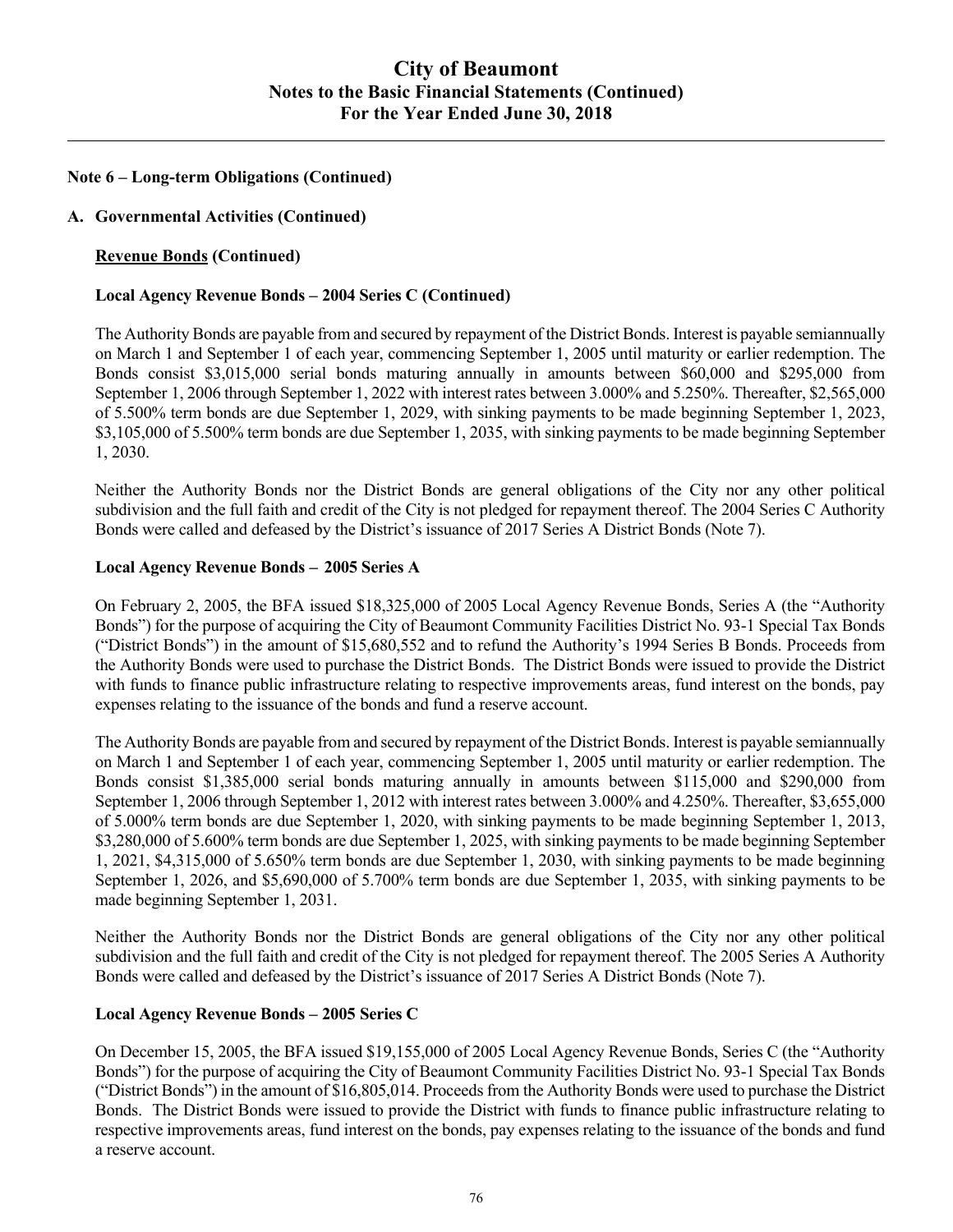### Note 6 – Long-term Obligations (Continued)

### A. Governmental Activities (Continued)

**Revenue Bonds (Continued)**

**Local Agency Revenue Bonds – 2004 Series C (Continued)**

The Authority Bonds are payable from and secured by repayment of the District Bonds. Interest is payable semiannually on March 1 and September 1 of each year, commencing September 1, 2005 until maturity or earlier redemption. The Bonds consist $3,015,000 serial bonds maturing annually in amounts between $60,000 and $295,000 from September 1, 2006 through September 1, 2022 with interest rates between 3.000% and 5.250%. Thereafter, $2,565,000 of 5.500% term bonds are due September 1, 2029, with sinking payments to be made beginning September 1, 2023, $3,105,000 of 5.500% term bonds are due September 1, 2035, with sinking payments to be made beginning September 1, 2030.

Neither the Authority Bonds nor the District Bonds are general obligations of the City nor any other political subdivision and the full faith and credit of the City is not pledged for repayment thereof. The 2004 Series C Authority Bonds were called and defeased by the District's issuance of 2017 Series A District Bonds (Note 7).

**Local Agency Revenue Bonds – 2005 Series A**

On February 2, 2005, the BFA issued $18,325,000 of 2005 Local Agency Revenue Bonds, Series A (the "Authority Bonds") for the purpose of acquiring the City of Beaumont Community Facilities District No. 93-1 Special Tax Bonds ("District Bonds") in the amount of $15,680,552 and to refund the Authority's 1994 Series B Bonds. Proceeds from the Authority Bonds were used to purchase the District Bonds. The District Bonds were issued to provide the District with funds to finance public infrastructure relating to respective improvements areas, fund interest on the bonds, pay expenses relating to the issuance of the bonds and fund a reserve account.

The Authority Bonds are payable from and secured by repayment of the District Bonds. Interest is payable semiannually on March 1 and September 1 of each year, commencing September 1, 2005 until maturity or earlier redemption. The Bonds consist $1,385,000 serial bonds maturing annually in amounts between $115,000 and $290,000 from September 1, 2006 through September 1, 2012 with interest rates between 3.000% and 4.250%. Thereafter, $3,655,000 of 5.000% term bonds are due September 1, 2020, with sinking payments to be made beginning September 1, 2013, $3,280,000 of 5.600% term bonds are due September 1, 2025, with sinking payments to be made beginning September 1, 2021, $4,315,000 of 5.650% term bonds are due September 1, 2030, with sinking payments to be made beginning September 1, 2026, and $5,690,000 of 5.700% term bonds are due September 1, 2035, with sinking payments to be made beginning September 1, 2031.

Neither the Authority Bonds nor the District Bonds are general obligations of the City nor any other political subdivision and the full faith and credit of the City is not pledged for repayment thereof. The 2005 Series A Authority Bonds were called and defeased by the District's issuance of 2017 Series A District Bonds (Note 7).

**Local Agency Revenue Bonds – 2005 Series C**

On December 15, 2005, the BFA issued $19,155,000 of 2005 Local Agency Revenue Bonds, Series C (the "Authority Bonds") for the purpose of acquiring the City of Beaumont Community Facilities District No. 93-1 Special Tax Bonds ("District Bonds") in the amount of $16,805,014. Proceeds from the Authority Bonds were used to purchase the District Bonds. The District Bonds were issued to provide the District with funds to finance public infrastructure relating to respective improvements areas, fund interest on the bonds, pay expenses relating to the issuance of the bonds and fund a reserve account.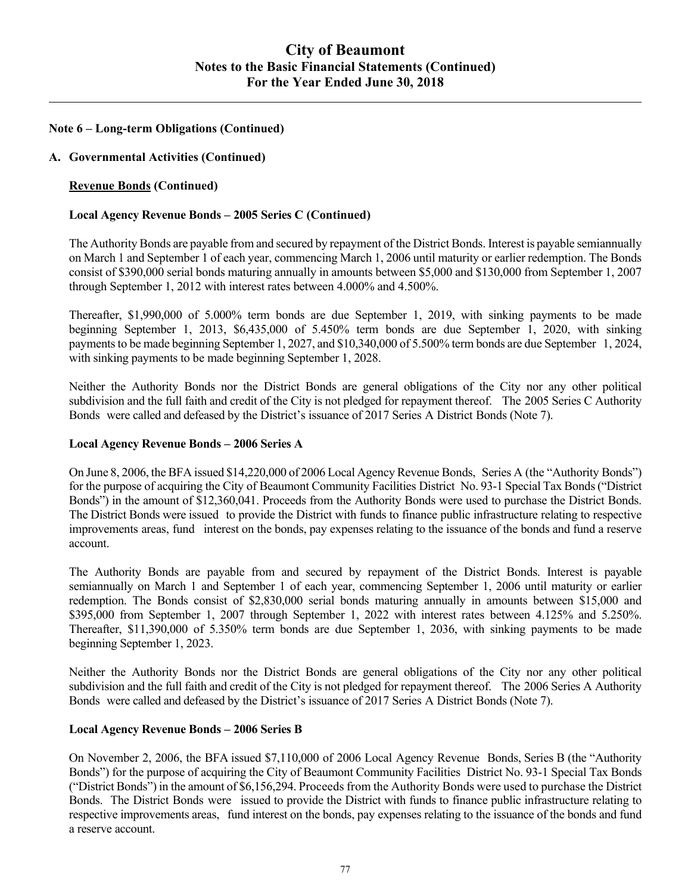### Note 6 – Long-term Obligations (Continued)

### A. Governmental Activities (Continued)

**Revenue Bonds (Continued)**

**Local Agency Revenue Bonds – 2005 Series C (Continued)**

The Authority Bonds are payable from and secured by repayment of the District Bonds. Interest is payable semiannually on March 1 and September 1 of each year, commencing March 1, 2006 until maturity or earlier redemption. The Bonds consist of $390,000 serial bonds maturing annually in amounts between $5,000 and $130,000 from September 1, 2007 through September 1, 2012 with interest rates between 4.000% and 4.500%.

Thereafter, $1,990,000 of 5.000% term bonds are due September 1, 2019, with sinking payments to be made beginning September 1, 2013, $6,435,000 of 5.450% term bonds are due September 1, 2020, with sinking payments to be made beginning September 1, 2027, and $10,340,000 of 5.500% term bonds are due September 1, 2024, with sinking payments to be made beginning September 1, 2028.

Neither the Authority Bonds nor the District Bonds are general obligations of the City nor any other political subdivision and the full faith and credit of the City is not pledged for repayment thereof. The 2005 Series C Authority Bonds were called and defeased by the District's issuance of 2017 Series A District Bonds (Note 7).

**Local Agency Revenue Bonds – 2006 Series A**

On June 8, 2006, the BFA issued $14,220,000 of 2006 Local Agency Revenue Bonds, Series A (the "Authority Bonds") for the purpose of acquiring the City of Beaumont Community Facilities District No. 93-1 Special Tax Bonds ("District Bonds") in the amount of $12,360,041. Proceeds from the Authority Bonds were used to purchase the District Bonds. The District Bonds were issued to provide the District with funds to finance public infrastructure relating to respective improvements areas, fund interest on the bonds, pay expenses relating to the issuance of the bonds and fund a reserve account.

The Authority Bonds are payable from and secured by repayment of the District Bonds. Interest is payable semiannually on March 1 and September 1 of each year, commencing September 1, 2006 until maturity or earlier redemption. The Bonds consist of $2,830,000 serial bonds maturing annually in amounts between $15,000 and $395,000 from September 1, 2007 through September 1, 2022 with interest rates between 4.125% and 5.250%. Thereafter, $11,390,000 of 5.350% term bonds are due September 1, 2036, with sinking payments to be made beginning September 1, 2023.

Neither the Authority Bonds nor the District Bonds are general obligations of the City nor any other political subdivision and the full faith and credit of the City is not pledged for repayment thereof. The 2006 Series A Authority Bonds were called and defeased by the District's issuance of 2017 Series A District Bonds (Note 7).

**Local Agency Revenue Bonds – 2006 Series B**

On November 2, 2006, the BFA issued $7,110,000 of 2006 Local Agency Revenue Bonds, Series B (the "Authority Bonds") for the purpose of acquiring the City of Beaumont Community Facilities District No. 93-1 Special Tax Bonds ("District Bonds") in the amount of $6,156,294. Proceeds from the Authority Bonds were used to purchase the District Bonds. The District Bonds were issued to provide the District with funds to finance public infrastructure relating to respective improvements areas, fund interest on the bonds, pay expenses relating to the issuance of the bonds and fund a reserve account.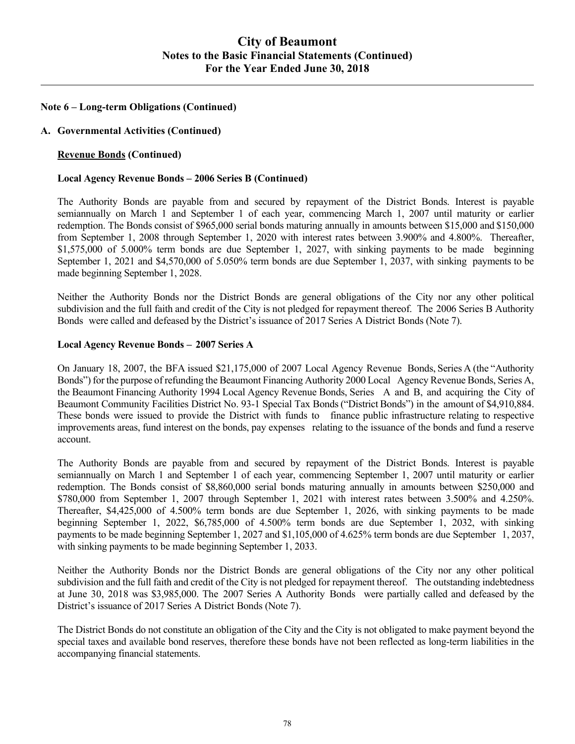**Note 6 – Long-term Obligations (Continued)**

**A. Governmental Activities (Continued)**

**Revenue Bonds (Continued)**

**Local Agency Revenue Bonds – 2006 Series B (Continued)**

The Authority Bonds are payable from and secured by repayment of the District Bonds. Interest is payable semiannually on March 1 and September 1 of each year, commencing March 1, 2007 until maturity or earlier redemption. The Bonds consist of $965,000 serial bonds maturing annually in amounts between $15,000 and $150,000 from September 1, 2008 through September 1, 2020 with interest rates between 3.900% and 4.800%. Thereafter, $1,575,000 of 5.000% term bonds are due September 1, 2027, with sinking payments to be made beginning September 1, 2021 and $4,570,000 of 5.050% term bonds are due September 1, 2037, with sinking payments to be made beginning September 1, 2028.

Neither the Authority Bonds nor the District Bonds are general obligations of the City nor any other political subdivision and the full faith and credit of the City is not pledged for repayment thereof. The 2006 Series B Authority Bonds were called and defeased by the District's issuance of 2017 Series A District Bonds (Note 7).

**Local Agency Revenue Bonds – 2007 Series A**

On January 18, 2007, the BFA issued $21,175,000 of 2007 Local Agency Revenue Bonds, Series A (the "Authority Bonds") for the purpose of refunding the Beaumont Financing Authority 2000 Local Agency Revenue Bonds, Series A, the Beaumont Financing Authority 1994 Local Agency Revenue Bonds, Series A and B, and acquiring the City of Beaumont Community Facilities District No. 93-1 Special Tax Bonds ("District Bonds") in the amount of $4,910,884. These bonds were issued to provide the District with funds to finance public infrastructure relating to respective improvements areas, fund interest on the bonds, pay expenses relating to the issuance of the bonds and fund a reserve account.

The Authority Bonds are payable from and secured by repayment of the District Bonds. Interest is payable semiannually on March 1 and September 1 of each year, commencing September 1, 2007 until maturity or earlier redemption. The Bonds consist of $8,860,000 serial bonds maturing annually in amounts between $250,000 and $780,000 from September 1, 2007 through September 1, 2021 with interest rates between 3.500% and 4.250%. Thereafter, $4,425,000 of 4.500% term bonds are due September 1, 2026, with sinking payments to be made beginning September 1, 2022, $6,785,000 of 4.500% term bonds are due September 1, 2032, with sinking payments to be made beginning September 1, 2027 and $1,105,000 of 4.625% term bonds are due September 1, 2037, with sinking payments to be made beginning September 1, 2033.

Neither the Authority Bonds nor the District Bonds are general obligations of the City nor any other political subdivision and the full faith and credit of the City is not pledged for repayment thereof. The outstanding indebtedness at June 30, 2018 was $3,985,000. The 2007 Series A Authority Bonds were partially called and defeased by the District's issuance of 2017 Series A District Bonds (Note 7).

The District Bonds do not constitute an obligation of the City and the City is not obligated to make payment beyond the special taxes and available bond reserves, therefore these bonds have not been reflected as long-term liabilities in the accompanying financial statements.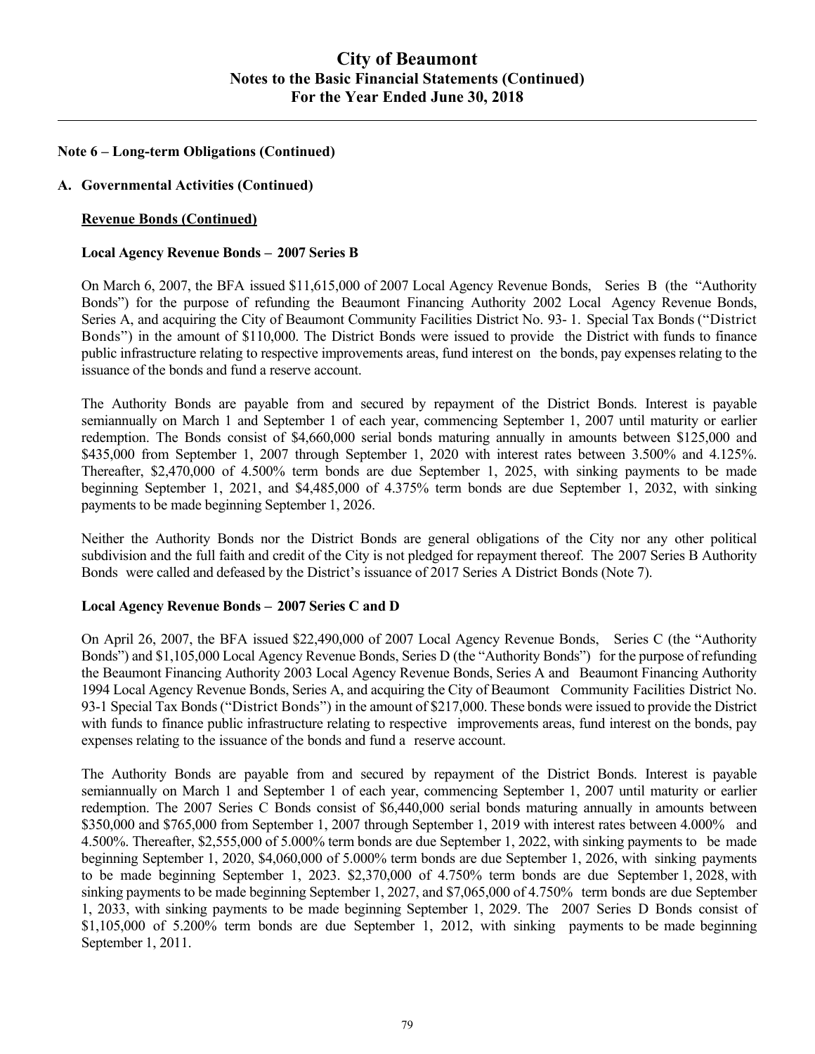# City of Beaumont
## Notes to the Basic Financial Statements (Continued)
## For the Year Ended June 30, 2018

**Note 6 – Long-term Obligations (Continued)**

**A. Governmental Activities (Continued)**

**Revenue Bonds (Continued)**

**Local Agency Revenue Bonds – 2007 Series B**

On March 6, 2007, the BFA issued $11,615,000 of 2007 Local Agency Revenue Bonds, Series B (the "Authority Bonds") for the purpose of refunding the Beaumont Financing Authority 2002 Local Agency Revenue Bonds, Series A, and acquiring the City of Beaumont Community Facilities District No. 93- 1. Special Tax Bonds ("District Bonds") in the amount of $110,000. The District Bonds were issued to provide the District with funds to finance public infrastructure relating to respective improvements areas, fund interest on the bonds, pay expenses relating to the issuance of the bonds and fund a reserve account.

The Authority Bonds are payable from and secured by repayment of the District Bonds. Interest is payable semiannually on March 1 and September 1 of each year, commencing September 1, 2007 until maturity or earlier redemption. The Bonds consist of $4,660,000 serial bonds maturing annually in amounts between $125,000 and $435,000 from September 1, 2007 through September 1, 2020 with interest rates between 3.500% and 4.125%. Thereafter, $2,470,000 of 4.500% term bonds are due September 1, 2025, with sinking payments to be made beginning September 1, 2021, and $4,485,000 of 4.375% term bonds are due September 1, 2032, with sinking payments to be made beginning September 1, 2026.

Neither the Authority Bonds nor the District Bonds are general obligations of the City nor any other political subdivision and the full faith and credit of the City is not pledged for repayment thereof. The 2007 Series B Authority Bonds were called and defeased by the District's issuance of 2017 Series A District Bonds (Note 7).

**Local Agency Revenue Bonds – 2007 Series C and D**

On April 26, 2007, the BFA issued $22,490,000 of 2007 Local Agency Revenue Bonds, Series C (the "Authority Bonds") and $1,105,000 Local Agency Revenue Bonds, Series D (the "Authority Bonds") for the purpose of refunding the Beaumont Financing Authority 2003 Local Agency Revenue Bonds, Series A and Beaumont Financing Authority 1994 Local Agency Revenue Bonds, Series A, and acquiring the City of Beaumont Community Facilities District No. 93-1 Special Tax Bonds ("District Bonds") in the amount of $217,000. These bonds were issued to provide the District with funds to finance public infrastructure relating to respective improvements areas, fund interest on the bonds, pay expenses relating to the issuance of the bonds and fund a reserve account.

The Authority Bonds are payable from and secured by repayment of the District Bonds. Interest is payable semiannually on March 1 and September 1 of each year, commencing September 1, 2007 until maturity or earlier redemption. The 2007 Series C Bonds consist of $6,440,000 serial bonds maturing annually in amounts between $350,000 and $765,000 from September 1, 2007 through September 1, 2019 with interest rates between 4.000% and 4.500%. Thereafter, $2,555,000 of 5.000% term bonds are due September 1, 2022, with sinking payments to be made beginning September 1, 2020, $4,060,000 of 5.000% term bonds are due September 1, 2026, with sinking payments to be made beginning September 1, 2023. $2,370,000 of 4.750% term bonds are due September 1, 2028, with sinking payments to be made beginning September 1, 2027, and $7,065,000 of 4.750% term bonds are due September 1, 2033, with sinking payments to be made beginning September 1, 2029. The 2007 Series D Bonds consist of $1,105,000 of 5.200% term bonds are due September 1, 2012, with sinking payments to be made beginning September 1, 2011.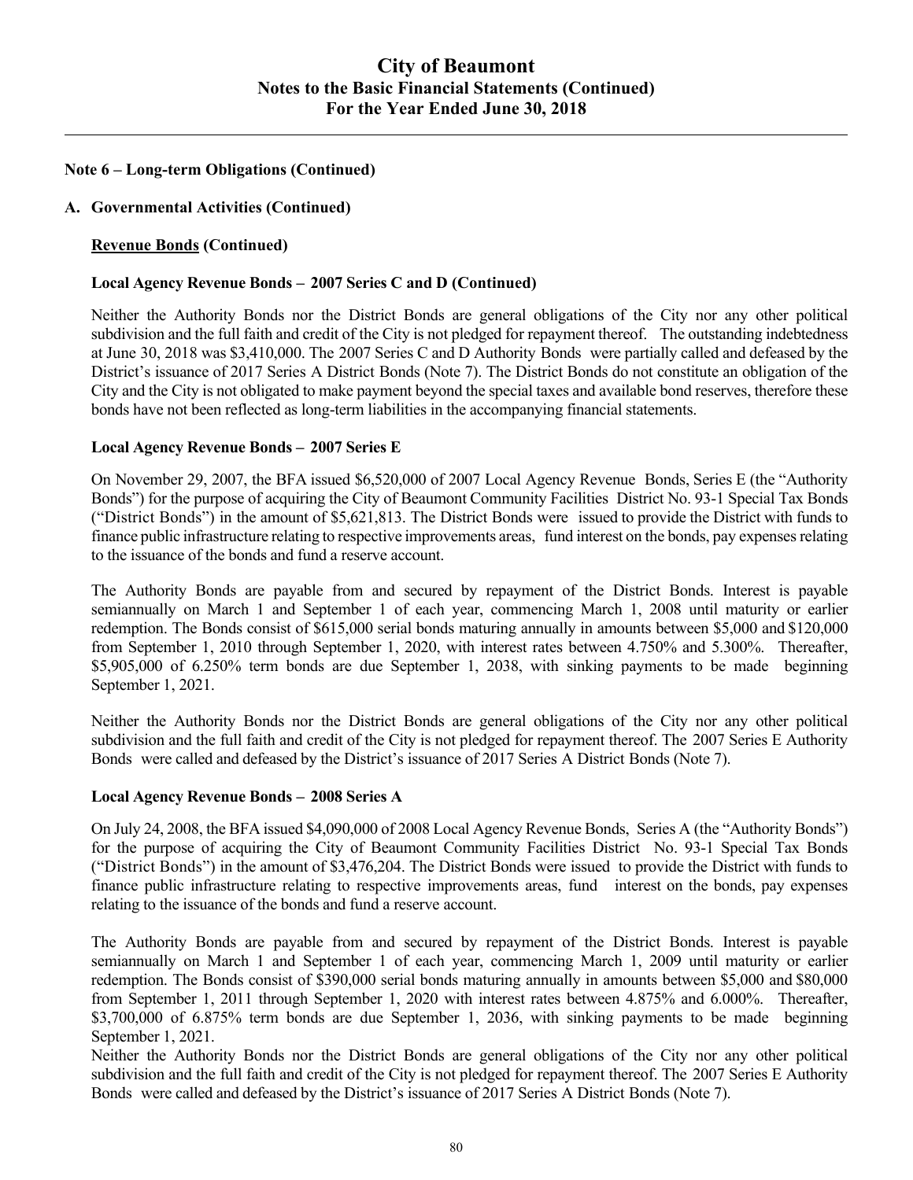## Note 6 – Long-term Obligations (Continued)

### A. Governmental Activities (Continued)

**Revenue Bonds (Continued)**

**Local Agency Revenue Bonds – 2007 Series C and D (Continued)**

Neither the Authority Bonds nor the District Bonds are general obligations of the City nor any other political subdivision and the full faith and credit of the City is not pledged for repayment thereof. The outstanding indebtedness at June 30, 2018 was $3,410,000. The 2007 Series C and D Authority Bonds were partially called and defeased by the District's issuance of 2017 Series A District Bonds (Note 7). The District Bonds do not constitute an obligation of the City and the City is not obligated to make payment beyond the special taxes and available bond reserves, therefore these bonds have not been reflected as long-term liabilities in the accompanying financial statements.

**Local Agency Revenue Bonds – 2007 Series E**

On November 29, 2007, the BFA issued $6,520,000 of 2007 Local Agency Revenue Bonds, Series E (the "Authority Bonds") for the purpose of acquiring the City of Beaumont Community Facilities District No. 93-1 Special Tax Bonds ("District Bonds") in the amount of $5,621,813. The District Bonds were issued to provide the District with funds to finance public infrastructure relating to respective improvements areas, fund interest on the bonds, pay expenses relating to the issuance of the bonds and fund a reserve account.

The Authority Bonds are payable from and secured by repayment of the District Bonds. Interest is payable semiannually on March 1 and September 1 of each year, commencing March 1, 2008 until maturity or earlier redemption. The Bonds consist of $615,000 serial bonds maturing annually in amounts between $5,000 and $120,000 from September 1, 2010 through September 1, 2020, with interest rates between 4.750% and 5.300%. Thereafter, $5,905,000 of 6.250% term bonds are due September 1, 2038, with sinking payments to be made beginning September 1, 2021.

Neither the Authority Bonds nor the District Bonds are general obligations of the City nor any other political subdivision and the full faith and credit of the City is not pledged for repayment thereof. The 2007 Series E Authority Bonds were called and defeased by the District's issuance of 2017 Series A District Bonds (Note 7).

**Local Agency Revenue Bonds – 2008 Series A**

On July 24, 2008, the BFA issued $4,090,000 of 2008 Local Agency Revenue Bonds, Series A (the "Authority Bonds") for the purpose of acquiring the City of Beaumont Community Facilities District No. 93-1 Special Tax Bonds ("District Bonds") in the amount of $3,476,204. The District Bonds were issued to provide the District with funds to finance public infrastructure relating to respective improvements areas, fund interest on the bonds, pay expenses relating to the issuance of the bonds and fund a reserve account.

The Authority Bonds are payable from and secured by repayment of the District Bonds. Interest is payable semiannually on March 1 and September 1 of each year, commencing March 1, 2009 until maturity or earlier redemption. The Bonds consist of $390,000 serial bonds maturing annually in amounts between $5,000 and $80,000 from September 1, 2011 through September 1, 2020 with interest rates between 4.875% and 6.000%. Thereafter, $3,700,000 of 6.875% term bonds are due September 1, 2036, with sinking payments to be made beginning September 1, 2021.

Neither the Authority Bonds nor the District Bonds are general obligations of the City nor any other political subdivision and the full faith and credit of the City is not pledged for repayment thereof. The 2007 Series E Authority Bonds were called and defeased by the District's issuance of 2017 Series A District Bonds (Note 7).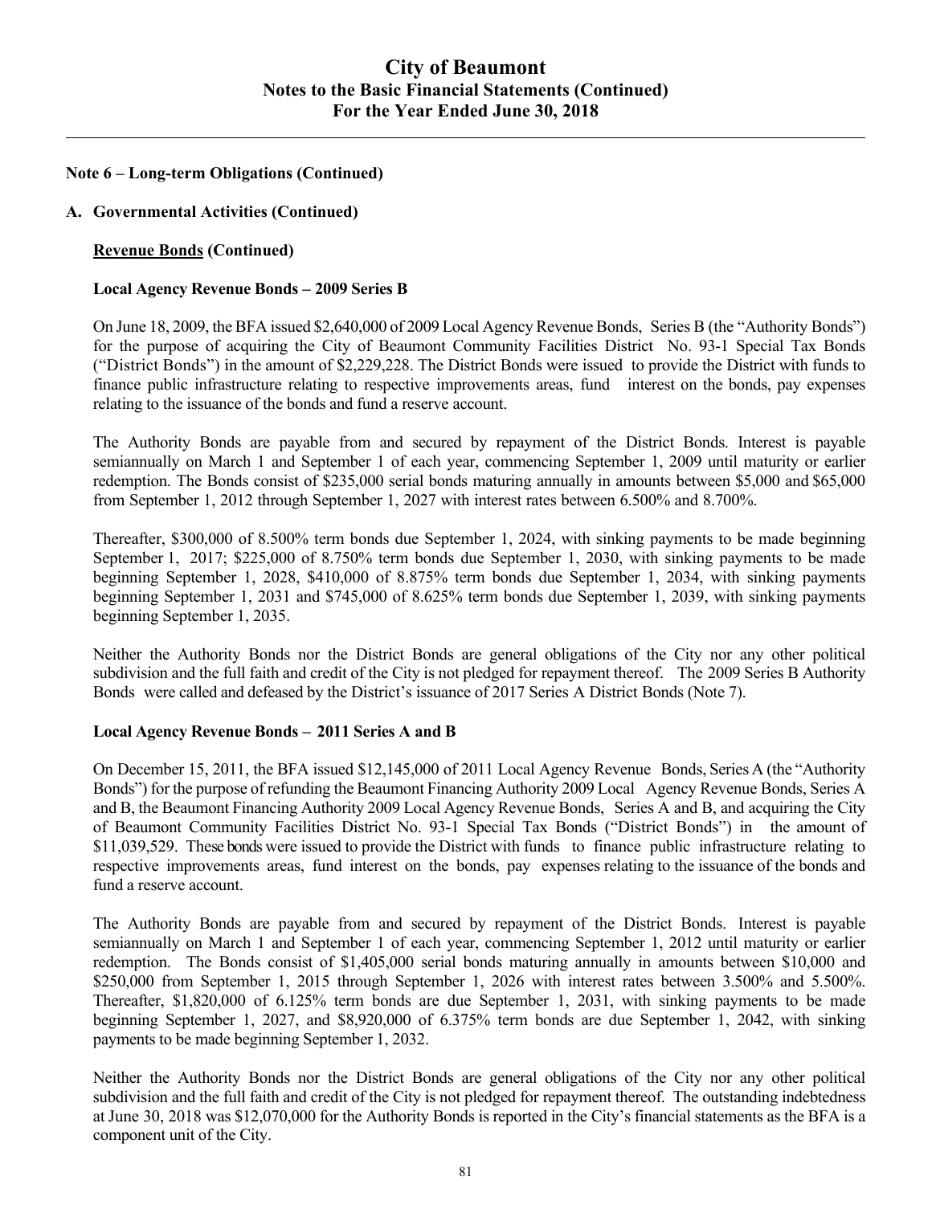## Note 6 – Long-term Obligations (Continued)

### A. Governmental Activities (Continued)

**Revenue Bonds (Continued)**

**Local Agency Revenue Bonds – 2009 Series B**

On June 18, 2009, the BFA issued $2,640,000 of 2009 Local Agency Revenue Bonds, Series B (the "Authority Bonds") for the purpose of acquiring the City of Beaumont Community Facilities District No. 93-1 Special Tax Bonds ("District Bonds") in the amount of $2,229,228. The District Bonds were issued to provide the District with funds to finance public infrastructure relating to respective improvements areas, fund interest on the bonds, pay expenses relating to the issuance of the bonds and fund a reserve account.

The Authority Bonds are payable from and secured by repayment of the District Bonds. Interest is payable semiannually on March 1 and September 1 of each year, commencing September 1, 2009 until maturity or earlier redemption. The Bonds consist of $235,000 serial bonds maturing annually in amounts between $5,000 and $65,000 from September 1, 2012 through September 1, 2027 with interest rates between 6.500% and 8.700%.

Thereafter, $300,000 of 8.500% term bonds due September 1, 2024, with sinking payments to be made beginning September 1, 2017; $225,000 of 8.750% term bonds due September 1, 2030, with sinking payments to be made beginning September 1, 2028, $410,000 of 8.875% term bonds due September 1, 2034, with sinking payments beginning September 1, 2031 and $745,000 of 8.625% term bonds due September 1, 2039, with sinking payments beginning September 1, 2035.

Neither the Authority Bonds nor the District Bonds are general obligations of the City nor any other political subdivision and the full faith and credit of the City is not pledged for repayment thereof. The 2009 Series B Authority Bonds were called and defeased by the District's issuance of 2017 Series A District Bonds (Note 7).

**Local Agency Revenue Bonds – 2011 Series A and B**

On December 15, 2011, the BFA issued $12,145,000 of 2011 Local Agency Revenue Bonds, Series A (the "Authority Bonds") for the purpose of refunding the Beaumont Financing Authority 2009 Local Agency Revenue Bonds, Series A and B, the Beaumont Financing Authority 2009 Local Agency Revenue Bonds, Series A and B, and acquiring the City of Beaumont Community Facilities District No. 93-1 Special Tax Bonds ("District Bonds") in the amount of $11,039,529. These bonds were issued to provide the District with funds to finance public infrastructure relating to respective improvements areas, fund interest on the bonds, pay expenses relating to the issuance of the bonds and fund a reserve account.

The Authority Bonds are payable from and secured by repayment of the District Bonds. Interest is payable semiannually on March 1 and September 1 of each year, commencing September 1, 2012 until maturity or earlier redemption. The Bonds consist of $1,405,000 serial bonds maturing annually in amounts between $10,000 and $250,000 from September 1, 2015 through September 1, 2026 with interest rates between 3.500% and 5.500%. Thereafter, $1,820,000 of 6.125% term bonds are due September 1, 2031, with sinking payments to be made beginning September 1, 2027, and $8,920,000 of 6.375% term bonds are due September 1, 2042, with sinking payments to be made beginning September 1, 2032.

Neither the Authority Bonds nor the District Bonds are general obligations of the City nor any other political subdivision and the full faith and credit of the City is not pledged for repayment thereof. The outstanding indebtedness at June 30, 2018 was $12,070,000 for the Authority Bonds is reported in the City's financial statements as the BFA is a component unit of the City.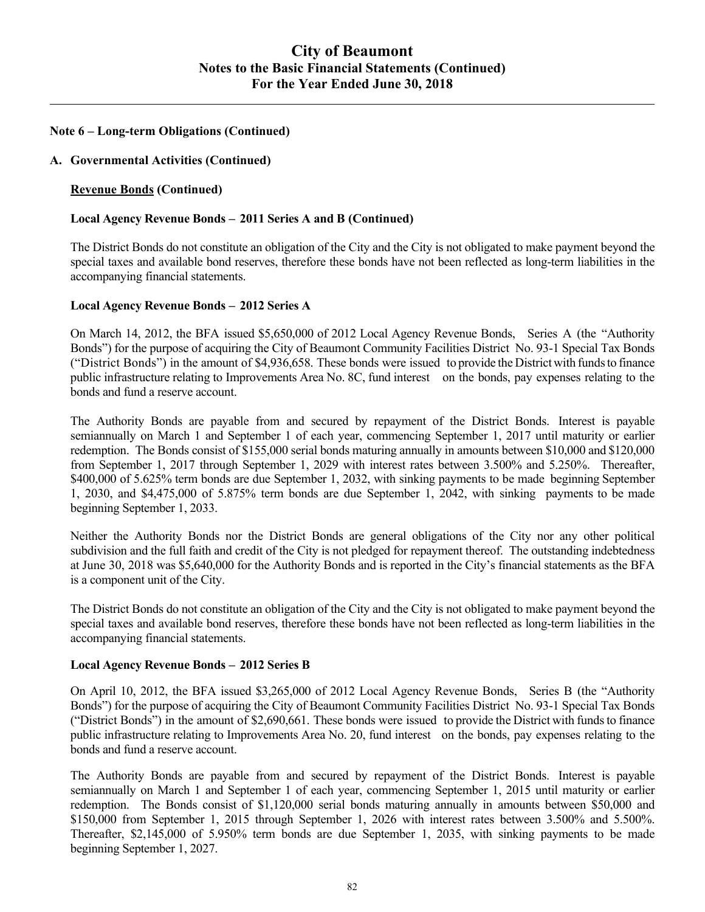## Note 6 – Long-term Obligations (Continued)

### A. Governmental Activities (Continued)

**Revenue Bonds (Continued)**

**Local Agency Revenue Bonds – 2011 Series A and B (Continued)**

The District Bonds do not constitute an obligation of the City and the City is not obligated to make payment beyond the special taxes and available bond reserves, therefore these bonds have not been reflected as long-term liabilities in the accompanying financial statements.

**Local Agency Revenue Bonds – 2012 Series A**

On March 14, 2012, the BFA issued $5,650,000 of 2012 Local Agency Revenue Bonds, Series A (the "Authority Bonds") for the purpose of acquiring the City of Beaumont Community Facilities District No. 93-1 Special Tax Bonds ("District Bonds") in the amount of $4,936,658. These bonds were issued to provide the District with funds to finance public infrastructure relating to Improvements Area No. 8C, fund interest on the bonds, pay expenses relating to the bonds and fund a reserve account.

The Authority Bonds are payable from and secured by repayment of the District Bonds. Interest is payable semiannually on March 1 and September 1 of each year, commencing September 1, 2017 until maturity or earlier redemption. The Bonds consist of $155,000 serial bonds maturing annually in amounts between $10,000 and $120,000 from September 1, 2017 through September 1, 2029 with interest rates between 3.500% and 5.250%. Thereafter, $400,000 of 5.625% term bonds are due September 1, 2032, with sinking payments to be made beginning September 1, 2030, and $4,475,000 of 5.875% term bonds are due September 1, 2042, with sinking payments to be made beginning September 1, 2033.

Neither the Authority Bonds nor the District Bonds are general obligations of the City nor any other political subdivision and the full faith and credit of the City is not pledged for repayment thereof. The outstanding indebtedness at June 30, 2018 was $5,640,000 for the Authority Bonds and is reported in the City's financial statements as the BFA is a component unit of the City.

The District Bonds do not constitute an obligation of the City and the City is not obligated to make payment beyond the special taxes and available bond reserves, therefore these bonds have not been reflected as long-term liabilities in the accompanying financial statements.

**Local Agency Revenue Bonds – 2012 Series B**

On April 10, 2012, the BFA issued $3,265,000 of 2012 Local Agency Revenue Bonds, Series B (the "Authority Bonds") for the purpose of acquiring the City of Beaumont Community Facilities District No. 93-1 Special Tax Bonds ("District Bonds") in the amount of $2,690,661. These bonds were issued to provide the District with funds to finance public infrastructure relating to Improvements Area No. 20, fund interest on the bonds, pay expenses relating to the bonds and fund a reserve account.

The Authority Bonds are payable from and secured by repayment of the District Bonds. Interest is payable semiannually on March 1 and September 1 of each year, commencing September 1, 2015 until maturity or earlier redemption. The Bonds consist of $1,120,000 serial bonds maturing annually in amounts between $50,000 and $150,000 from September 1, 2015 through September 1, 2026 with interest rates between 3.500% and 5.500%. Thereafter, $2,145,000 of 5.950% term bonds are due September 1, 2035, with sinking payments to be made beginning September 1, 2027.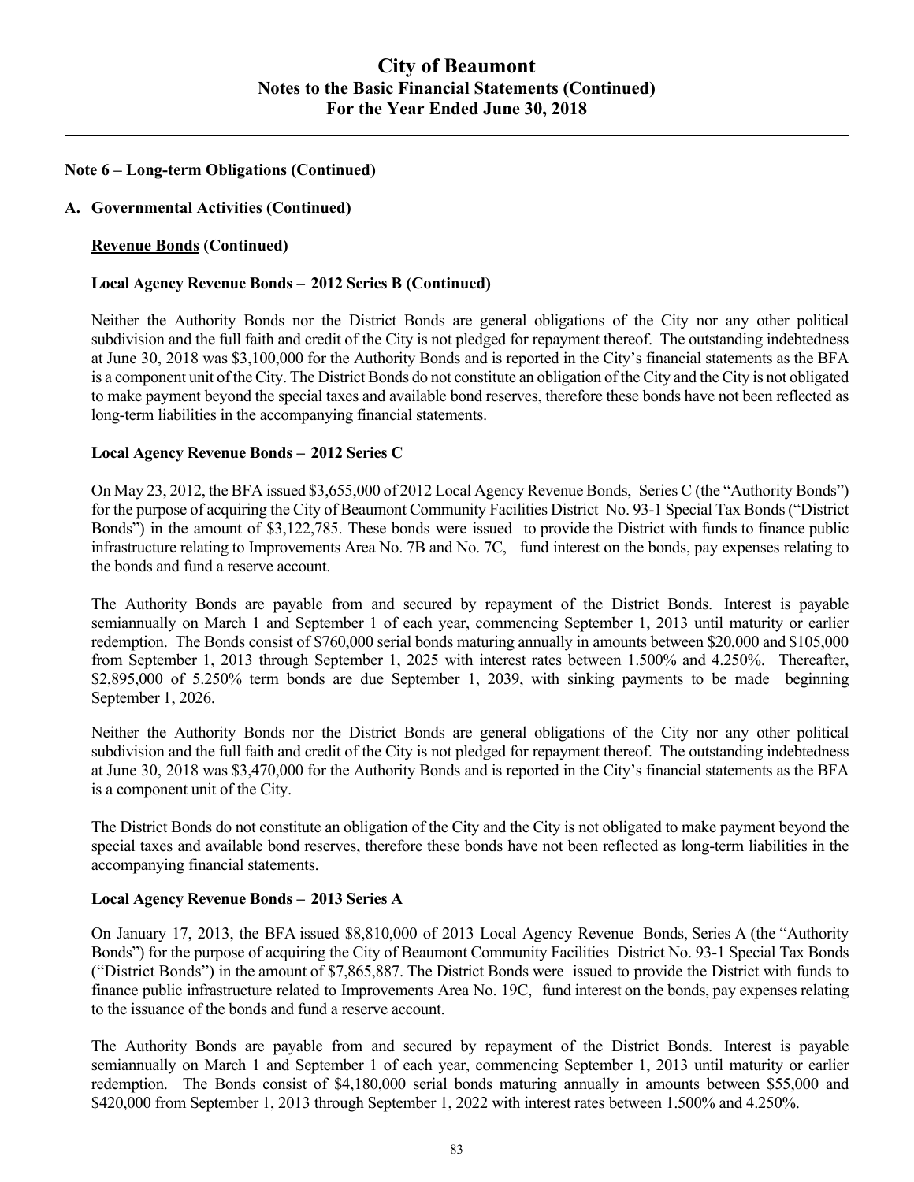# City of Beaumont
## Notes to the Basic Financial Statements (Continued)
## For the Year Ended June 30, 2018

### Note 6 – Long-term Obligations (Continued)

### A. Governmental Activities (Continued)

**Revenue Bonds (Continued)**

**Local Agency Revenue Bonds – 2012 Series B (Continued)**

Neither the Authority Bonds nor the District Bonds are general obligations of the City nor any other political subdivision and the full faith and credit of the City is not pledged for repayment thereof. The outstanding indebtedness at June 30, 2018 was $3,100,000 for the Authority Bonds and is reported in the City's financial statements as the BFA is a component unit of the City. The District Bonds do not constitute an obligation of the City and the City is not obligated to make payment beyond the special taxes and available bond reserves, therefore these bonds have not been reflected as long-term liabilities in the accompanying financial statements.

**Local Agency Revenue Bonds – 2012 Series C**

On May 23, 2012, the BFA issued $3,655,000 of 2012 Local Agency Revenue Bonds, Series C (the "Authority Bonds") for the purpose of acquiring the City of Beaumont Community Facilities District No. 93-1 Special Tax Bonds ("District Bonds") in the amount of $3,122,785. These bonds were issued to provide the District with funds to finance public infrastructure relating to Improvements Area No. 7B and No. 7C, fund interest on the bonds, pay expenses relating to the bonds and fund a reserve account.

The Authority Bonds are payable from and secured by repayment of the District Bonds. Interest is payable semiannually on March 1 and September 1 of each year, commencing September 1, 2013 until maturity or earlier redemption. The Bonds consist of $760,000 serial bonds maturing annually in amounts between $20,000 and $105,000 from September 1, 2013 through September 1, 2025 with interest rates between 1.500% and 4.250%. Thereafter, $2,895,000 of 5.250% term bonds are due September 1, 2039, with sinking payments to be made beginning September 1, 2026.

Neither the Authority Bonds nor the District Bonds are general obligations of the City nor any other political subdivision and the full faith and credit of the City is not pledged for repayment thereof. The outstanding indebtedness at June 30, 2018 was $3,470,000 for the Authority Bonds and is reported in the City's financial statements as the BFA is a component unit of the City.

The District Bonds do not constitute an obligation of the City and the City is not obligated to make payment beyond the special taxes and available bond reserves, therefore these bonds have not been reflected as long-term liabilities in the accompanying financial statements.

**Local Agency Revenue Bonds – 2013 Series A**

On January 17, 2013, the BFA issued $8,810,000 of 2013 Local Agency Revenue Bonds, Series A (the "Authority Bonds") for the purpose of acquiring the City of Beaumont Community Facilities District No. 93-1 Special Tax Bonds ("District Bonds") in the amount of $7,865,887. The District Bonds were issued to provide the District with funds to finance public infrastructure related to Improvements Area No. 19C, fund interest on the bonds, pay expenses relating to the issuance of the bonds and fund a reserve account.

The Authority Bonds are payable from and secured by repayment of the District Bonds. Interest is payable semiannually on March 1 and September 1 of each year, commencing September 1, 2013 until maturity or earlier redemption. The Bonds consist of $4,180,000 serial bonds maturing annually in amounts between $55,000 and $420,000 from September 1, 2013 through September 1, 2022 with interest rates between 1.500% and 4.250%.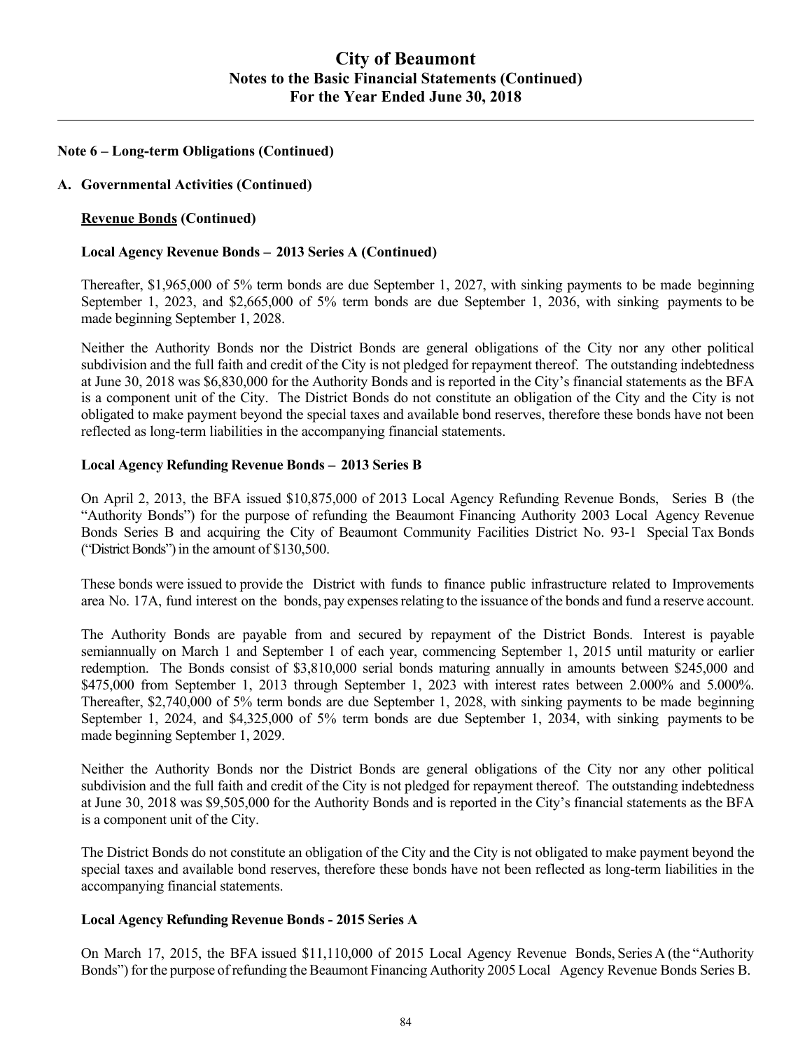#### Note 6 – Long-term Obligations (Continued)

#### A. Governmental Activities (Continued)

**Revenue Bonds (Continued)**

**Local Agency Revenue Bonds – 2013 Series A (Continued)**

Thereafter, $1,965,000 of 5% term bonds are due September 1, 2027, with sinking payments to be made beginning September 1, 2023, and $2,665,000 of 5% term bonds are due September 1, 2036, with sinking payments to be made beginning September 1, 2028.

Neither the Authority Bonds nor the District Bonds are general obligations of the City nor any other political subdivision and the full faith and credit of the City is not pledged for repayment thereof. The outstanding indebtedness at June 30, 2018 was $6,830,000 for the Authority Bonds and is reported in the City's financial statements as the BFA is a component unit of the City. The District Bonds do not constitute an obligation of the City and the City is not obligated to make payment beyond the special taxes and available bond reserves, therefore these bonds have not been reflected as long-term liabilities in the accompanying financial statements.

**Local Agency Refunding Revenue Bonds – 2013 Series B**

On April 2, 2013, the BFA issued $10,875,000 of 2013 Local Agency Refunding Revenue Bonds, Series B (the "Authority Bonds") for the purpose of refunding the Beaumont Financing Authority 2003 Local Agency Revenue Bonds Series B and acquiring the City of Beaumont Community Facilities District No. 93-1 Special Tax Bonds ("District Bonds") in the amount of $130,500.

These bonds were issued to provide the District with funds to finance public infrastructure related to Improvements area No. 17A, fund interest on the bonds, pay expenses relating to the issuance of the bonds and fund a reserve account.

The Authority Bonds are payable from and secured by repayment of the District Bonds. Interest is payable semiannually on March 1 and September 1 of each year, commencing September 1, 2015 until maturity or earlier redemption. The Bonds consist of $3,810,000 serial bonds maturing annually in amounts between $245,000 and $475,000 from September 1, 2013 through September 1, 2023 with interest rates between 2.000% and 5.000%. Thereafter, $2,740,000 of 5% term bonds are due September 1, 2028, with sinking payments to be made beginning September 1, 2024, and $4,325,000 of 5% term bonds are due September 1, 2034, with sinking payments to be made beginning September 1, 2029.

Neither the Authority Bonds nor the District Bonds are general obligations of the City nor any other political subdivision and the full faith and credit of the City is not pledged for repayment thereof. The outstanding indebtedness at June 30, 2018 was $9,505,000 for the Authority Bonds and is reported in the City's financial statements as the BFA is a component unit of the City.

The District Bonds do not constitute an obligation of the City and the City is not obligated to make payment beyond the special taxes and available bond reserves, therefore these bonds have not been reflected as long-term liabilities in the accompanying financial statements.

**Local Agency Refunding Revenue Bonds - 2015 Series A**

On March 17, 2015, the BFA issued $11,110,000 of 2015 Local Agency Revenue Bonds, Series A (the "Authority Bonds") for the purpose of refunding the Beaumont Financing Authority 2005 Local Agency Revenue Bonds Series B.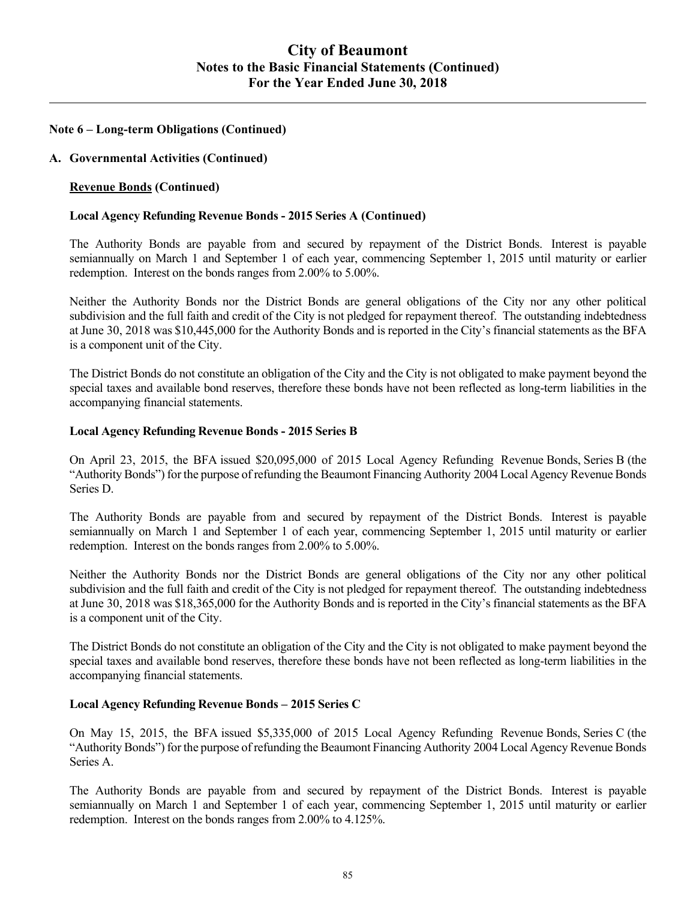## Note 6 – Long-term Obligations (Continued)

### A. Governmental Activities (Continued)

**Revenue Bonds (Continued)**

**Local Agency Refunding Revenue Bonds - 2015 Series A (Continued)**

The Authority Bonds are payable from and secured by repayment of the District Bonds. Interest is payable semiannually on March 1 and September 1 of each year, commencing September 1, 2015 until maturity or earlier redemption. Interest on the bonds ranges from 2.00% to 5.00%.

Neither the Authority Bonds nor the District Bonds are general obligations of the City nor any other political subdivision and the full faith and credit of the City is not pledged for repayment thereof. The outstanding indebtedness at June 30, 2018 was $10,445,000 for the Authority Bonds and is reported in the City's financial statements as the BFA is a component unit of the City.

The District Bonds do not constitute an obligation of the City and the City is not obligated to make payment beyond the special taxes and available bond reserves, therefore these bonds have not been reflected as long-term liabilities in the accompanying financial statements.

**Local Agency Refunding Revenue Bonds - 2015 Series B**

On April 23, 2015, the BFA issued $20,095,000 of 2015 Local Agency Refunding Revenue Bonds, Series B (the "Authority Bonds") for the purpose of refunding the Beaumont Financing Authority 2004 Local Agency Revenue Bonds Series D.

The Authority Bonds are payable from and secured by repayment of the District Bonds. Interest is payable semiannually on March 1 and September 1 of each year, commencing September 1, 2015 until maturity or earlier redemption. Interest on the bonds ranges from 2.00% to 5.00%.

Neither the Authority Bonds nor the District Bonds are general obligations of the City nor any other political subdivision and the full faith and credit of the City is not pledged for repayment thereof. The outstanding indebtedness at June 30, 2018 was $18,365,000 for the Authority Bonds and is reported in the City's financial statements as the BFA is a component unit of the City.

The District Bonds do not constitute an obligation of the City and the City is not obligated to make payment beyond the special taxes and available bond reserves, therefore these bonds have not been reflected as long-term liabilities in the accompanying financial statements.

**Local Agency Refunding Revenue Bonds – 2015 Series C**

On May 15, 2015, the BFA issued $5,335,000 of 2015 Local Agency Refunding Revenue Bonds, Series C (the "Authority Bonds") for the purpose of refunding the Beaumont Financing Authority 2004 Local Agency Revenue Bonds Series A.

The Authority Bonds are payable from and secured by repayment of the District Bonds. Interest is payable semiannually on March 1 and September 1 of each year, commencing September 1, 2015 until maturity or earlier redemption. Interest on the bonds ranges from 2.00% to 4.125%.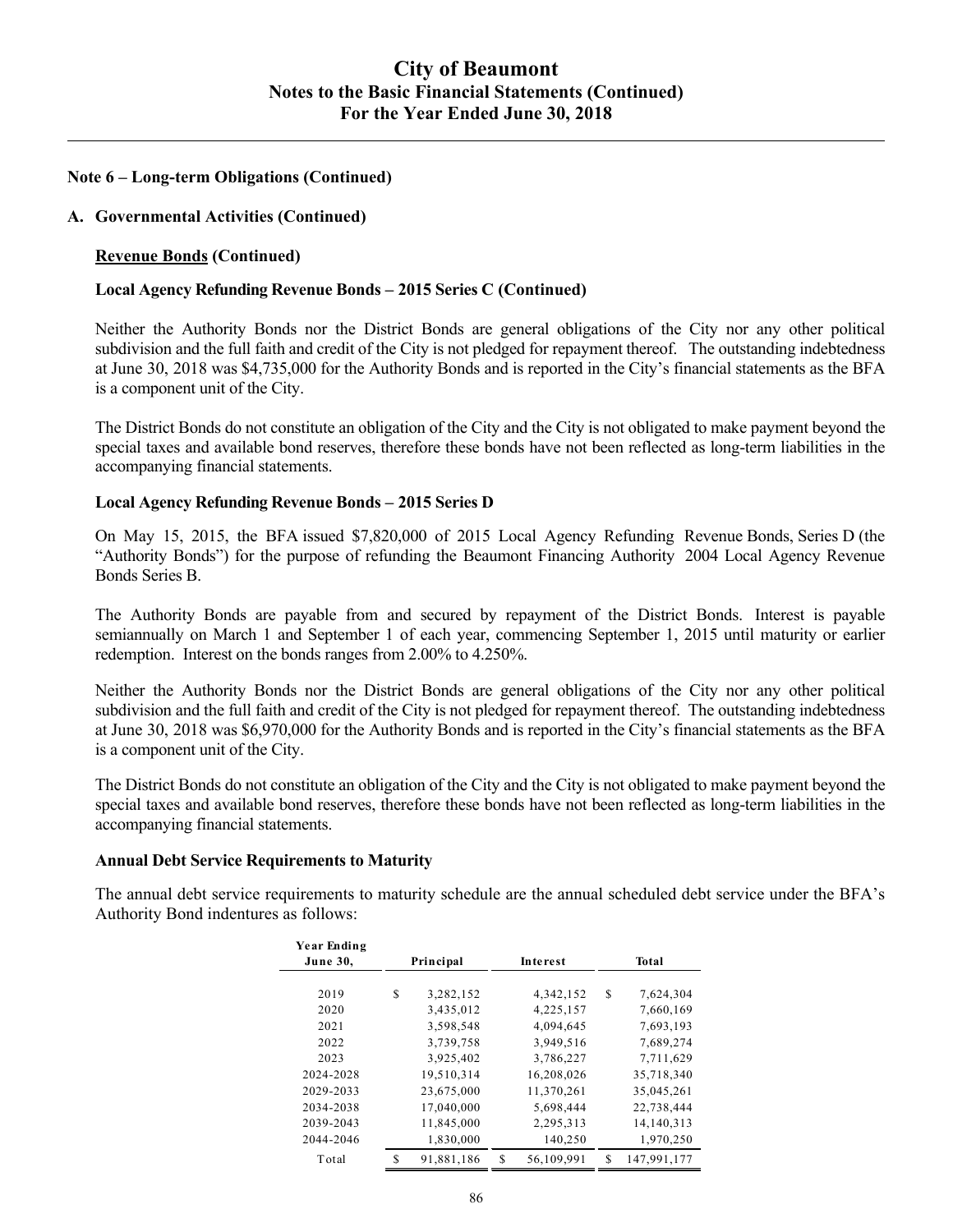## Note 6 – Long-term Obligations (Continued)

### A. Governmental Activities (Continued)

**Revenue Bonds (Continued)**

**Local Agency Refunding Revenue Bonds – 2015 Series C (Continued)**

Neither the Authority Bonds nor the District Bonds are general obligations of the City nor any other political subdivision and the full faith and credit of the City is not pledged for repayment thereof. The outstanding indebtedness at June 30, 2018 was $4,735,000 for the Authority Bonds and is reported in the City's financial statements as the BFA is a component unit of the City.

The District Bonds do not constitute an obligation of the City and the City is not obligated to make payment beyond the special taxes and available bond reserves, therefore these bonds have not been reflected as long-term liabilities in the accompanying financial statements.

**Local Agency Refunding Revenue Bonds – 2015 Series D**

On May 15, 2015, the BFA issued $7,820,000 of 2015 Local Agency Refunding Revenue Bonds, Series D (the "Authority Bonds") for the purpose of refunding the Beaumont Financing Authority 2004 Local Agency Revenue Bonds Series B.

The Authority Bonds are payable from and secured by repayment of the District Bonds. Interest is payable semiannually on March 1 and September 1 of each year, commencing September 1, 2015 until maturity or earlier redemption. Interest on the bonds ranges from 2.00% to 4.250%.

Neither the Authority Bonds nor the District Bonds are general obligations of the City nor any other political subdivision and the full faith and credit of the City is not pledged for repayment thereof. The outstanding indebtedness at June 30, 2018 was $6,970,000 for the Authority Bonds and is reported in the City's financial statements as the BFA is a component unit of the City.

The District Bonds do not constitute an obligation of the City and the City is not obligated to make payment beyond the special taxes and available bond reserves, therefore these bonds have not been reflected as long-term liabilities in the accompanying financial statements.

**Annual Debt Service Requirements to Maturity**

The annual debt service requirements to maturity schedule are the annual scheduled debt service under the BFA's Authority Bond indentures as follows:

| Year Ending June 30, | Principal | Interest | Total |
|---|---|---|---|
| 2019 | $ 3,282,152 | 4,342,152 | $ 7,624,304 |
| 2020 | 3,435,012 | 4,225,157 | 7,660,169 |
| 2021 | 3,598,548 | 4,094,645 | 7,693,193 |
| 2022 | 3,739,758 | 3,949,516 | 7,689,274 |
| 2023 | 3,925,402 | 3,786,227 | 7,711,629 |
| 2024-2028 | 19,510,314 | 16,208,026 | 35,718,340 |
| 2029-2033 | 23,675,000 | 11,370,261 | 35,045,261 |
| 2034-2038 | 17,040,000 | 5,698,444 | 22,738,444 |
| 2039-2043 | 11,845,000 | 2,295,313 | 14,140,313 |
| 2044-2046 | 1,830,000 | 140,250 | 1,970,250 |
| Total | $ 91,881,186 | $ 56,109,991 | $ 147,991,177 |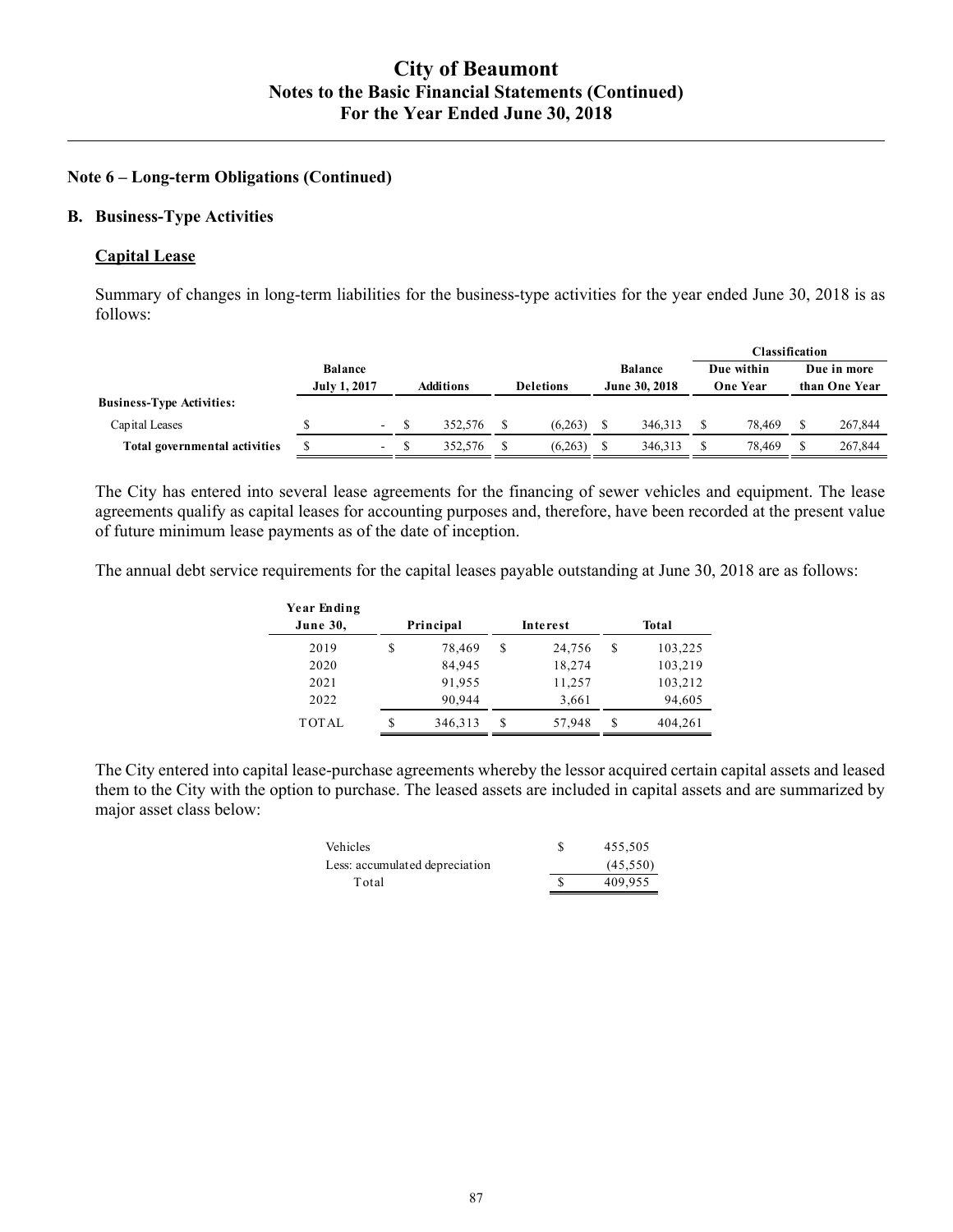## Note 6 – Long-term Obligations (Continued)

### B. Business-Type Activities

#### Capital Lease

Summary of changes in long-term liabilities for the business-type activities for the year ended June 30, 2018 is as follows:

| | Balance July 1, 2017 | Additions | Deletions | Balance June 30, 2018 | Classification | |
|---|---|---|---|---|---|---|
| | | | | | Due within One Year | Due in more than One Year |
| **Business-Type Activities:** | | | | | | |
| Capital Leases | $ - | $ 352,576 | $ (6,263) | $ 346,313 | $ 78,469 | $ 267,844 |
| **Total governmental activities** | $ - | $ 352,576 | $ (6,263) | $ 346,313 | $ 78,469 | $ 267,844 |

The City has entered into several lease agreements for the financing of sewer vehicles and equipment. The lease agreements qualify as capital leases for accounting purposes and, therefore, have been recorded at the present value of future minimum lease payments as of the date of inception.

The annual debt service requirements for the capital leases payable outstanding at June 30, 2018 are as follows:

| Year Ending June 30, | Principal | Interest | Total |
|---|---|---|---|
| 2019 | $ 78,469 | $ 24,756 | $ 103,225 |
| 2020 | 84,945 | 18,274 | 103,219 |
| 2021 | 91,955 | 11,257 | 103,212 |
| 2022 | 90,944 | 3,661 | 94,605 |
| TOTAL | $ 346,313 | $ 57,948 | $ 404,261 |

The City entered into capital lease-purchase agreements whereby the lessor acquired certain capital assets and leased them to the City with the option to purchase. The leased assets are included in capital assets and are summarized by major asset class below:

| | |
|---|---|
| Vehicles | $ 455,505 |
| Less: accumulated depreciation | (45,550) |
| Total | $ 409,955 |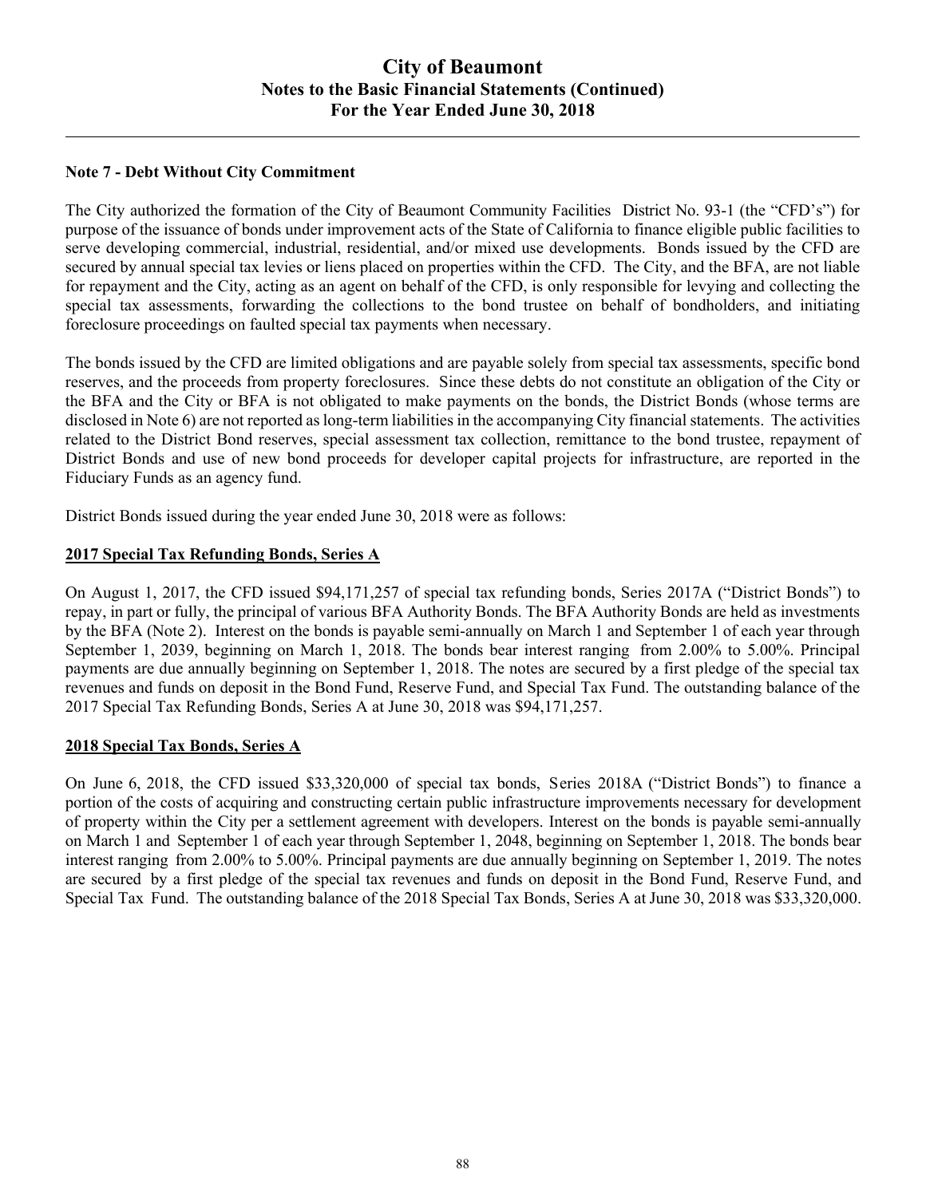## Note 7 - Debt Without City Commitment

The City authorized the formation of the City of Beaumont Community Facilities District No. 93-1 (the "CFD's") for purpose of the issuance of bonds under improvement acts of the State of California to finance eligible public facilities to serve developing commercial, industrial, residential, and/or mixed use developments. Bonds issued by the CFD are secured by annual special tax levies or liens placed on properties within the CFD. The City, and the BFA, are not liable for repayment and the City, acting as an agent on behalf of the CFD, is only responsible for levying and collecting the special tax assessments, forwarding the collections to the bond trustee on behalf of bondholders, and initiating foreclosure proceedings on faulted special tax payments when necessary.

The bonds issued by the CFD are limited obligations and are payable solely from special tax assessments, specific bond reserves, and the proceeds from property foreclosures. Since these debts do not constitute an obligation of the City or the BFA and the City or BFA is not obligated to make payments on the bonds, the District Bonds (whose terms are disclosed in Note 6) are not reported as long-term liabilities in the accompanying City financial statements. The activities related to the District Bond reserves, special assessment tax collection, remittance to the bond trustee, repayment of District Bonds and use of new bond proceeds for developer capital projects for infrastructure, are reported in the Fiduciary Funds as an agency fund.

District Bonds issued during the year ended June 30, 2018 were as follows:

### 2017 Special Tax Refunding Bonds, Series A

On August 1, 2017, the CFD issued $94,171,257 of special tax refunding bonds, Series 2017A ("District Bonds") to repay, in part or fully, the principal of various BFA Authority Bonds. The BFA Authority Bonds are held as investments by the BFA (Note 2). Interest on the bonds is payable semi-annually on March 1 and September 1 of each year through September 1, 2039, beginning on March 1, 2018. The bonds bear interest ranging from 2.00% to 5.00%. Principal payments are due annually beginning on September 1, 2018. The notes are secured by a first pledge of the special tax revenues and funds on deposit in the Bond Fund, Reserve Fund, and Special Tax Fund. The outstanding balance of the 2017 Special Tax Refunding Bonds, Series A at June 30, 2018 was $94,171,257.

### 2018 Special Tax Bonds, Series A

On June 6, 2018, the CFD issued $33,320,000 of special tax bonds, Series 2018A ("District Bonds") to finance a portion of the costs of acquiring and constructing certain public infrastructure improvements necessary for development of property within the City per a settlement agreement with developers. Interest on the bonds is payable semi-annually on March 1 and September 1 of each year through September 1, 2048, beginning on September 1, 2018. The bonds bear interest ranging from 2.00% to 5.00%. Principal payments are due annually beginning on September 1, 2019. The notes are secured by a first pledge of the special tax revenues and funds on deposit in the Bond Fund, Reserve Fund, and Special Tax Fund. The outstanding balance of the 2018 Special Tax Bonds, Series A at June 30, 2018 was $33,320,000.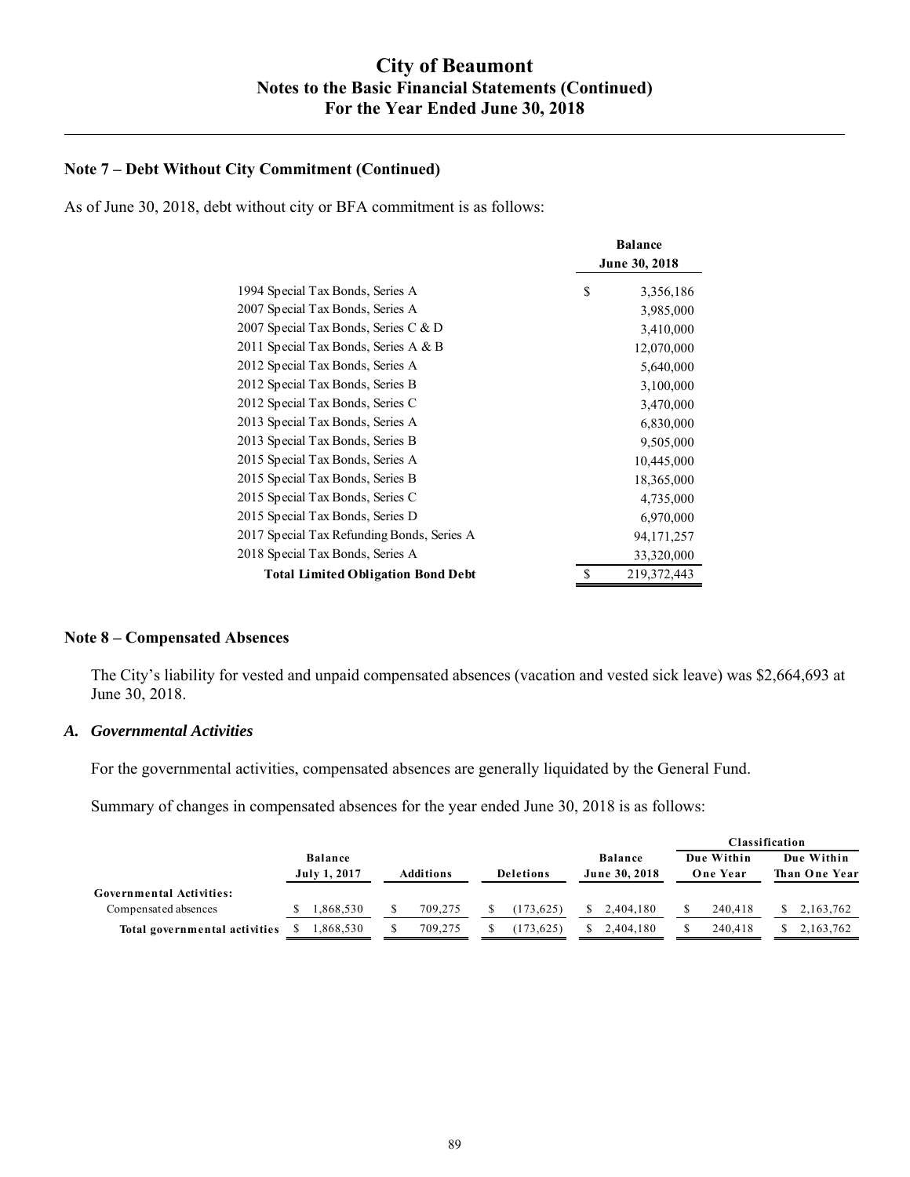## Note 7 – Debt Without City Commitment (Continued)

As of June 30, 2018, debt without city or BFA commitment is as follows:

| | Balance June 30, 2018 |
|---|---|
| 1994 Special Tax Bonds, Series A | $ 3,356,186 |
| 2007 Special Tax Bonds, Series A | 3,985,000 |
| 2007 Special Tax Bonds, Series C & D | 3,410,000 |
| 2011 Special Tax Bonds, Series A & B | 12,070,000 |
| 2012 Special Tax Bonds, Series A | 5,640,000 |
| 2012 Special Tax Bonds, Series B | 3,100,000 |
| 2012 Special Tax Bonds, Series C | 3,470,000 |
| 2013 Special Tax Bonds, Series A | 6,830,000 |
| 2013 Special Tax Bonds, Series B | 9,505,000 |
| 2015 Special Tax Bonds, Series A | 10,445,000 |
| 2015 Special Tax Bonds, Series B | 18,365,000 |
| 2015 Special Tax Bonds, Series C | 4,735,000 |
| 2015 Special Tax Bonds, Series D | 6,970,000 |
| 2017 Special Tax Refunding Bonds, Series A | 94,171,257 |
| 2018 Special Tax Bonds, Series A | 33,320,000 |
| **Total Limited Obligation Bond Debt** | $ 219,372,443 |

## Note 8 – Compensated Absences

The City's liability for vested and unpaid compensated absences (vacation and vested sick leave) was $2,664,693 at June 30, 2018.

### *A. Governmental Activities*

For the governmental activities, compensated absences are generally liquidated by the General Fund.

Summary of changes in compensated absences for the year ended June 30, 2018 is as follows:

| | | | | | Classification | |
|---|---|---|---|---|---|---|
| | Balance July 1, 2017 | Additions | Deletions | Balance June 30, 2018 | Due Within One Year | Due Within Than One Year |
| **Governmental Activities:** | | | | | | |
| Compensated absences | $ 1,868,530 | $ 709,275 | $ (173,625) | $ 2,404,180 | $ 240,418 | $ 2,163,762 |
| **Total governmental activities** | $ 1,868,530 | $ 709,275 | $ (173,625) | $ 2,404,180 | $ 240,418 | $ 2,163,762 |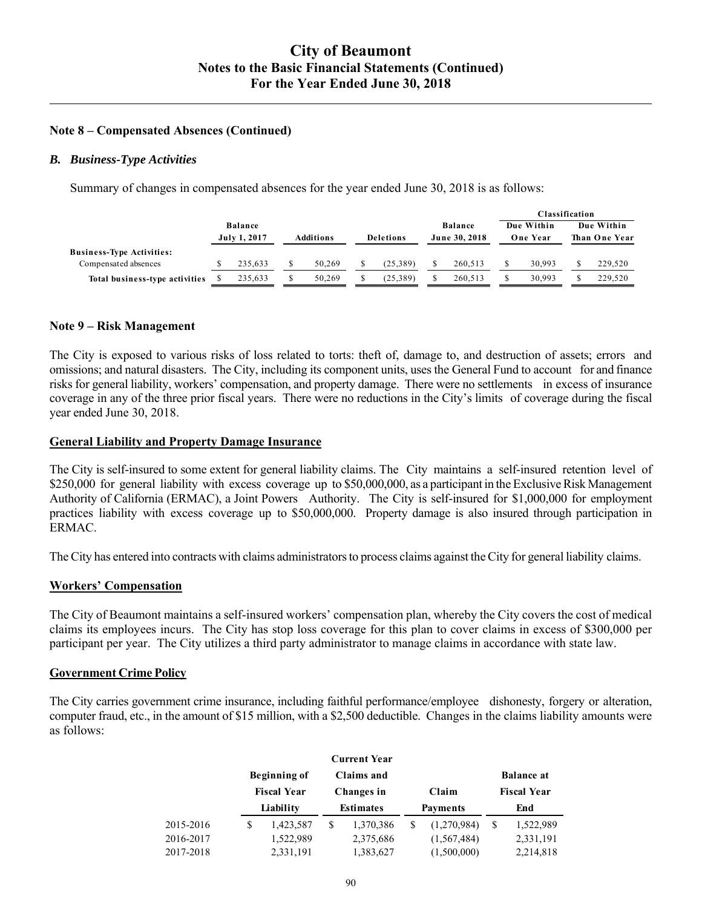**Note 8 – Compensated Absences (Continued)**

***B. Business-Type Activities***

Summary of changes in compensated absences for the year ended June 30, 2018 is as follows:

| | Balance July 1, 2017 | Additions | Deletions | Balance June 30, 2018 | Classification | |
|---|---|---|---|---|---|---|
| | | | | | Due Within One Year | Due Within Than One Year |
| **Business-Type Activities:** | | | | | | |
| Compensated absences | $ 235,633 | $ 50,269 | $ (25,389) | $ 260,513 | $ 30,993 | $ 229,520 |
| **Total business-type activities** | $ 235,633 | $ 50,269 | $ (25,389) | $ 260,513 | $ 30,993 | $ 229,520 |

**Note 9 – Risk Management**

The City is exposed to various risks of loss related to torts: theft of, damage to, and destruction of assets; errors and omissions; and natural disasters. The City, including its component units, uses the General Fund to account for and finance risks for general liability, workers' compensation, and property damage. There were no settlements in excess of insurance coverage in any of the three prior fiscal years. There were no reductions in the City's limits of coverage during the fiscal year ended June 30, 2018.

**General Liability and Property Damage Insurance**

The City is self-insured to some extent for general liability claims. The City maintains a self-insured retention level of $250,000 for general liability with excess coverage up to $50,000,000, as a participant in the Exclusive Risk Management Authority of California (ERMAC), a Joint Powers Authority. The City is self-insured for $1,000,000 for employment practices liability with excess coverage up to $50,000,000. Property damage is also insured through participation in ERMAC.

The City has entered into contracts with claims administrators to process claims against the City for general liability claims.

**Workers' Compensation**

The City of Beaumont maintains a self-insured workers' compensation plan, whereby the City covers the cost of medical claims its employees incurs. The City has stop loss coverage for this plan to cover claims in excess of $300,000 per participant per year. The City utilizes a third party administrator to manage claims in accordance with state law.

**Government Crime Policy**

The City carries government crime insurance, including faithful performance/employee dishonesty, forgery or alteration, computer fraud, etc., in the amount of $15 million, with a $2,500 deductible. Changes in the claims liability amounts were as follows:

| | Beginning of Fiscal Year Liability | Current Year Claims and Changes in Estimates | Claim Payments | Balance at Fiscal Year End |
|---|---|---|---|---|
| 2015-2016 | $ 1,423,587 | $ 1,370,386 | $ (1,270,984) | $ 1,522,989 |
| 2016-2017 | 1,522,989 | 2,375,686 | (1,567,484) | 2,331,191 |
| 2017-2018 | 2,331,191 | 1,383,627 | (1,500,000) | 2,214,818 |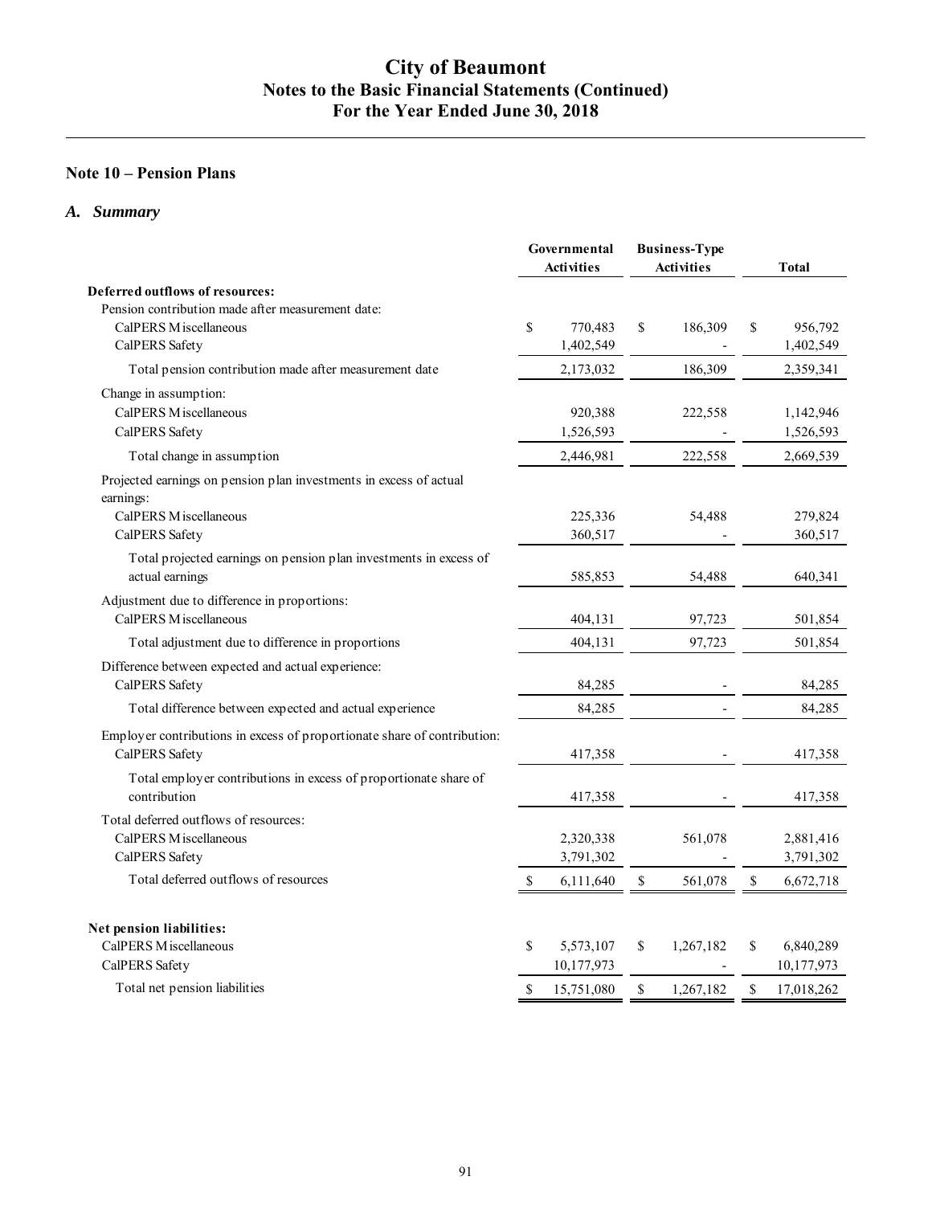## Note 10 – Pension Plans

### *A. Summary*

| | Governmental Activities | Business-Type Activities | Total |
|---|---|---|---|
| **Deferred outflows of resources:** | | | |
| Pension contribution made after measurement date: | | | |
| CalPERS Miscellaneous | $ 770,483 | $ 186,309 | $ 956,792 |
| CalPERS Safety | 1,402,549 | - | 1,402,549 |
| Total pension contribution made after measurement date | 2,173,032 | 186,309 | 2,359,341 |
| Change in assumption: | | | |
| CalPERS Miscellaneous | 920,388 | 222,558 | 1,142,946 |
| CalPERS Safety | 1,526,593 | - | 1,526,593 |
| Total change in assumption | 2,446,981 | 222,558 | 2,669,539 |
| Projected earnings on pension plan investments in excess of actual earnings: | | | |
| CalPERS Miscellaneous | 225,336 | 54,488 | 279,824 |
| CalPERS Safety | 360,517 | - | 360,517 |
| Total projected earnings on pension plan investments in excess of actual earnings | 585,853 | 54,488 | 640,341 |
| Adjustment due to difference in proportions: | | | |
| CalPERS Miscellaneous | 404,131 | 97,723 | 501,854 |
| Total adjustment due to difference in proportions | 404,131 | 97,723 | 501,854 |
| Difference between expected and actual experience: | | | |
| CalPERS Safety | 84,285 | - | 84,285 |
| Total difference between expected and actual experience | 84,285 | - | 84,285 |
| Employer contributions in excess of proportionate share of contribution: | | | |
| CalPERS Safety | 417,358 | - | 417,358 |
| Total employer contributions in excess of proportionate share of contribution | 417,358 | - | 417,358 |
| Total deferred outflows of resources: | | | |
| CalPERS Miscellaneous | 2,320,338 | 561,078 | 2,881,416 |
| CalPERS Safety | 3,791,302 | - | 3,791,302 |
| Total deferred outflows of resources | $ 6,111,640 | $ 561,078 | $ 6,672,718 |
| | | | |
| **Net pension liabilities:** | | | |
| CalPERS Miscellaneous | $ 5,573,107 | $ 1,267,182 | $ 6,840,289 |
| CalPERS Safety | 10,177,973 | - | 10,177,973 |
| Total net pension liabilities | $ 15,751,080 | $ 1,267,182 | $ 17,018,262 |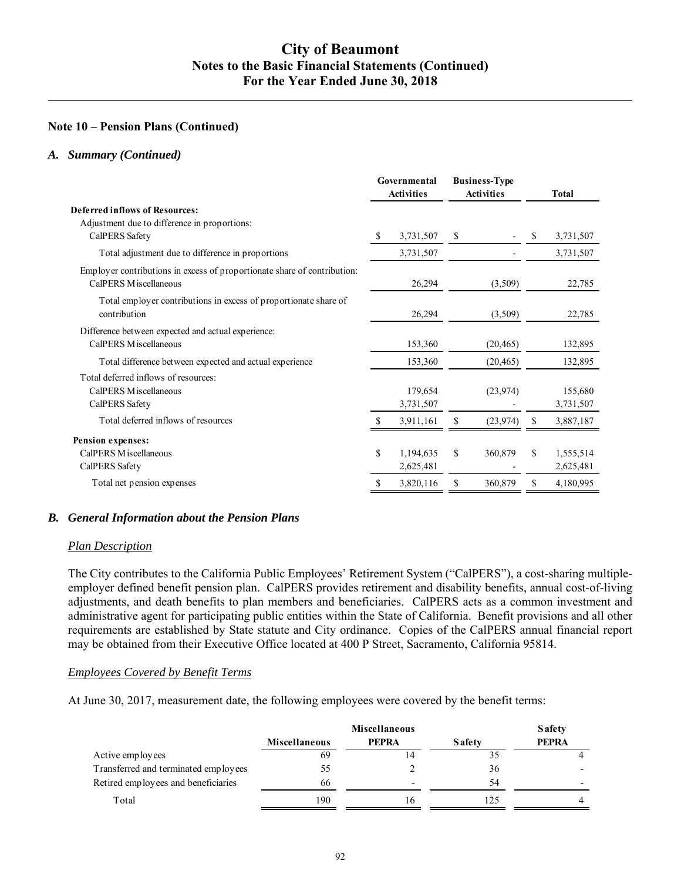### Note 10 – Pension Plans (Continued)

#### *A. Summary (Continued)*

| | Governmental Activities | Business-Type Activities | Total |
|---|---|---|---|
| **Deferred inflows of Resources:** | | | |
| Adjustment due to difference in proportions: | | | |
| CalPERS Safety | $ 3,731,507 | $ - | $ 3,731,507 |
| Total adjustment due to difference in proportions | 3,731,507 | - | 3,731,507 |
| Employer contributions in excess of proportionate share of contribution: | | | |
| CalPERS Miscellaneous | 26,294 | (3,509) | 22,785 |
| Total employer contributions in excess of proportionate share of contribution | 26,294 | (3,509) | 22,785 |
| Difference between expected and actual experience: | | | |
| CalPERS Miscellaneous | 153,360 | (20,465) | 132,895 |
| Total difference between expected and actual experience | 153,360 | (20,465) | 132,895 |
| Total deferred inflows of resources: | | | |
| CalPERS Miscellaneous | 179,654 | (23,974) | 155,680 |
| CalPERS Safety | 3,731,507 | - | 3,731,507 |
| Total deferred inflows of resources | $ 3,911,161 | $ (23,974) | $ 3,887,187 |
| **Pension expenses:** | | | |
| CalPERS Miscellaneous | $ 1,194,635 | $ 360,879 | $ 1,555,514 |
| CalPERS Safety | 2,625,481 | - | 2,625,481 |
| Total net pension expenses | $ 3,820,116 | $ 360,879 | $ 4,180,995 |

#### *B. General Information about the Pension Plans*

*Plan Description*

The City contributes to the California Public Employees' Retirement System ("CalPERS"), a cost-sharing multiple-employer defined benefit pension plan. CalPERS provides retirement and disability benefits, annual cost-of-living adjustments, and death benefits to plan members and beneficiaries. CalPERS acts as a common investment and administrative agent for participating public entities within the State of California. Benefit provisions and all other requirements are established by State statute and City ordinance. Copies of the CalPERS annual financial report may be obtained from their Executive Office located at 400 P Street, Sacramento, California 95814.

*Employees Covered by Benefit Terms*

At June 30, 2017, measurement date, the following employees were covered by the benefit terms:

| | Miscellaneous | Miscellaneous PEPRA | Safety | Safety PEPRA |
|---|---|---|---|---|
| Active employees | 69 | 14 | 35 | 4 |
| Transferred and terminated employees | 55 | 2 | 36 | - |
| Retired employees and beneficiaries | 66 | - | 54 | - |
| Total | 190 | 16 | 125 | 4 |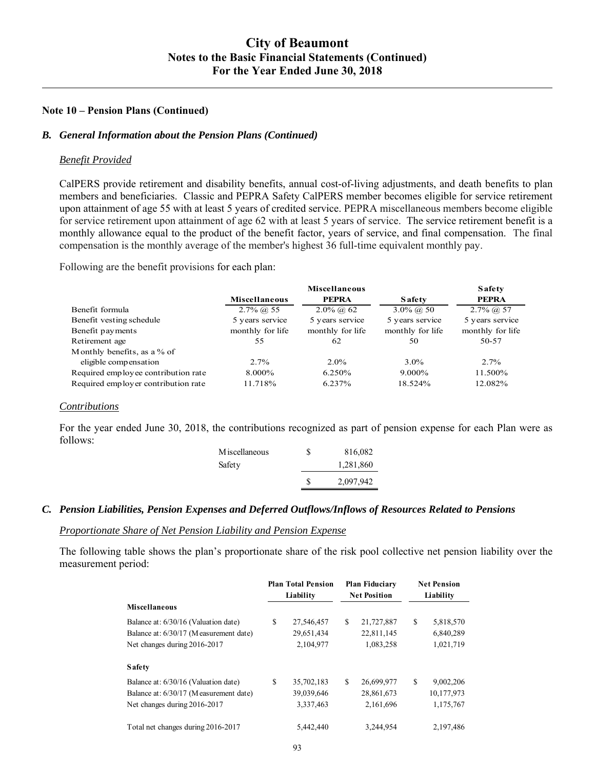# City of Beaumont
## Notes to the Basic Financial Statements (Continued)
## For the Year Ended June 30, 2018

### Note 10 – Pension Plans (Continued)

### *B. General Information about the Pension Plans (Continued)*

*Benefit Provided*

CalPERS provide retirement and disability benefits, annual cost-of-living adjustments, and death benefits to plan members and beneficiaries. Classic and PEPRA Safety CalPERS member becomes eligible for service retirement upon attainment of age 55 with at least 5 years of credited service. PEPRA miscellaneous members become eligible for service retirement upon attainment of age 62 with at least 5 years of service. The service retirement benefit is a monthly allowance equal to the product of the benefit factor, years of service, and final compensation. The final compensation is the monthly average of the member's highest 36 full-time equivalent monthly pay.

Following are the benefit provisions for each plan:

| | Miscellaneous | Miscellaneous PEPRA | Safety | Safety PEPRA |
|---|---|---|---|---|
| Benefit formula | 2.7% @ 55 | 2.0% @ 62 | 3.0% @ 50 | 2.7% @ 57 |
| Benefit vesting schedule | 5 years service | 5 years service | 5 years service | 5 years service |
| Benefit payments | monthly for life | monthly for life | monthly for life | monthly for life |
| Retirement age | 55 | 62 | 50 | 50-57 |
| Monthly benefits, as a % of eligible compensation | 2.7% | 2.0% | 3.0% | 2.7% |
| Required employee contribution rate | 8.000% | 6.250% | 9.000% | 11.500% |
| Required employer contribution rate | 11.718% | 6.237% | 18.524% | 12.082% |

*Contributions*

For the year ended June 30, 2018, the contributions recognized as part of pension expense for each Plan were as follows:

| | | |
|---|---|---|
| Miscellaneous | $ | 816,082 |
| Safety | | 1,281,860 |
| | $ | 2,097,942 |

### *C. Pension Liabilities, Pension Expenses and Deferred Outflows/Inflows of Resources Related to Pensions*

*Proportionate Share of Net Pension Liability and Pension Expense*

The following table shows the plan's proportionate share of the risk pool collective net pension liability over the measurement period:

| | Plan Total Pension Liability | Plan Fiduciary Net Position | Net Pension Liability |
|---|---|---|---|
| **Miscellaneous** | | | |
| Balance at: 6/30/16 (Valuation date) | $ 27,546,457 | $ 21,727,887 | $ 5,818,570 |
| Balance at: 6/30/17 (Measurement date) | 29,651,434 | 22,811,145 | 6,840,289 |
| Net changes during 2016-2017 | 2,104,977 | 1,083,258 | 1,021,719 |
| **Safety** | | | |
| Balance at: 6/30/16 (Valuation date) | $ 35,702,183 | $ 26,699,977 | $ 9,002,206 |
| Balance at: 6/30/17 (Measurement date) | 39,039,646 | 28,861,673 | 10,177,973 |
| Net changes during 2016-2017 | 3,337,463 | 2,161,696 | 1,175,767 |
| Total net changes during 2016-2017 | 5,442,440 | 3,244,954 | 2,197,486 |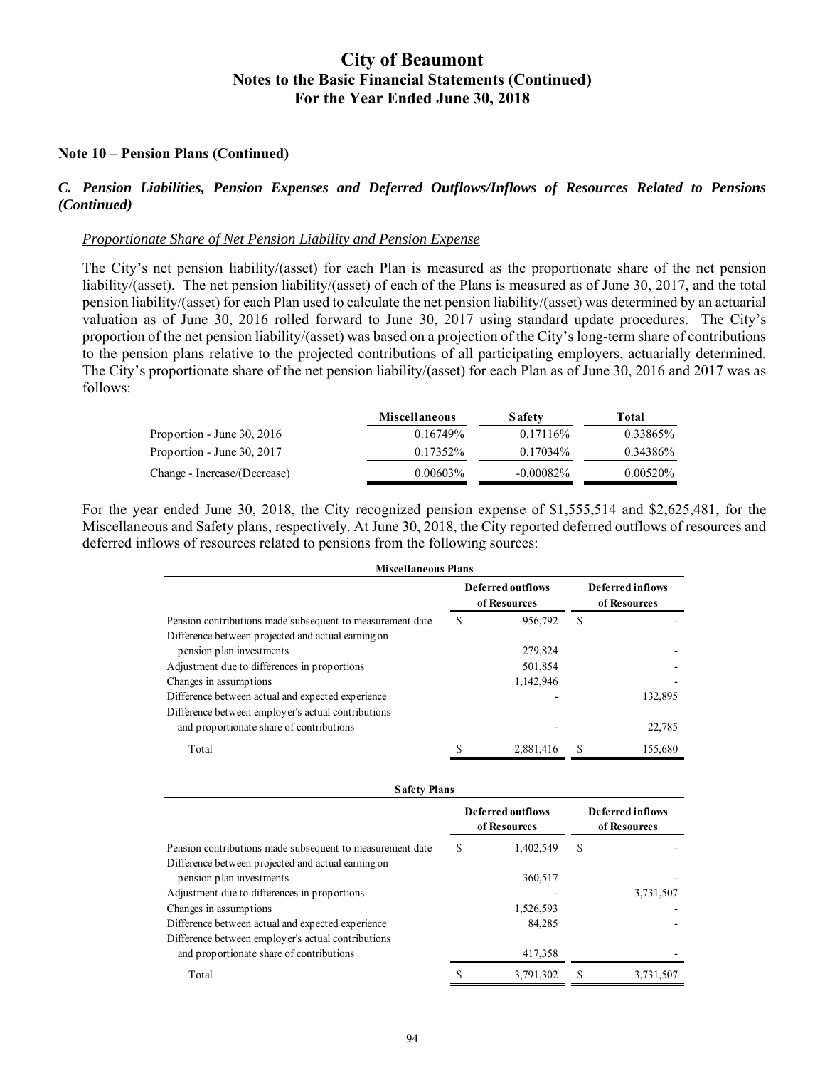## Note 10 – Pension Plans (Continued)

### *C. Pension Liabilities, Pension Expenses and Deferred Outflows/Inflows of Resources Related to Pensions (Continued)*

*Proportionate Share of Net Pension Liability and Pension Expense*

The City's net pension liability/(asset) for each Plan is measured as the proportionate share of the net pension liability/(asset). The net pension liability/(asset) of each of the Plans is measured as of June 30, 2017, and the total pension liability/(asset) for each Plan used to calculate the net pension liability/(asset) was determined by an actuarial valuation as of June 30, 2016 rolled forward to June 30, 2017 using standard update procedures. The City's proportion of the net pension liability/(asset) was based on a projection of the City's long-term share of contributions to the pension plans relative to the projected contributions of all participating employers, actuarially determined. The City's proportionate share of the net pension liability/(asset) for each Plan as of June 30, 2016 and 2017 was as follows:

| | Miscellaneous | Safety | Total |
|---|---|---|---|
| Proportion - June 30, 2016 | 0.16749% | 0.17116% | 0.33865% |
| Proportion - June 30, 2017 | 0.17352% | 0.17034% | 0.34386% |
| Change - Increase/(Decrease) | 0.00603% | -0.00082% | 0.00520% |

For the year ended June 30, 2018, the City recognized pension expense of $1,555,514 and $2,625,481, for the Miscellaneous and Safety plans, respectively. At June 30, 2018, the City reported deferred outflows of resources and deferred inflows of resources related to pensions from the following sources:

**Miscellaneous Plans**

| | Deferred outflows of Resources | Deferred inflows of Resources |
|---|---|---|
| Pension contributions made subsequent to measurement date | $ 956,792 | $ - |
| Difference between projected and actual earning on pension plan investments | 279,824 | - |
| Adjustment due to differences in proportions | 501,854 | - |
| Changes in assumptions | 1,142,946 | - |
| Difference between actual and expected experience | - | 132,895 |
| Difference between employer's actual contributions and proportionate share of contributions | - | 22,785 |
| Total | $ 2,881,416 | $ 155,680 |

**Safety Plans**

| | Deferred outflows of Resources | Deferred inflows of Resources |
|---|---|---|
| Pension contributions made subsequent to measurement date | $ 1,402,549 | $ - |
| Difference between projected and actual earning on pension plan investments | 360,517 | - |
| Adjustment due to differences in proportions | - | 3,731,507 |
| Changes in assumptions | 1,526,593 | - |
| Difference between actual and expected experience | 84,285 | - |
| Difference between employer's actual contributions and proportionate share of contributions | 417,358 | - |
| Total | $ 3,791,302 | $ 3,731,507 |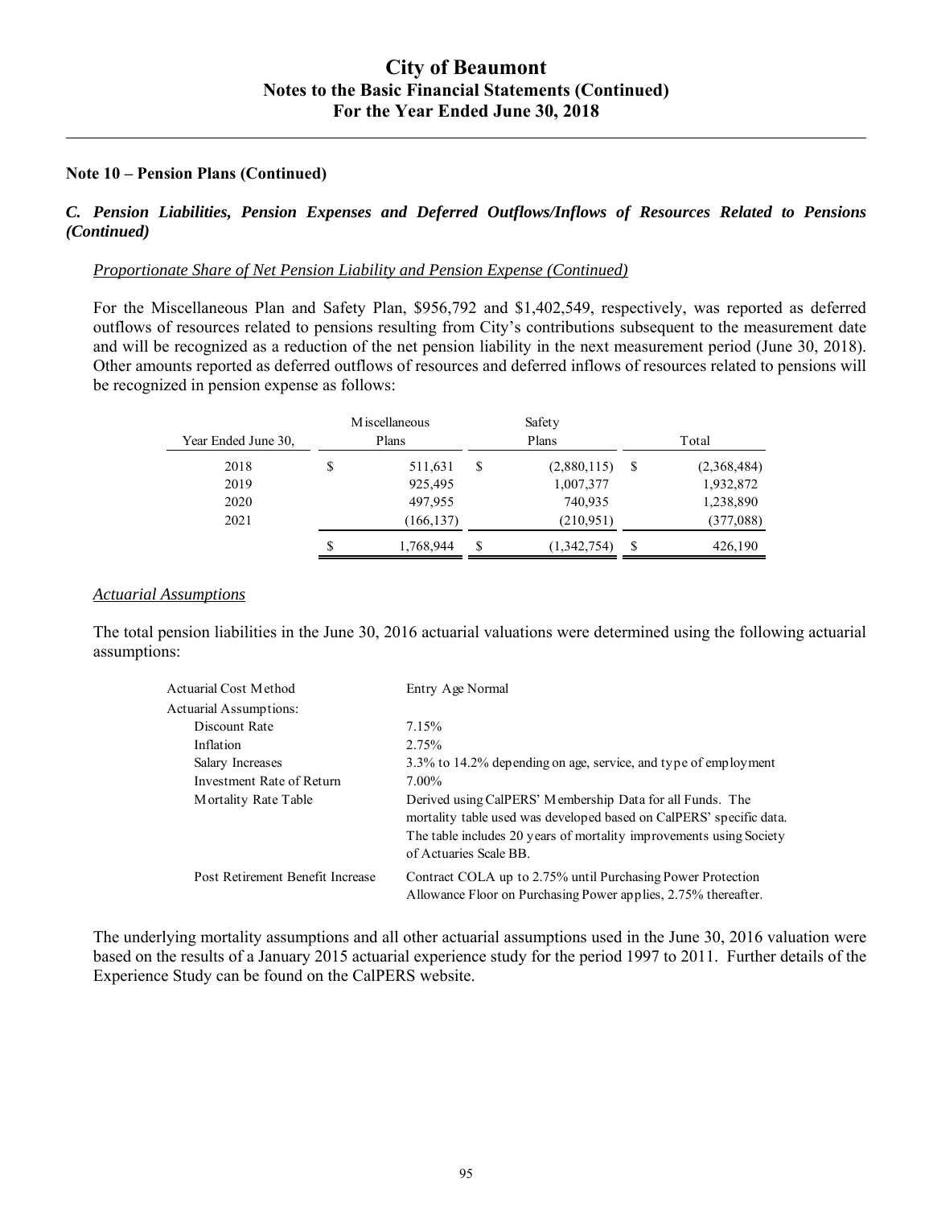### Note 10 – Pension Plans (Continued)

***C. Pension Liabilities, Pension Expenses and Deferred Outflows/Inflows of Resources Related to Pensions (Continued)***

*Proportionate Share of Net Pension Liability and Pension Expense (Continued)*

For the Miscellaneous Plan and Safety Plan, $956,792 and $1,402,549, respectively, was reported as deferred outflows of resources related to pensions resulting from City's contributions subsequent to the measurement date and will be recognized as a reduction of the net pension liability in the next measurement period (June 30, 2018). Other amounts reported as deferred outflows of resources and deferred inflows of resources related to pensions will be recognized in pension expense as follows:

| Year Ended June 30, | Miscellaneous Plans | Safety Plans | Total |
|---|---|---|---|
| 2018 | $ 511,631 | $ (2,880,115) | $ (2,368,484) |
| 2019 | 925,495 | 1,007,377 | 1,932,872 |
| 2020 | 497,955 | 740,935 | 1,238,890 |
| 2021 | (166,137) | (210,951) | (377,088) |
| | $ 1,768,944 | $ (1,342,754) | $ 426,190 |

*Actuarial Assumptions*

The total pension liabilities in the June 30, 2016 actuarial valuations were determined using the following actuarial assumptions:

| | |
|---|---|
| Actuarial Cost Method | Entry Age Normal |
| Actuarial Assumptions: | |
| Discount Rate | 7.15% |
| Inflation | 2.75% |
| Salary Increases | 3.3% to 14.2% depending on age, service, and type of employment |
| Investment Rate of Return | 7.00% |
| Mortality Rate Table | Derived using CalPERS' Membership Data for all Funds. The mortality table used was developed based on CalPERS' specific data. The table includes 20 years of mortality improvements using Society of Actuaries Scale BB. |
| Post Retirement Benefit Increase | Contract COLA up to 2.75% until Purchasing Power Protection Allowance Floor on Purchasing Power applies, 2.75% thereafter. |

The underlying mortality assumptions and all other actuarial assumptions used in the June 30, 2016 valuation were based on the results of a January 2015 actuarial experience study for the period 1997 to 2011. Further details of the Experience Study can be found on the CalPERS website.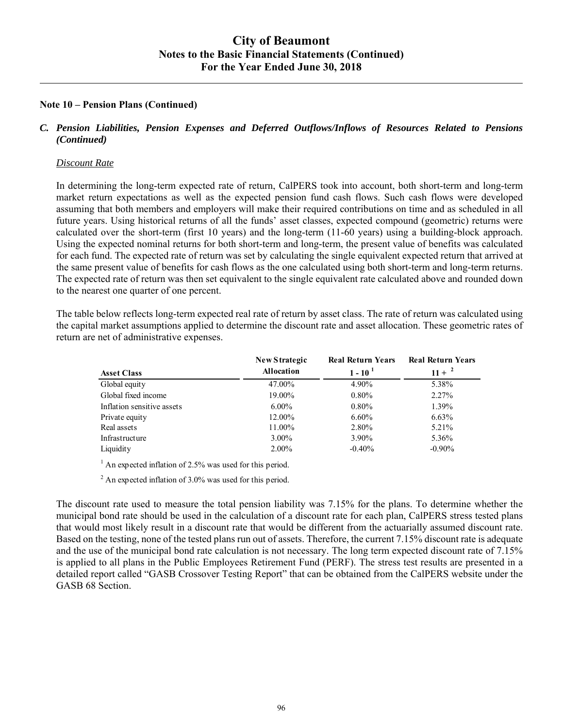**Note 10 – Pension Plans (Continued)**

***C. Pension Liabilities, Pension Expenses and Deferred Outflows/Inflows of Resources Related to Pensions (Continued)***

*Discount Rate*

In determining the long-term expected rate of return, CalPERS took into account, both short-term and long-term market return expectations as well as the expected pension fund cash flows. Such cash flows were developed assuming that both members and employers will make their required contributions on time and as scheduled in all future years. Using historical returns of all the funds' asset classes, expected compound (geometric) returns were calculated over the short-term (first 10 years) and the long-term (11-60 years) using a building-block approach. Using the expected nominal returns for both short-term and long-term, the present value of benefits was calculated for each fund. The expected rate of return was set by calculating the single equivalent expected return that arrived at the same present value of benefits for cash flows as the one calculated using both short-term and long-term returns. The expected rate of return was then set equivalent to the single equivalent rate calculated above and rounded down to the nearest one quarter of one percent.

The table below reflects long-term expected real rate of return by asset class. The rate of return was calculated using the capital market assumptions applied to determine the discount rate and asset allocation. These geometric rates of return are net of administrative expenses.

| Asset Class | New Strategic Allocation | Real Return Years 1 - 10 [1] | Real Return Years 11 + [2] |
|---|---|---|---|
| Global equity | 47.00% | 4.90% | 5.38% |
| Global fixed income | 19.00% | 0.80% | 2.27% |
| Inflation sensitive assets | 6.00% | 0.80% | 1.39% |
| Private equity | 12.00% | 6.60% | 6.63% |
| Real assets | 11.00% | 2.80% | 5.21% |
| Infrastructure | 3.00% | 3.90% | 5.36% |
| Liquidity | 2.00% | -0.40% | -0.90% |

[1] An expected inflation of 2.5% was used for this period.

[2] An expected inflation of 3.0% was used for this period.

The discount rate used to measure the total pension liability was 7.15% for the plans. To determine whether the municipal bond rate should be used in the calculation of a discount rate for each plan, CalPERS stress tested plans that would most likely result in a discount rate that would be different from the actuarially assumed discount rate. Based on the testing, none of the tested plans run out of assets. Therefore, the current 7.15% discount rate is adequate and the use of the municipal bond rate calculation is not necessary. The long term expected discount rate of 7.15% is applied to all plans in the Public Employees Retirement Fund (PERF). The stress test results are presented in a detailed report called "GASB Crossover Testing Report" that can be obtained from the CalPERS website under the GASB 68 Section.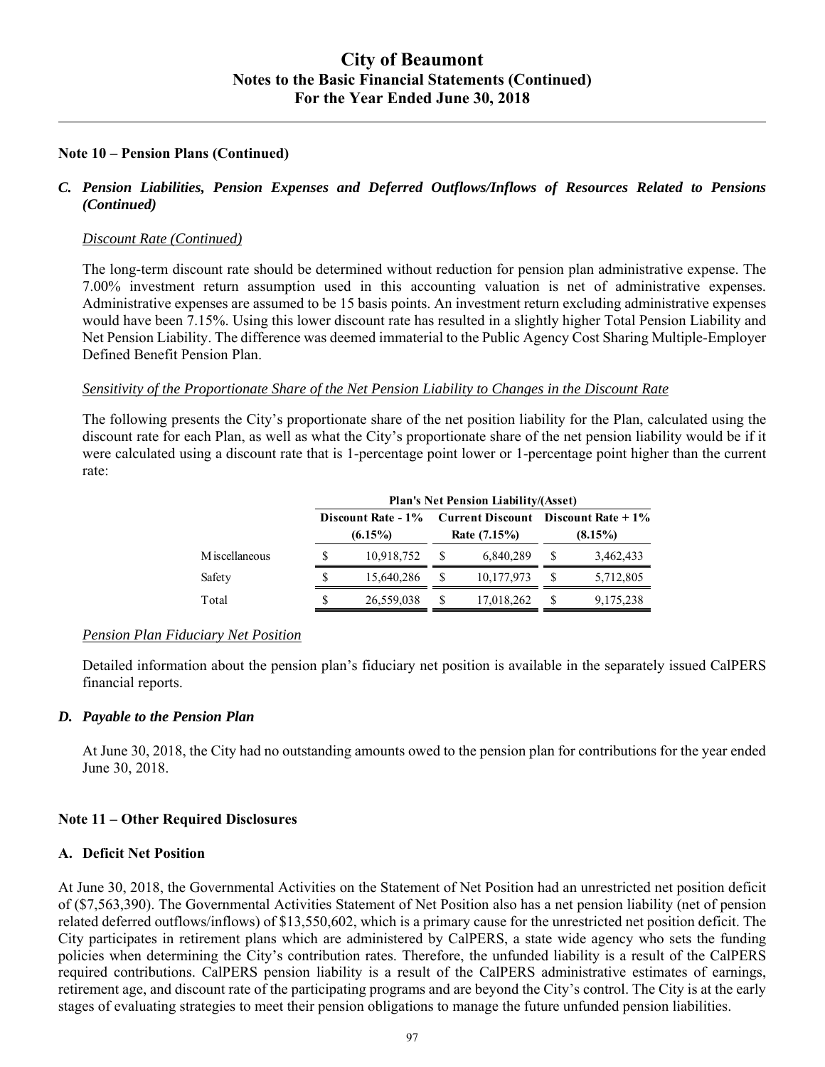### Note 10 – Pension Plans (Continued)

#### *C. Pension Liabilities, Pension Expenses and Deferred Outflows/Inflows of Resources Related to Pensions (Continued)*

*Discount Rate (Continued)*

The long-term discount rate should be determined without reduction for pension plan administrative expense. The 7.00% investment return assumption used in this accounting valuation is net of administrative expenses. Administrative expenses are assumed to be 15 basis points. An investment return excluding administrative expenses would have been 7.15%. Using this lower discount rate has resulted in a slightly higher Total Pension Liability and Net Pension Liability. The difference was deemed immaterial to the Public Agency Cost Sharing Multiple-Employer Defined Benefit Pension Plan.

*Sensitivity of the Proportionate Share of the Net Pension Liability to Changes in the Discount Rate*

The following presents the City's proportionate share of the net position liability for the Plan, calculated using the discount rate for each Plan, as well as what the City's proportionate share of the net pension liability would be if it were calculated using a discount rate that is 1-percentage point lower or 1-percentage point higher than the current rate:

| | Plan's Net Pension Liability/(Asset) | | |
|---|---|---|---|
| | Discount Rate - 1% (6.15%) | Current Discount Rate (7.15%) | Discount Rate + 1% (8.15%) |
| Miscellaneous | $ 10,918,752 | $ 6,840,289 | $ 3,462,433 |
| Safety | $ 15,640,286 | $ 10,177,973 | $ 5,712,805 |
| Total | $ 26,559,038 | $ 17,018,262 | $ 9,175,238 |

*Pension Plan Fiduciary Net Position*

Detailed information about the pension plan's fiduciary net position is available in the separately issued CalPERS financial reports.

#### *D. Payable to the Pension Plan*

At June 30, 2018, the City had no outstanding amounts owed to the pension plan for contributions for the year ended June 30, 2018.

### Note 11 – Other Required Disclosures

#### A. Deficit Net Position

At June 30, 2018, the Governmental Activities on the Statement of Net Position had an unrestricted net position deficit of ($7,563,390). The Governmental Activities Statement of Net Position also has a net pension liability (net of pension related deferred outflows/inflows) of $13,550,602, which is a primary cause for the unrestricted net position deficit. The City participates in retirement plans which are administered by CalPERS, a state wide agency who sets the funding policies when determining the City's contribution rates. Therefore, the unfunded liability is a result of the CalPERS required contributions. CalPERS pension liability is a result of the CalPERS administrative estimates of earnings, retirement age, and discount rate of the participating programs and are beyond the City's control. The City is at the early stages of evaluating strategies to meet their pension obligations to manage the future unfunded pension liabilities.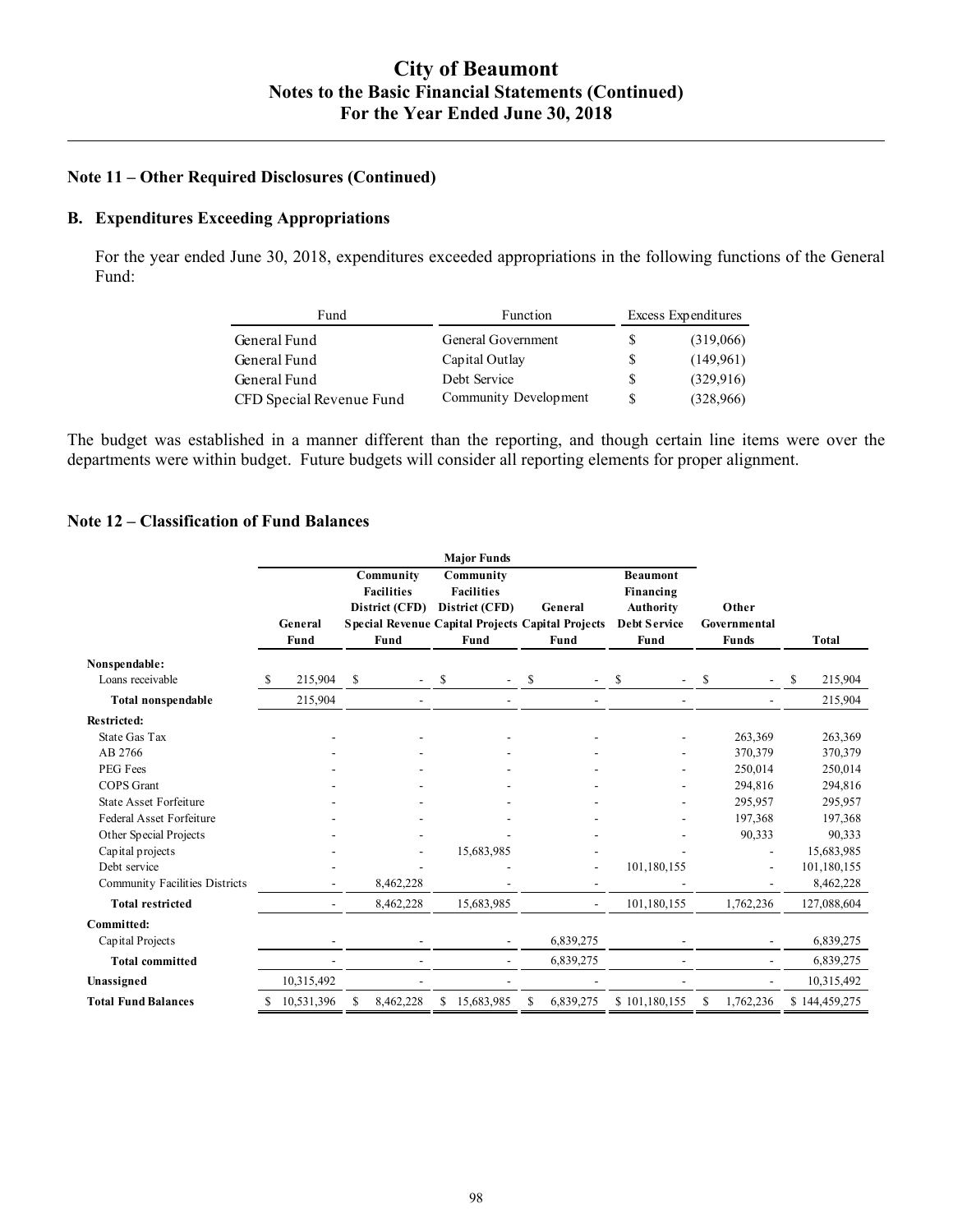# City of Beaumont
## Notes to the Basic Financial Statements (Continued)
## For the Year Ended June 30, 2018

### Note 11 – Other Required Disclosures (Continued)

#### B. Expenditures Exceeding Appropriations

For the year ended June 30, 2018, expenditures exceeded appropriations in the following functions of the General Fund:

| Fund | Function | Excess Expenditures |
|---|---|---|
| General Fund | General Government | $ (319,066) |
| General Fund | Capital Outlay | $ (149,961) |
| General Fund | Debt Service | $ (329,916) |
| CFD Special Revenue Fund | Community Development | $ (328,966) |

The budget was established in a manner different than the reporting, and though certain line items were over the departments were within budget. Future budgets will consider all reporting elements for proper alignment.

### Note 12 – Classification of Fund Balances

| | Major Funds | | | | | | |
|---|---|---|---|---|---|---|---|
| | General Fund | Community Facilities District (CFD) Special Revenue Fund | Community Facilities District (CFD) Capital Projects Fund | General Capital Projects Fund | Beaumont Financing Authority Debt Service Fund | Other Governmental Funds | Total |
| **Nonspendable:** | | | | | | | |
| Loans receivable | $ 215,904 | $ - | $ - | $ - | $ - | $ - | $ 215,904 |
| **Total nonspendable** | 215,904 | - | - | - | - | - | 215,904 |
| **Restricted:** | | | | | | | |
| State Gas Tax | - | - | - | - | - | 263,369 | 263,369 |
| AB 2766 | - | - | - | - | - | 370,379 | 370,379 |
| PEG Fees | - | - | - | - | - | 250,014 | 250,014 |
| COPS Grant | - | - | - | - | - | 294,816 | 294,816 |
| State Asset Forfeiture | - | - | - | - | - | 295,957 | 295,957 |
| Federal Asset Forfeiture | - | - | - | - | - | 197,368 | 197,368 |
| Other Special Projects | - | - | - | - | - | 90,333 | 90,333 |
| Capital projects | - | - | 15,683,985 | - | - | - | 15,683,985 |
| Debt service | - | - | - | - | 101,180,155 | - | 101,180,155 |
| Community Facilities Districts | - | 8,462,228 | - | - | - | - | 8,462,228 |
| **Total restricted** | - | 8,462,228 | 15,683,985 | - | 101,180,155 | 1,762,236 | 127,088,604 |
| **Committed:** | | | | | | | |
| Capital Projects | - | - | - | 6,839,275 | - | - | 6,839,275 |
| **Total committed** | - | - | - | 6,839,275 | - | - | 6,839,275 |
| **Unassigned** | 10,315,492 | - | - | - | - | - | 10,315,492 |
| **Total Fund Balances** | $ 10,531,396 | $ 8,462,228 | $ 15,683,985 | $ 6,839,275 | $ 101,180,155 | $ 1,762,236 | $ 144,459,275 |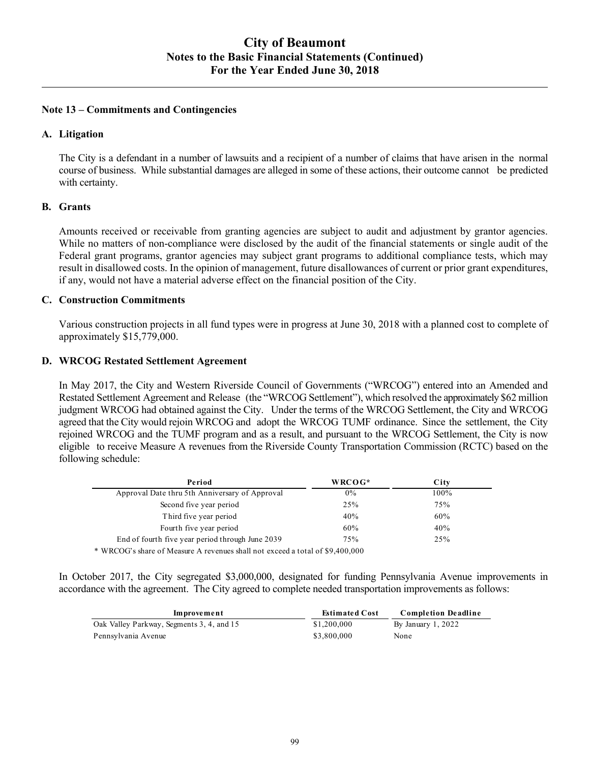# City of Beaumont
## Notes to the Basic Financial Statements (Continued)
## For the Year Ended June 30, 2018

### Note 13 – Commitments and Contingencies

#### A. Litigation

The City is a defendant in a number of lawsuits and a recipient of a number of claims that have arisen in the normal course of business. While substantial damages are alleged in some of these actions, their outcome cannot be predicted with certainty.

#### B. Grants

Amounts received or receivable from granting agencies are subject to audit and adjustment by grantor agencies. While no matters of non-compliance were disclosed by the audit of the financial statements or single audit of the Federal grant programs, grantor agencies may subject grant programs to additional compliance tests, which may result in disallowed costs. In the opinion of management, future disallowances of current or prior grant expenditures, if any, would not have a material adverse effect on the financial position of the City.

#### C. Construction Commitments

Various construction projects in all fund types were in progress at June 30, 2018 with a planned cost to complete of approximately $15,779,000.

#### D. WRCOG Restated Settlement Agreement

In May 2017, the City and Western Riverside Council of Governments ("WRCOG") entered into an Amended and Restated Settlement Agreement and Release (the "WRCOG Settlement"), which resolved the approximately $62 million judgment WRCOG had obtained against the City. Under the terms of the WRCOG Settlement, the City and WRCOG agreed that the City would rejoin WRCOG and adopt the WRCOG TUMF ordinance. Since the settlement, the City rejoined WRCOG and the TUMF program and as a result, and pursuant to the WRCOG Settlement, the City is now eligible to receive Measure A revenues from the Riverside County Transportation Commission (RCTC) based on the following schedule:

| Period | WRCOG* | City |
|---|---|---|
| Approval Date thru 5th Anniversary of Approval | 0% | 100% |
| Second five year period | 25% | 75% |
| Third five year period | 40% | 60% |
| Fourth five year period | 60% | 40% |
| End of fourth five year period through June 2039 | 75% | 25% |

* WRCOG's share of Measure A revenues shall not exceed a total of $9,400,000

In October 2017, the City segregated $3,000,000, designated for funding Pennsylvania Avenue improvements in accordance with the agreement. The City agreed to complete needed transportation improvements as follows:

| Improvement | Estimated Cost | Completion Deadline |
|---|---|---|
| Oak Valley Parkway, Segments 3, 4, and 15 | $1,200,000 | By January 1, 2022 |
| Pennsylvania Avenue | $3,800,000 | None |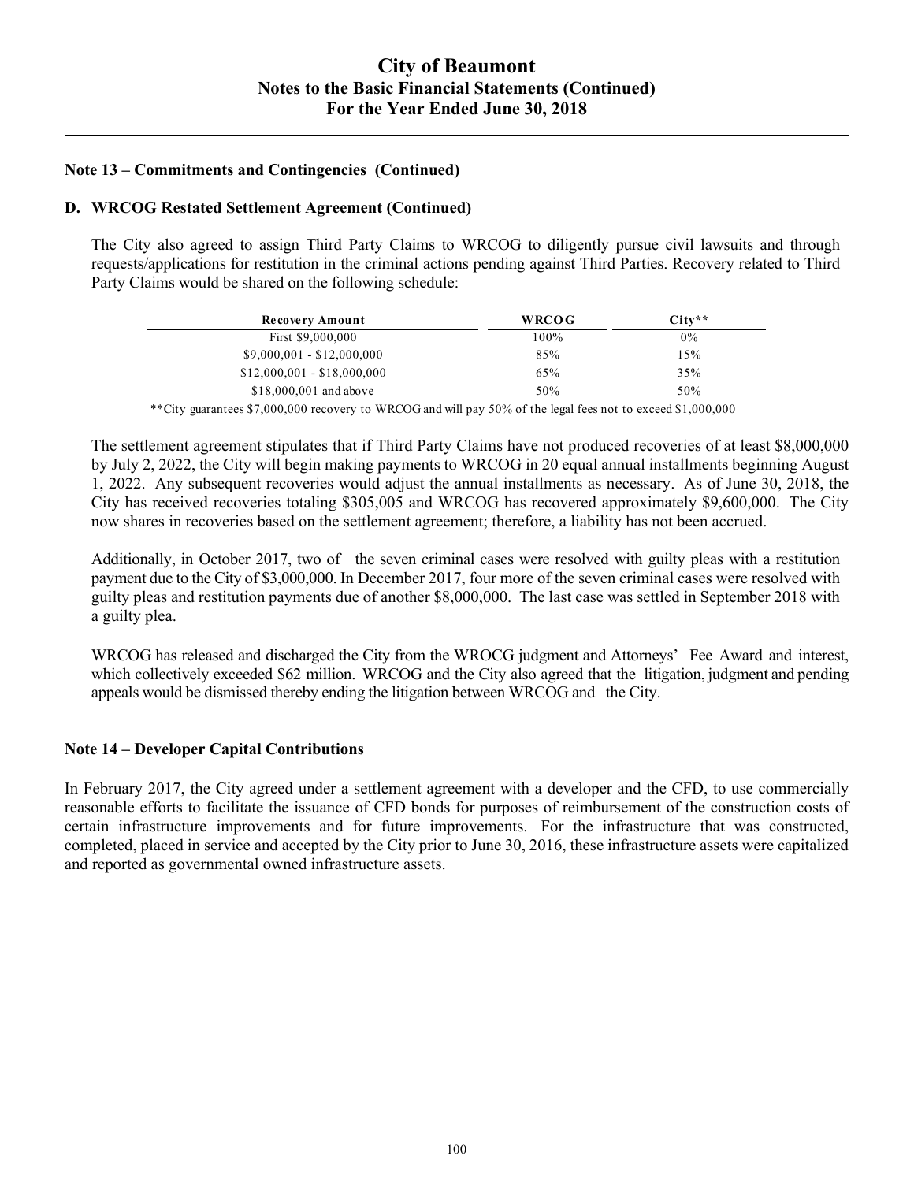### Note 13 – Commitments and Contingencies (Continued)

#### D. WRCOG Restated Settlement Agreement (Continued)

The City also agreed to assign Third Party Claims to WRCOG to diligently pursue civil lawsuits and through requests/applications for restitution in the criminal actions pending against Third Parties. Recovery related to Third Party Claims would be shared on the following schedule:

| Recovery Amount | WRCOG | City** |
|---|---|---|
| First $9,000,000 | 100% | 0% |
| $9,000,001 - $12,000,000 | 85% | 15% |
| $12,000,001 - $18,000,000 | 65% | 35% |
| $18,000,001 and above | 50% | 50% |

**City guarantees $7,000,000 recovery to WRCOG and will pay 50% of the legal fees not to exceed $1,000,000

The settlement agreement stipulates that if Third Party Claims have not produced recoveries of at least $8,000,000 by July 2, 2022, the City will begin making payments to WRCOG in 20 equal annual installments beginning August 1, 2022. Any subsequent recoveries would adjust the annual installments as necessary. As of June 30, 2018, the City has received recoveries totaling $305,005 and WRCOG has recovered approximately $9,600,000. The City now shares in recoveries based on the settlement agreement; therefore, a liability has not been accrued.

Additionally, in October 2017, two of the seven criminal cases were resolved with guilty pleas with a restitution payment due to the City of $3,000,000. In December 2017, four more of the seven criminal cases were resolved with guilty pleas and restitution payments due of another $8,000,000. The last case was settled in September 2018 with a guilty plea.

WRCOG has released and discharged the City from the WROCG judgment and Attorneys' Fee Award and interest, which collectively exceeded $62 million. WRCOG and the City also agreed that the litigation, judgment and pending appeals would be dismissed thereby ending the litigation between WRCOG and the City.

### Note 14 – Developer Capital Contributions

In February 2017, the City agreed under a settlement agreement with a developer and the CFD, to use commercially reasonable efforts to facilitate the issuance of CFD bonds for purposes of reimbursement of the construction costs of certain infrastructure improvements and for future improvements. For the infrastructure that was constructed, completed, placed in service and accepted by the City prior to June 30, 2016, these infrastructure assets were capitalized and reported as governmental owned infrastructure assets.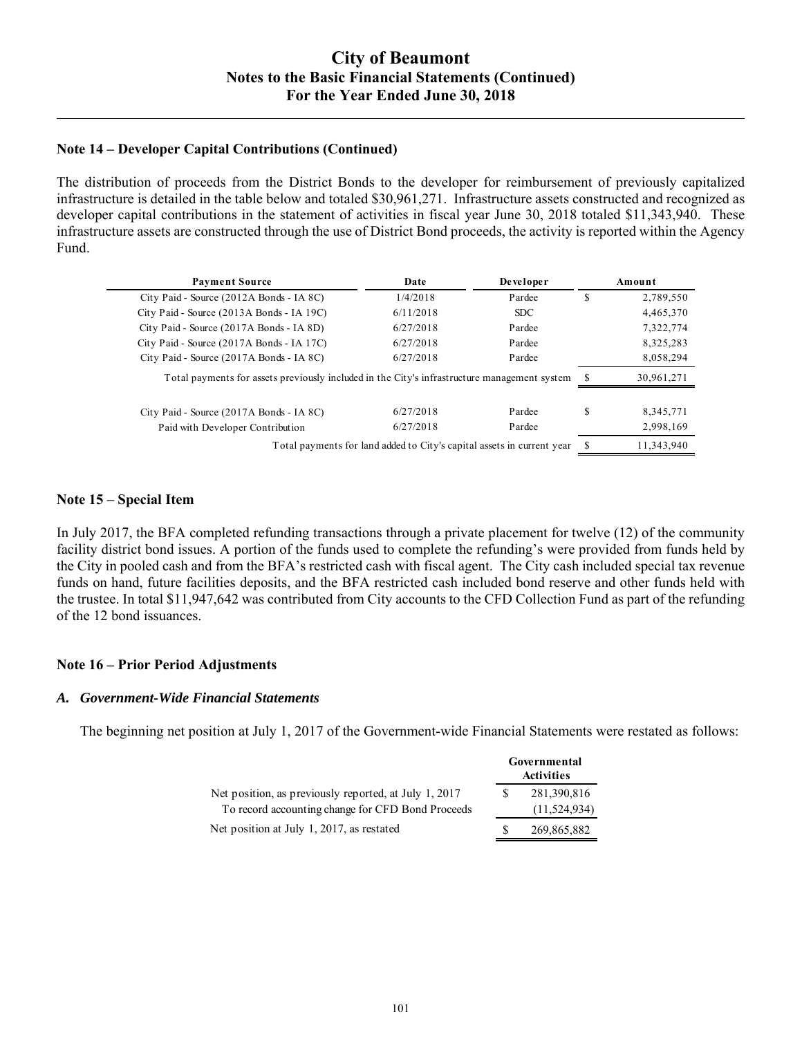### Note 14 – Developer Capital Contributions (Continued)

The distribution of proceeds from the District Bonds to the developer for reimbursement of previously capitalized infrastructure is detailed in the table below and totaled $30,961,271. Infrastructure assets constructed and recognized as developer capital contributions in the statement of activities in fiscal year June 30, 2018 totaled $11,343,940. These infrastructure assets are constructed through the use of District Bond proceeds, the activity is reported within the Agency Fund.

| Payment Source | Date | Developer | | Amount |
|---|---|---|---|---|
| City Paid - Source (2012A Bonds - IA 8C) | 1/4/2018 | Pardee | $ | 2,789,550 |
| City Paid - Source (2013A Bonds - IA 19C) | 6/11/2018 | SDC | | 4,465,370 |
| City Paid - Source (2017A Bonds - IA 8D) | 6/27/2018 | Pardee | | 7,322,774 |
| City Paid - Source (2017A Bonds - IA 17C) | 6/27/2018 | Pardee | | 8,325,283 |
| City Paid - Source (2017A Bonds - IA 8C) | 6/27/2018 | Pardee | | 8,058,294 |
| Total payments for assets previously included in the City's infrastructure management system | | | $ | 30,961,271 |
| | | | | |
| City Paid - Source (2017A Bonds - IA 8C) | 6/27/2018 | Pardee | $ | 8,345,771 |
| Paid with Developer Contribution | 6/27/2018 | Pardee | | 2,998,169 |
| Total payments for land added to City's capital assets in current year | | | $ | 11,343,940 |

### Note 15 – Special Item

In July 2017, the BFA completed refunding transactions through a private placement for twelve (12) of the community facility district bond issues. A portion of the funds used to complete the refunding's were provided from funds held by the City in pooled cash and from the BFA's restricted cash with fiscal agent. The City cash included special tax revenue funds on hand, future facilities deposits, and the BFA restricted cash included bond reserve and other funds held with the trustee. In total $11,947,642 was contributed from City accounts to the CFD Collection Fund as part of the refunding of the 12 bond issuances.

### Note 16 – Prior Period Adjustments

#### *A. Government-Wide Financial Statements*

The beginning net position at July 1, 2017 of the Government-wide Financial Statements were restated as follows:

| | | Governmental Activities |
|---|---|---|
| Net position, as previously reported, at July 1, 2017 | $ | 281,390,816 |
| To record accounting change for CFD Bond Proceeds | | (11,524,934) |
| Net position at July 1, 2017, as restated | $ | 269,865,882 |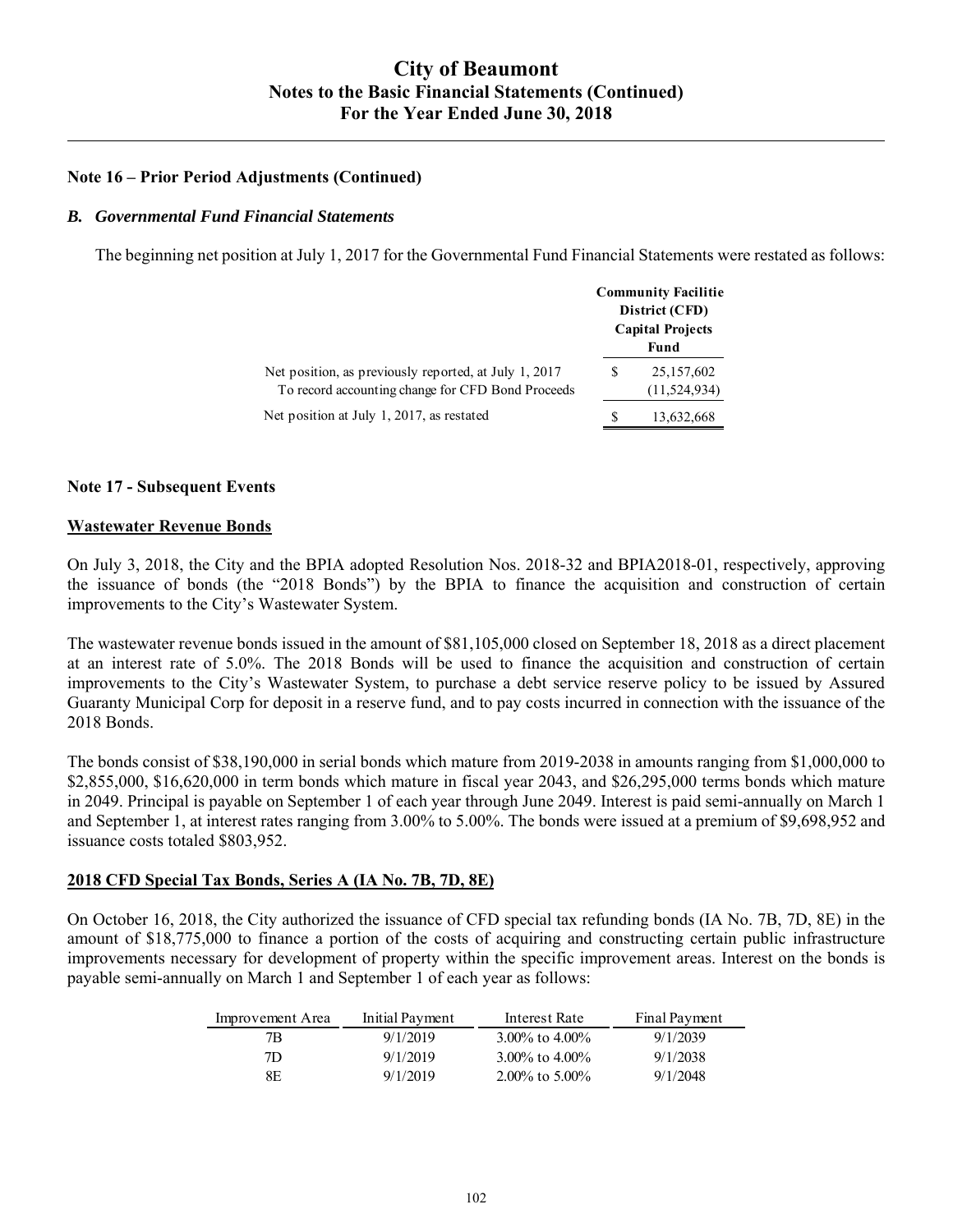### Note 16 – Prior Period Adjustments (Continued)

#### *B. Governmental Fund Financial Statements*

The beginning net position at July 1, 2017 for the Governmental Fund Financial Statements were restated as follows:

| | Community Facilitie District (CFD) Capital Projects Fund |
|---|---|
| Net position, as previously reported, at July 1, 2017 | $ 25,157,602 |
| To record accounting change for CFD Bond Proceeds | (11,524,934) |
| Net position at July 1, 2017, as restated | $ 13,632,668 |

### Note 17 - Subsequent Events

**Wastewater Revenue Bonds**

On July 3, 2018, the City and the BPIA adopted Resolution Nos. 2018-32 and BPIA2018-01, respectively, approving the issuance of bonds (the "2018 Bonds") by the BPIA to finance the acquisition and construction of certain improvements to the City's Wastewater System.

The wastewater revenue bonds issued in the amount of $81,105,000 closed on September 18, 2018 as a direct placement at an interest rate of 5.0%. The 2018 Bonds will be used to finance the acquisition and construction of certain improvements to the City's Wastewater System, to purchase a debt service reserve policy to be issued by Assured Guaranty Municipal Corp for deposit in a reserve fund, and to pay costs incurred in connection with the issuance of the 2018 Bonds.

The bonds consist of $38,190,000 in serial bonds which mature from 2019-2038 in amounts ranging from $1,000,000 to $2,855,000, $16,620,000 in term bonds which mature in fiscal year 2043, and $26,295,000 terms bonds which mature in 2049. Principal is payable on September 1 of each year through June 2049. Interest is paid semi-annually on March 1 and September 1, at interest rates ranging from 3.00% to 5.00%. The bonds were issued at a premium of $9,698,952 and issuance costs totaled $803,952.

**2018 CFD Special Tax Bonds, Series A (IA No. 7B, 7D, 8E)**

On October 16, 2018, the City authorized the issuance of CFD special tax refunding bonds (IA No. 7B, 7D, 8E) in the amount of $18,775,000 to finance a portion of the costs of acquiring and constructing certain public infrastructure improvements necessary for development of property within the specific improvement areas. Interest on the bonds is payable semi-annually on March 1 and September 1 of each year as follows:

| Improvement Area | Initial Payment | Interest Rate | Final Payment |
|---|---|---|---|
| 7B | 9/1/2019 | 3.00% to 4.00% | 9/1/2039 |
| 7D | 9/1/2019 | 3.00% to 4.00% | 9/1/2038 |
| 8E | 9/1/2019 | 2.00% to 5.00% | 9/1/2048 |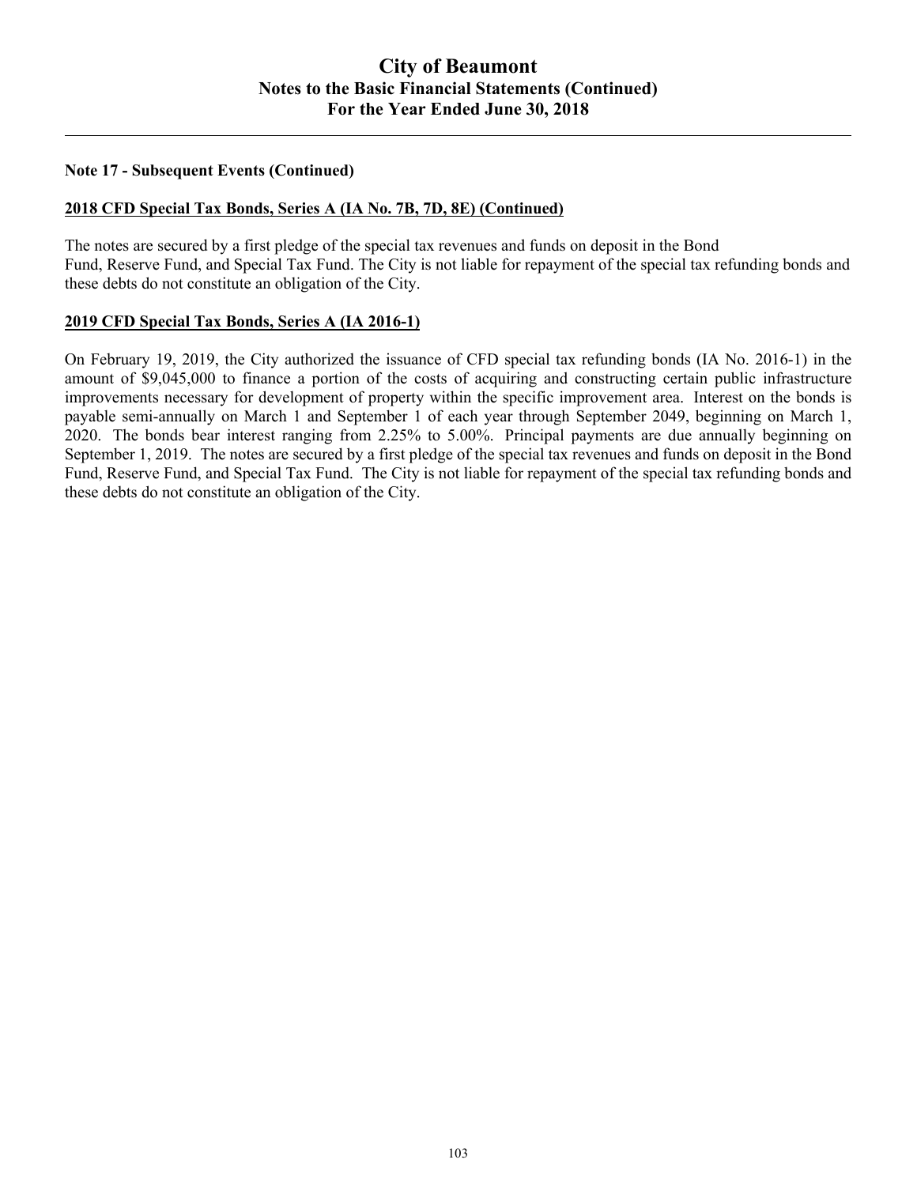**Note 17 - Subsequent Events (Continued)**

**2018 CFD Special Tax Bonds, Series A (IA No. 7B, 7D, 8E) (Continued)**

The notes are secured by a first pledge of the special tax revenues and funds on deposit in the Bond Fund, Reserve Fund, and Special Tax Fund. The City is not liable for repayment of the special tax refunding bonds and these debts do not constitute an obligation of the City.

**2019 CFD Special Tax Bonds, Series A (IA 2016-1)**

On February 19, 2019, the City authorized the issuance of CFD special tax refunding bonds (IA No. 2016-1) in the amount of $9,045,000 to finance a portion of the costs of acquiring and constructing certain public infrastructure improvements necessary for development of property within the specific improvement area. Interest on the bonds is payable semi-annually on March 1 and September 1 of each year through September 2049, beginning on March 1, 2020. The bonds bear interest ranging from 2.25% to 5.00%. Principal payments are due annually beginning on September 1, 2019. The notes are secured by a first pledge of the special tax revenues and funds on deposit in the Bond Fund, Reserve Fund, and Special Tax Fund. The City is not liable for repayment of the special tax refunding bonds and these debts do not constitute an obligation of the City.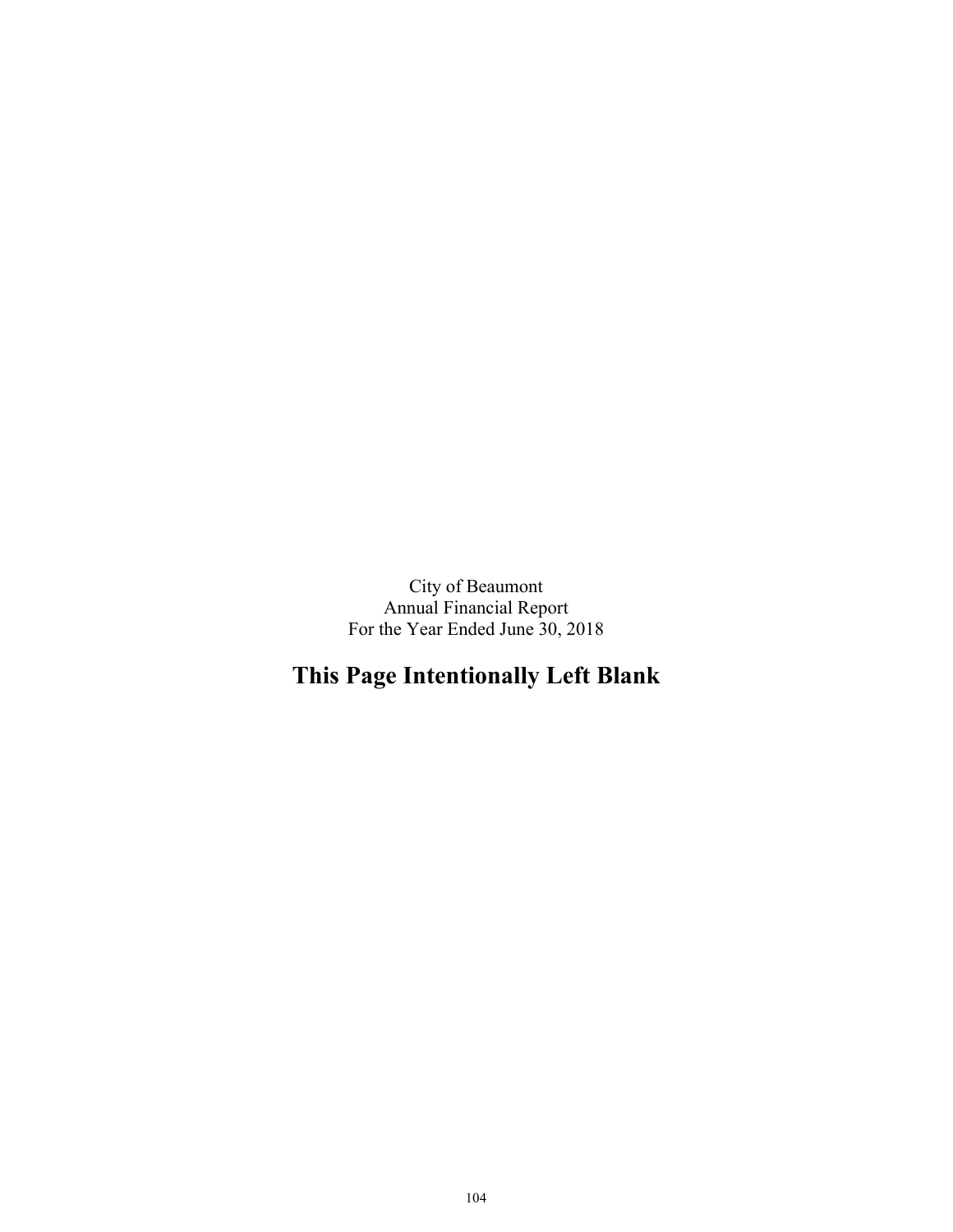City of Beaumont
Annual Financial Report
For the Year Ended June 30, 2018

## This Page Intentionally Left Blank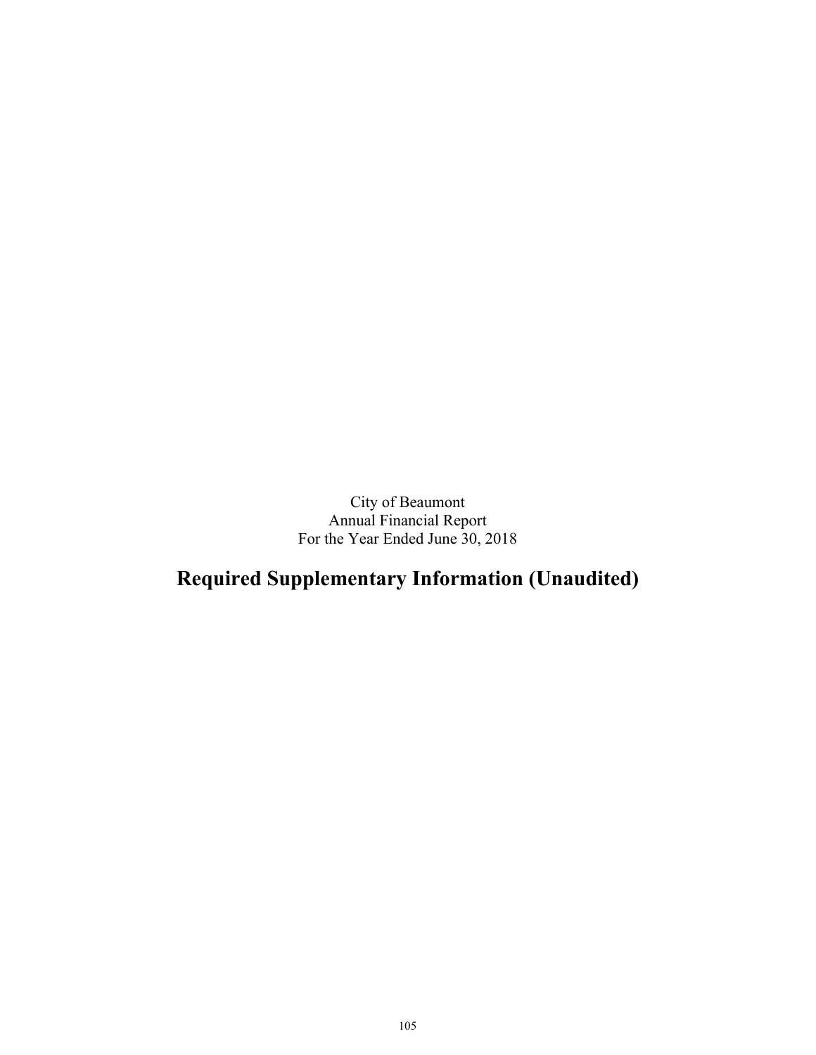City of Beaumont
Annual Financial Report
For the Year Ended June 30, 2018

# Required Supplementary Information (Unaudited)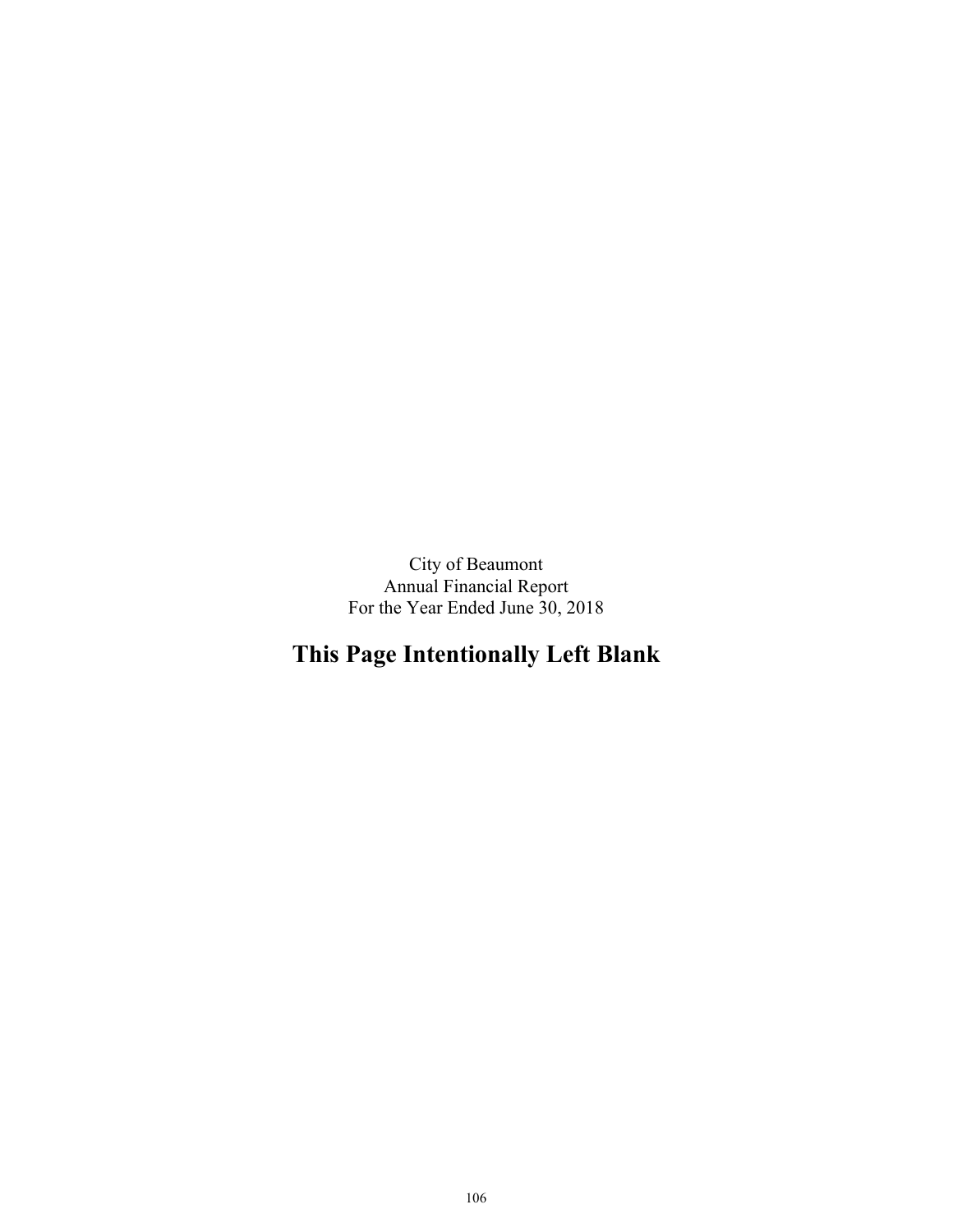City of Beaumont
Annual Financial Report
For the Year Ended June 30, 2018

## This Page Intentionally Left Blank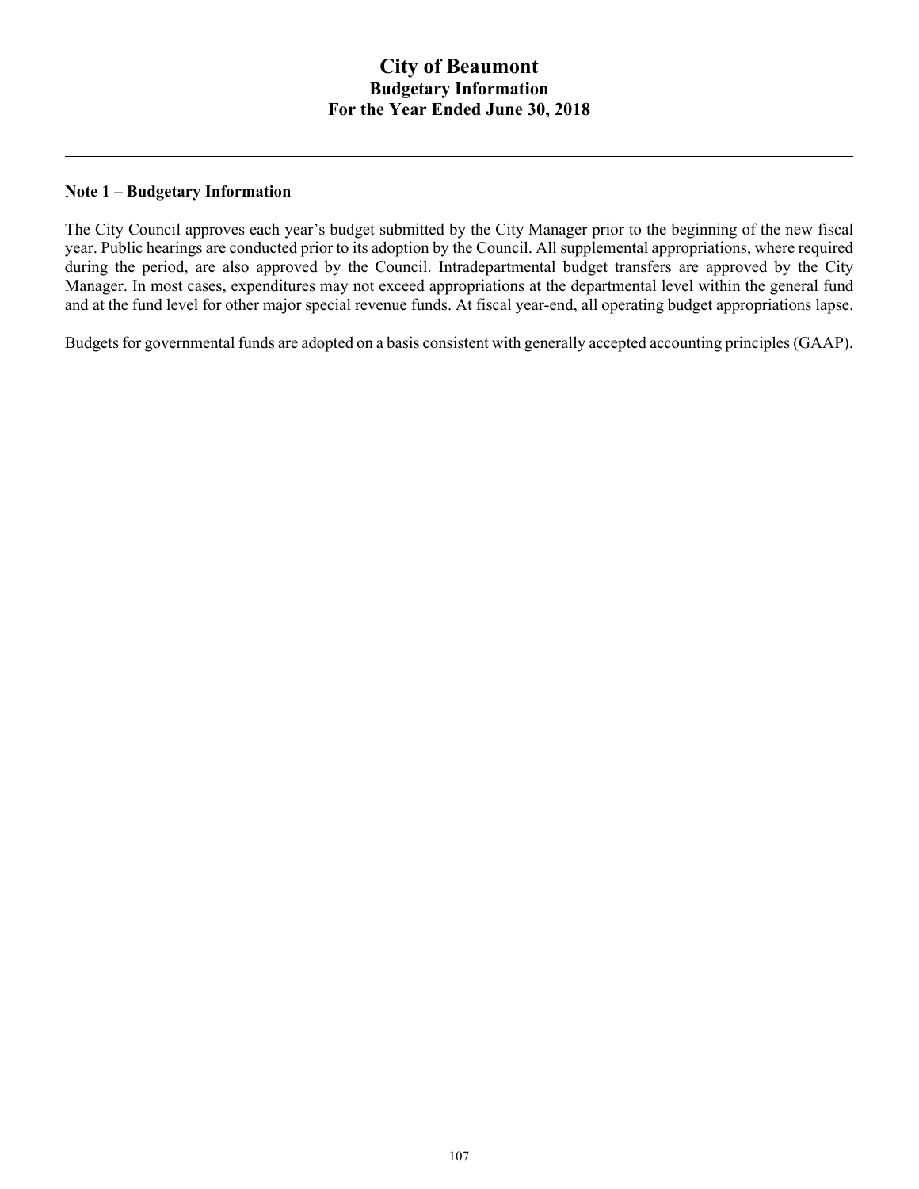# City of Beaumont
## Budgetary Information
## For the Year Ended June 30, 2018

---

**Note 1 – Budgetary Information**

The City Council approves each year's budget submitted by the City Manager prior to the beginning of the new fiscal year. Public hearings are conducted prior to its adoption by the Council. All supplemental appropriations, where required during the period, are also approved by the Council. Intradepartmental budget transfers are approved by the City Manager. In most cases, expenditures may not exceed appropriations at the departmental level within the general fund and at the fund level for other major special revenue funds. At fiscal year-end, all operating budget appropriations lapse.

Budgets for governmental funds are adopted on a basis consistent with generally accepted accounting principles (GAAP).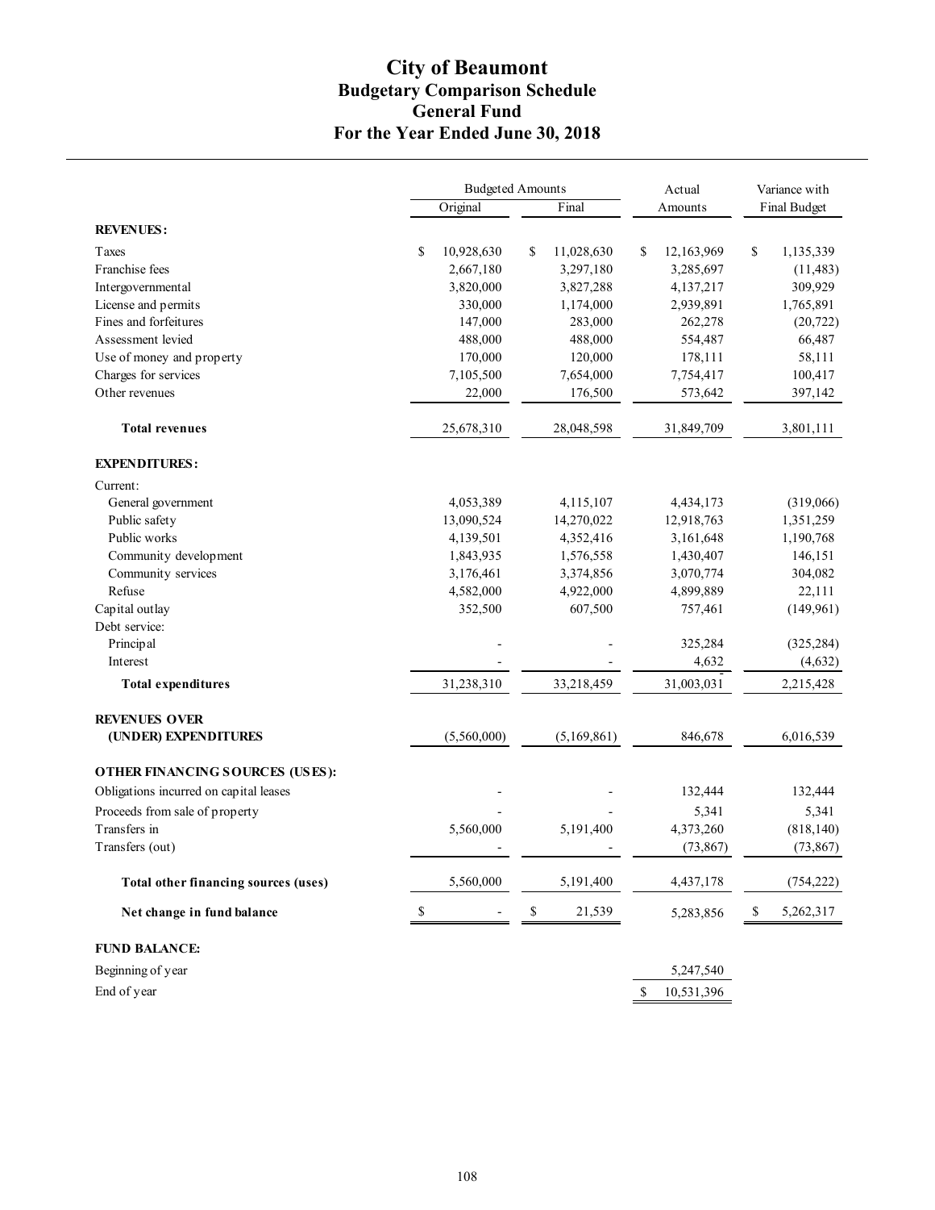# City of Beaumont
## Budgetary Comparison Schedule
## General Fund
## For the Year Ended June 30, 2018

| | Budgeted Amounts | | Actual | Variance with |
|---|---|---|---|---|
| | Original | Final | Amounts | Final Budget |
| **REVENUES:** | | | | |
| Taxes | $ 10,928,630 | $ 11,028,630 | $ 12,163,969 | $ 1,135,339 |
| Franchise fees | 2,667,180 | 3,297,180 | 3,285,697 | (11,483) |
| Intergovernmental | 3,820,000 | 3,827,288 | 4,137,217 | 309,929 |
| License and permits | 330,000 | 1,174,000 | 2,939,891 | 1,765,891 |
| Fines and forfeitures | 147,000 | 283,000 | 262,278 | (20,722) |
| Assessment levied | 488,000 | 488,000 | 554,487 | 66,487 |
| Use of money and property | 170,000 | 120,000 | 178,111 | 58,111 |
| Charges for services | 7,105,500 | 7,654,000 | 7,754,417 | 100,417 |
| Other revenues | 22,000 | 176,500 | 573,642 | 397,142 |
| **Total revenues** | 25,678,310 | 28,048,598 | 31,849,709 | 3,801,111 |
| **EXPENDITURES:** | | | | |
| Current: | | | | |
| General government | 4,053,389 | 4,115,107 | 4,434,173 | (319,066) |
| Public safety | 13,090,524 | 14,270,022 | 12,918,763 | 1,351,259 |
| Public works | 4,139,501 | 4,352,416 | 3,161,648 | 1,190,768 |
| Community development | 1,843,935 | 1,576,558 | 1,430,407 | 146,151 |
| Community services | 3,176,461 | 3,374,856 | 3,070,774 | 304,082 |
| Refuse | 4,582,000 | 4,922,000 | 4,899,889 | 22,111 |
| Capital outlay | 352,500 | 607,500 | 757,461 | (149,961) |
| Debt service: | | | | |
| Principal | - | - | 325,284 | (325,284) |
| Interest | - | - | 4,632 | (4,632) |
| **Total expenditures** | 31,238,310 | 33,218,459 | 31,003,031 | 2,215,428 |
| **REVENUES OVER (UNDER) EXPENDITURES** | (5,560,000) | (5,169,861) | 846,678 | 6,016,539 |
| **OTHER FINANCING SOURCES (USES):** | | | | |
| Obligations incurred on capital leases | - | - | 132,444 | 132,444 |
| Proceeds from sale of property | - | - | 5,341 | 5,341 |
| Transfers in | 5,560,000 | 5,191,400 | 4,373,260 | (818,140) |
| Transfers (out) | - | - | (73,867) | (73,867) |
| **Total other financing sources (uses)** | 5,560,000 | 5,191,400 | 4,437,178 | (754,222) |
| **Net change in fund balance** | $ - | $ 21,539 | 5,283,856 | $ 5,262,317 |
| **FUND BALANCE:** | | | | |
| Beginning of year | | | 5,247,540 | |
| End of year | | | $ 10,531,396 | |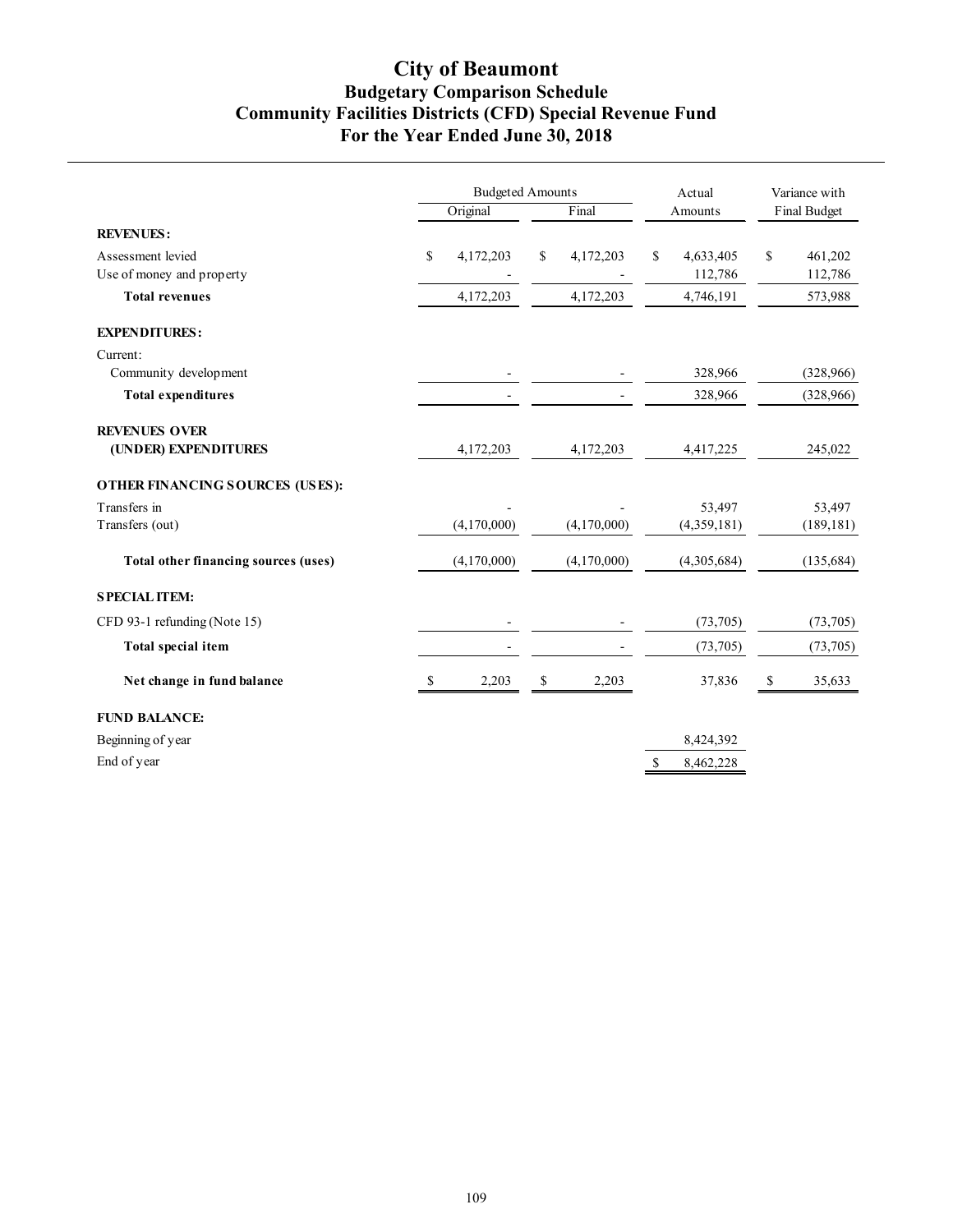# City of Beaumont
## Budgetary Comparison Schedule
## Community Facilities Districts (CFD) Special Revenue Fund
## For the Year Ended June 30, 2018

| | Budgeted Amounts | | Actual | Variance with |
|---|---|---|---|---|
| | Original | Final | Amounts | Final Budget |
| **REVENUES:** | | | | |
| Assessment levied | $ 4,172,203 | $ 4,172,203 | $ 4,633,405 | $ 461,202 |
| Use of money and property | - | - | 112,786 | 112,786 |
| **Total revenues** | 4,172,203 | 4,172,203 | 4,746,191 | 573,988 |
| **EXPENDITURES:** | | | | |
| Current: | | | | |
| Community development | - | - | 328,966 | (328,966) |
| **Total expenditures** | - | - | 328,966 | (328,966) |
| **REVENUES OVER (UNDER) EXPENDITURES** | 4,172,203 | 4,172,203 | 4,417,225 | 245,022 |
| **OTHER FINANCING SOURCES (USES):** | | | | |
| Transfers in | - | - | 53,497 | 53,497 |
| Transfers (out) | (4,170,000) | (4,170,000) | (4,359,181) | (189,181) |
| **Total other financing sources (uses)** | (4,170,000) | (4,170,000) | (4,305,684) | (135,684) |
| **SPECIAL ITEM:** | | | | |
| CFD 93-1 refunding (Note 15) | - | - | (73,705) | (73,705) |
| **Total special item** | - | - | (73,705) | (73,705) |
| **Net change in fund balance** | $ 2,203 | $ 2,203 | 37,836 | $ 35,633 |
| **FUND BALANCE:** | | | | |
| Beginning of year | | | 8,424,392 | |
| End of year | | | $ 8,462,228 | |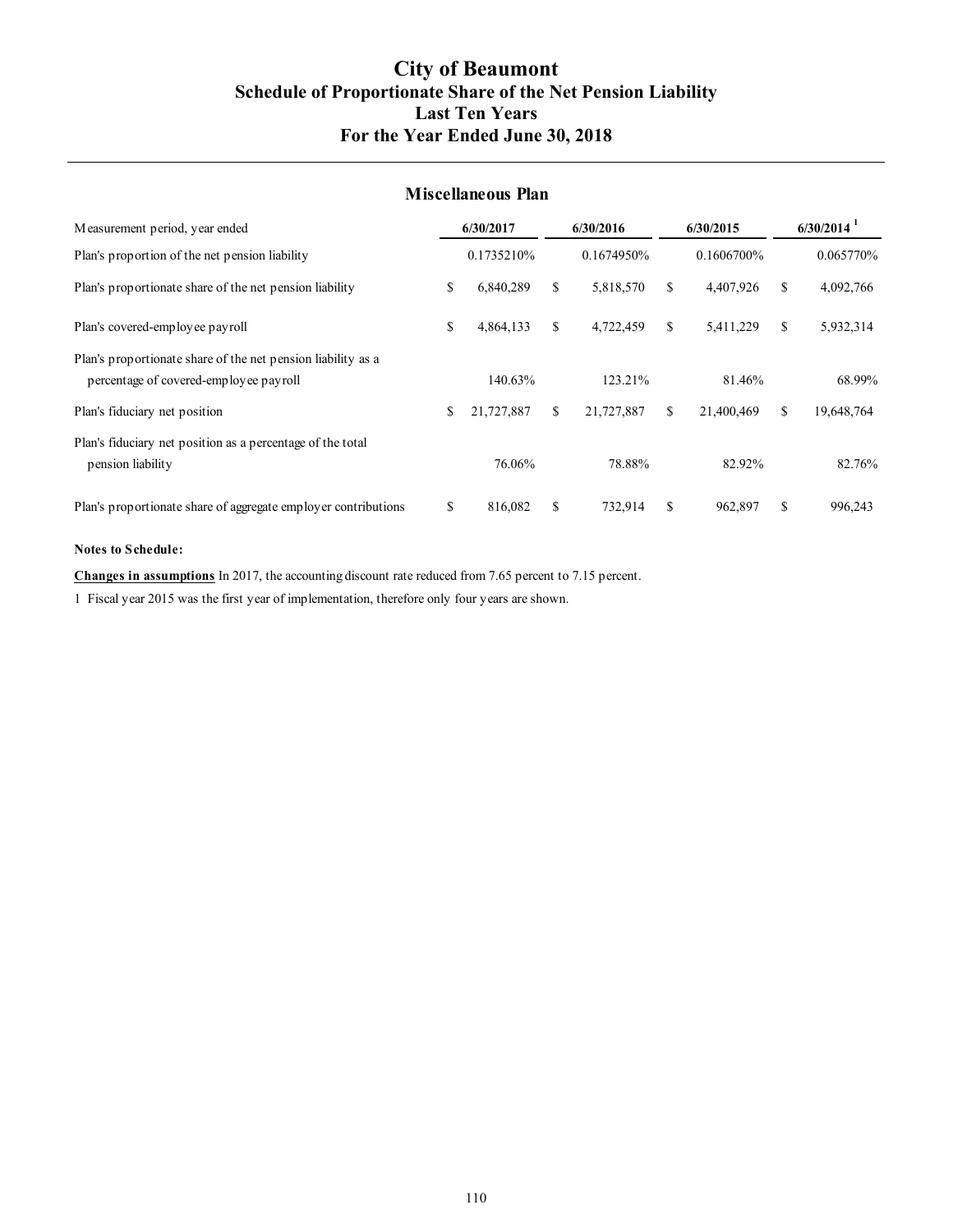# City of Beaumont
## Schedule of Proportionate Share of the Net Pension Liability
## Last Ten Years
## For the Year Ended June 30, 2018

### Miscellaneous Plan

| Measurement period, year ended | 6/30/2017 | 6/30/2016 | 6/30/2015 | 6/30/2014 [1] |
|---|---|---|---|---|
| Plan's proportion of the net pension liability | 0.1735210% | 0.1674950% | 0.1606700% | 0.065770% |
| Plan's proportionate share of the net pension liability | $ 6,840,289 | $ 5,818,570 | $ 4,407,926 | $ 4,092,766 |
| Plan's covered-employee payroll | $ 4,864,133 | $ 4,722,459 | $ 5,411,229 | $ 5,932,314 |
| Plan's proportionate share of the net pension liability as a percentage of covered-employee payroll | 140.63% | 123.21% | 81.46% | 68.99% |
| Plan's fiduciary net position | $ 21,727,887 | $ 21,727,887 | $ 21,400,469 | $ 19,648,764 |
| Plan's fiduciary net position as a percentage of the total pension liability | 76.06% | 78.88% | 82.92% | 82.76% |
| Plan's proportionate share of aggregate employer contributions | $ 816,082 | $ 732,914 | $ 962,897 | $ 996,243 |

**Notes to Schedule:**

**Changes in assumptions** In 2017, the accounting discount rate reduced from 7.65 percent to 7.15 percent.

1 Fiscal year 2015 was the first year of implementation, therefore only four years are shown.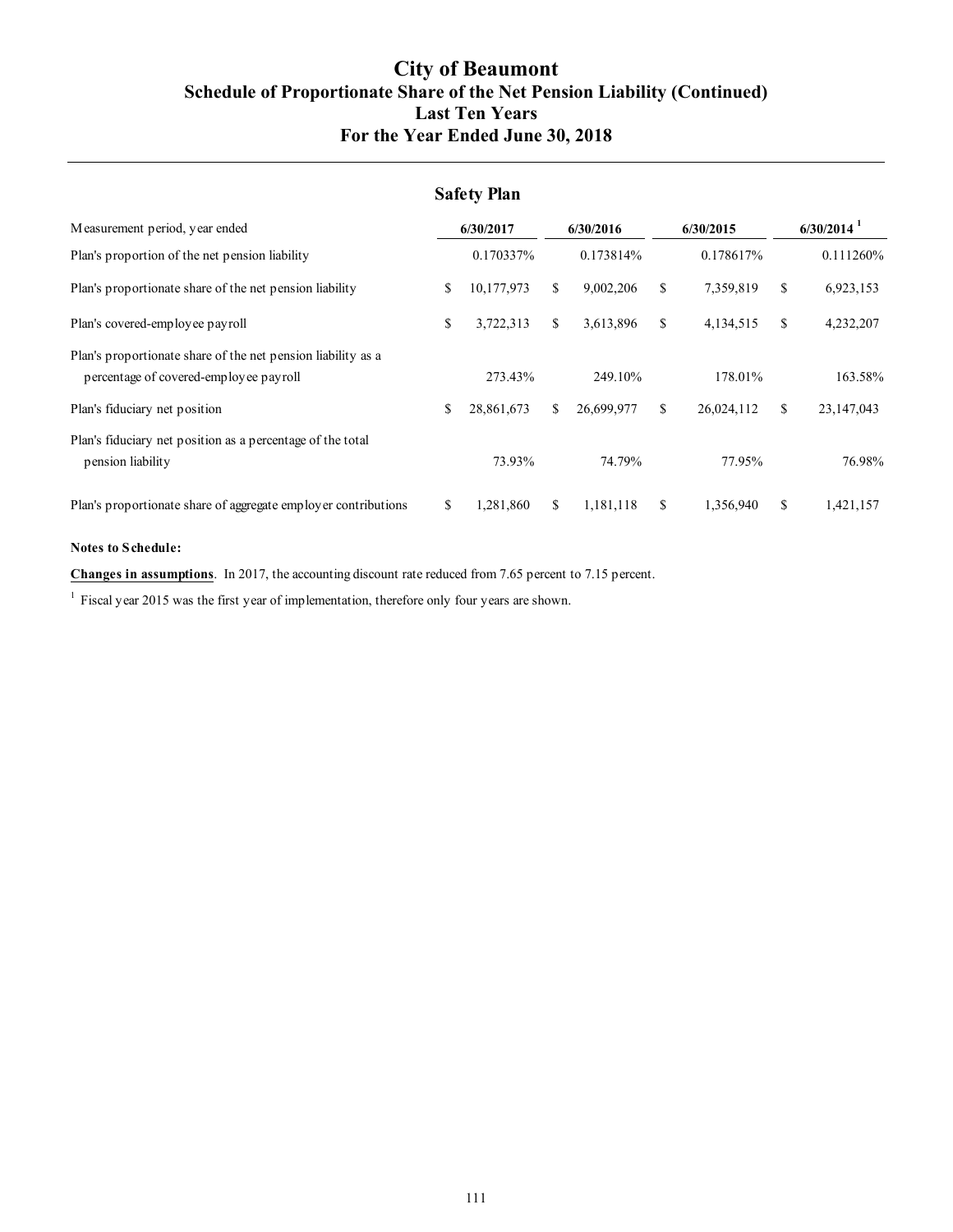# City of Beaumont
## Schedule of Proportionate Share of the Net Pension Liability (Continued)
## Last Ten Years
## For the Year Ended June 30, 2018

### Safety Plan

| Measurement period, year ended | 6/30/2017 | 6/30/2016 | 6/30/2015 | 6/30/2014 [1] |
|---|---|---|---|---|
| Plan's proportion of the net pension liability | 0.170337% | 0.173814% | 0.178617% | 0.111260% |
| Plan's proportionate share of the net pension liability | $ 10,177,973 | $ 9,002,206 | $ 7,359,819 | $ 6,923,153 |
| Plan's covered-employee payroll | $ 3,722,313 | $ 3,613,896 | $ 4,134,515 | $ 4,232,207 |
| Plan's proportionate share of the net pension liability as a percentage of covered-employee payroll | 273.43% | 249.10% | 178.01% | 163.58% |
| Plan's fiduciary net position | $ 28,861,673 | $ 26,699,977 | $ 26,024,112 | $ 23,147,043 |
| Plan's fiduciary net position as a percentage of the total pension liability | 73.93% | 74.79% | 77.95% | 76.98% |
| Plan's proportionate share of aggregate employer contributions | $ 1,281,860 | $ 1,181,118 | $ 1,356,940 | $ 1,421,157 |

**Notes to Schedule:**

**Changes in assumptions**. In 2017, the accounting discount rate reduced from 7.65 percent to 7.15 percent.

[1] Fiscal year 2015 was the first year of implementation, therefore only four years are shown.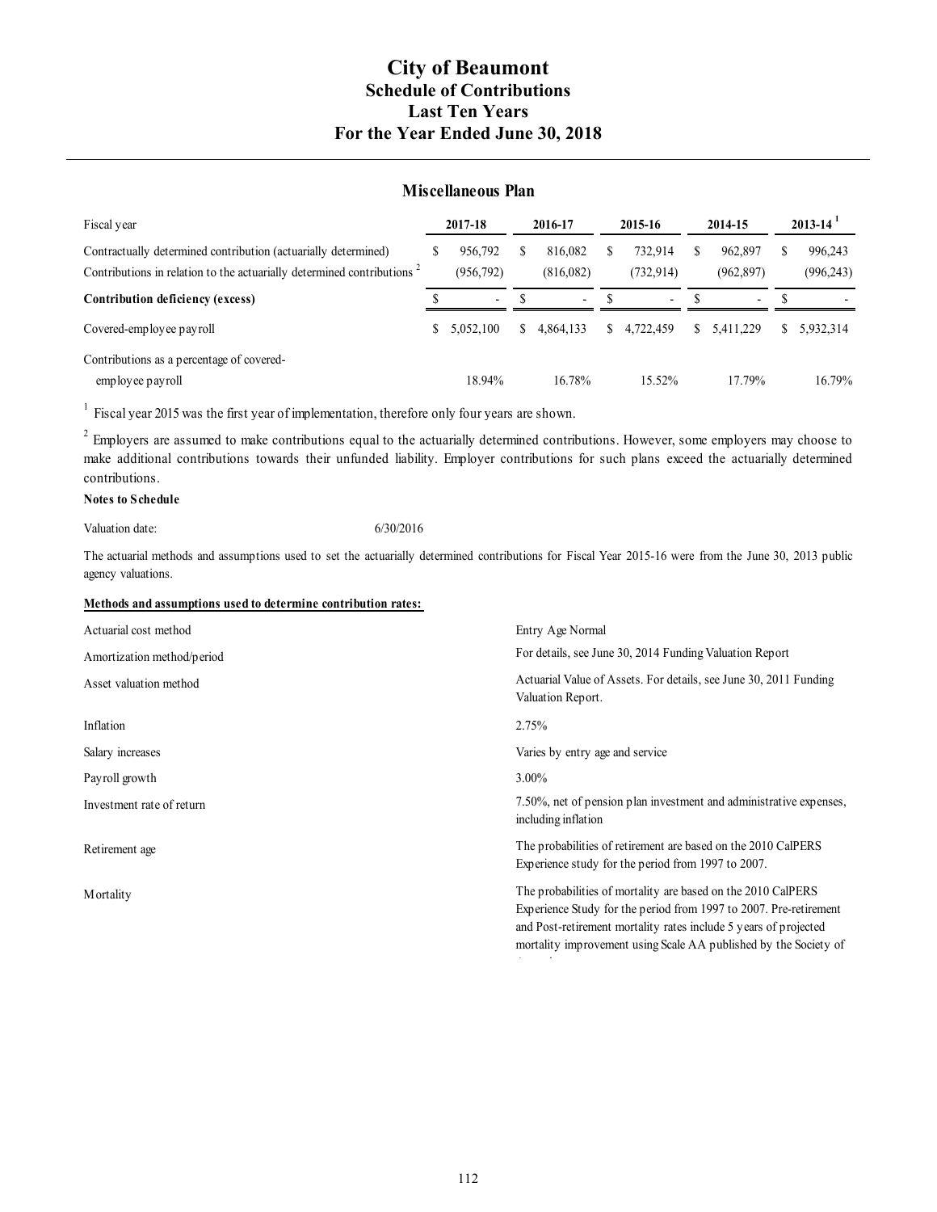# City of Beaumont
## Schedule of Contributions
## Last Ten Years
## For the Year Ended June 30, 2018

### Miscellaneous Plan

| Fiscal year | 2017-18 | 2016-17 | 2015-16 | 2014-15 | 2013-14 [1] |
|---|---|---|---|---|---|
| Contractually determined contribution (actuarially determined) | $ 956,792 | $ 816,082 | $ 732,914 | $ 962,897 | $ 996,243 |
| Contributions in relation to the actuarially determined contributions [2] | (956,792) | (816,082) | (732,914) | (962,897) | (996,243) |
| **Contribution deficiency (excess)** | $ - | $ - | $ - | $ - | $ - |
| Covered-employee payroll | $ 5,052,100 | $ 4,864,133 | $ 4,722,459 | $ 5,411,229 | $ 5,932,314 |
| Contributions as a percentage of covered-employee payroll | 18.94% | 16.78% | 15.52% | 17.79% | 16.79% |

[1] Fiscal year 2015 was the first year of implementation, therefore only four years are shown.

[2] Employers are assumed to make contributions equal to the actuarially determined contributions. However, some employers may choose to make additional contributions towards their unfunded liability. Employer contributions for such plans exceed the actuarially determined contributions.

**Notes to Schedule**

Valuation date: 6/30/2016

The actuarial methods and assumptions used to set the actuarially determined contributions for Fiscal Year 2015-16 were from the June 30, 2013 public agency valuations.

**Methods and assumptions used to determine contribution rates:**

| | |
|---|---|
| Actuarial cost method | Entry Age Normal |
| Amortization method/period | For details, see June 30, 2014 Funding Valuation Report |
| Asset valuation method | Actuarial Value of Assets. For details, see June 30, 2011 Funding Valuation Report. |
| Inflation | 2.75% |
| Salary increases | Varies by entry age and service |
| Payroll growth | 3.00% |
| Investment rate of return | 7.50%, net of pension plan investment and administrative expenses, including inflation |
| Retirement age | The probabilities of retirement are based on the 2010 CalPERS Experience study for the period from 1997 to 2007. |
| Mortality | The probabilities of mortality are based on the 2010 CalPERS Experience Study for the period from 1997 to 2007. Pre-retirement and Post-retirement mortality rates include 5 years of projected mortality improvement using Scale AA published by the Society of Actuaries. |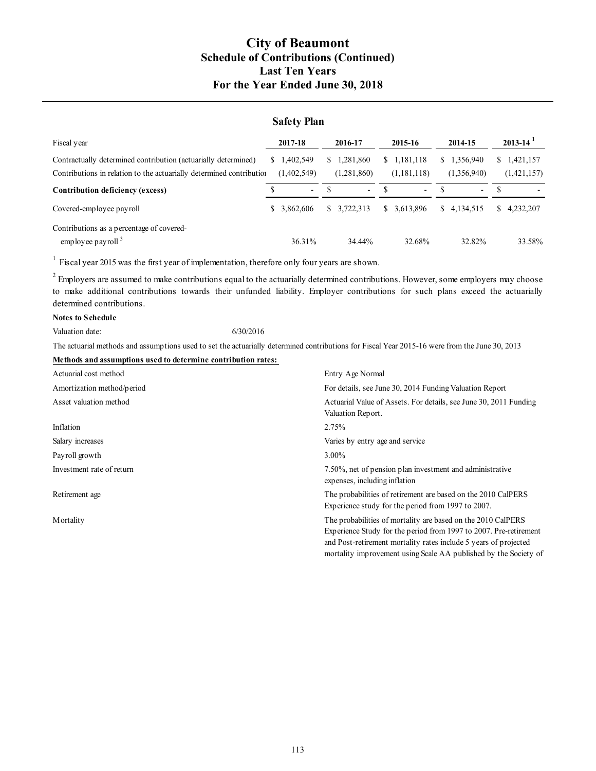# City of Beaumont
## Schedule of Contributions (Continued)
## Last Ten Years
## For the Year Ended June 30, 2018

### Safety Plan

| Fiscal year | 2017-18 | 2016-17 | 2015-16 | 2014-15 | 2013-14 [1] |
|---|---|---|---|---|---|
| Contractually determined contribution (actuarially determined) | $ 1,402,549 | $ 1,281,860 | $ 1,181,118 | $ 1,356,940 | $ 1,421,157 |
| Contributions in relation to the actuarially determined contribution | (1,402,549) | (1,281,860) | (1,181,118) | (1,356,940) | (1,421,157) |
| **Contribution deficiency (excess)** | $ - | $ - | $ - | $ - | $ - |
| Covered-employee payroll | $ 3,862,606 | $ 3,722,313 | $ 3,613,896 | $ 4,134,515 | $ 4,232,207 |
| Contributions as a percentage of covered-employee payroll [3] | 36.31% | 34.44% | 32.68% | 32.82% | 33.58% |

[1] Fiscal year 2015 was the first year of implementation, therefore only four years are shown.

[2] Employers are assumed to make contributions equal to the actuarially determined contributions. However, some employers may choose to make additional contributions towards their unfunded liability. Employer contributions for such plans exceed the actuarially determined contributions.

**Notes to Schedule**

Valuation date: 6/30/2016

The actuarial methods and assumptions used to set the actuarially determined contributions for Fiscal Year 2015-16 were from the June 30, 2013

**Methods and assumptions used to determine contribution rates:**

| | |
|---|---|
| Actuarial cost method | Entry Age Normal |
| Amortization method/period | For details, see June 30, 2014 Funding Valuation Report |
| Asset valuation method | Actuarial Value of Assets. For details, see June 30, 2011 Funding Valuation Report. |
| Inflation | 2.75% |
| Salary increases | Varies by entry age and service |
| Payroll growth | 3.00% |
| Investment rate of return | 7.50%, net of pension plan investment and administrative expenses, including inflation |
| Retirement age | The probabilities of retirement are based on the 2010 CalPERS Experience study for the period from 1997 to 2007. |
| Mortality | The probabilities of mortality are based on the 2010 CalPERS Experience Study for the period from 1997 to 2007. Pre-retirement and Post-retirement mortality rates include 5 years of projected mortality improvement using Scale AA published by the Society of |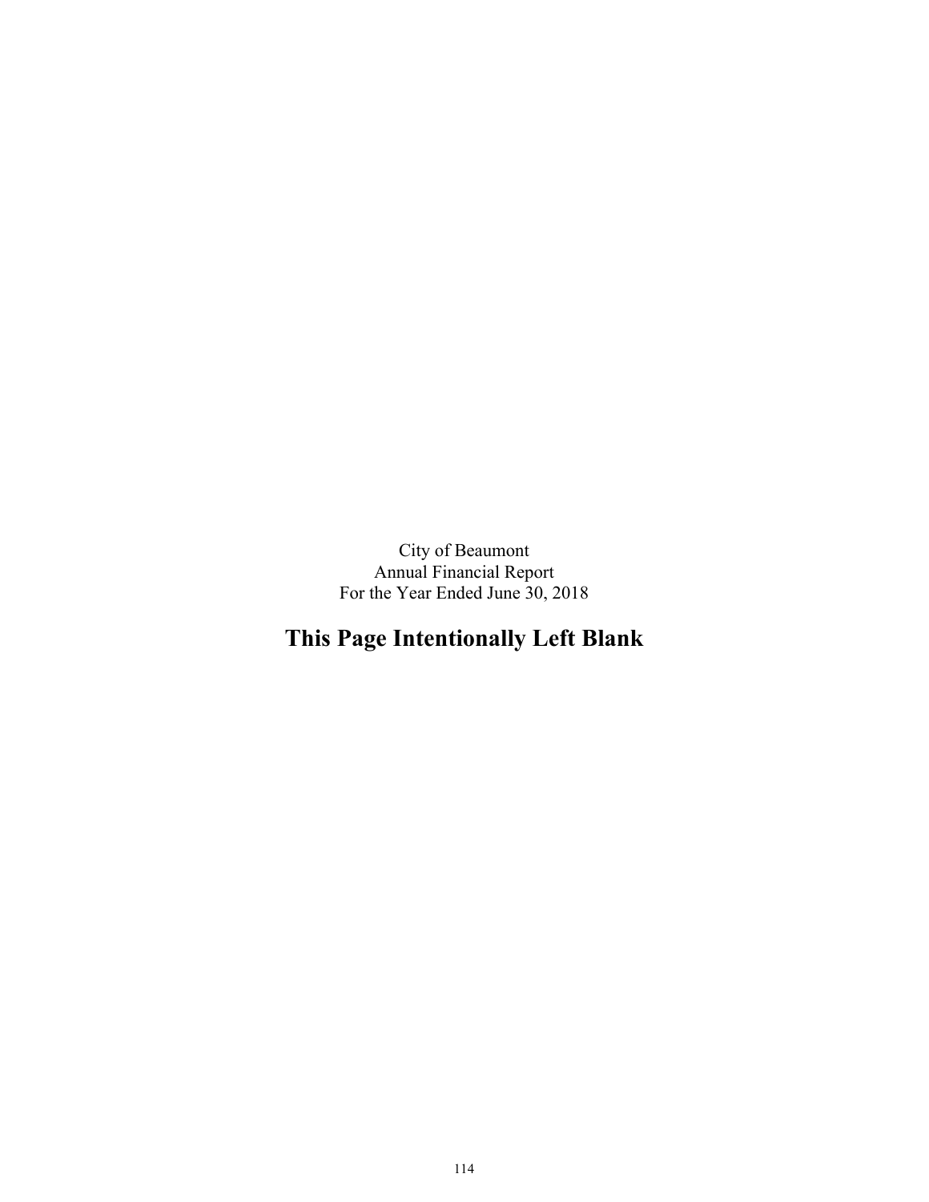City of Beaumont
Annual Financial Report
For the Year Ended June 30, 2018

# This Page Intentionally Left Blank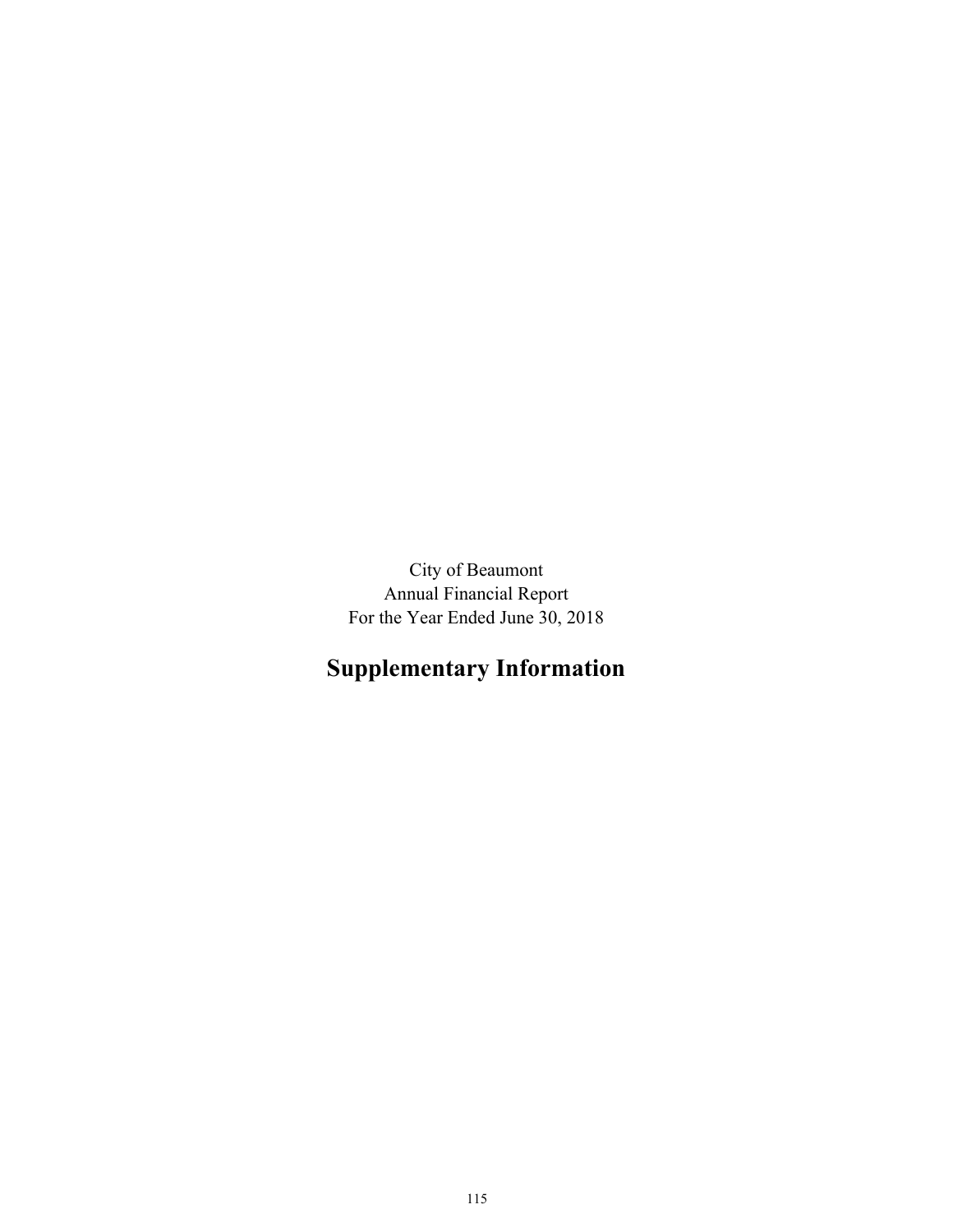City of Beaumont
Annual Financial Report
For the Year Ended June 30, 2018

# Supplementary Information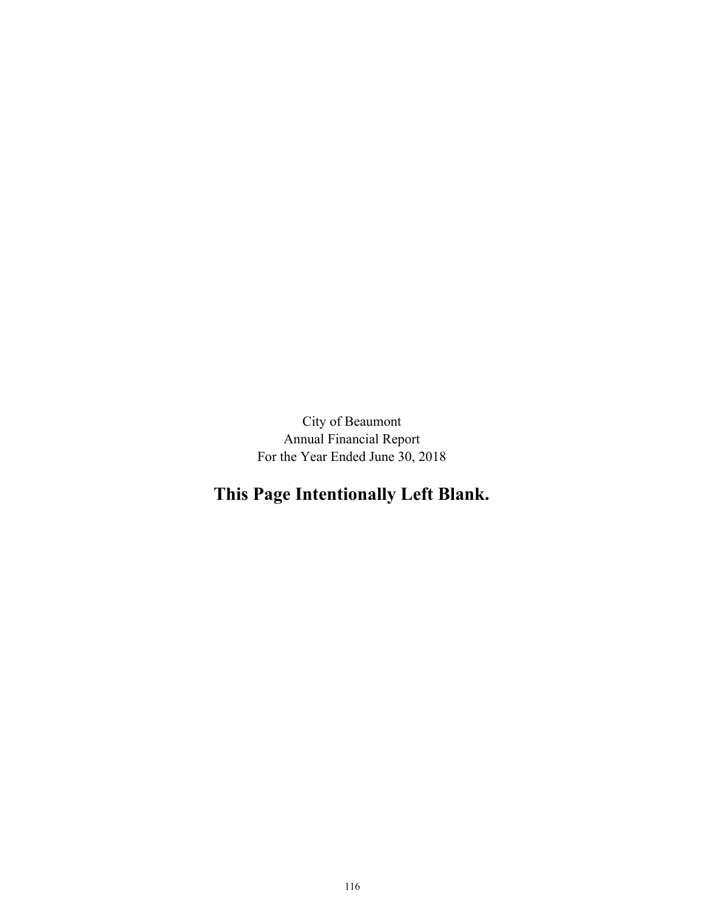City of Beaumont
Annual Financial Report
For the Year Ended June 30, 2018

**This Page Intentionally Left Blank.**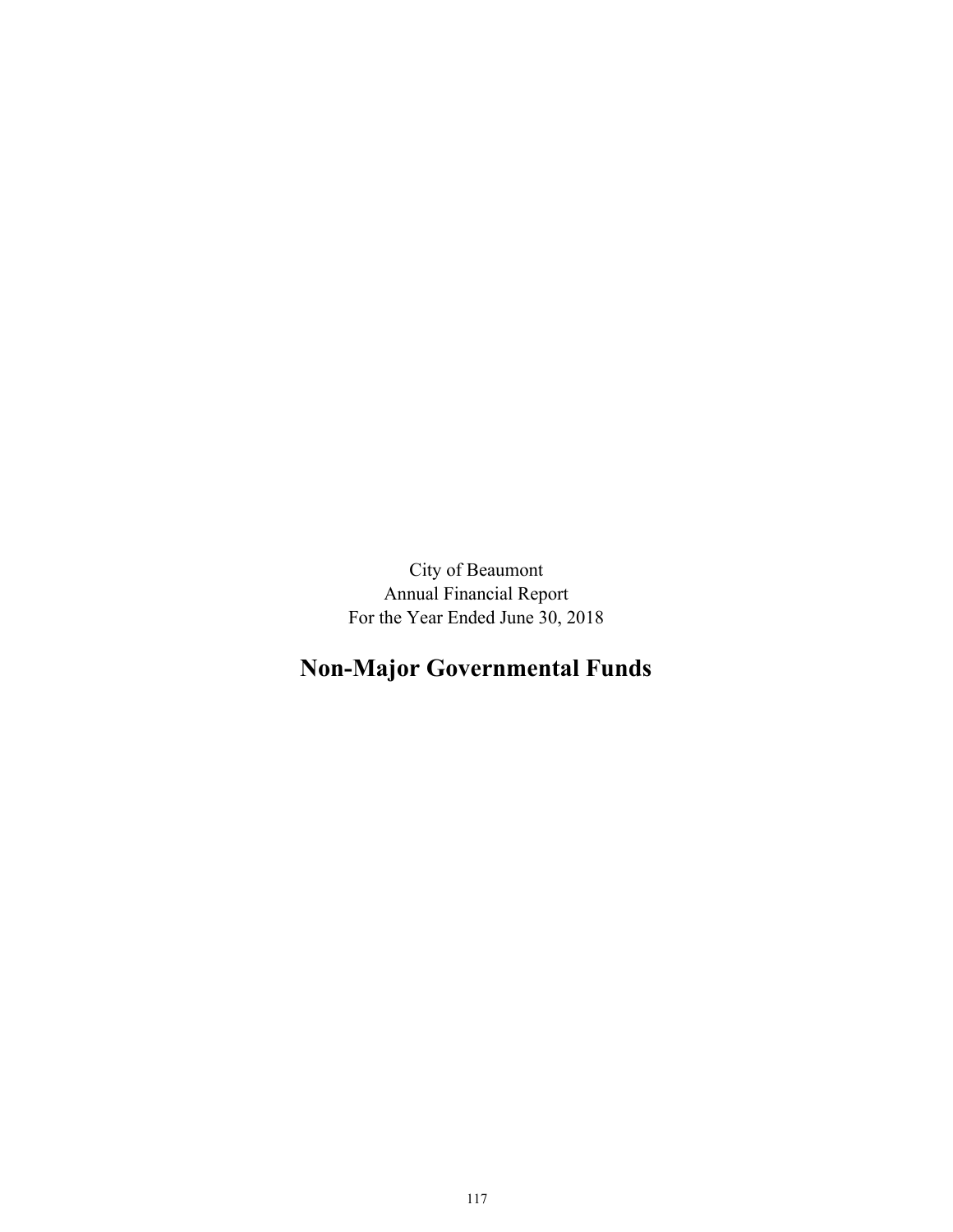City of Beaumont
Annual Financial Report
For the Year Ended June 30, 2018

# Non-Major Governmental Funds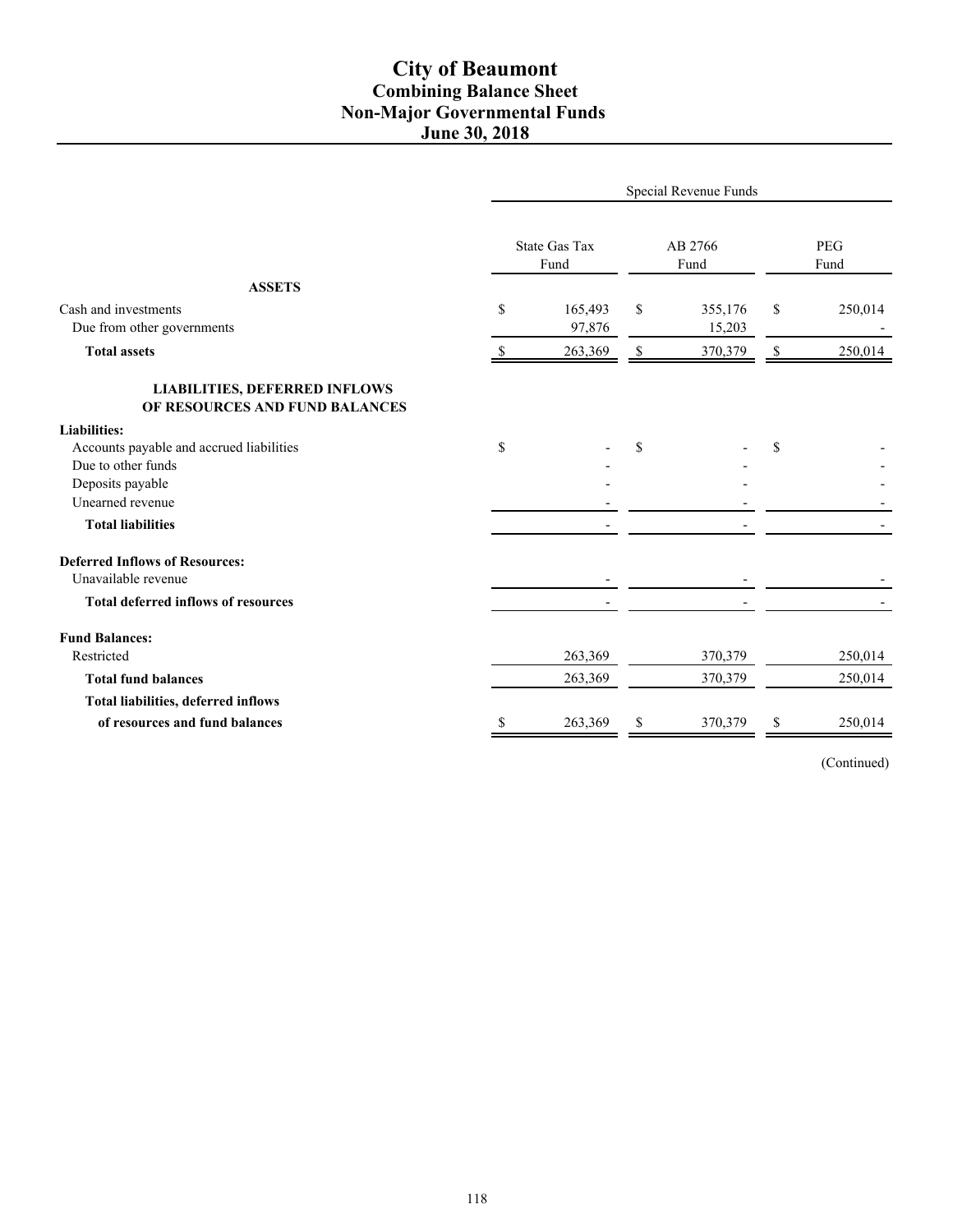# City of Beaumont
## Combining Balance Sheet
## Non-Major Governmental Funds
## June 30, 2018

| | Special Revenue Funds | | |
|---|---|---|---|
| | State Gas Tax Fund | AB 2766 Fund | PEG Fund |
| **ASSETS** | | | |
| Cash and investments | $ 165,493 | $ 355,176 | $ 250,014 |
| Due from other governments | 97,876 | 15,203 | - |
| **Total assets** | $ 263,369 | $ 370,379 | $ 250,014 |
| **LIABILITIES, DEFERRED INFLOWS OF RESOURCES AND FUND BALANCES** | | | |
| **Liabilities:** | | | |
| Accounts payable and accrued liabilities | $ - | $ - | $ - |
| Due to other funds | - | - | - |
| Deposits payable | - | - | - |
| Unearned revenue | - | - | - |
| **Total liabilities** | - | - | - |
| **Deferred Inflows of Resources:** | | | |
| Unavailable revenue | - | - | - |
| **Total deferred inflows of resources** | - | - | - |
| **Fund Balances:** | | | |
| Restricted | 263,369 | 370,379 | 250,014 |
| **Total fund balances** | 263,369 | 370,379 | 250,014 |
| **Total liabilities, deferred inflows of resources and fund balances** | $ 263,369 | $ 370,379 | $ 250,014 |

(Continued)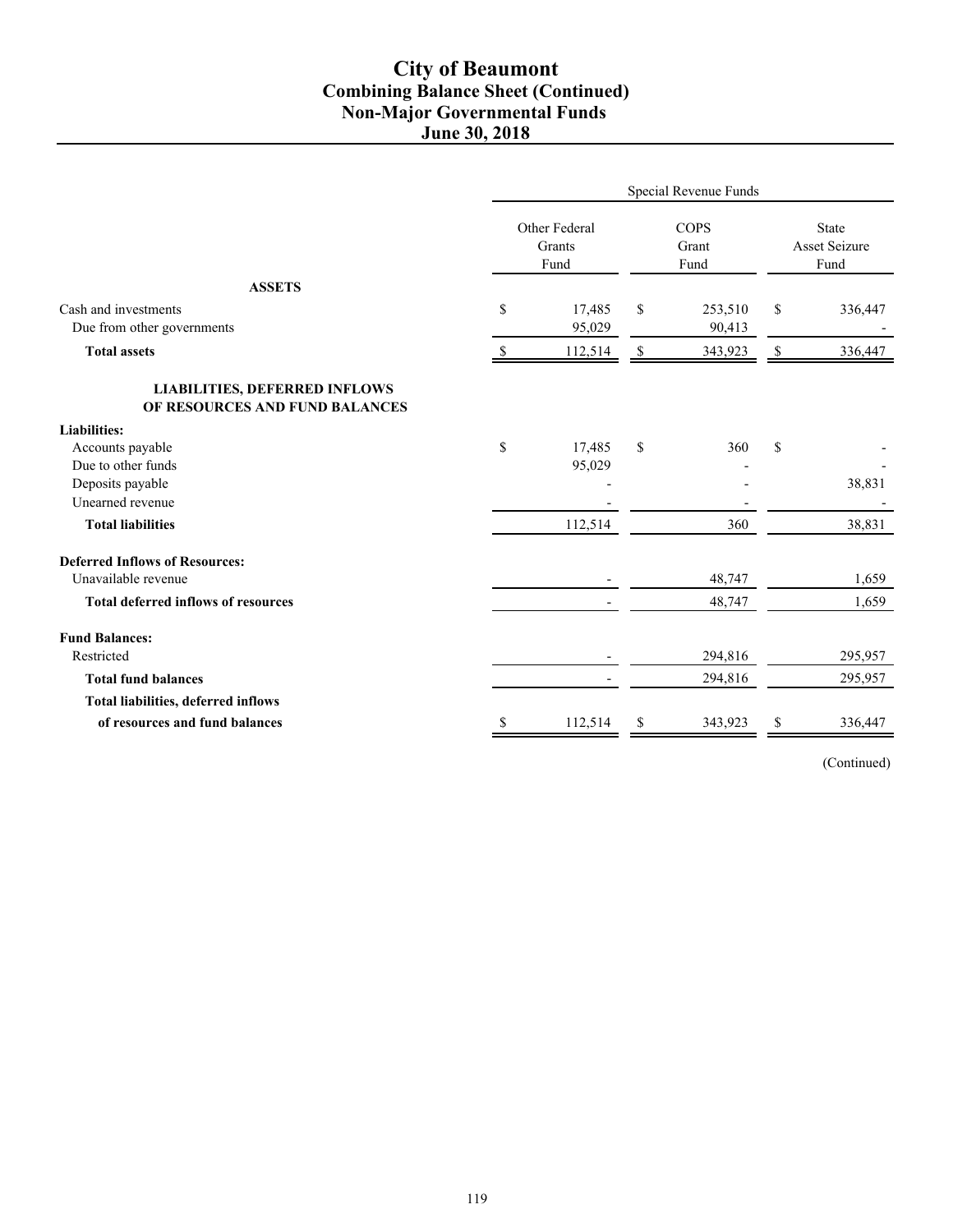# City of Beaumont
## Combining Balance Sheet (Continued)
## Non-Major Governmental Funds
## June 30, 2018

| | Special Revenue Funds | | |
|---|---|---|---|
| | Other Federal Grants Fund | COPS Grant Fund | State Asset Seizure Fund |
| **ASSETS** | | | |
| Cash and investments | $ 17,485 | $ 253,510 | $ 336,447 |
| Due from other governments | 95,029 | 90,413 | - |
| **Total assets** | $ 112,514 | $ 343,923 | $ 336,447 |
| **LIABILITIES, DEFERRED INFLOWS OF RESOURCES AND FUND BALANCES** | | | |
| **Liabilities:** | | | |
| Accounts payable | $ 17,485 | $ 360 | $ - |
| Due to other funds | 95,029 | - | - |
| Deposits payable | - | - | 38,831 |
| Unearned revenue | - | - | - |
| **Total liabilities** | 112,514 | 360 | 38,831 |
| **Deferred Inflows of Resources:** | | | |
| Unavailable revenue | - | 48,747 | 1,659 |
| **Total deferred inflows of resources** | - | 48,747 | 1,659 |
| **Fund Balances:** | | | |
| Restricted | - | 294,816 | 295,957 |
| **Total fund balances** | - | 294,816 | 295,957 |
| **Total liabilities, deferred inflows of resources and fund balances** | $ 112,514 | $ 343,923 | $ 336,447 |

(Continued)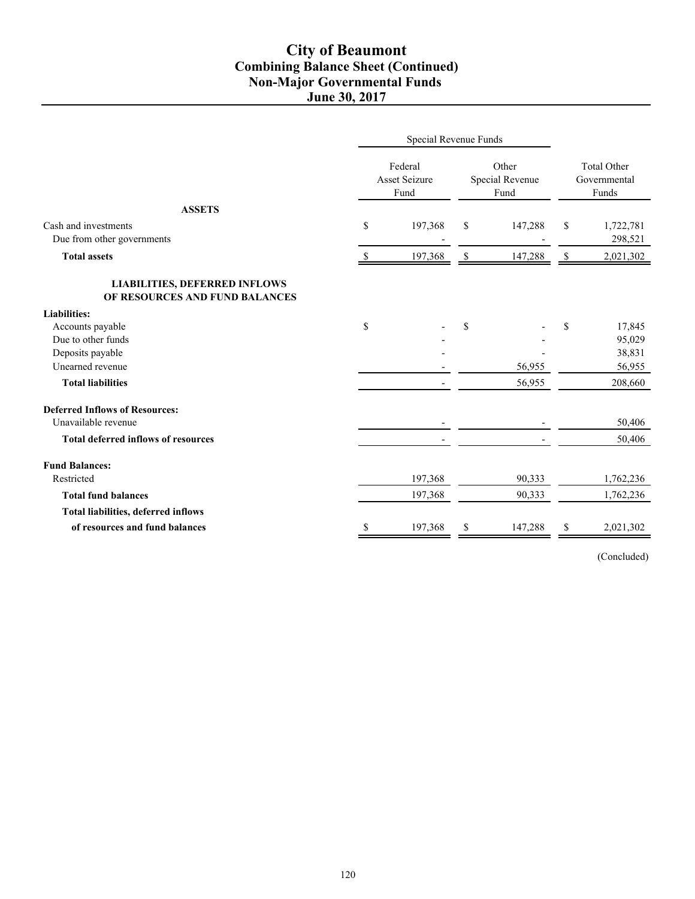# City of Beaumont
## Combining Balance Sheet (Continued)
## Non-Major Governmental Funds
## June 30, 2017

| | Special Revenue Funds | | |
|---|---|---|---|
| | Federal Asset Seizure Fund | Other Special Revenue Fund | Total Other Governmental Funds |
| **ASSETS** | | | |
| Cash and investments | $ 197,368 | $ 147,288 | $ 1,722,781 |
| Due from other governments | - | - | 298,521 |
| **Total assets** | $ 197,368 | $ 147,288 | $ 2,021,302 |
| **LIABILITIES, DEFERRED INFLOWS OF RESOURCES AND FUND BALANCES** | | | |
| **Liabilities:** | | | |
| Accounts payable | $ - | $ - | $ 17,845 |
| Due to other funds | - | - | 95,029 |
| Deposits payable | - | - | 38,831 |
| Unearned revenue | - | 56,955 | 56,955 |
| **Total liabilities** | - | 56,955 | 208,660 |
| **Deferred Inflows of Resources:** | | | |
| Unavailable revenue | - | - | 50,406 |
| **Total deferred inflows of resources** | - | - | 50,406 |
| **Fund Balances:** | | | |
| Restricted | 197,368 | 90,333 | 1,762,236 |
| **Total fund balances** | 197,368 | 90,333 | 1,762,236 |
| **Total liabilities, deferred inflows of resources and fund balances** | $ 197,368 | $ 147,288 | $ 2,021,302 |

(Concluded)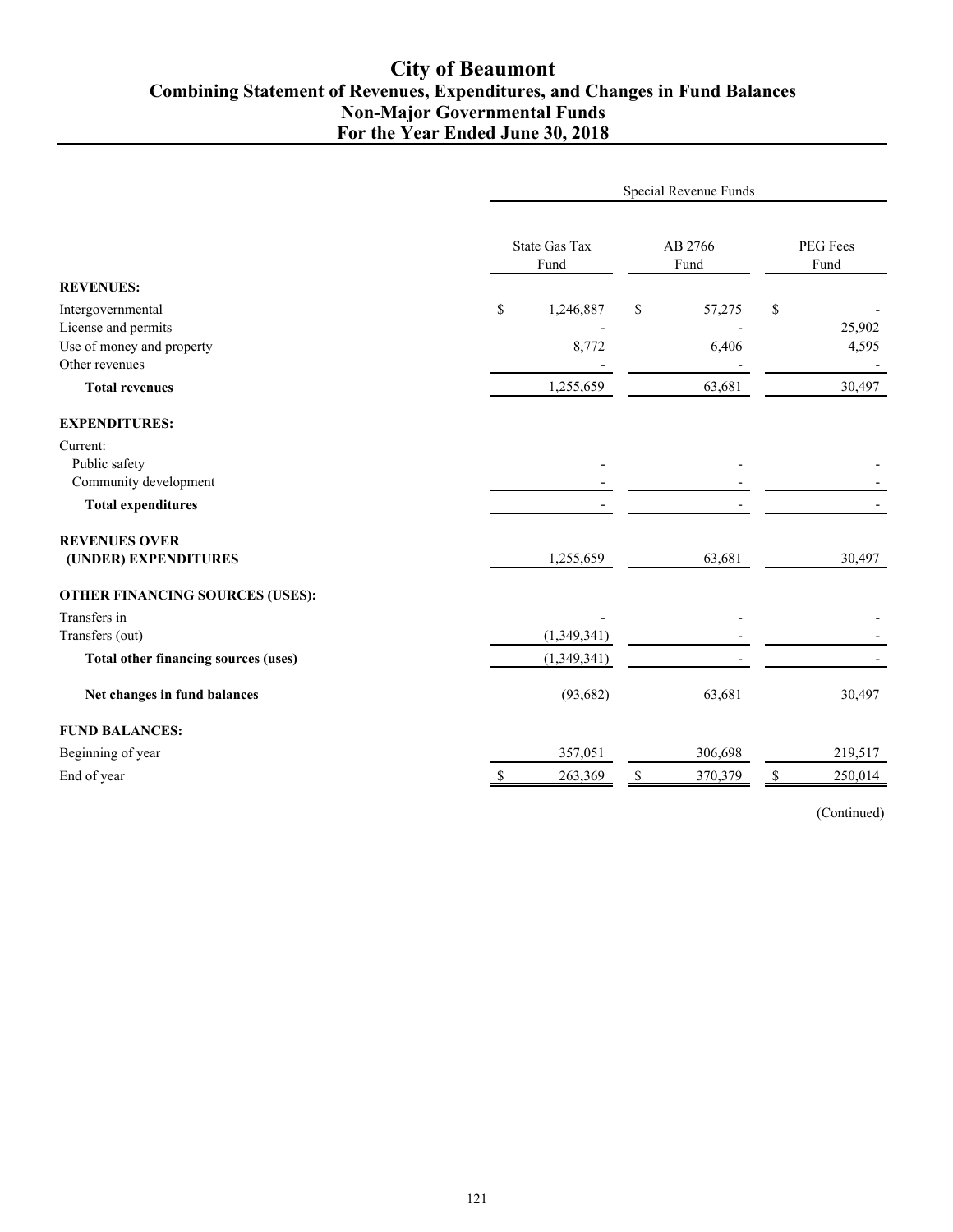# City of Beaumont
## Combining Statement of Revenues, Expenditures, and Changes in Fund Balances
## Non-Major Governmental Funds
## For the Year Ended June 30, 2018

| | Special Revenue Funds | | |
|---|---|---|---|
| | State Gas Tax Fund | AB 2766 Fund | PEG Fees Fund |
| **REVENUES:** | | | |
| Intergovernmental | $ 1,246,887 | $ 57,275 | $ - |
| License and permits | - | - | 25,902 |
| Use of money and property | 8,772 | 6,406 | 4,595 |
| Other revenues | - | - | - |
| **Total revenues** | 1,255,659 | 63,681 | 30,497 |
| **EXPENDITURES:** | | | |
| Current: | | | |
| Public safety | - | - | - |
| Community development | - | - | - |
| **Total expenditures** | - | - | - |
| **REVENUES OVER (UNDER) EXPENDITURES** | 1,255,659 | 63,681 | 30,497 |
| **OTHER FINANCING SOURCES (USES):** | | | |
| Transfers in | - | - | - |
| Transfers (out) | (1,349,341) | - | - |
| **Total other financing sources (uses)** | (1,349,341) | - | - |
| **Net changes in fund balances** | (93,682) | 63,681 | 30,497 |
| **FUND BALANCES:** | | | |
| Beginning of year | 357,051 | 306,698 | 219,517 |
| End of year | $ 263,369 | $ 370,379 | $ 250,014 |

(Continued)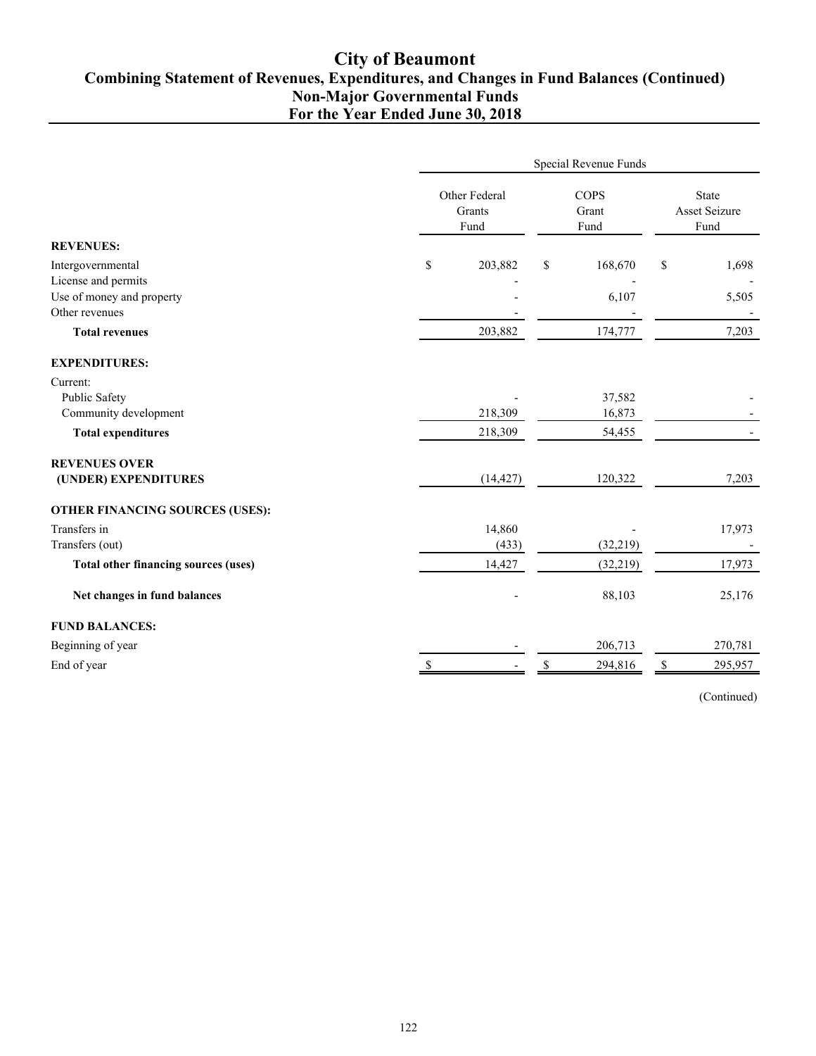# City of Beaumont
## Combining Statement of Revenues, Expenditures, and Changes in Fund Balances (Continued)
## Non-Major Governmental Funds
## For the Year Ended June 30, 2018

| | Special Revenue Funds | | |
|---|---|---|---|
| | Other Federal Grants Fund | COPS Grant Fund | State Asset Seizure Fund |
| **REVENUES:** | | | |
| Intergovernmental | $ 203,882 | $ 168,670 | $ 1,698 |
| License and permits | - | - | - |
| Use of money and property | - | 6,107 | 5,505 |
| Other revenues | - | - | - |
| **Total revenues** | 203,882 | 174,777 | 7,203 |
| **EXPENDITURES:** | | | |
| Current: | | | |
| Public Safety | - | 37,582 | - |
| Community development | 218,309 | 16,873 | - |
| **Total expenditures** | 218,309 | 54,455 | - |
| **REVENUES OVER (UNDER) EXPENDITURES** | (14,427) | 120,322 | 7,203 |
| **OTHER FINANCING SOURCES (USES):** | | | |
| Transfers in | 14,860 | - | 17,973 |
| Transfers (out) | (433) | (32,219) | - |
| **Total other financing sources (uses)** | 14,427 | (32,219) | 17,973 |
| **Net changes in fund balances** | - | 88,103 | 25,176 |
| **FUND BALANCES:** | | | |
| Beginning of year | - | 206,713 | 270,781 |
| End of year | $ - | $ 294,816 | $ 295,957 |

(Continued)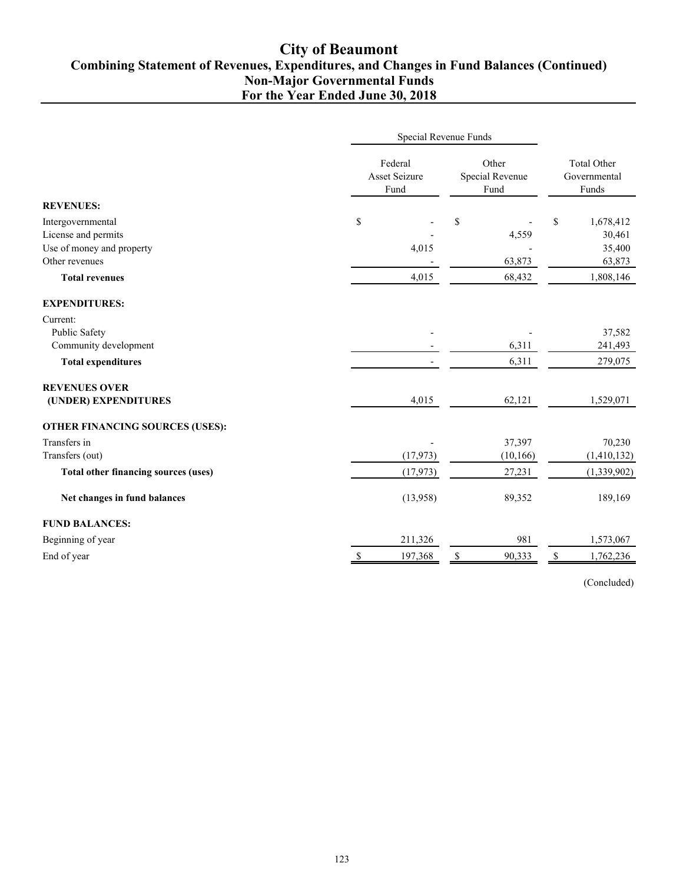# City of Beaumont
## Combining Statement of Revenues, Expenditures, and Changes in Fund Balances (Continued)
## Non-Major Governmental Funds
## For the Year Ended June 30, 2018

| | Special Revenue Funds | | |
|---|---|---|---|
| | Federal Asset Seizure Fund | Other Special Revenue Fund | Total Other Governmental Funds |
| **REVENUES:** | | | |
| Intergovernmental | $ - | $ - | $ 1,678,412 |
| License and permits | - | 4,559 | 30,461 |
| Use of money and property | 4,015 | - | 35,400 |
| Other revenues | - | 63,873 | 63,873 |
| **Total revenues** | 4,015 | 68,432 | 1,808,146 |
| **EXPENDITURES:** | | | |
| Current: | | | |
| Public Safety | - | - | 37,582 |
| Community development | - | 6,311 | 241,493 |
| **Total expenditures** | - | 6,311 | 279,075 |
| **REVENUES OVER (UNDER) EXPENDITURES** | 4,015 | 62,121 | 1,529,071 |
| **OTHER FINANCING SOURCES (USES):** | | | |
| Transfers in | - | 37,397 | 70,230 |
| Transfers (out) | (17,973) | (10,166) | (1,410,132) |
| **Total other financing sources (uses)** | (17,973) | 27,231 | (1,339,902) |
| **Net changes in fund balances** | (13,958) | 89,352 | 189,169 |
| **FUND BALANCES:** | | | |
| Beginning of year | 211,326 | 981 | 1,573,067 |
| End of year | $ 197,368 | $ 90,333 | $ 1,762,236 |

(Concluded)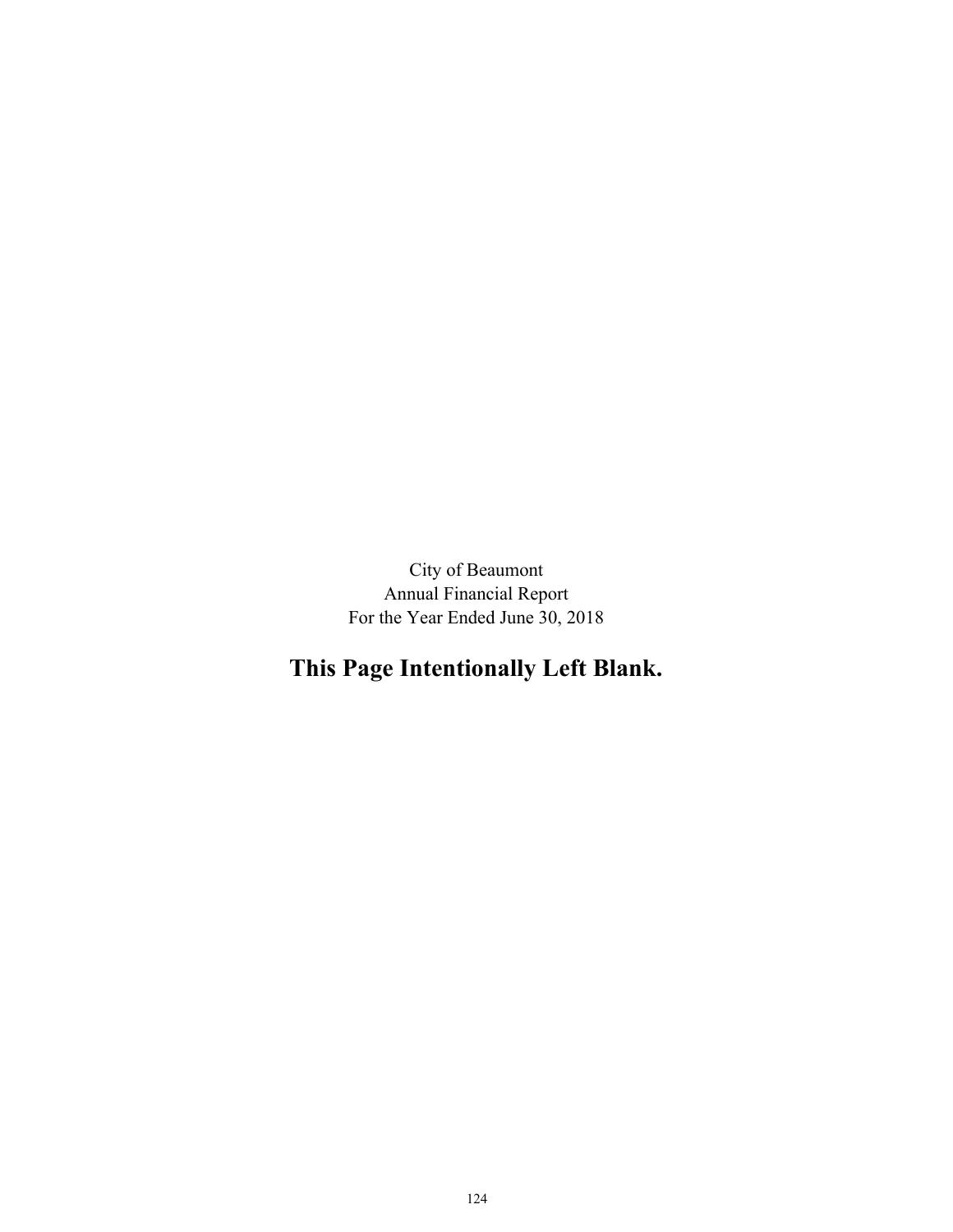City of Beaumont
Annual Financial Report
For the Year Ended June 30, 2018

**This Page Intentionally Left Blank.**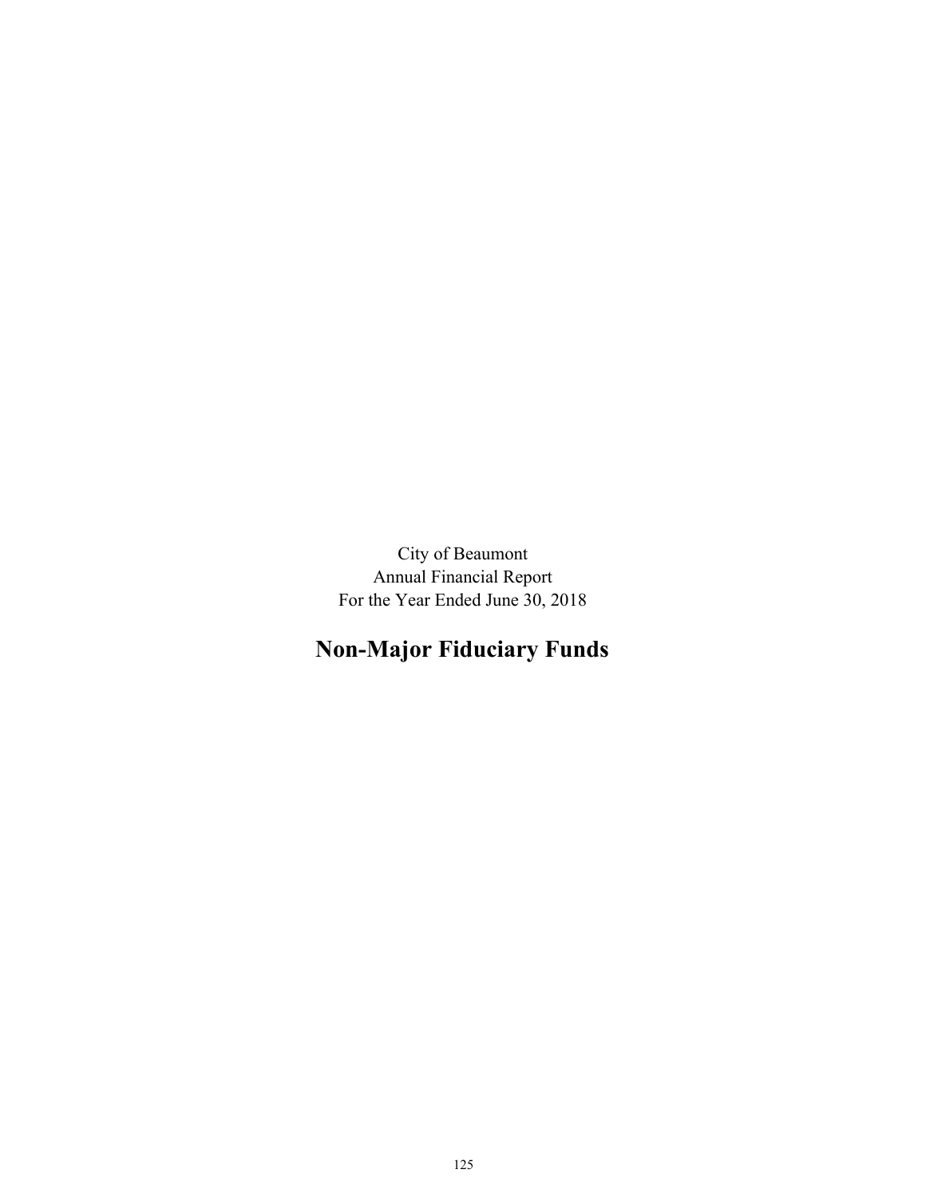City of Beaumont
Annual Financial Report
For the Year Ended June 30, 2018

# Non-Major Fiduciary Funds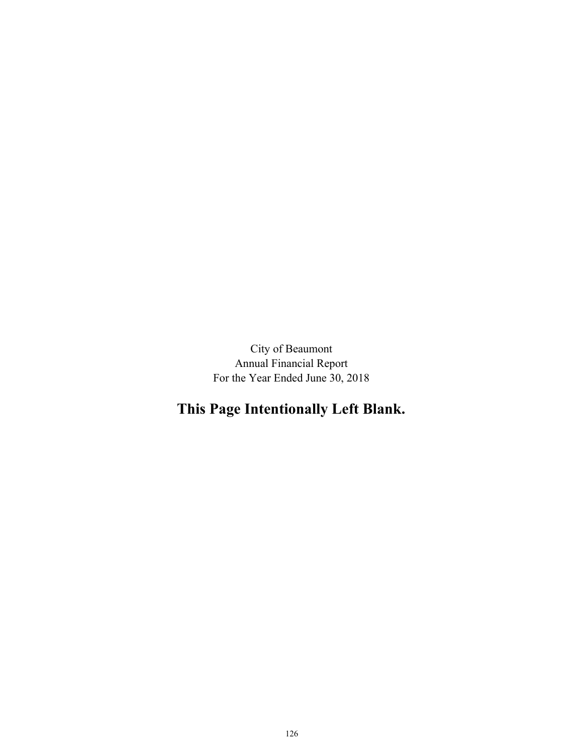City of Beaumont
Annual Financial Report
For the Year Ended June 30, 2018

**This Page Intentionally Left Blank.**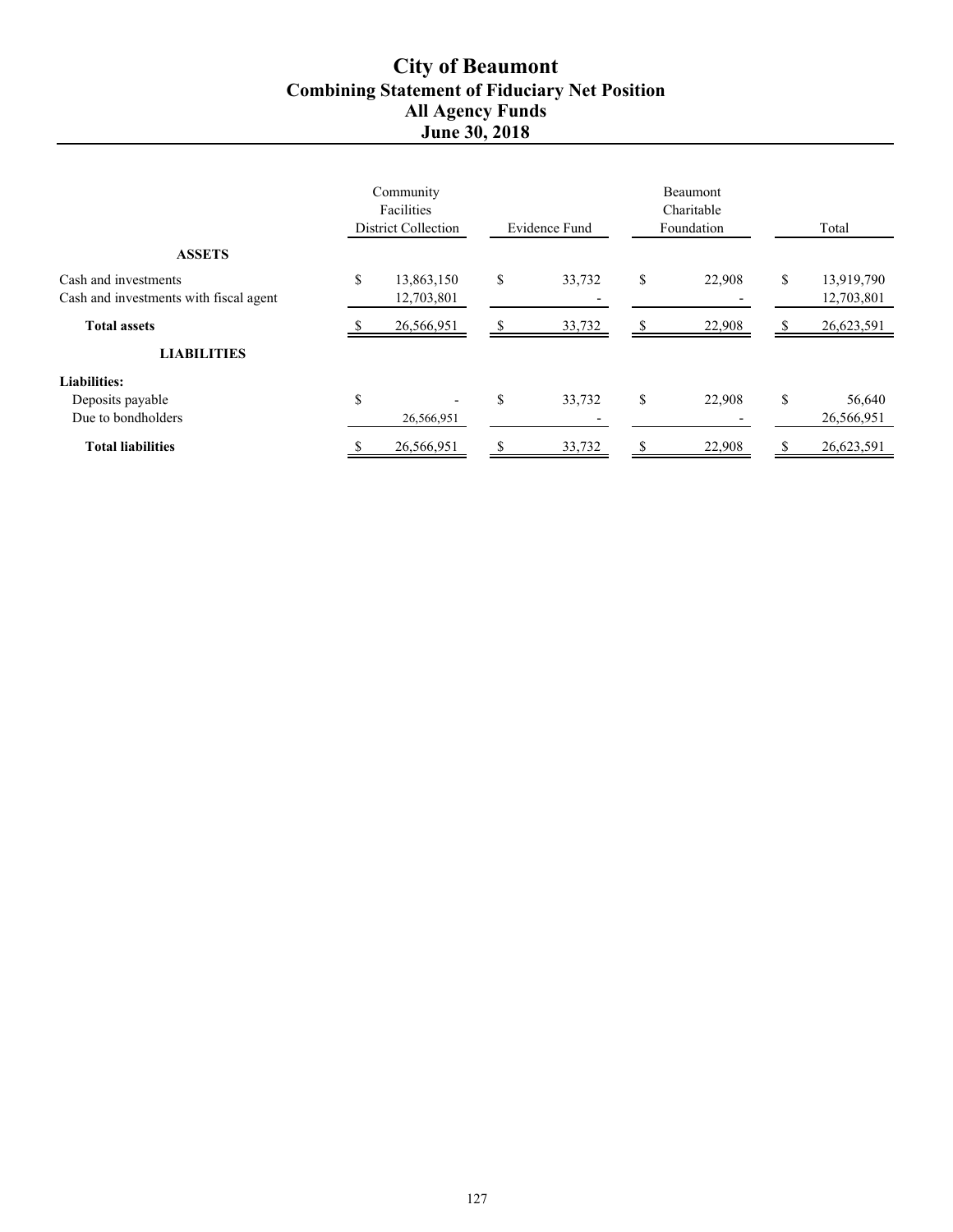# City of Beaumont
## Combining Statement of Fiduciary Net Position
## All Agency Funds
## June 30, 2018

| | Community Facilities District Collection | Evidence Fund | Beaumont Charitable Foundation | Total |
|---|---|---|---|---|
| **ASSETS** | | | | |
| Cash and investments | $ 13,863,150 | $ 33,732 | $ 22,908 | $ 13,919,790 |
| Cash and investments with fiscal agent | 12,703,801 | - | - | 12,703,801 |
| **Total assets** | $ 26,566,951 | $ 33,732 | $ 22,908 | $ 26,623,591 |
| **LIABILITIES** | | | | |
| **Liabilities:** | | | | |
| Deposits payable | $ - | $ 33,732 | $ 22,908 | $ 56,640 |
| Due to bondholders | 26,566,951 | - | - | 26,566,951 |
| **Total liabilities** | $ 26,566,951 | $ 33,732 | $ 22,908 | $ 26,623,591 |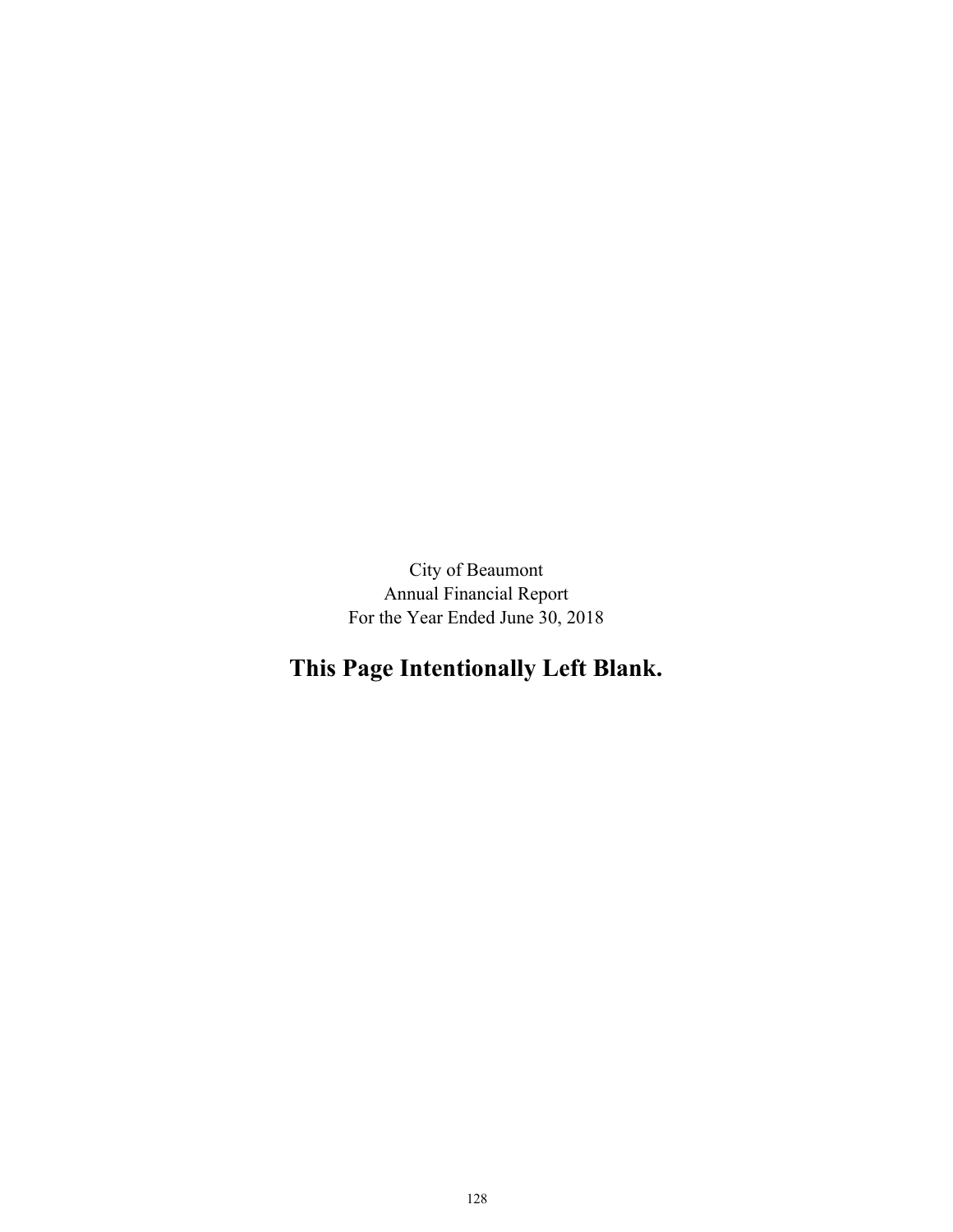City of Beaumont
Annual Financial Report
For the Year Ended June 30, 2018

**This Page Intentionally Left Blank.**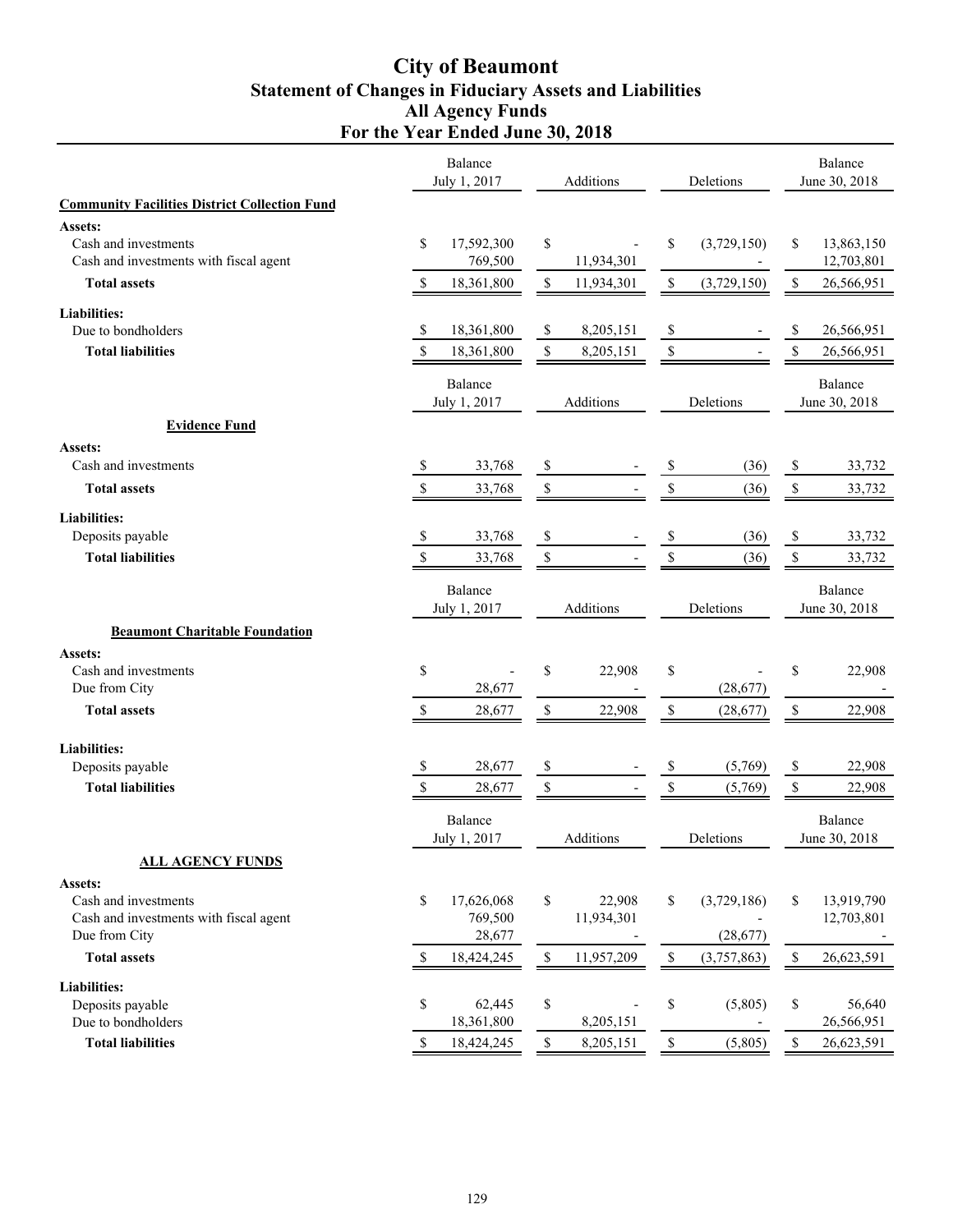# City of Beaumont
## Statement of Changes in Fiduciary Assets and Liabilities
## All Agency Funds
## For the Year Ended June 30, 2018

| | Balance July 1, 2017 | Additions | Deletions | Balance June 30, 2018 |
|---|---|---|---|---|
| **Community Facilities District Collection Fund** | | | | |
| **Assets:** | | | | |
| Cash and investments | $ 17,592,300 | $ - | $ (3,729,150) | $ 13,863,150 |
| Cash and investments with fiscal agent | 769,500 | 11,934,301 | - | 12,703,801 |
| **Total assets** | $ 18,361,800 | $ 11,934,301 | $ (3,729,150) | $ 26,566,951 |
| **Liabilities:** | | | | |
| Due to bondholders | $ 18,361,800 | $ 8,205,151 | $ - | $ 26,566,951 |
| **Total liabilities** | $ 18,361,800 | $ 8,205,151 | $ - | $ 26,566,951 |

| | Balance July 1, 2017 | Additions | Deletions | Balance June 30, 2018 |
|---|---|---|---|---|
| **Evidence Fund** | | | | |
| **Assets:** | | | | |
| Cash and investments | $ 33,768 | $ - | $ (36) | $ 33,732 |
| **Total assets** | $ 33,768 | $ - | $ (36) | $ 33,732 |
| **Liabilities:** | | | | |
| Deposits payable | $ 33,768 | $ - | $ (36) | $ 33,732 |
| **Total liabilities** | $ 33,768 | $ - | $ (36) | $ 33,732 |

| | Balance July 1, 2017 | Additions | Deletions | Balance June 30, 2018 |
|---|---|---|---|---|
| **Beaumont Charitable Foundation** | | | | |
| **Assets:** | | | | |
| Cash and investments | $ - | $ 22,908 | $ - | $ 22,908 |
| Due from City | 28,677 | - | (28,677) | - |
| **Total assets** | $ 28,677 | $ 22,908 | $ (28,677) | $ 22,908 |
| **Liabilities:** | | | | |
| Deposits payable | $ 28,677 | $ - | $ (5,769) | $ 22,908 |
| **Total liabilities** | $ 28,677 | $ - | $ (5,769) | $ 22,908 |

| | Balance July 1, 2017 | Additions | Deletions | Balance June 30, 2018 |
|---|---|---|---|---|
| **ALL AGENCY FUNDS** | | | | |
| **Assets:** | | | | |
| Cash and investments | $ 17,626,068 | $ 22,908 | $ (3,729,186) | $ 13,919,790 |
| Cash and investments with fiscal agent | 769,500 | 11,934,301 | - | 12,703,801 |
| Due from City | 28,677 | - | (28,677) | - |
| **Total assets** | $ 18,424,245 | $ 11,957,209 | $ (3,757,863) | $ 26,623,591 |
| **Liabilities:** | | | | |
| Deposits payable | $ 62,445 | $ - | $ (5,805) | $ 56,640 |
| Due to bondholders | 18,361,800 | 8,205,151 | - | 26,566,951 |
| **Total liabilities** | $ 18,424,245 | $ 8,205,151 | $ (5,805) | $ 26,623,591 |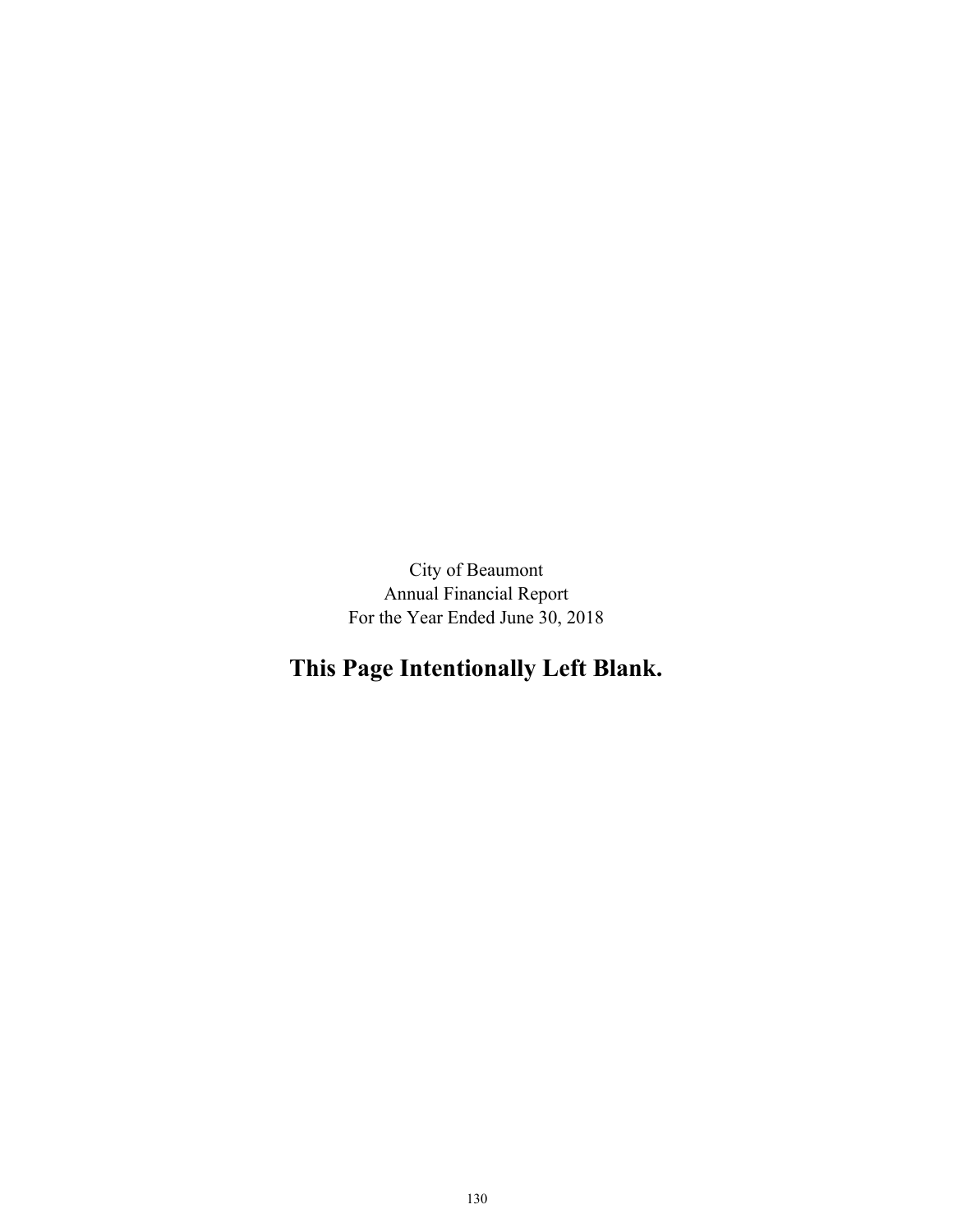City of Beaumont
Annual Financial Report
For the Year Ended June 30, 2018

**This Page Intentionally Left Blank.**